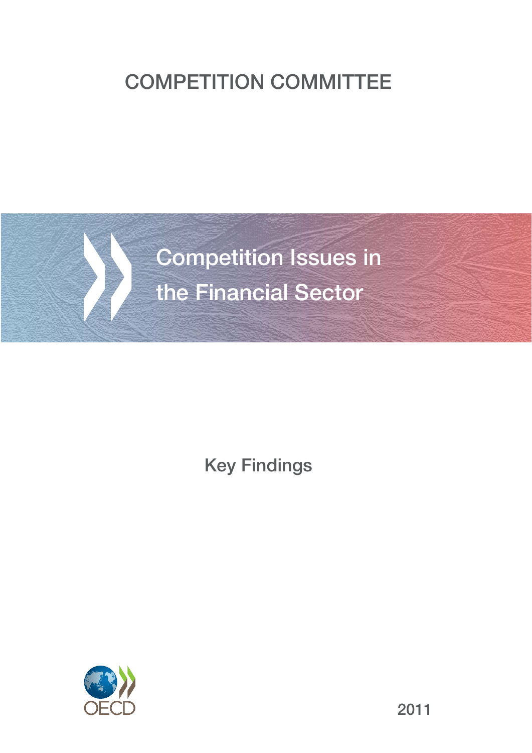COMPETITION COMMITTEE

# Competition Issues in the Financial Sector

Key Findings

OECD

2011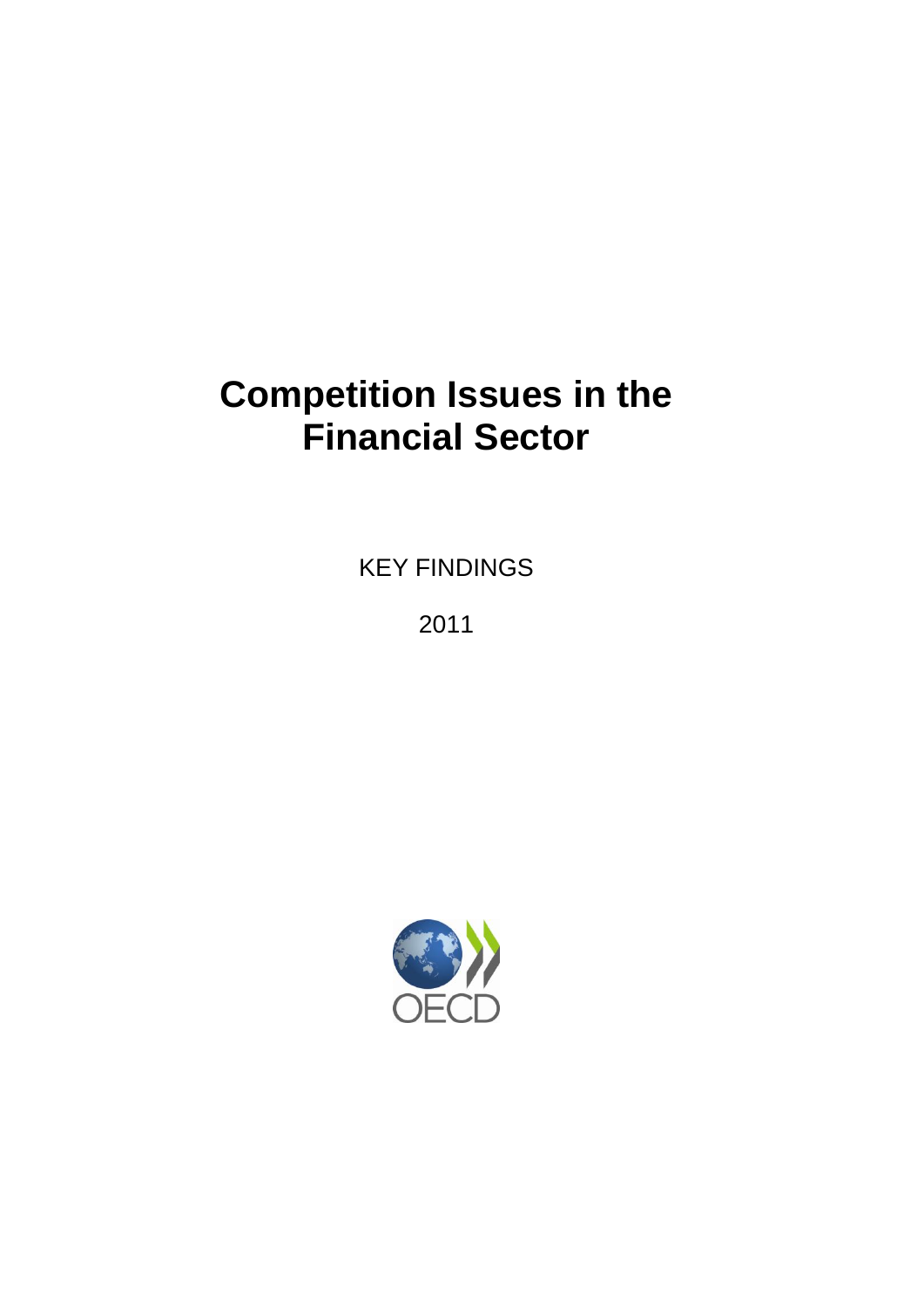# Competition Issues in the Financial Sector

KEY FINDINGS

2011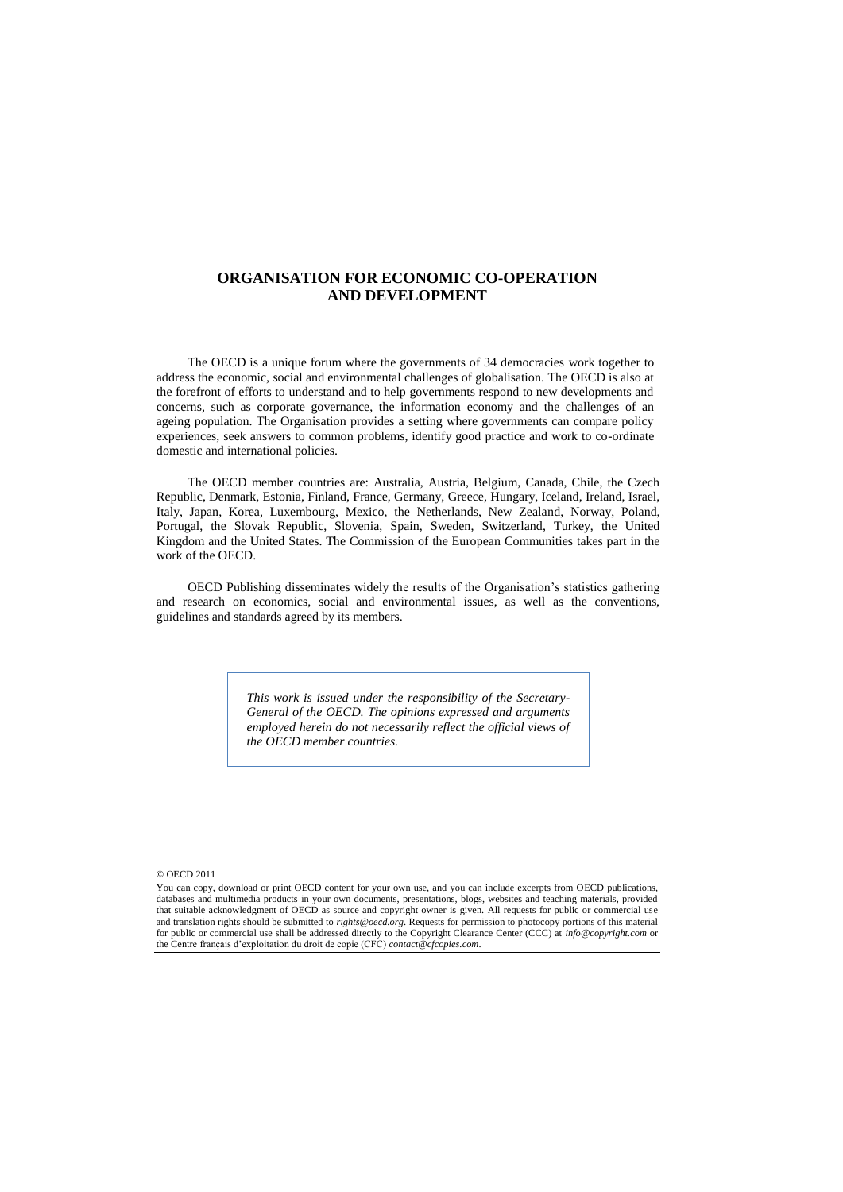# ORGANISATION FOR ECONOMIC CO-OPERATION AND DEVELOPMENT

The OECD is a unique forum where the governments of 34 democracies work together to address the economic, social and environmental challenges of globalisation. The OECD is also at the forefront of efforts to understand and to help governments respond to new developments and concerns, such as corporate governance, the information economy and the challenges of an ageing population. The Organisation provides a setting where governments can compare policy experiences, seek answers to common problems, identify good practice and work to co-ordinate domestic and international policies.

The OECD member countries are: Australia, Austria, Belgium, Canada, Chile, the Czech Republic, Denmark, Estonia, Finland, France, Germany, Greece, Hungary, Iceland, Ireland, Israel, Italy, Japan, Korea, Luxembourg, Mexico, the Netherlands, New Zealand, Norway, Poland, Portugal, the Slovak Republic, Slovenia, Spain, Sweden, Switzerland, Turkey, the United Kingdom and the United States. The Commission of the European Communities takes part in the work of the OECD.

OECD Publishing disseminates widely the results of the Organisation's statistics gathering and research on economics, social and environmental issues, as well as the conventions, guidelines and standards agreed by its members.

*This work is issued under the responsibility of the Secretary-General of the OECD. The opinions expressed and arguments employed herein do not necessarily reflect the official views of the OECD member countries.*

© OECD 2011

You can copy, download or print OECD content for your own use, and you can include excerpts from OECD publications, databases and multimedia products in your own documents, presentations, blogs, websites and teaching materials, provided that suitable acknowledgment of OECD as source and copyright owner is given. All requests for public or commercial use and translation rights should be submitted to *rights@oecd.org*. Requests for permission to photocopy portions of this material for public or commercial use shall be addressed directly to the Copyright Clearance Center (CCC) at *info@copyright.com* or the Centre français d'exploitation du droit de copie (CFC) *contact@cfcopies.com*.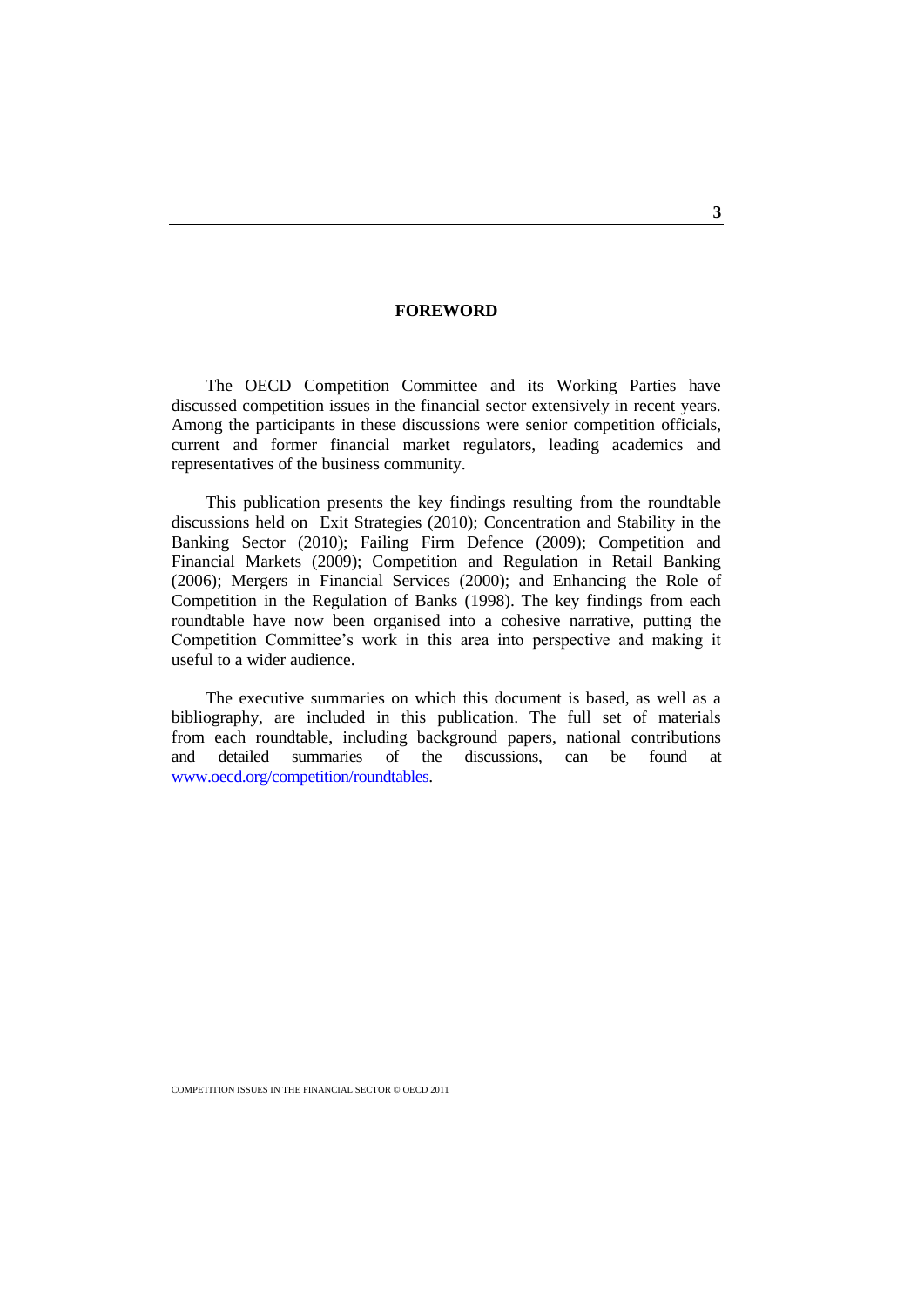# FOREWORD

The OECD Competition Committee and its Working Parties have discussed competition issues in the financial sector extensively in recent years. Among the participants in these discussions were senior competition officials, current and former financial market regulators, leading academics and representatives of the business community.

This publication presents the key findings resulting from the roundtable discussions held on Exit Strategies (2010); Concentration and Stability in the Banking Sector (2010); Failing Firm Defence (2009); Competition and Financial Markets (2009); Competition and Regulation in Retail Banking (2006); Mergers in Financial Services (2000); and Enhancing the Role of Competition in the Regulation of Banks (1998). The key findings from each roundtable have now been organised into a cohesive narrative, putting the Competition Committee's work in this area into perspective and making it useful to a wider audience.

The executive summaries on which this document is based, as well as a bibliography, are included in this publication. The full set of materials from each roundtable, including background papers, national contributions and detailed summaries of the discussions, can be found at www.oecd.org/competition/roundtables.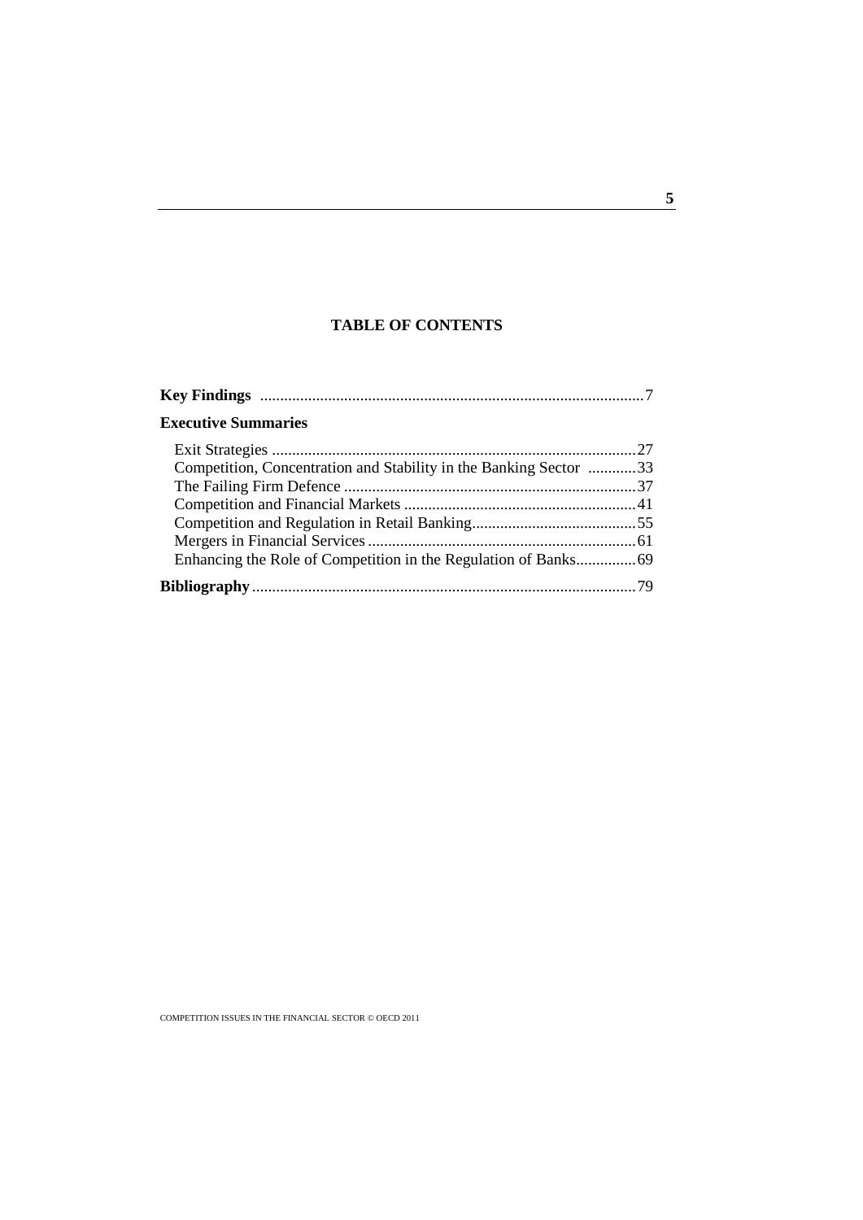# TABLE OF CONTENTS

**Key Findings** ...................................................................................................7

**Executive Summaries**

- Exit Strategies ...........................................................................................27
- Competition, Concentration and Stability in the Banking Sector ............33
- The Failing Firm Defence .........................................................................37
- Competition and Financial Markets ..........................................................41
- Competition and Regulation in Retail Banking.........................................55
- Mergers in Financial Services ...................................................................61
- Enhancing the Role of Competition in the Regulation of Banks...............69

**Bibliography** ................................................................................................79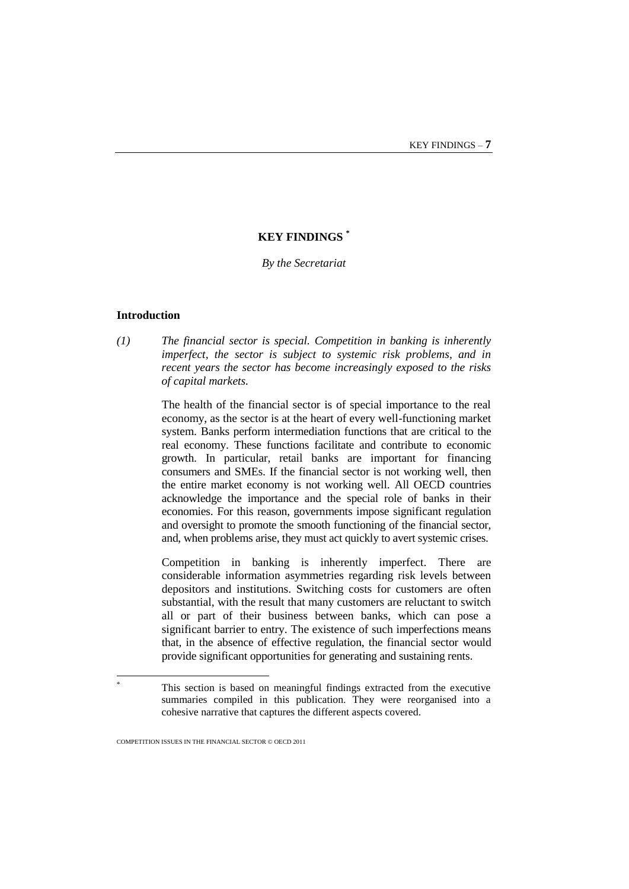# KEY FINDINGS [*]

*By the Secretariat*

## Introduction

*(1) The financial sector is special. Competition in banking is inherently imperfect, the sector is subject to systemic risk problems, and in recent years the sector has become increasingly exposed to the risks of capital markets.*

The health of the financial sector is of special importance to the real economy, as the sector is at the heart of every well-functioning market system. Banks perform intermediation functions that are critical to the real economy. These functions facilitate and contribute to economic growth. In particular, retail banks are important for financing consumers and SMEs. If the financial sector is not working well, then the entire market economy is not working well. All OECD countries acknowledge the importance and the special role of banks in their economies. For this reason, governments impose significant regulation and oversight to promote the smooth functioning of the financial sector, and, when problems arise, they must act quickly to avert systemic crises.

Competition in banking is inherently imperfect. There are considerable information asymmetries regarding risk levels between depositors and institutions. Switching costs for customers are often substantial, with the result that many customers are reluctant to switch all or part of their business between banks, which can pose a significant barrier to entry. The existence of such imperfections means that, in the absence of effective regulation, the financial sector would provide significant opportunities for generating and sustaining rents.

[*] This section is based on meaningful findings extracted from the executive summaries compiled in this publication. They were reorganised into a cohesive narrative that captures the different aspects covered.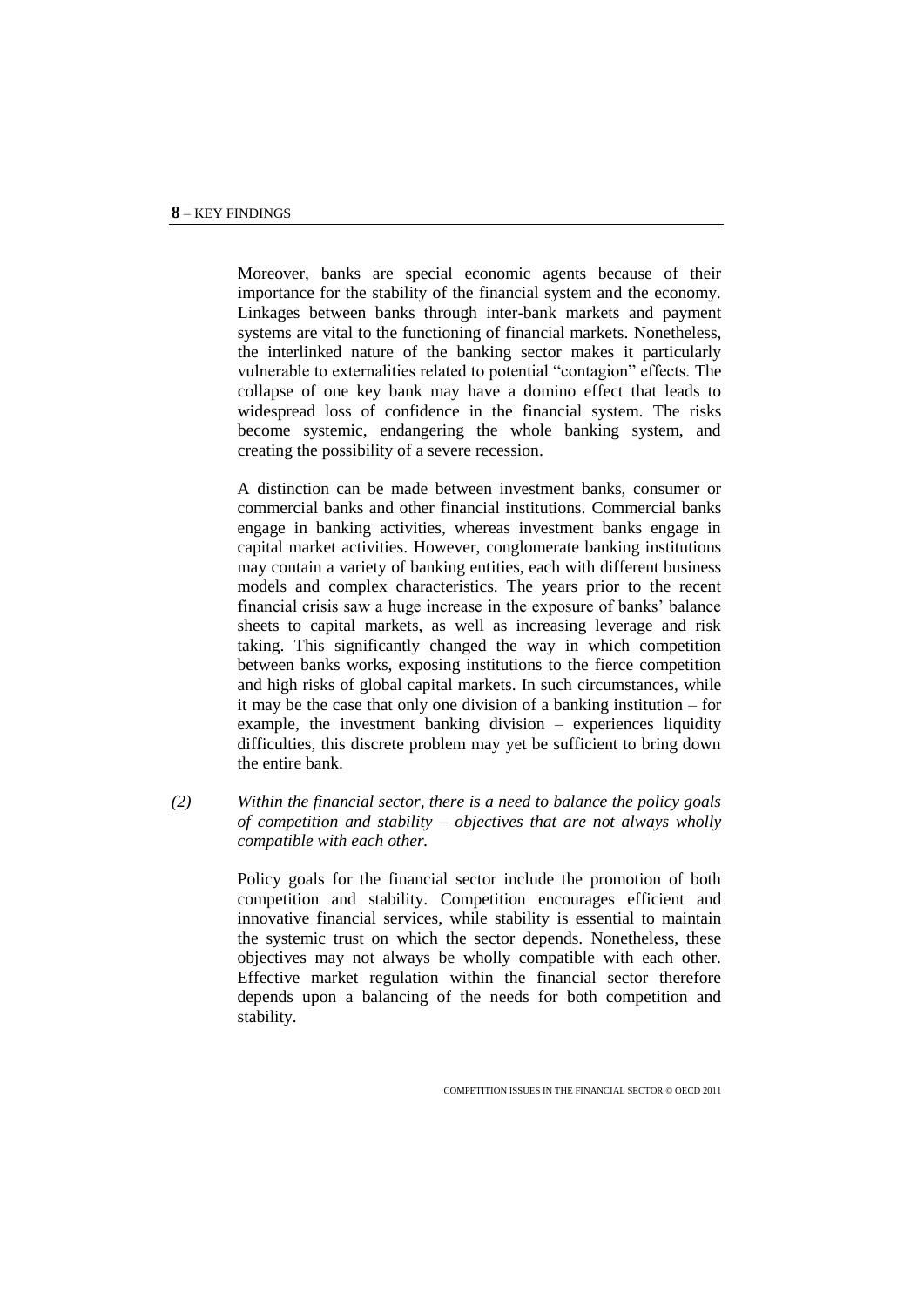Moreover, banks are special economic agents because of their importance for the stability of the financial system and the economy. Linkages between banks through inter-bank markets and payment systems are vital to the functioning of financial markets. Nonetheless, the interlinked nature of the banking sector makes it particularly vulnerable to externalities related to potential "contagion" effects. The collapse of one key bank may have a domino effect that leads to widespread loss of confidence in the financial system. The risks become systemic, endangering the whole banking system, and creating the possibility of a severe recession.

A distinction can be made between investment banks, consumer or commercial banks and other financial institutions. Commercial banks engage in banking activities, whereas investment banks engage in capital market activities. However, conglomerate banking institutions may contain a variety of banking entities, each with different business models and complex characteristics. The years prior to the recent financial crisis saw a huge increase in the exposure of banks' balance sheets to capital markets, as well as increasing leverage and risk taking. This significantly changed the way in which competition between banks works, exposing institutions to the fierce competition and high risks of global capital markets. In such circumstances, while it may be the case that only one division of a banking institution – for example, the investment banking division – experiences liquidity difficulties, this discrete problem may yet be sufficient to bring down the entire bank.

*(2) Within the financial sector, there is a need to balance the policy goals of competition and stability – objectives that are not always wholly compatible with each other.*

Policy goals for the financial sector include the promotion of both competition and stability. Competition encourages efficient and innovative financial services, while stability is essential to maintain the systemic trust on which the sector depends. Nonetheless, these objectives may not always be wholly compatible with each other. Effective market regulation within the financial sector therefore depends upon a balancing of the needs for both competition and stability.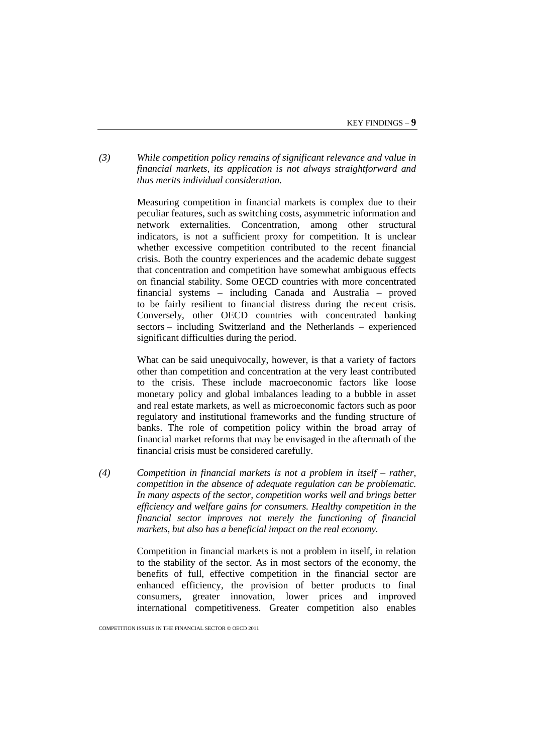(3) *While competition policy remains of significant relevance and value in financial markets, its application is not always straightforward and thus merits individual consideration.*

Measuring competition in financial markets is complex due to their peculiar features, such as switching costs, asymmetric information and network externalities. Concentration, among other structural indicators, is not a sufficient proxy for competition. It is unclear whether excessive competition contributed to the recent financial crisis. Both the country experiences and the academic debate suggest that concentration and competition have somewhat ambiguous effects on financial stability. Some OECD countries with more concentrated financial systems – including Canada and Australia – proved to be fairly resilient to financial distress during the recent crisis. Conversely, other OECD countries with concentrated banking sectors – including Switzerland and the Netherlands – experienced significant difficulties during the period.

What can be said unequivocally, however, is that a variety of factors other than competition and concentration at the very least contributed to the crisis. These include macroeconomic factors like loose monetary policy and global imbalances leading to a bubble in asset and real estate markets, as well as microeconomic factors such as poor regulatory and institutional frameworks and the funding structure of banks. The role of competition policy within the broad array of financial market reforms that may be envisaged in the aftermath of the financial crisis must be considered carefully.

(4) *Competition in financial markets is not a problem in itself – rather, competition in the absence of adequate regulation can be problematic. In many aspects of the sector, competition works well and brings better efficiency and welfare gains for consumers. Healthy competition in the financial sector improves not merely the functioning of financial markets, but also has a beneficial impact on the real economy.*

Competition in financial markets is not a problem in itself, in relation to the stability of the sector. As in most sectors of the economy, the benefits of full, effective competition in the financial sector are enhanced efficiency, the provision of better products to final consumers, greater innovation, lower prices and improved international competitiveness. Greater competition also enables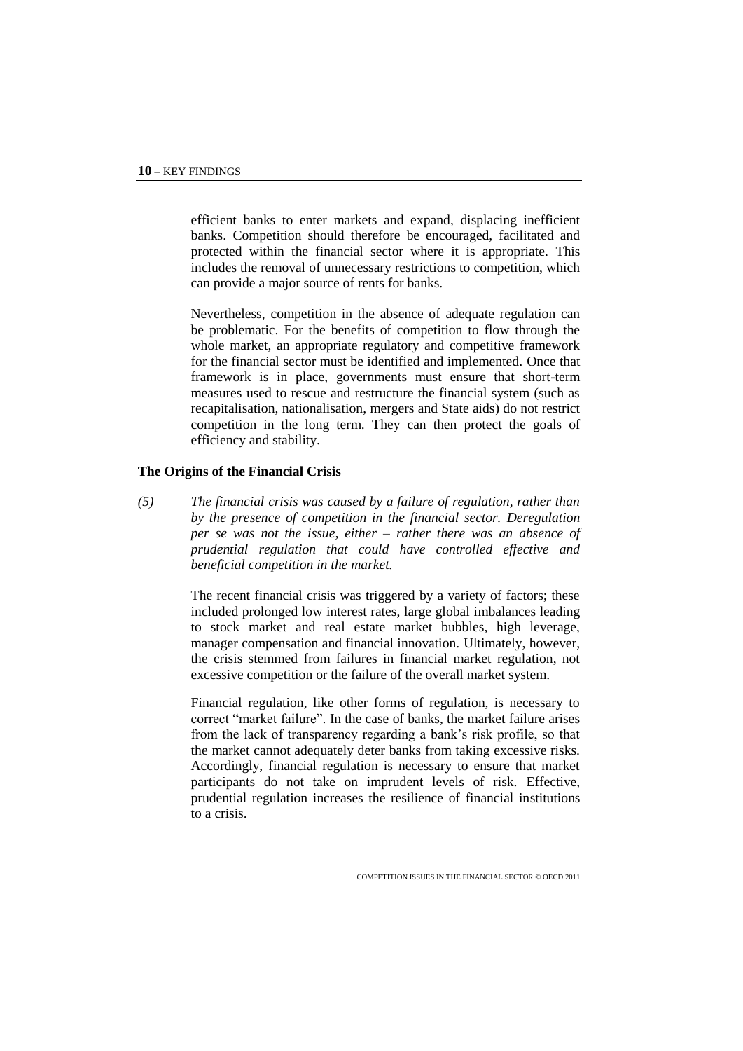efficient banks to enter markets and expand, displacing inefficient banks. Competition should therefore be encouraged, facilitated and protected within the financial sector where it is appropriate. This includes the removal of unnecessary restrictions to competition, which can provide a major source of rents for banks.

Nevertheless, competition in the absence of adequate regulation can be problematic. For the benefits of competition to flow through the whole market, an appropriate regulatory and competitive framework for the financial sector must be identified and implemented. Once that framework is in place, governments must ensure that short-term measures used to rescue and restructure the financial system (such as recapitalisation, nationalisation, mergers and State aids) do not restrict competition in the long term. They can then protect the goals of efficiency and stability.

**The Origins of the Financial Crisis**

*(5) The financial crisis was caused by a failure of regulation, rather than by the presence of competition in the financial sector. Deregulation per se was not the issue, either – rather there was an absence of prudential regulation that could have controlled effective and beneficial competition in the market.*

The recent financial crisis was triggered by a variety of factors; these included prolonged low interest rates, large global imbalances leading to stock market and real estate market bubbles, high leverage, manager compensation and financial innovation. Ultimately, however, the crisis stemmed from failures in financial market regulation, not excessive competition or the failure of the overall market system.

Financial regulation, like other forms of regulation, is necessary to correct "market failure". In the case of banks, the market failure arises from the lack of transparency regarding a bank's risk profile, so that the market cannot adequately deter banks from taking excessive risks. Accordingly, financial regulation is necessary to ensure that market participants do not take on imprudent levels of risk. Effective, prudential regulation increases the resilience of financial institutions to a crisis.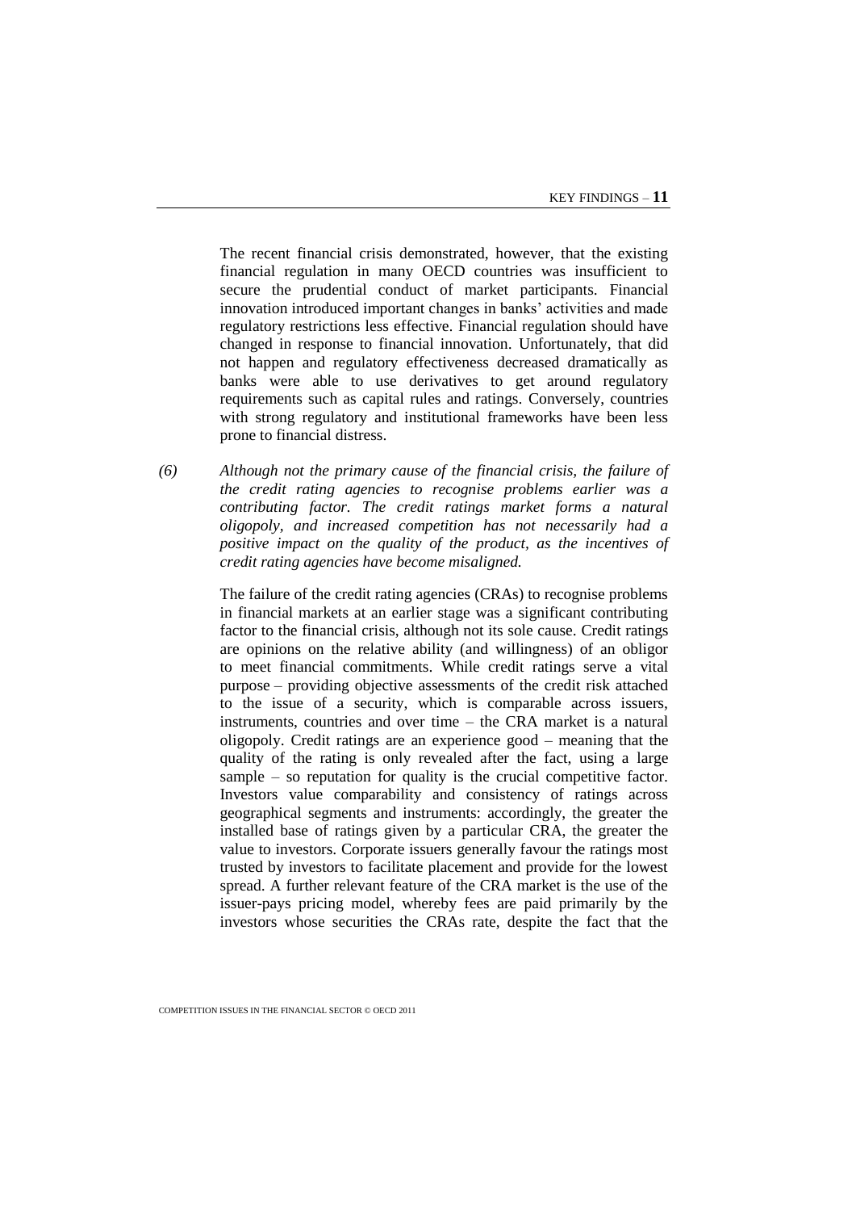The recent financial crisis demonstrated, however, that the existing financial regulation in many OECD countries was insufficient to secure the prudential conduct of market participants. Financial innovation introduced important changes in banks' activities and made regulatory restrictions less effective. Financial regulation should have changed in response to financial innovation. Unfortunately, that did not happen and regulatory effectiveness decreased dramatically as banks were able to use derivatives to get around regulatory requirements such as capital rules and ratings. Conversely, countries with strong regulatory and institutional frameworks have been less prone to financial distress.

*(6) Although not the primary cause of the financial crisis, the failure of the credit rating agencies to recognise problems earlier was a contributing factor. The credit ratings market forms a natural oligopoly, and increased competition has not necessarily had a positive impact on the quality of the product, as the incentives of credit rating agencies have become misaligned.*

The failure of the credit rating agencies (CRAs) to recognise problems in financial markets at an earlier stage was a significant contributing factor to the financial crisis, although not its sole cause. Credit ratings are opinions on the relative ability (and willingness) of an obligor to meet financial commitments. While credit ratings serve a vital purpose – providing objective assessments of the credit risk attached to the issue of a security, which is comparable across issuers, instruments, countries and over time – the CRA market is a natural oligopoly. Credit ratings are an experience good – meaning that the quality of the rating is only revealed after the fact, using a large sample – so reputation for quality is the crucial competitive factor. Investors value comparability and consistency of ratings across geographical segments and instruments: accordingly, the greater the installed base of ratings given by a particular CRA, the greater the value to investors. Corporate issuers generally favour the ratings most trusted by investors to facilitate placement and provide for the lowest spread. A further relevant feature of the CRA market is the use of the issuer-pays pricing model, whereby fees are paid primarily by the investors whose securities the CRAs rate, despite the fact that the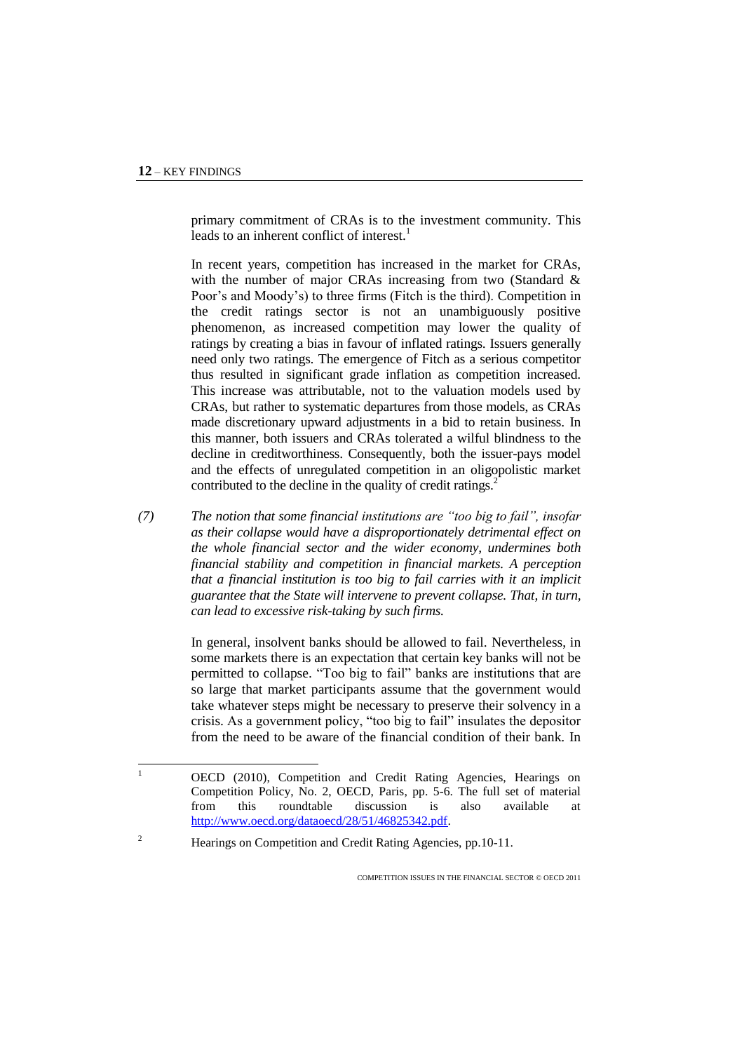primary commitment of CRAs is to the investment community. This leads to an inherent conflict of interest.[1]

In recent years, competition has increased in the market for CRAs, with the number of major CRAs increasing from two (Standard & Poor's and Moody's) to three firms (Fitch is the third). Competition in the credit ratings sector is not an unambiguously positive phenomenon, as increased competition may lower the quality of ratings by creating a bias in favour of inflated ratings. Issuers generally need only two ratings. The emergence of Fitch as a serious competitor thus resulted in significant grade inflation as competition increased. This increase was attributable, not to the valuation models used by CRAs, but rather to systematic departures from those models, as CRAs made discretionary upward adjustments in a bid to retain business. In this manner, both issuers and CRAs tolerated a wilful blindness to the decline in creditworthiness. Consequently, both the issuer-pays model and the effects of unregulated competition in an oligopolistic market contributed to the decline in the quality of credit ratings.[2]

*(7) The notion that some financial institutions are "too big to fail", insofar as their collapse would have a disproportionately detrimental effect on the whole financial sector and the wider economy, undermines both financial stability and competition in financial markets. A perception that a financial institution is too big to fail carries with it an implicit guarantee that the State will intervene to prevent collapse. That, in turn, can lead to excessive risk-taking by such firms.*

In general, insolvent banks should be allowed to fail. Nevertheless, in some markets there is an expectation that certain key banks will not be permitted to collapse. "Too big to fail" banks are institutions that are so large that market participants assume that the government would take whatever steps might be necessary to preserve their solvency in a crisis. As a government policy, "too big to fail" insulates the depositor from the need to be aware of the financial condition of their bank. In

---

1. OECD (2010), Competition and Credit Rating Agencies, Hearings on Competition Policy, No. 2, OECD, Paris, pp. 5-6. The full set of material from this roundtable discussion is also available at http://www.oecd.org/dataoecd/28/51/46825342.pdf.

2. Hearings on Competition and Credit Rating Agencies, pp.10-11.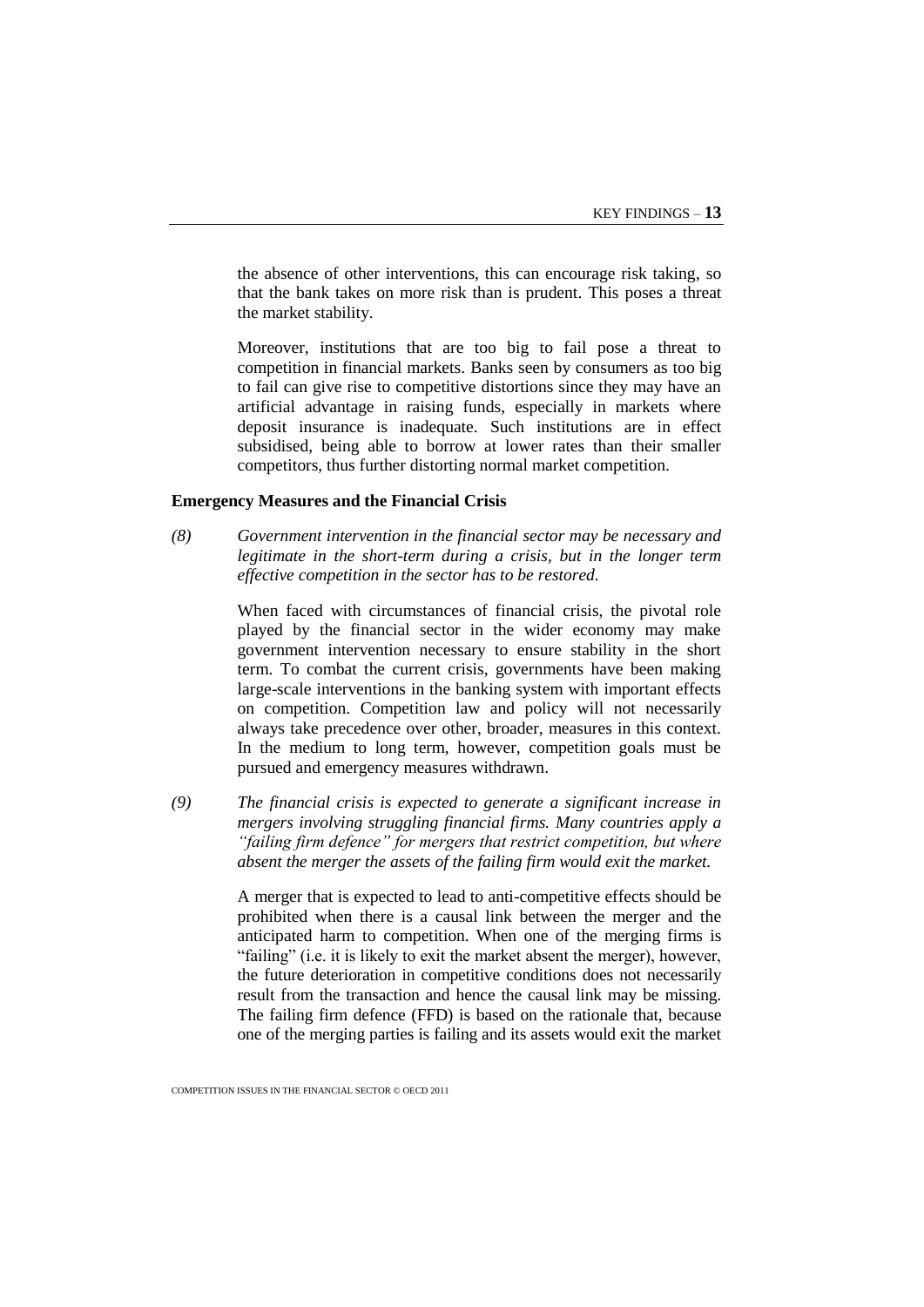the absence of other interventions, this can encourage risk taking, so that the bank takes on more risk than is prudent. This poses a threat the market stability.

Moreover, institutions that are too big to fail pose a threat to competition in financial markets. Banks seen by consumers as too big to fail can give rise to competitive distortions since they may have an artificial advantage in raising funds, especially in markets where deposit insurance is inadequate. Such institutions are in effect subsidised, being able to borrow at lower rates than their smaller competitors, thus further distorting normal market competition.

**Emergency Measures and the Financial Crisis**

*(8) Government intervention in the financial sector may be necessary and legitimate in the short-term during a crisis, but in the longer term effective competition in the sector has to be restored.*

When faced with circumstances of financial crisis, the pivotal role played by the financial sector in the wider economy may make government intervention necessary to ensure stability in the short term. To combat the current crisis, governments have been making large-scale interventions in the banking system with important effects on competition. Competition law and policy will not necessarily always take precedence over other, broader, measures in this context. In the medium to long term, however, competition goals must be pursued and emergency measures withdrawn.

*(9) The financial crisis is expected to generate a significant increase in mergers involving struggling financial firms. Many countries apply a "failing firm defence" for mergers that restrict competition, but where absent the merger the assets of the failing firm would exit the market.*

A merger that is expected to lead to anti-competitive effects should be prohibited when there is a causal link between the merger and the anticipated harm to competition. When one of the merging firms is "failing" (i.e. it is likely to exit the market absent the merger), however, the future deterioration in competitive conditions does not necessarily result from the transaction and hence the causal link may be missing. The failing firm defence (FFD) is based on the rationale that, because one of the merging parties is failing and its assets would exit the market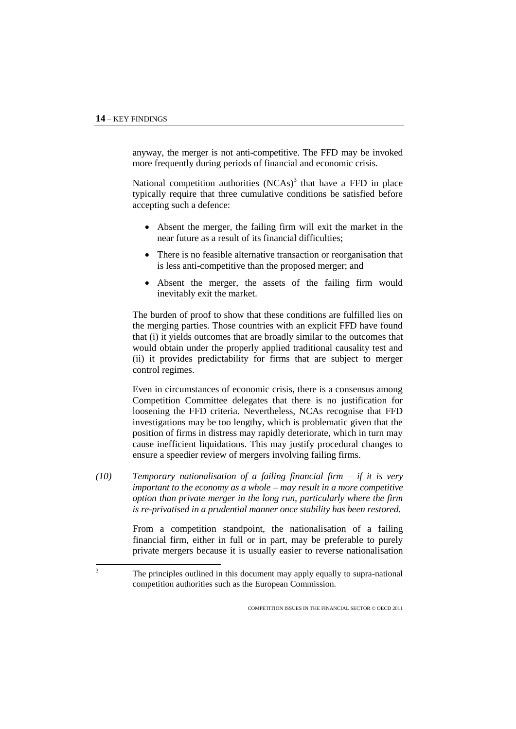anyway, the merger is not anti-competitive. The FFD may be invoked more frequently during periods of financial and economic crisis.

National competition authorities (NCAs)[3] that have a FFD in place typically require that three cumulative conditions be satisfied before accepting such a defence:

- Absent the merger, the failing firm will exit the market in the near future as a result of its financial difficulties;
- There is no feasible alternative transaction or reorganisation that is less anti-competitive than the proposed merger; and
- Absent the merger, the assets of the failing firm would inevitably exit the market.

The burden of proof to show that these conditions are fulfilled lies on the merging parties. Those countries with an explicit FFD have found that (i) it yields outcomes that are broadly similar to the outcomes that would obtain under the properly applied traditional causality test and (ii) it provides predictability for firms that are subject to merger control regimes.

Even in circumstances of economic crisis, there is a consensus among Competition Committee delegates that there is no justification for loosening the FFD criteria. Nevertheless, NCAs recognise that FFD investigations may be too lengthy, which is problematic given that the position of firms in distress may rapidly deteriorate, which in turn may cause inefficient liquidations. This may justify procedural changes to ensure a speedier review of mergers involving failing firms.

*(10) Temporary nationalisation of a failing financial firm – if it is very important to the economy as a whole – may result in a more competitive option than private merger in the long run, particularly where the firm is re-privatised in a prudential manner once stability has been restored.*

From a competition standpoint, the nationalisation of a failing financial firm, either in full or in part, may be preferable to purely private mergers because it is usually easier to reverse nationalisation

[3] The principles outlined in this document may apply equally to supra-national competition authorities such as the European Commission.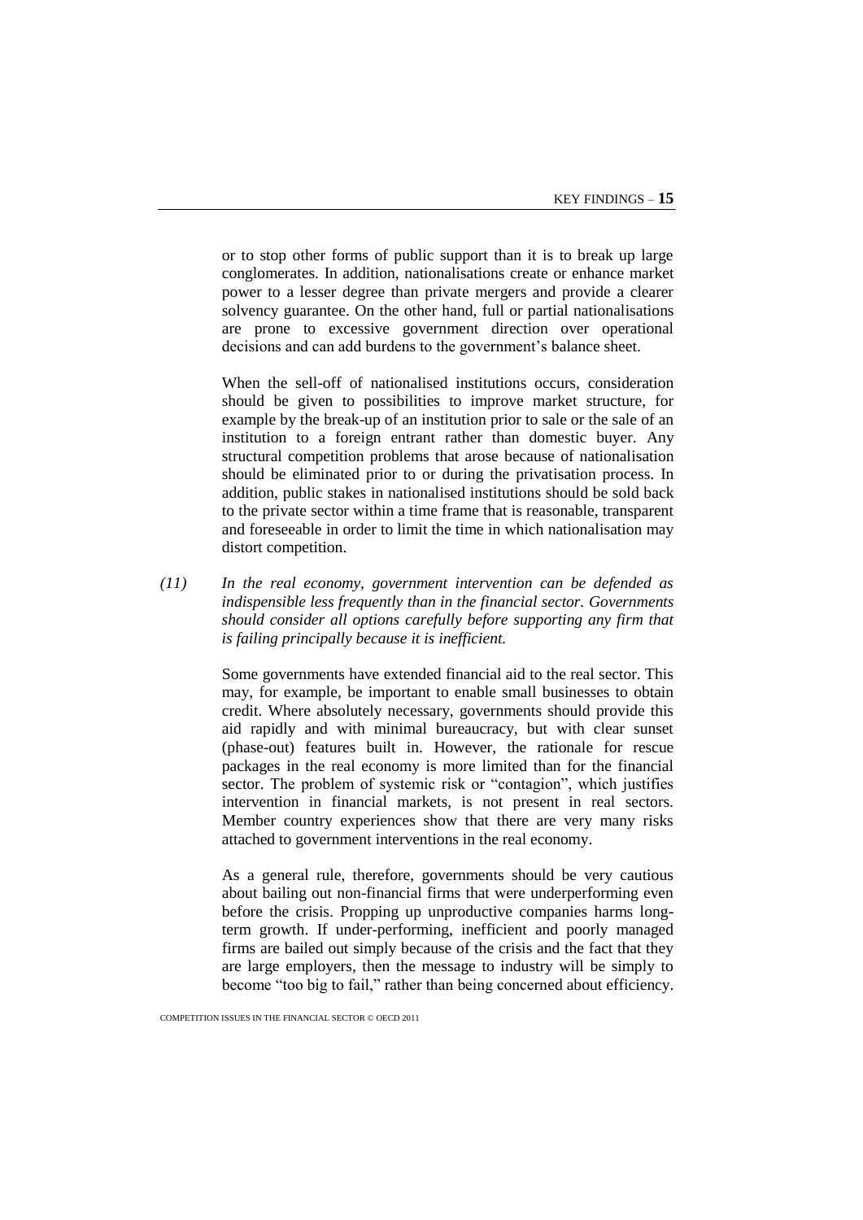or to stop other forms of public support than it is to break up large conglomerates. In addition, nationalisations create or enhance market power to a lesser degree than private mergers and provide a clearer solvency guarantee. On the other hand, full or partial nationalisations are prone to excessive government direction over operational decisions and can add burdens to the government's balance sheet.

When the sell-off of nationalised institutions occurs, consideration should be given to possibilities to improve market structure, for example by the break-up of an institution prior to sale or the sale of an institution to a foreign entrant rather than domestic buyer. Any structural competition problems that arose because of nationalisation should be eliminated prior to or during the privatisation process. In addition, public stakes in nationalised institutions should be sold back to the private sector within a time frame that is reasonable, transparent and foreseeable in order to limit the time in which nationalisation may distort competition.

*(11) In the real economy, government intervention can be defended as indispensible less frequently than in the financial sector. Governments should consider all options carefully before supporting any firm that is failing principally because it is inefficient.*

Some governments have extended financial aid to the real sector. This may, for example, be important to enable small businesses to obtain credit. Where absolutely necessary, governments should provide this aid rapidly and with minimal bureaucracy, but with clear sunset (phase-out) features built in. However, the rationale for rescue packages in the real economy is more limited than for the financial sector. The problem of systemic risk or "contagion", which justifies intervention in financial markets, is not present in real sectors. Member country experiences show that there are very many risks attached to government interventions in the real economy.

As a general rule, therefore, governments should be very cautious about bailing out non-financial firms that were underperforming even before the crisis. Propping up unproductive companies harms long-term growth. If under-performing, inefficient and poorly managed firms are bailed out simply because of the crisis and the fact that they are large employers, then the message to industry will be simply to become "too big to fail," rather than being concerned about efficiency.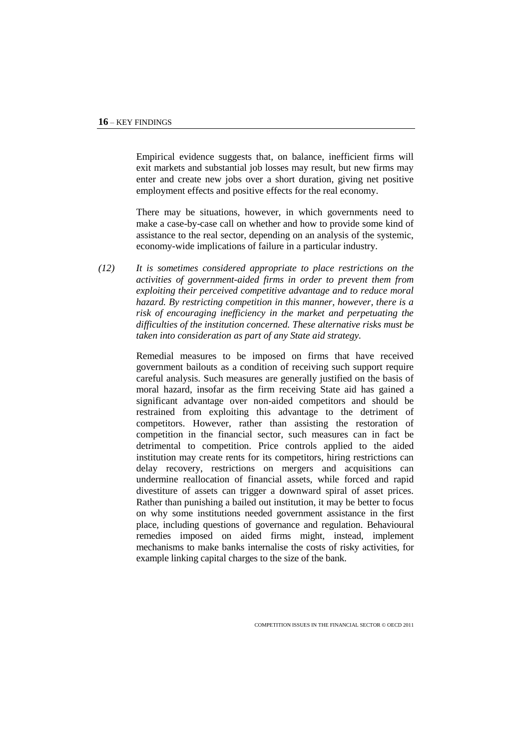Empirical evidence suggests that, on balance, inefficient firms will exit markets and substantial job losses may result, but new firms may enter and create new jobs over a short duration, giving net positive employment effects and positive effects for the real economy.

There may be situations, however, in which governments need to make a case-by-case call on whether and how to provide some kind of assistance to the real sector, depending on an analysis of the systemic, economy-wide implications of failure in a particular industry.

*(12)* *It is sometimes considered appropriate to place restrictions on the activities of government-aided firms in order to prevent them from exploiting their perceived competitive advantage and to reduce moral hazard. By restricting competition in this manner, however, there is a risk of encouraging inefficiency in the market and perpetuating the difficulties of the institution concerned. These alternative risks must be taken into consideration as part of any State aid strategy.*

Remedial measures to be imposed on firms that have received government bailouts as a condition of receiving such support require careful analysis. Such measures are generally justified on the basis of moral hazard, insofar as the firm receiving State aid has gained a significant advantage over non-aided competitors and should be restrained from exploiting this advantage to the detriment of competitors. However, rather than assisting the restoration of competition in the financial sector, such measures can in fact be detrimental to competition. Price controls applied to the aided institution may create rents for its competitors, hiring restrictions can delay recovery, restrictions on mergers and acquisitions can undermine reallocation of financial assets, while forced and rapid divestiture of assets can trigger a downward spiral of asset prices. Rather than punishing a bailed out institution, it may be better to focus on why some institutions needed government assistance in the first place, including questions of governance and regulation. Behavioural remedies imposed on aided firms might, instead, implement mechanisms to make banks internalise the costs of risky activities, for example linking capital charges to the size of the bank.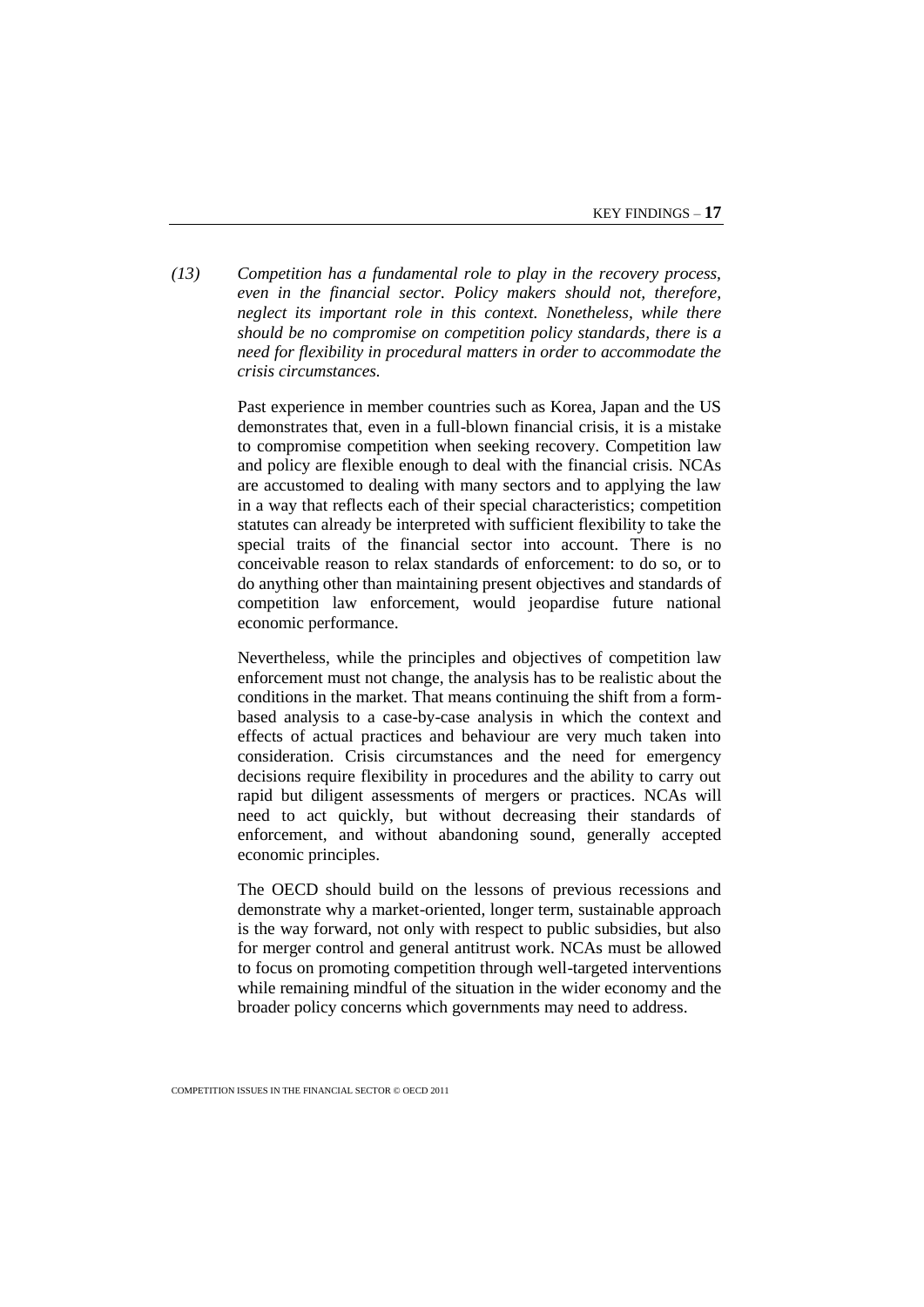*(13) Competition has a fundamental role to play in the recovery process, even in the financial sector. Policy makers should not, therefore, neglect its important role in this context. Nonetheless, while there should be no compromise on competition policy standards, there is a need for flexibility in procedural matters in order to accommodate the crisis circumstances.*

Past experience in member countries such as Korea, Japan and the US demonstrates that, even in a full-blown financial crisis, it is a mistake to compromise competition when seeking recovery. Competition law and policy are flexible enough to deal with the financial crisis. NCAs are accustomed to dealing with many sectors and to applying the law in a way that reflects each of their special characteristics; competition statutes can already be interpreted with sufficient flexibility to take the special traits of the financial sector into account. There is no conceivable reason to relax standards of enforcement: to do so, or to do anything other than maintaining present objectives and standards of competition law enforcement, would jeopardise future national economic performance.

Nevertheless, while the principles and objectives of competition law enforcement must not change, the analysis has to be realistic about the conditions in the market. That means continuing the shift from a form-based analysis to a case-by-case analysis in which the context and effects of actual practices and behaviour are very much taken into consideration. Crisis circumstances and the need for emergency decisions require flexibility in procedures and the ability to carry out rapid but diligent assessments of mergers or practices. NCAs will need to act quickly, but without decreasing their standards of enforcement, and without abandoning sound, generally accepted economic principles.

The OECD should build on the lessons of previous recessions and demonstrate why a market-oriented, longer term, sustainable approach is the way forward, not only with respect to public subsidies, but also for merger control and general antitrust work. NCAs must be allowed to focus on promoting competition through well-targeted interventions while remaining mindful of the situation in the wider economy and the broader policy concerns which governments may need to address.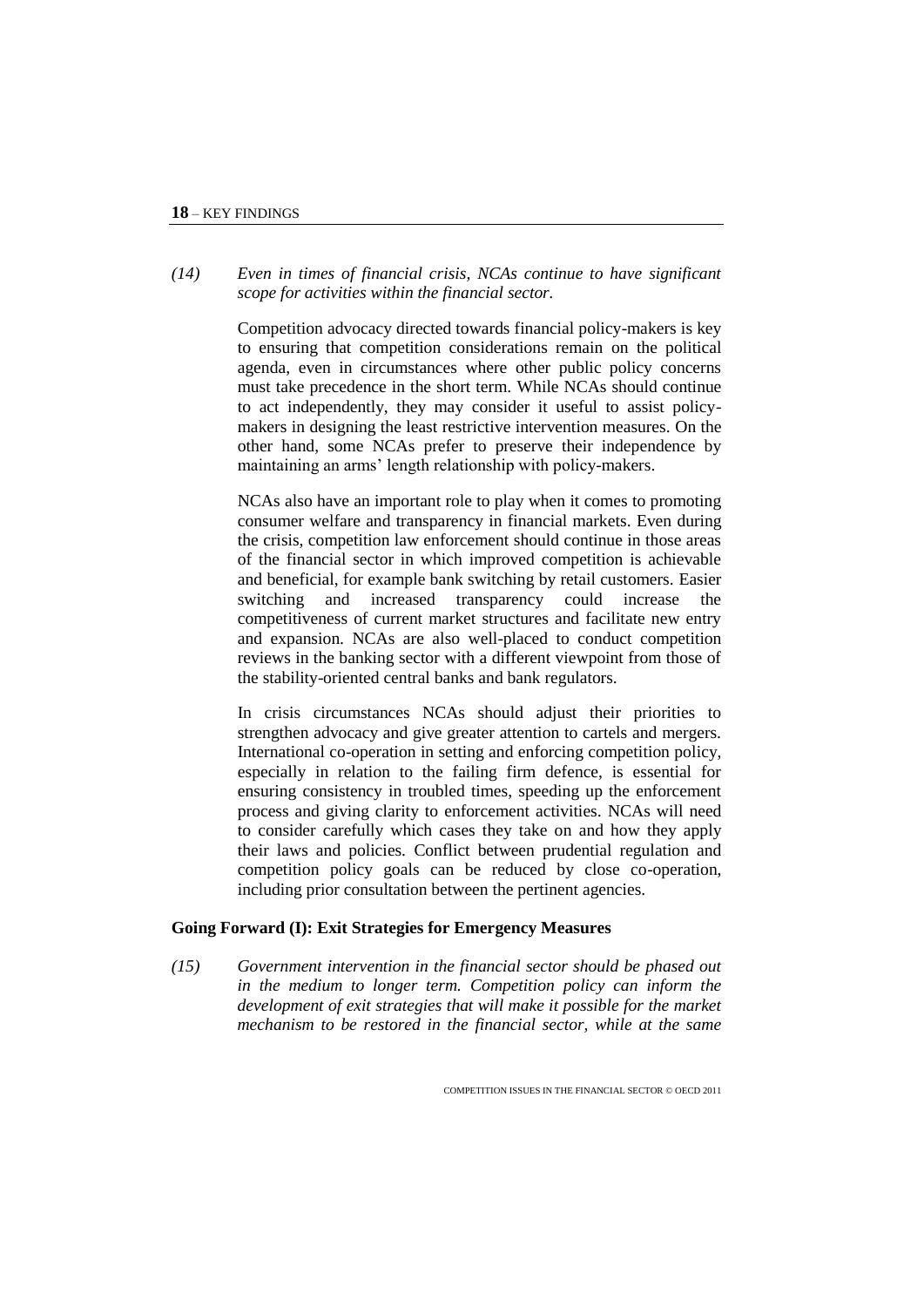*(14) Even in times of financial crisis, NCAs continue to have significant scope for activities within the financial sector.*

Competition advocacy directed towards financial policy-makers is key to ensuring that competition considerations remain on the political agenda, even in circumstances where other public policy concerns must take precedence in the short term. While NCAs should continue to act independently, they may consider it useful to assist policy-makers in designing the least restrictive intervention measures. On the other hand, some NCAs prefer to preserve their independence by maintaining an arms' length relationship with policy-makers.

NCAs also have an important role to play when it comes to promoting consumer welfare and transparency in financial markets. Even during the crisis, competition law enforcement should continue in those areas of the financial sector in which improved competition is achievable and beneficial, for example bank switching by retail customers. Easier switching and increased transparency could increase the competitiveness of current market structures and facilitate new entry and expansion. NCAs are also well-placed to conduct competition reviews in the banking sector with a different viewpoint from those of the stability-oriented central banks and bank regulators.

In crisis circumstances NCAs should adjust their priorities to strengthen advocacy and give greater attention to cartels and mergers. International co-operation in setting and enforcing competition policy, especially in relation to the failing firm defence, is essential for ensuring consistency in troubled times, speeding up the enforcement process and giving clarity to enforcement activities. NCAs will need to consider carefully which cases they take on and how they apply their laws and policies. Conflict between prudential regulation and competition policy goals can be reduced by close co-operation, including prior consultation between the pertinent agencies.

### Going Forward (I): Exit Strategies for Emergency Measures

*(15) Government intervention in the financial sector should be phased out in the medium to longer term. Competition policy can inform the development of exit strategies that will make it possible for the market mechanism to be restored in the financial sector, while at the same*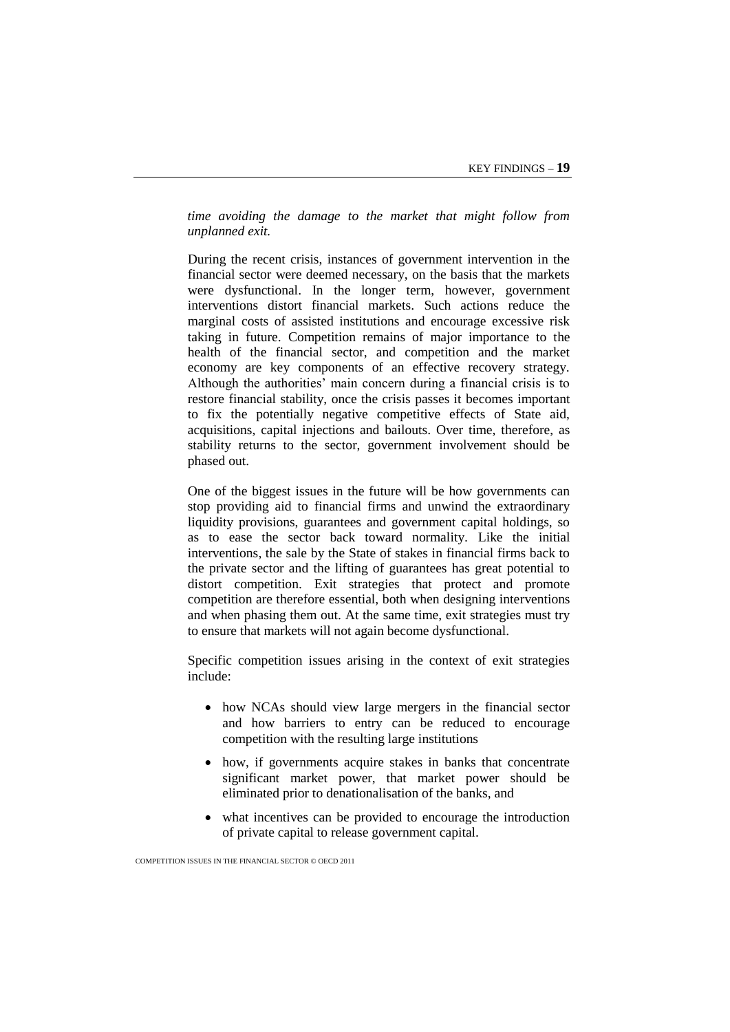*time avoiding the damage to the market that might follow from unplanned exit.*

During the recent crisis, instances of government intervention in the financial sector were deemed necessary, on the basis that the markets were dysfunctional. In the longer term, however, government interventions distort financial markets. Such actions reduce the marginal costs of assisted institutions and encourage excessive risk taking in future. Competition remains of major importance to the health of the financial sector, and competition and the market economy are key components of an effective recovery strategy. Although the authorities' main concern during a financial crisis is to restore financial stability, once the crisis passes it becomes important to fix the potentially negative competitive effects of State aid, acquisitions, capital injections and bailouts. Over time, therefore, as stability returns to the sector, government involvement should be phased out.

One of the biggest issues in the future will be how governments can stop providing aid to financial firms and unwind the extraordinary liquidity provisions, guarantees and government capital holdings, so as to ease the sector back toward normality. Like the initial interventions, the sale by the State of stakes in financial firms back to the private sector and the lifting of guarantees has great potential to distort competition. Exit strategies that protect and promote competition are therefore essential, both when designing interventions and when phasing them out. At the same time, exit strategies must try to ensure that markets will not again become dysfunctional.

Specific competition issues arising in the context of exit strategies include:

- how NCAs should view large mergers in the financial sector and how barriers to entry can be reduced to encourage competition with the resulting large institutions
- how, if governments acquire stakes in banks that concentrate significant market power, that market power should be eliminated prior to denationalisation of the banks, and
- what incentives can be provided to encourage the introduction of private capital to release government capital.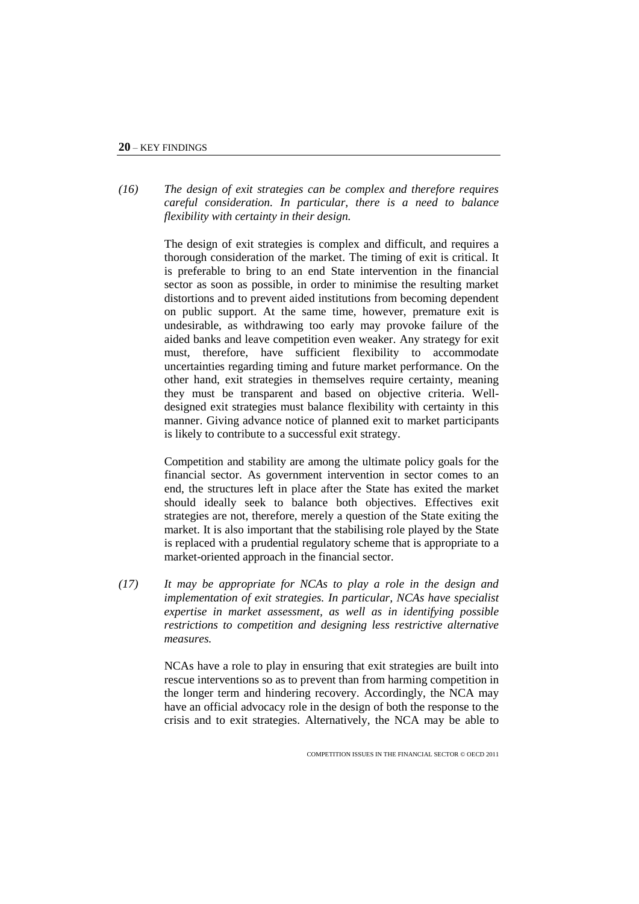*(16) The design of exit strategies can be complex and therefore requires careful consideration. In particular, there is a need to balance flexibility with certainty in their design.*

The design of exit strategies is complex and difficult, and requires a thorough consideration of the market. The timing of exit is critical. It is preferable to bring to an end State intervention in the financial sector as soon as possible, in order to minimise the resulting market distortions and to prevent aided institutions from becoming dependent on public support. At the same time, however, premature exit is undesirable, as withdrawing too early may provoke failure of the aided banks and leave competition even weaker. Any strategy for exit must, therefore, have sufficient flexibility to accommodate uncertainties regarding timing and future market performance. On the other hand, exit strategies in themselves require certainty, meaning they must be transparent and based on objective criteria. Well-designed exit strategies must balance flexibility with certainty in this manner. Giving advance notice of planned exit to market participants is likely to contribute to a successful exit strategy.

Competition and stability are among the ultimate policy goals for the financial sector. As government intervention in sector comes to an end, the structures left in place after the State has exited the market should ideally seek to balance both objectives. Effectives exit strategies are not, therefore, merely a question of the State exiting the market. It is also important that the stabilising role played by the State is replaced with a prudential regulatory scheme that is appropriate to a market-oriented approach in the financial sector.

*(17) It may be appropriate for NCAs to play a role in the design and implementation of exit strategies. In particular, NCAs have specialist expertise in market assessment, as well as in identifying possible restrictions to competition and designing less restrictive alternative measures.*

NCAs have a role to play in ensuring that exit strategies are built into rescue interventions so as to prevent than from harming competition in the longer term and hindering recovery. Accordingly, the NCA may have an official advocacy role in the design of both the response to the crisis and to exit strategies. Alternatively, the NCA may be able to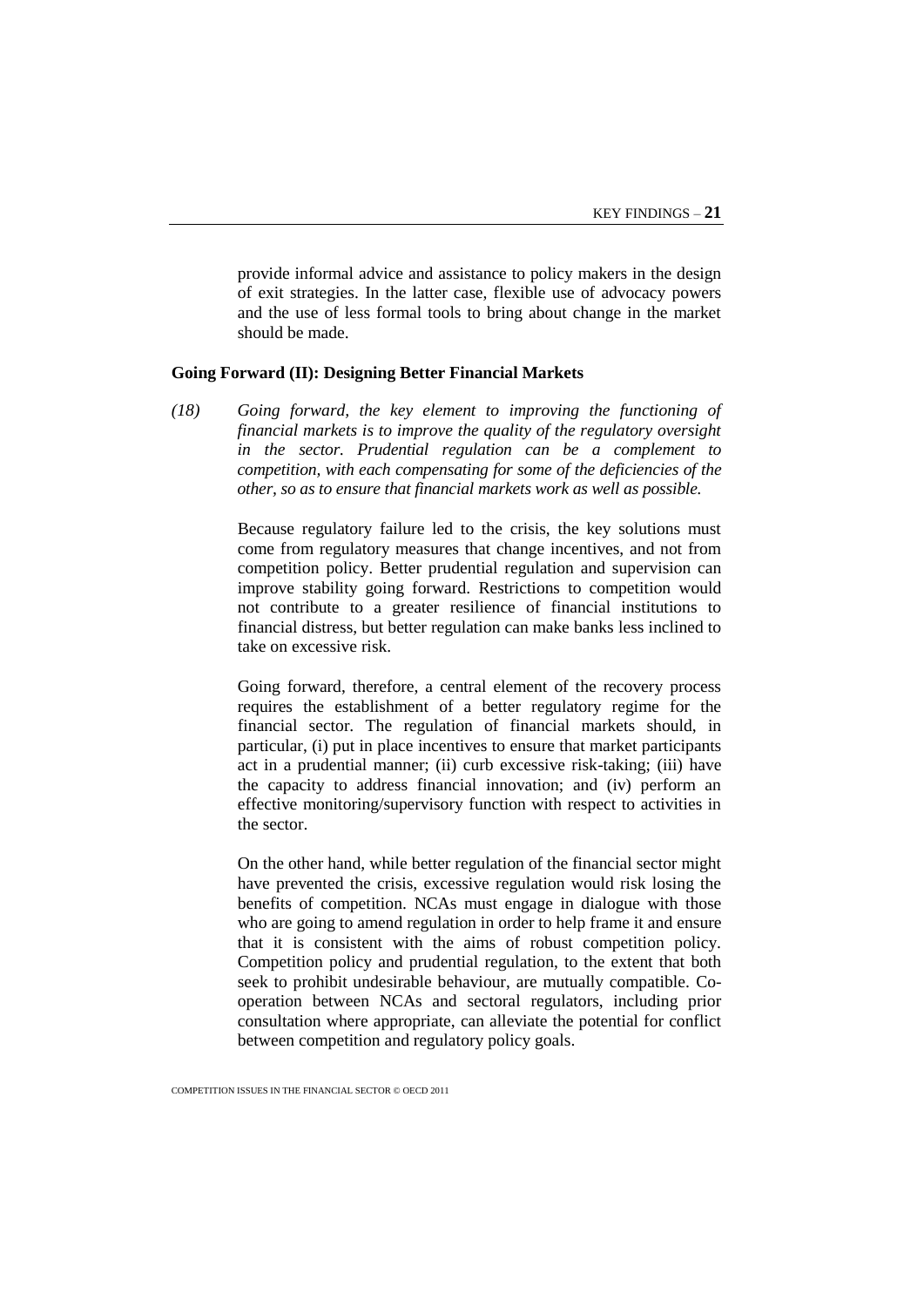provide informal advice and assistance to policy makers in the design of exit strategies. In the latter case, flexible use of advocacy powers and the use of less formal tools to bring about change in the market should be made.

### Going Forward (II): Designing Better Financial Markets

*(18) Going forward, the key element to improving the functioning of financial markets is to improve the quality of the regulatory oversight in the sector. Prudential regulation can be a complement to competition, with each compensating for some of the deficiencies of the other, so as to ensure that financial markets work as well as possible.*

Because regulatory failure led to the crisis, the key solutions must come from regulatory measures that change incentives, and not from competition policy. Better prudential regulation and supervision can improve stability going forward. Restrictions to competition would not contribute to a greater resilience of financial institutions to financial distress, but better regulation can make banks less inclined to take on excessive risk.

Going forward, therefore, a central element of the recovery process requires the establishment of a better regulatory regime for the financial sector. The regulation of financial markets should, in particular, (i) put in place incentives to ensure that market participants act in a prudential manner; (ii) curb excessive risk-taking; (iii) have the capacity to address financial innovation; and (iv) perform an effective monitoring/supervisory function with respect to activities in the sector.

On the other hand, while better regulation of the financial sector might have prevented the crisis, excessive regulation would risk losing the benefits of competition. NCAs must engage in dialogue with those who are going to amend regulation in order to help frame it and ensure that it is consistent with the aims of robust competition policy. Competition policy and prudential regulation, to the extent that both seek to prohibit undesirable behaviour, are mutually compatible. Co-operation between NCAs and sectoral regulators, including prior consultation where appropriate, can alleviate the potential for conflict between competition and regulatory policy goals.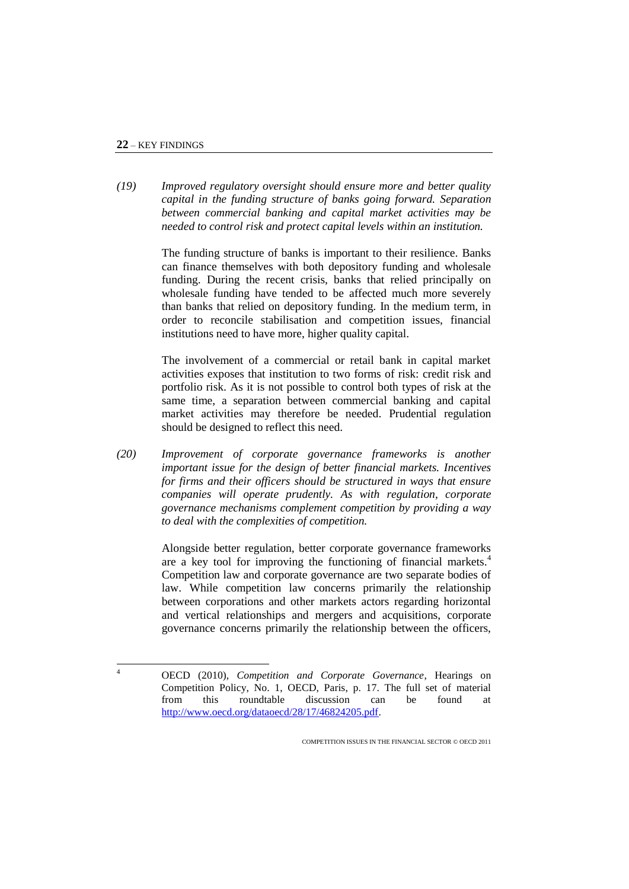*(19) Improved regulatory oversight should ensure more and better quality capital in the funding structure of banks going forward. Separation between commercial banking and capital market activities may be needed to control risk and protect capital levels within an institution.*

The funding structure of banks is important to their resilience. Banks can finance themselves with both depository funding and wholesale funding. During the recent crisis, banks that relied principally on wholesale funding have tended to be affected much more severely than banks that relied on depository funding. In the medium term, in order to reconcile stabilisation and competition issues, financial institutions need to have more, higher quality capital.

The involvement of a commercial or retail bank in capital market activities exposes that institution to two forms of risk: credit risk and portfolio risk. As it is not possible to control both types of risk at the same time, a separation between commercial banking and capital market activities may therefore be needed. Prudential regulation should be designed to reflect this need.

*(20) Improvement of corporate governance frameworks is another important issue for the design of better financial markets. Incentives for firms and their officers should be structured in ways that ensure companies will operate prudently. As with regulation, corporate governance mechanisms complement competition by providing a way to deal with the complexities of competition.*

Alongside better regulation, better corporate governance frameworks are a key tool for improving the functioning of financial markets.[4] Competition law and corporate governance are two separate bodies of law. While competition law concerns primarily the relationship between corporations and other markets actors regarding horizontal and vertical relationships and mergers and acquisitions, corporate governance concerns primarily the relationship between the officers,

---

[4] OECD (2010), *Competition and Corporate Governance*, Hearings on Competition Policy, No. 1, OECD, Paris, p. 17. The full set of material from this roundtable discussion can be found at http://www.oecd.org/dataoecd/28/17/46824205.pdf.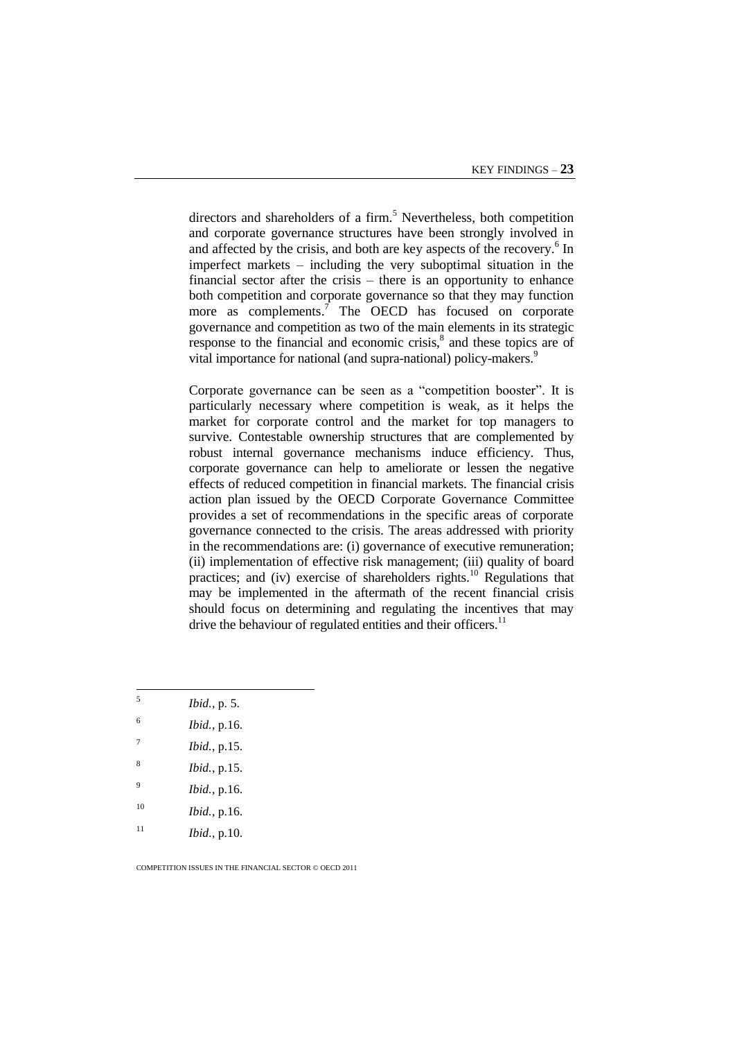directors and shareholders of a firm.[5] Nevertheless, both competition and corporate governance structures have been strongly involved in and affected by the crisis, and both are key aspects of the recovery.[6] In imperfect markets – including the very suboptimal situation in the financial sector after the crisis – there is an opportunity to enhance both competition and corporate governance so that they may function more as complements.[7] The OECD has focused on corporate governance and competition as two of the main elements in its strategic response to the financial and economic crisis,[8] and these topics are of vital importance for national (and supra-national) policy-makers.[9]

Corporate governance can be seen as a "competition booster". It is particularly necessary where competition is weak, as it helps the market for corporate control and the market for top managers to survive. Contestable ownership structures that are complemented by robust internal governance mechanisms induce efficiency. Thus, corporate governance can help to ameliorate or lessen the negative effects of reduced competition in financial markets. The financial crisis action plan issued by the OECD Corporate Governance Committee provides a set of recommendations in the specific areas of corporate governance connected to the crisis. The areas addressed with priority in the recommendations are: (i) governance of executive remuneration; (ii) implementation of effective risk management; (iii) quality of board practices; and (iv) exercise of shareholders rights.[10] Regulations that may be implemented in the aftermath of the recent financial crisis should focus on determining and regulating the incentives that may drive the behaviour of regulated entities and their officers.[11]

---

5 *Ibid.*, p. 5.

6 *Ibid.*, p.16.

7 *Ibid.*, p.15.

8 *Ibid.*, p.15.

9 *Ibid.*, p.16.

10 *Ibid.*, p.16.

11 *Ibid.*, p.10.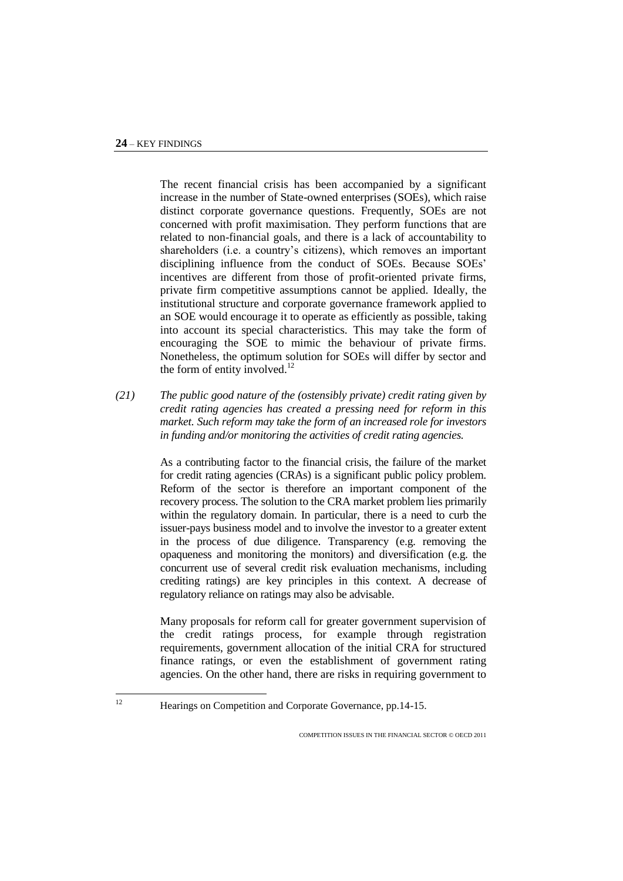The recent financial crisis has been accompanied by a significant increase in the number of State-owned enterprises (SOEs), which raise distinct corporate governance questions. Frequently, SOEs are not concerned with profit maximisation. They perform functions that are related to non-financial goals, and there is a lack of accountability to shareholders (i.e. a country's citizens), which removes an important disciplining influence from the conduct of SOEs. Because SOEs' incentives are different from those of profit-oriented private firms, private firm competitive assumptions cannot be applied. Ideally, the institutional structure and corporate governance framework applied to an SOE would encourage it to operate as efficiently as possible, taking into account its special characteristics. This may take the form of encouraging the SOE to mimic the behaviour of private firms. Nonetheless, the optimum solution for SOEs will differ by sector and the form of entity involved.[12]

*(21) The public good nature of the (ostensibly private) credit rating given by credit rating agencies has created a pressing need for reform in this market. Such reform may take the form of an increased role for investors in funding and/or monitoring the activities of credit rating agencies.*

As a contributing factor to the financial crisis, the failure of the market for credit rating agencies (CRAs) is a significant public policy problem. Reform of the sector is therefore an important component of the recovery process. The solution to the CRA market problem lies primarily within the regulatory domain. In particular, there is a need to curb the issuer-pays business model and to involve the investor to a greater extent in the process of due diligence. Transparency (e.g. removing the opaqueness and monitoring the monitors) and diversification (e.g. the concurrent use of several credit risk evaluation mechanisms, including crediting ratings) are key principles in this context. A decrease of regulatory reliance on ratings may also be advisable.

Many proposals for reform call for greater government supervision of the credit ratings process, for example through registration requirements, government allocation of the initial CRA for structured finance ratings, or even the establishment of government rating agencies. On the other hand, there are risks in requiring government to

[12] Hearings on Competition and Corporate Governance, pp.14-15.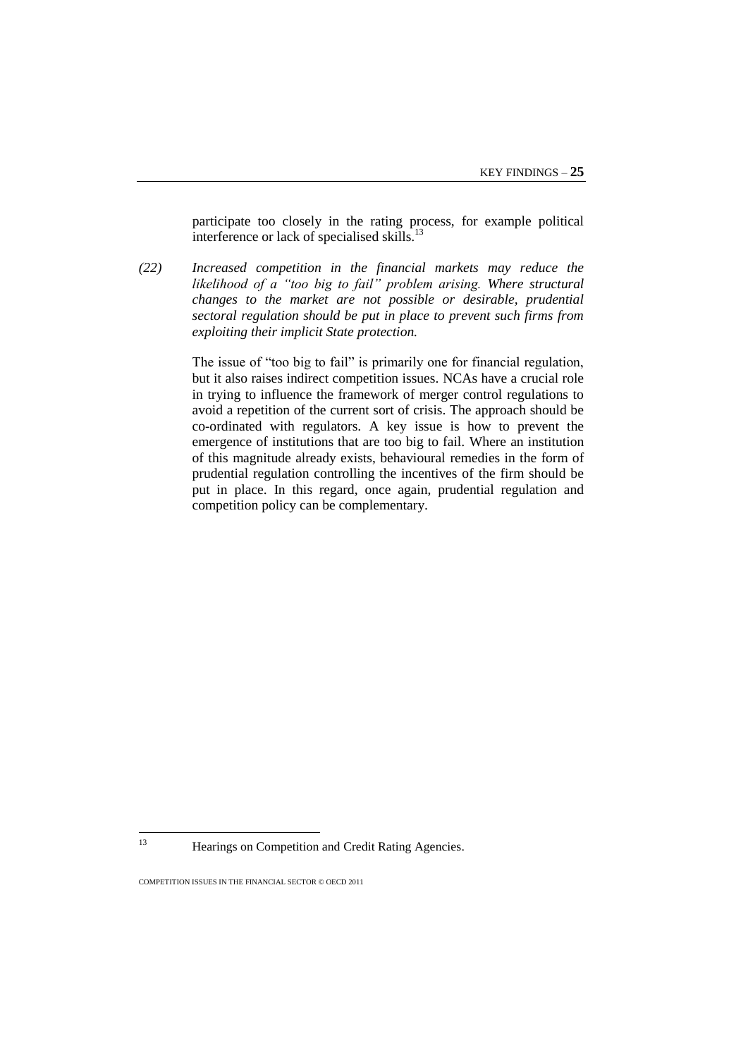participate too closely in the rating process, for example political interference or lack of specialised skills.[13]

*(22) Increased competition in the financial markets may reduce the likelihood of a "too big to fail" problem arising. Where structural changes to the market are not possible or desirable, prudential sectoral regulation should be put in place to prevent such firms from exploiting their implicit State protection.*

The issue of "too big to fail" is primarily one for financial regulation, but it also raises indirect competition issues. NCAs have a crucial role in trying to influence the framework of merger control regulations to avoid a repetition of the current sort of crisis. The approach should be co-ordinated with regulators. A key issue is how to prevent the emergence of institutions that are too big to fail. Where an institution of this magnitude already exists, behavioural remedies in the form of prudential regulation controlling the incentives of the firm should be put in place. In this regard, once again, prudential regulation and competition policy can be complementary.

---

[13] Hearings on Competition and Credit Rating Agencies.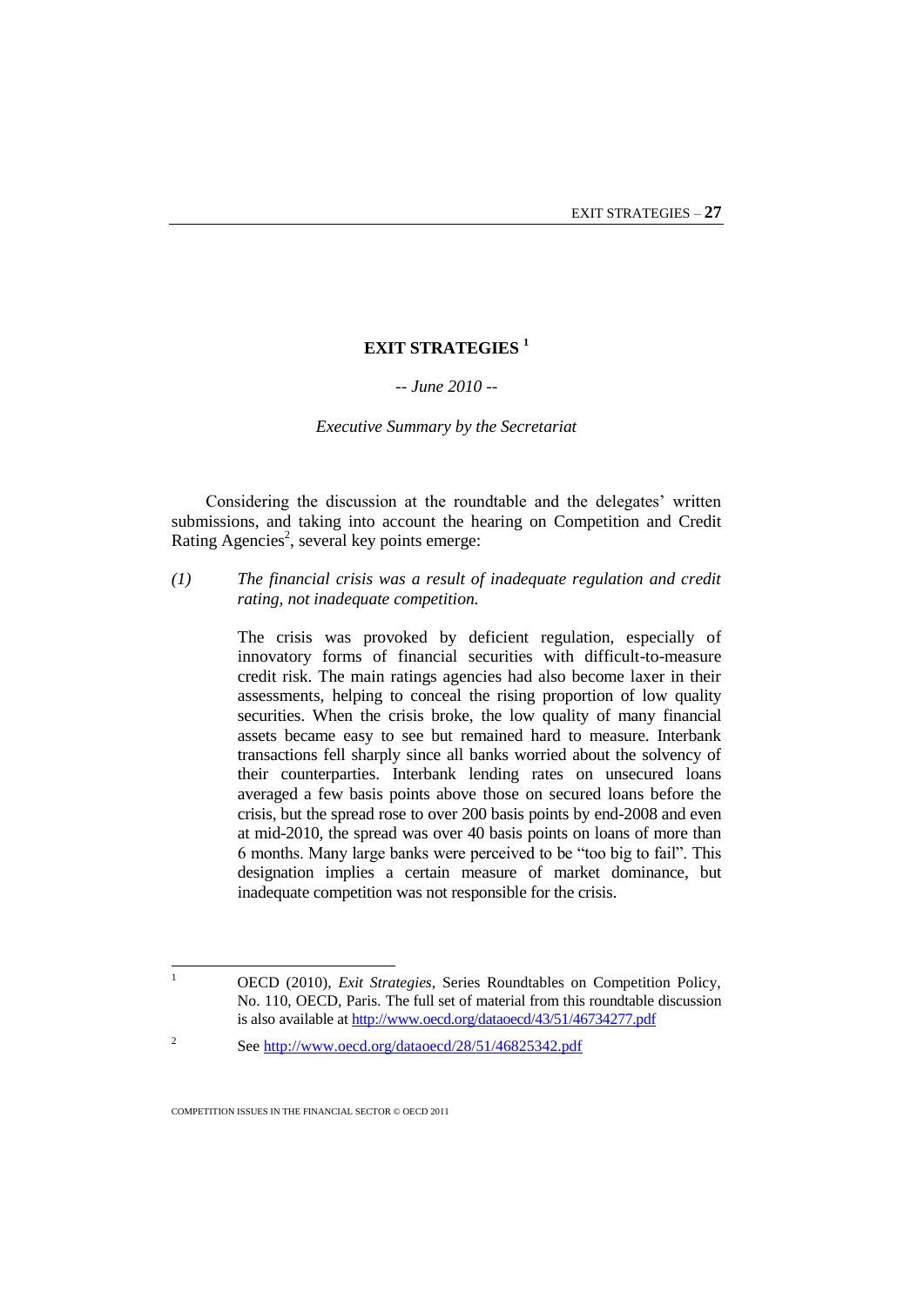# EXIT STRATEGIES [1]

*-- June 2010 --*

*Executive Summary by the Secretariat*

Considering the discussion at the roundtable and the delegates' written submissions, and taking into account the hearing on Competition and Credit Rating Agencies[2], several key points emerge:

*(1) The financial crisis was a result of inadequate regulation and credit rating, not inadequate competition.*

The crisis was provoked by deficient regulation, especially of innovatory forms of financial securities with difficult-to-measure credit risk. The main ratings agencies had also become laxer in their assessments, helping to conceal the rising proportion of low quality securities. When the crisis broke, the low quality of many financial assets became easy to see but remained hard to measure. Interbank transactions fell sharply since all banks worried about the solvency of their counterparties. Interbank lending rates on unsecured loans averaged a few basis points above those on secured loans before the crisis, but the spread rose to over 200 basis points by end-2008 and even at mid-2010, the spread was over 40 basis points on loans of more than 6 months. Many large banks were perceived to be "too big to fail". This designation implies a certain measure of market dominance, but inadequate competition was not responsible for the crisis.

---

1. OECD (2010), *Exit Strategies*, Series Roundtables on Competition Policy, No. 110, OECD, Paris. The full set of material from this roundtable discussion is also available at http://www.oecd.org/dataoecd/43/51/46734277.pdf

2. See http://www.oecd.org/dataoecd/28/51/46825342.pdf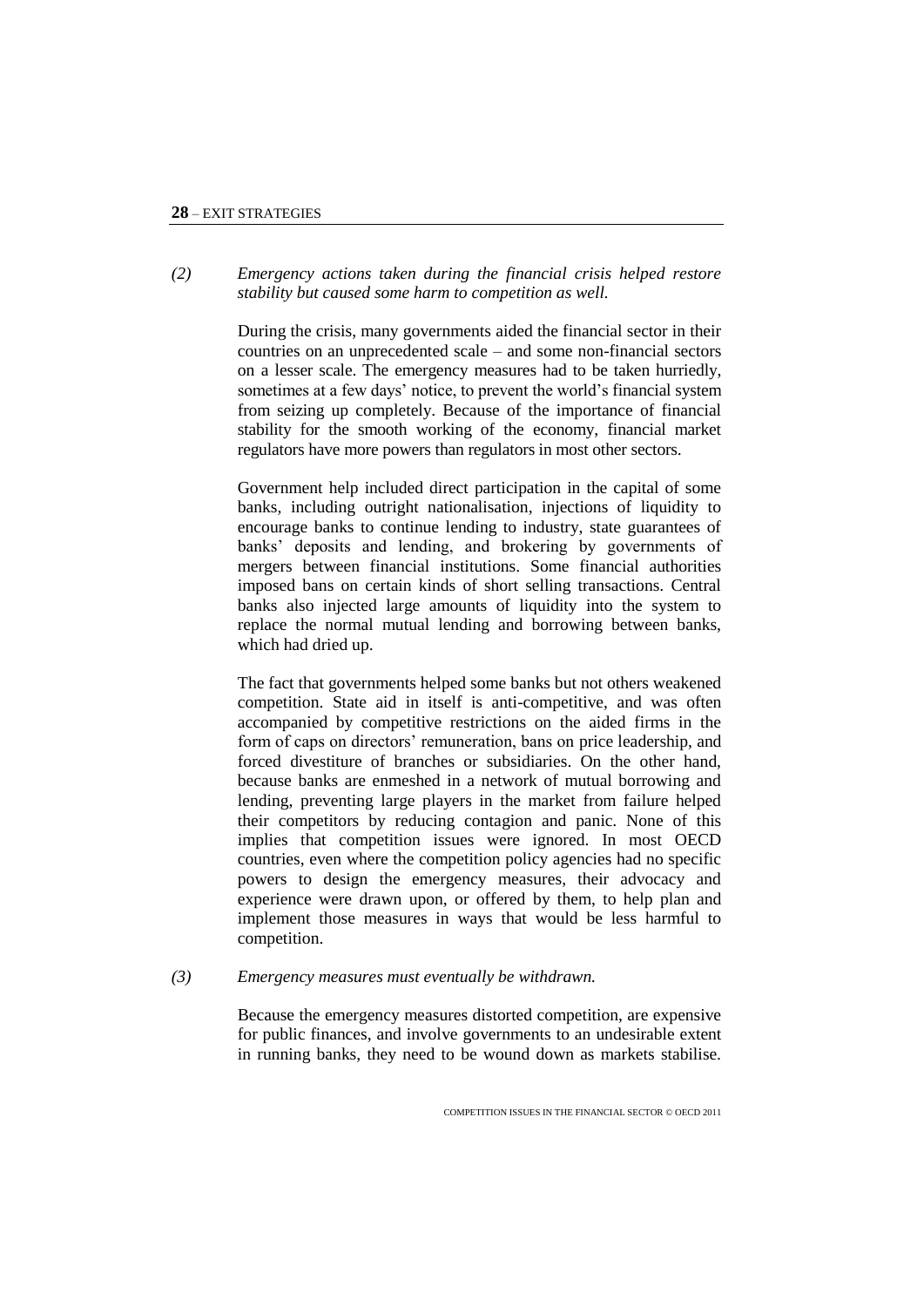*(2) Emergency actions taken during the financial crisis helped restore stability but caused some harm to competition as well.*

During the crisis, many governments aided the financial sector in their countries on an unprecedented scale – and some non-financial sectors on a lesser scale. The emergency measures had to be taken hurriedly, sometimes at a few days' notice, to prevent the world's financial system from seizing up completely. Because of the importance of financial stability for the smooth working of the economy, financial market regulators have more powers than regulators in most other sectors.

Government help included direct participation in the capital of some banks, including outright nationalisation, injections of liquidity to encourage banks to continue lending to industry, state guarantees of banks' deposits and lending, and brokering by governments of mergers between financial institutions. Some financial authorities imposed bans on certain kinds of short selling transactions. Central banks also injected large amounts of liquidity into the system to replace the normal mutual lending and borrowing between banks, which had dried up.

The fact that governments helped some banks but not others weakened competition. State aid in itself is anti-competitive, and was often accompanied by competitive restrictions on the aided firms in the form of caps on directors' remuneration, bans on price leadership, and forced divestiture of branches or subsidiaries. On the other hand, because banks are enmeshed in a network of mutual borrowing and lending, preventing large players in the market from failure helped their competitors by reducing contagion and panic. None of this implies that competition issues were ignored. In most OECD countries, even where the competition policy agencies had no specific powers to design the emergency measures, their advocacy and experience were drawn upon, or offered by them, to help plan and implement those measures in ways that would be less harmful to competition.

*(3) Emergency measures must eventually be withdrawn.*

Because the emergency measures distorted competition, are expensive for public finances, and involve governments to an undesirable extent in running banks, they need to be wound down as markets stabilise.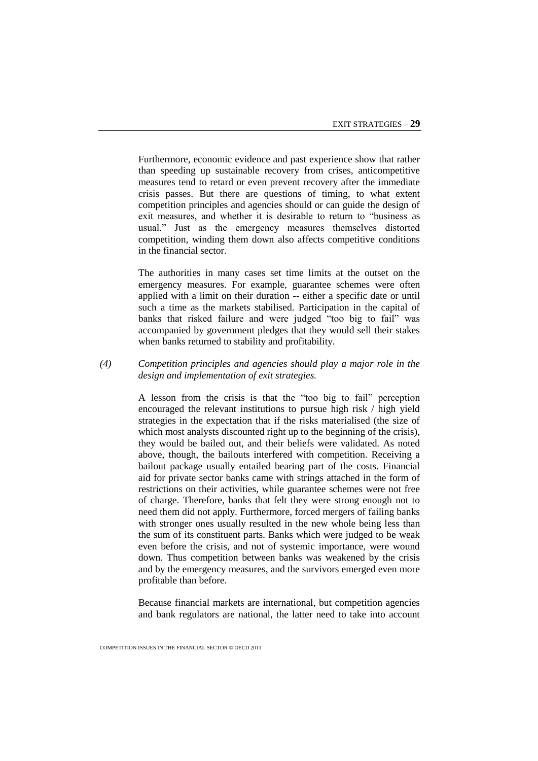Furthermore, economic evidence and past experience show that rather than speeding up sustainable recovery from crises, anticompetitive measures tend to retard or even prevent recovery after the immediate crisis passes. But there are questions of timing, to what extent competition principles and agencies should or can guide the design of exit measures, and whether it is desirable to return to "business as usual." Just as the emergency measures themselves distorted competition, winding them down also affects competitive conditions in the financial sector.

The authorities in many cases set time limits at the outset on the emergency measures. For example, guarantee schemes were often applied with a limit on their duration -- either a specific date or until such a time as the markets stabilised. Participation in the capital of banks that risked failure and were judged "too big to fail" was accompanied by government pledges that they would sell their stakes when banks returned to stability and profitability.

*(4) Competition principles and agencies should play a major role in the design and implementation of exit strategies.*

A lesson from the crisis is that the "too big to fail" perception encouraged the relevant institutions to pursue high risk / high yield strategies in the expectation that if the risks materialised (the size of which most analysts discounted right up to the beginning of the crisis), they would be bailed out, and their beliefs were validated. As noted above, though, the bailouts interfered with competition. Receiving a bailout package usually entailed bearing part of the costs. Financial aid for private sector banks came with strings attached in the form of restrictions on their activities, while guarantee schemes were not free of charge. Therefore, banks that felt they were strong enough not to need them did not apply. Furthermore, forced mergers of failing banks with stronger ones usually resulted in the new whole being less than the sum of its constituent parts. Banks which were judged to be weak even before the crisis, and not of systemic importance, were wound down. Thus competition between banks was weakened by the crisis and by the emergency measures, and the survivors emerged even more profitable than before.

Because financial markets are international, but competition agencies and bank regulators are national, the latter need to take into account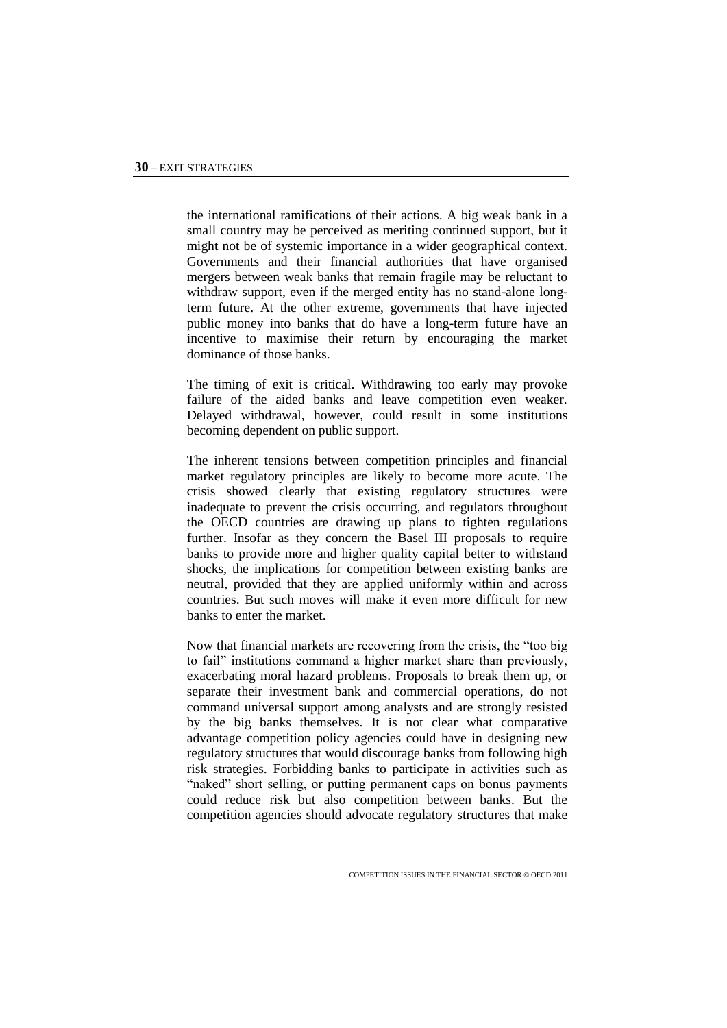the international ramifications of their actions. A big weak bank in a small country may be perceived as meriting continued support, but it might not be of systemic importance in a wider geographical context. Governments and their financial authorities that have organised mergers between weak banks that remain fragile may be reluctant to withdraw support, even if the merged entity has no stand-alone long-term future. At the other extreme, governments that have injected public money into banks that do have a long-term future have an incentive to maximise their return by encouraging the market dominance of those banks.

The timing of exit is critical. Withdrawing too early may provoke failure of the aided banks and leave competition even weaker. Delayed withdrawal, however, could result in some institutions becoming dependent on public support.

The inherent tensions between competition principles and financial market regulatory principles are likely to become more acute. The crisis showed clearly that existing regulatory structures were inadequate to prevent the crisis occurring, and regulators throughout the OECD countries are drawing up plans to tighten regulations further. Insofar as they concern the Basel III proposals to require banks to provide more and higher quality capital better to withstand shocks, the implications for competition between existing banks are neutral, provided that they are applied uniformly within and across countries. But such moves will make it even more difficult for new banks to enter the market.

Now that financial markets are recovering from the crisis, the "too big to fail" institutions command a higher market share than previously, exacerbating moral hazard problems. Proposals to break them up, or separate their investment bank and commercial operations, do not command universal support among analysts and are strongly resisted by the big banks themselves. It is not clear what comparative advantage competition policy agencies could have in designing new regulatory structures that would discourage banks from following high risk strategies. Forbidding banks to participate in activities such as "naked" short selling, or putting permanent caps on bonus payments could reduce risk but also competition between banks. But the competition agencies should advocate regulatory structures that make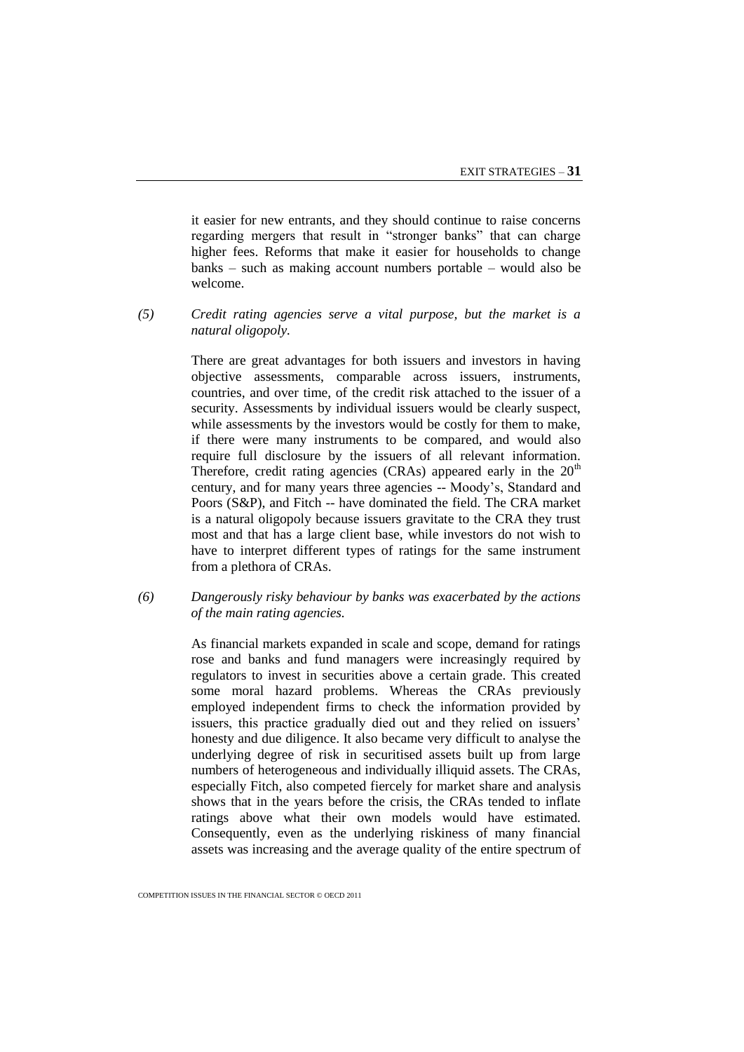it easier for new entrants, and they should continue to raise concerns regarding mergers that result in "stronger banks" that can charge higher fees. Reforms that make it easier for households to change banks – such as making account numbers portable – would also be welcome.

*(5) Credit rating agencies serve a vital purpose, but the market is a natural oligopoly.*

There are great advantages for both issuers and investors in having objective assessments, comparable across issuers, instruments, countries, and over time, of the credit risk attached to the issuer of a security. Assessments by individual issuers would be clearly suspect, while assessments by the investors would be costly for them to make, if there were many instruments to be compared, and would also require full disclosure by the issuers of all relevant information. Therefore, credit rating agencies (CRAs) appeared early in the 20th century, and for many years three agencies -- Moody's, Standard and Poors (S&P), and Fitch -- have dominated the field. The CRA market is a natural oligopoly because issuers gravitate to the CRA they trust most and that has a large client base, while investors do not wish to have to interpret different types of ratings for the same instrument from a plethora of CRAs.

*(6) Dangerously risky behaviour by banks was exacerbated by the actions of the main rating agencies.*

As financial markets expanded in scale and scope, demand for ratings rose and banks and fund managers were increasingly required by regulators to invest in securities above a certain grade. This created some moral hazard problems. Whereas the CRAs previously employed independent firms to check the information provided by issuers, this practice gradually died out and they relied on issuers' honesty and due diligence. It also became very difficult to analyse the underlying degree of risk in securitised assets built up from large numbers of heterogeneous and individually illiquid assets. The CRAs, especially Fitch, also competed fiercely for market share and analysis shows that in the years before the crisis, the CRAs tended to inflate ratings above what their own models would have estimated. Consequently, even as the underlying riskiness of many financial assets was increasing and the average quality of the entire spectrum of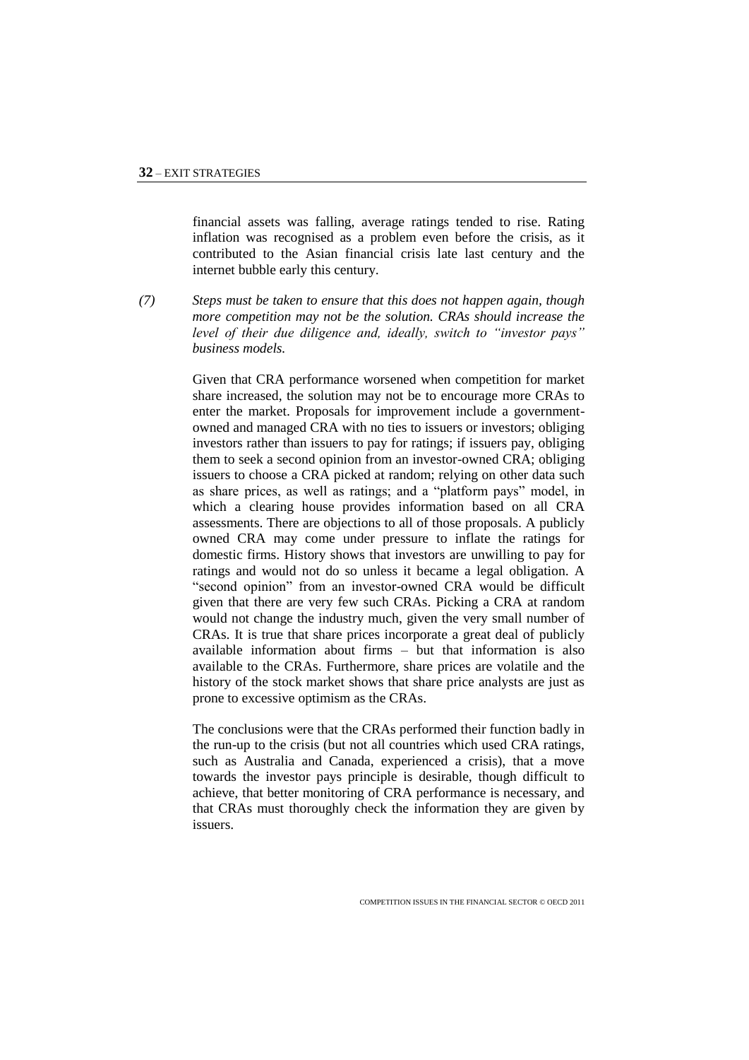financial assets was falling, average ratings tended to rise. Rating inflation was recognised as a problem even before the crisis, as it contributed to the Asian financial crisis late last century and the internet bubble early this century.

*(7) Steps must be taken to ensure that this does not happen again, though more competition may not be the solution. CRAs should increase the level of their due diligence and, ideally, switch to "investor pays" business models.*

Given that CRA performance worsened when competition for market share increased, the solution may not be to encourage more CRAs to enter the market. Proposals for improvement include a government-owned and managed CRA with no ties to issuers or investors; obliging investors rather than issuers to pay for ratings; if issuers pay, obliging them to seek a second opinion from an investor-owned CRA; obliging issuers to choose a CRA picked at random; relying on other data such as share prices, as well as ratings; and a "platform pays" model, in which a clearing house provides information based on all CRA assessments. There are objections to all of those proposals. A publicly owned CRA may come under pressure to inflate the ratings for domestic firms. History shows that investors are unwilling to pay for ratings and would not do so unless it became a legal obligation. A "second opinion" from an investor-owned CRA would be difficult given that there are very few such CRAs. Picking a CRA at random would not change the industry much, given the very small number of CRAs. It is true that share prices incorporate a great deal of publicly available information about firms – but that information is also available to the CRAs. Furthermore, share prices are volatile and the history of the stock market shows that share price analysts are just as prone to excessive optimism as the CRAs.

The conclusions were that the CRAs performed their function badly in the run-up to the crisis (but not all countries which used CRA ratings, such as Australia and Canada, experienced a crisis), that a move towards the investor pays principle is desirable, though difficult to achieve, that better monitoring of CRA performance is necessary, and that CRAs must thoroughly check the information they are given by issuers.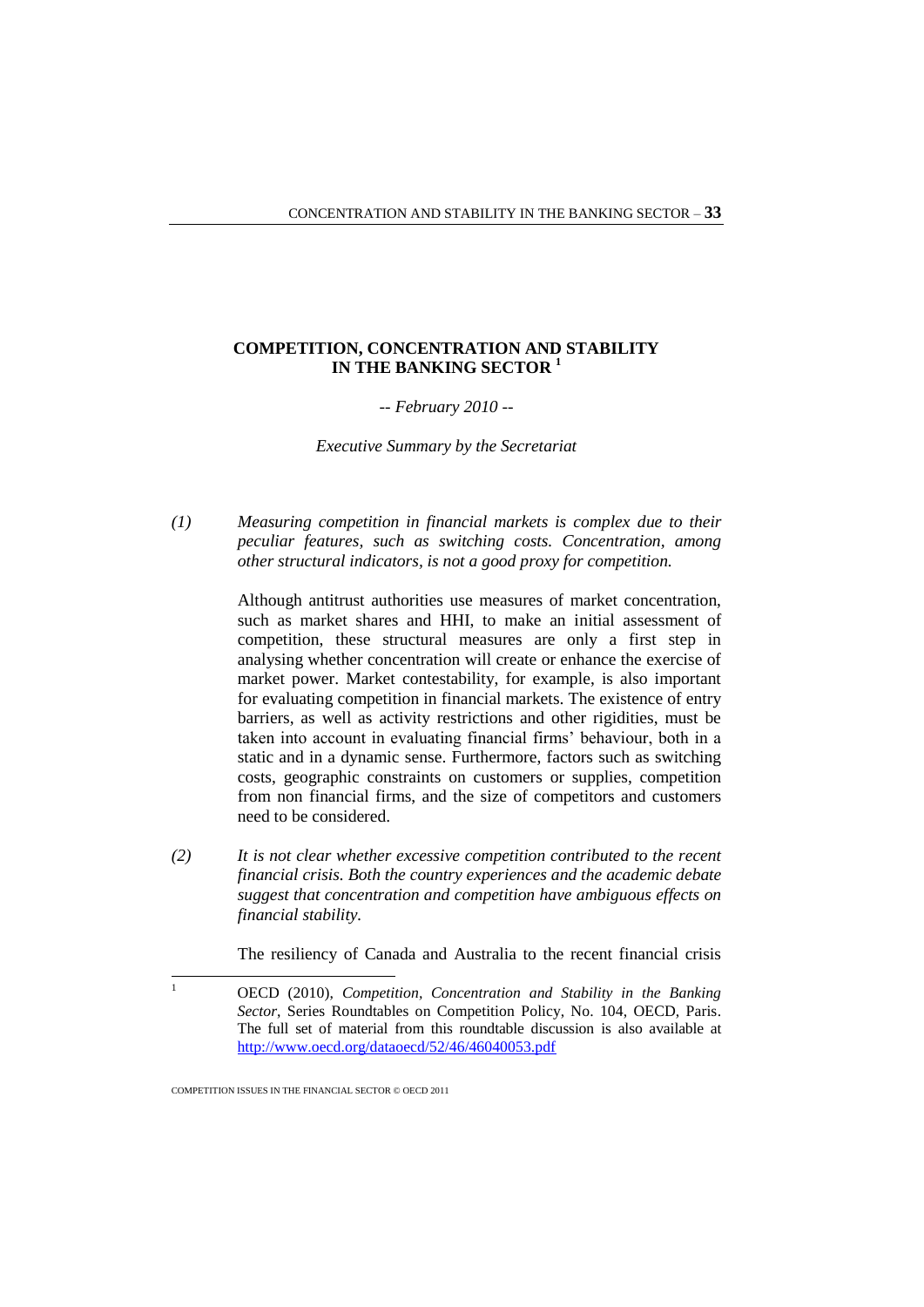# COMPETITION, CONCENTRATION AND STABILITY IN THE BANKING SECTOR [1]

*-- February 2010 --*

*Executive Summary by the Secretariat*

*(1) Measuring competition in financial markets is complex due to their peculiar features, such as switching costs. Concentration, among other structural indicators, is not a good proxy for competition.*

Although antitrust authorities use measures of market concentration, such as market shares and HHI, to make an initial assessment of competition, these structural measures are only a first step in analysing whether concentration will create or enhance the exercise of market power. Market contestability, for example, is also important for evaluating competition in financial markets. The existence of entry barriers, as well as activity restrictions and other rigidities, must be taken into account in evaluating financial firms' behaviour, both in a static and in a dynamic sense. Furthermore, factors such as switching costs, geographic constraints on customers or supplies, competition from non financial firms, and the size of competitors and customers need to be considered.

*(2) It is not clear whether excessive competition contributed to the recent financial crisis. Both the country experiences and the academic debate suggest that concentration and competition have ambiguous effects on financial stability.*

The resiliency of Canada and Australia to the recent financial crisis

---

[1] OECD (2010), *Competition, Concentration and Stability in the Banking Sector*, Series Roundtables on Competition Policy, No. 104, OECD, Paris. The full set of material from this roundtable discussion is also available at http://www.oecd.org/dataoecd/52/46/46040053.pdf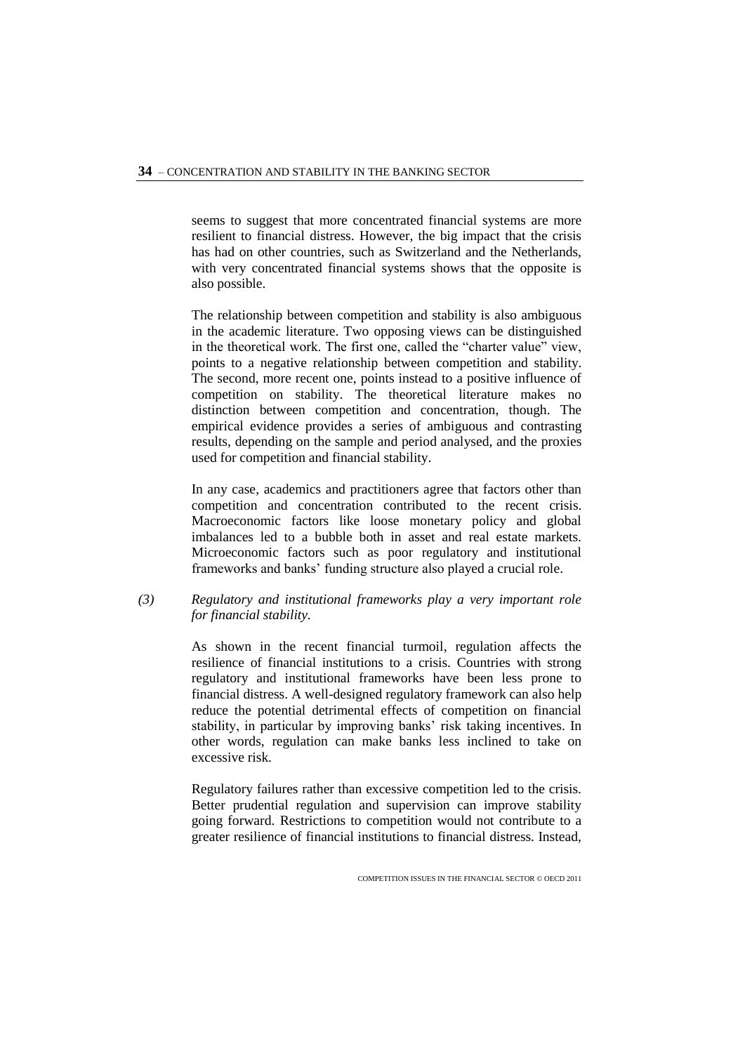seems to suggest that more concentrated financial systems are more resilient to financial distress. However, the big impact that the crisis has had on other countries, such as Switzerland and the Netherlands, with very concentrated financial systems shows that the opposite is also possible.

The relationship between competition and stability is also ambiguous in the academic literature. Two opposing views can be distinguished in the theoretical work. The first one, called the "charter value" view, points to a negative relationship between competition and stability. The second, more recent one, points instead to a positive influence of competition on stability. The theoretical literature makes no distinction between competition and concentration, though. The empirical evidence provides a series of ambiguous and contrasting results, depending on the sample and period analysed, and the proxies used for competition and financial stability.

In any case, academics and practitioners agree that factors other than competition and concentration contributed to the recent crisis. Macroeconomic factors like loose monetary policy and global imbalances led to a bubble both in asset and real estate markets. Microeconomic factors such as poor regulatory and institutional frameworks and banks' funding structure also played a crucial role.

*(3) Regulatory and institutional frameworks play a very important role for financial stability.*

As shown in the recent financial turmoil, regulation affects the resilience of financial institutions to a crisis. Countries with strong regulatory and institutional frameworks have been less prone to financial distress. A well-designed regulatory framework can also help reduce the potential detrimental effects of competition on financial stability, in particular by improving banks' risk taking incentives. In other words, regulation can make banks less inclined to take on excessive risk.

Regulatory failures rather than excessive competition led to the crisis. Better prudential regulation and supervision can improve stability going forward. Restrictions to competition would not contribute to a greater resilience of financial institutions to financial distress. Instead,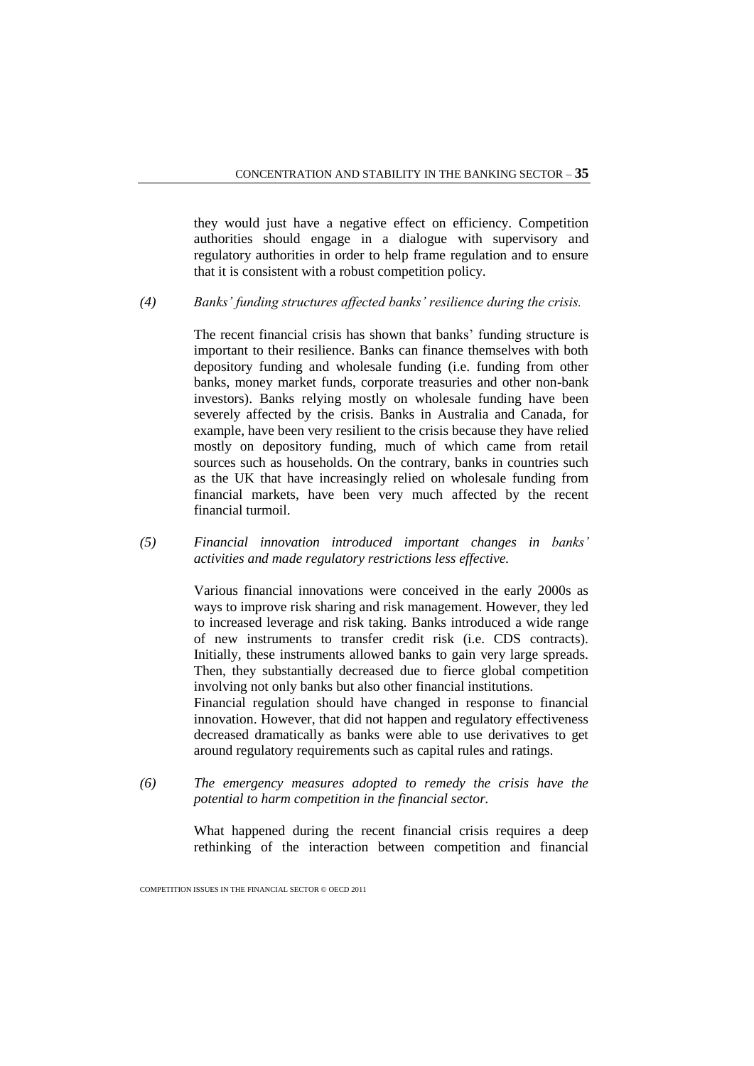they would just have a negative effect on efficiency. Competition authorities should engage in a dialogue with supervisory and regulatory authorities in order to help frame regulation and to ensure that it is consistent with a robust competition policy.

*(4) Banks' funding structures affected banks' resilience during the crisis.*

The recent financial crisis has shown that banks' funding structure is important to their resilience. Banks can finance themselves with both depository funding and wholesale funding (i.e. funding from other banks, money market funds, corporate treasuries and other non-bank investors). Banks relying mostly on wholesale funding have been severely affected by the crisis. Banks in Australia and Canada, for example, have been very resilient to the crisis because they have relied mostly on depository funding, much of which came from retail sources such as households. On the contrary, banks in countries such as the UK that have increasingly relied on wholesale funding from financial markets, have been very much affected by the recent financial turmoil.

*(5) Financial innovation introduced important changes in banks' activities and made regulatory restrictions less effective.*

Various financial innovations were conceived in the early 2000s as ways to improve risk sharing and risk management. However, they led to increased leverage and risk taking. Banks introduced a wide range of new instruments to transfer credit risk (i.e. CDS contracts). Initially, these instruments allowed banks to gain very large spreads. Then, they substantially decreased due to fierce global competition involving not only banks but also other financial institutions.
Financial regulation should have changed in response to financial innovation. However, that did not happen and regulatory effectiveness decreased dramatically as banks were able to use derivatives to get around regulatory requirements such as capital rules and ratings.

*(6) The emergency measures adopted to remedy the crisis have the potential to harm competition in the financial sector.*

What happened during the recent financial crisis requires a deep rethinking of the interaction between competition and financial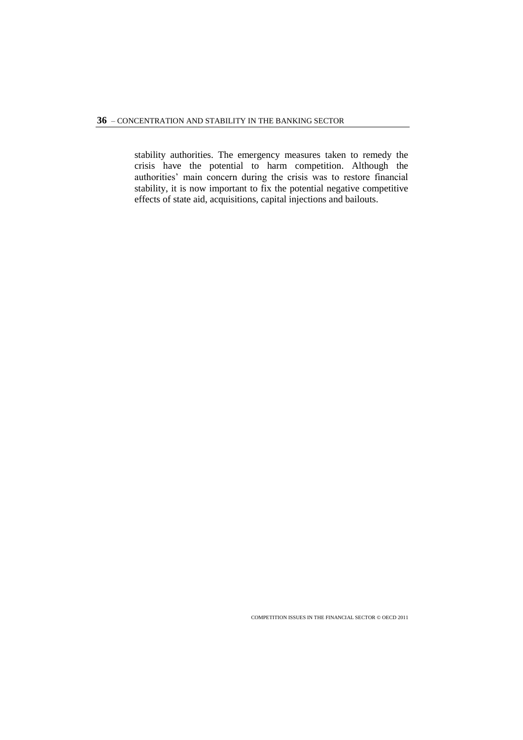stability authorities. The emergency measures taken to remedy the crisis have the potential to harm competition. Although the authorities' main concern during the crisis was to restore financial stability, it is now important to fix the potential negative competitive effects of state aid, acquisitions, capital injections and bailouts.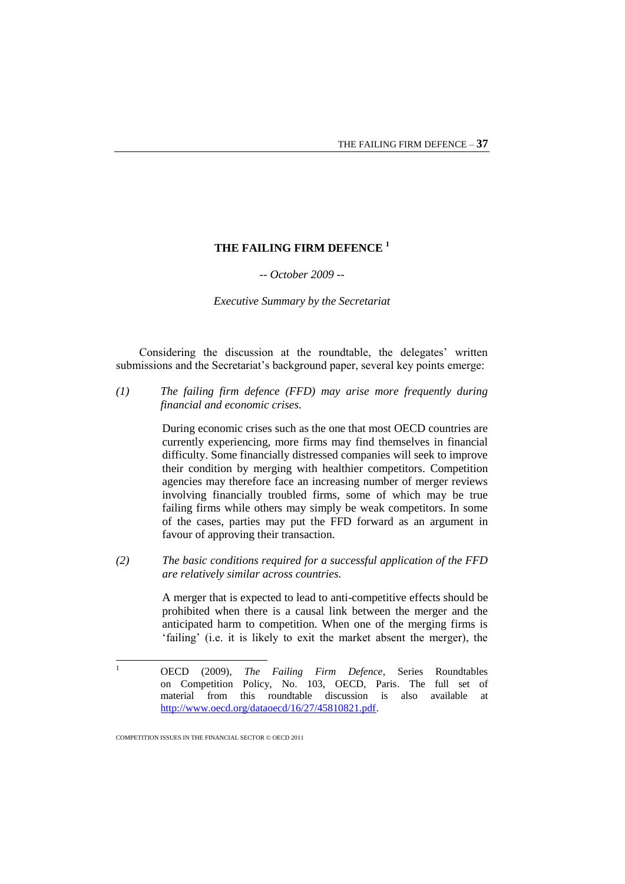# THE FAILING FIRM DEFENCE [1]

*-- October 2009 --*

*Executive Summary by the Secretariat*

Considering the discussion at the roundtable, the delegates' written submissions and the Secretariat's background paper, several key points emerge:

*(1) The failing firm defence (FFD) may arise more frequently during financial and economic crises.*

During economic crises such as the one that most OECD countries are currently experiencing, more firms may find themselves in financial difficulty. Some financially distressed companies will seek to improve their condition by merging with healthier competitors. Competition agencies may therefore face an increasing number of merger reviews involving financially troubled firms, some of which may be true failing firms while others may simply be weak competitors. In some of the cases, parties may put the FFD forward as an argument in favour of approving their transaction.

*(2) The basic conditions required for a successful application of the FFD are relatively similar across countries.*

A merger that is expected to lead to anti-competitive effects should be prohibited when there is a causal link between the merger and the anticipated harm to competition. When one of the merging firms is 'failing' (i.e. it is likely to exit the market absent the merger), the

---

[1] OECD (2009), *The Failing Firm Defence*, Series Roundtables on Competition Policy, No. 103, OECD, Paris. The full set of material from this roundtable discussion is also available at http://www.oecd.org/dataoecd/16/27/45810821.pdf.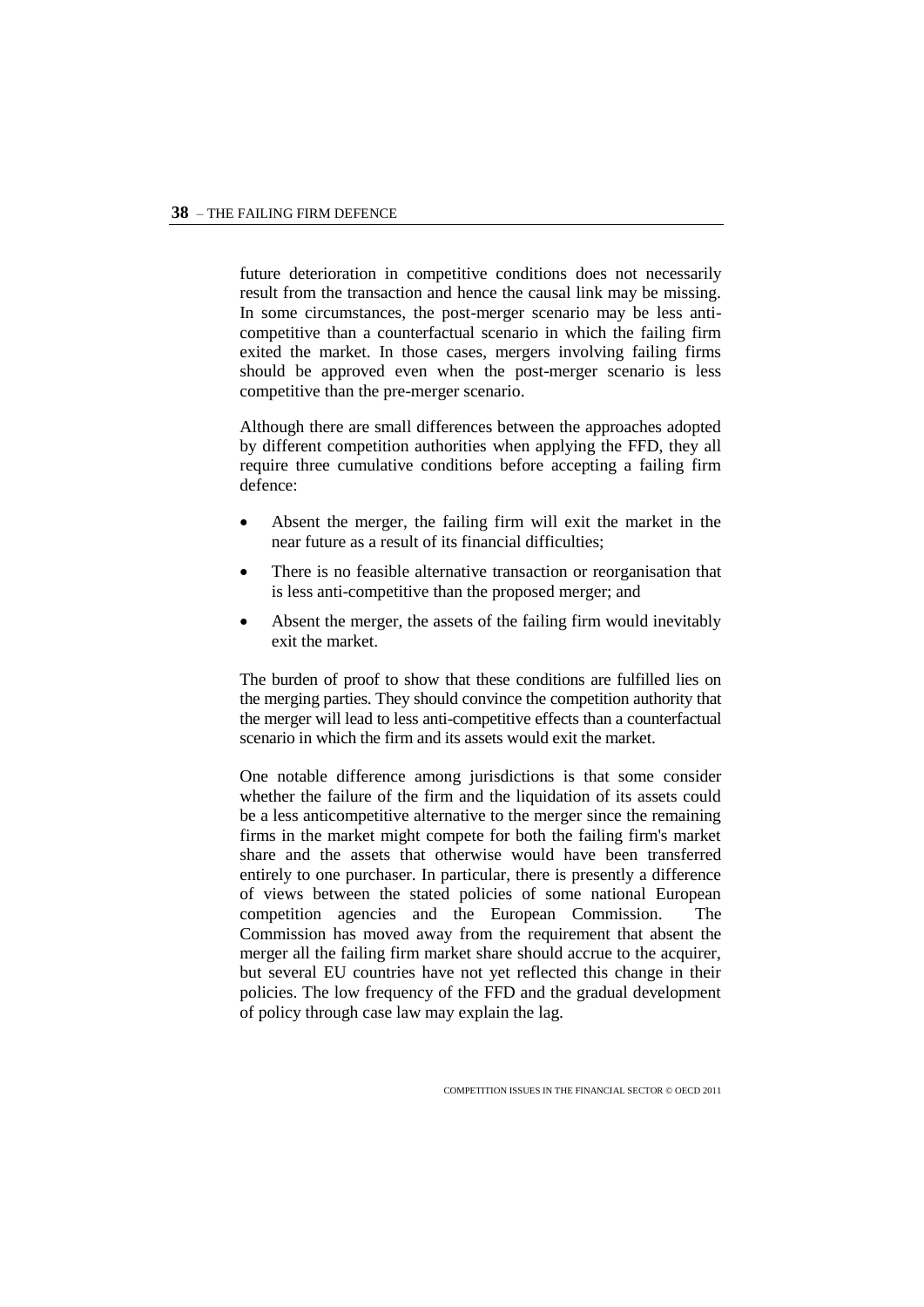future deterioration in competitive conditions does not necessarily result from the transaction and hence the causal link may be missing. In some circumstances, the post-merger scenario may be less anti-competitive than a counterfactual scenario in which the failing firm exited the market. In those cases, mergers involving failing firms should be approved even when the post-merger scenario is less competitive than the pre-merger scenario.

Although there are small differences between the approaches adopted by different competition authorities when applying the FFD, they all require three cumulative conditions before accepting a failing firm defence:

- Absent the merger, the failing firm will exit the market in the near future as a result of its financial difficulties;
- There is no feasible alternative transaction or reorganisation that is less anti-competitive than the proposed merger; and
- Absent the merger, the assets of the failing firm would inevitably exit the market.

The burden of proof to show that these conditions are fulfilled lies on the merging parties. They should convince the competition authority that the merger will lead to less anti-competitive effects than a counterfactual scenario in which the firm and its assets would exit the market.

One notable difference among jurisdictions is that some consider whether the failure of the firm and the liquidation of its assets could be a less anticompetitive alternative to the merger since the remaining firms in the market might compete for both the failing firm's market share and the assets that otherwise would have been transferred entirely to one purchaser. In particular, there is presently a difference of views between the stated policies of some national European competition agencies and the European Commission. The Commission has moved away from the requirement that absent the merger all the failing firm market share should accrue to the acquirer, but several EU countries have not yet reflected this change in their policies. The low frequency of the FFD and the gradual development of policy through case law may explain the lag.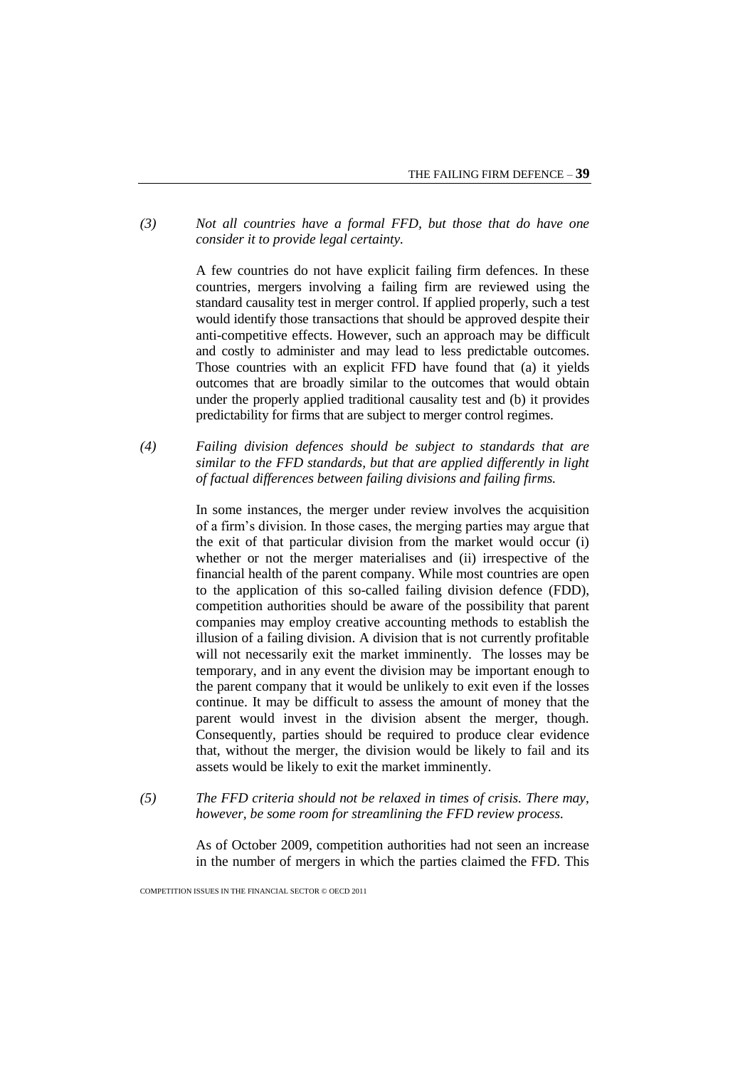*(3) Not all countries have a formal FFD, but those that do have one consider it to provide legal certainty.*

A few countries do not have explicit failing firm defences. In these countries, mergers involving a failing firm are reviewed using the standard causality test in merger control. If applied properly, such a test would identify those transactions that should be approved despite their anti-competitive effects. However, such an approach may be difficult and costly to administer and may lead to less predictable outcomes. Those countries with an explicit FFD have found that (a) it yields outcomes that are broadly similar to the outcomes that would obtain under the properly applied traditional causality test and (b) it provides predictability for firms that are subject to merger control regimes.

*(4) Failing division defences should be subject to standards that are similar to the FFD standards, but that are applied differently in light of factual differences between failing divisions and failing firms.*

In some instances, the merger under review involves the acquisition of a firm's division. In those cases, the merging parties may argue that the exit of that particular division from the market would occur (i) whether or not the merger materialises and (ii) irrespective of the financial health of the parent company. While most countries are open to the application of this so-called failing division defence (FDD), competition authorities should be aware of the possibility that parent companies may employ creative accounting methods to establish the illusion of a failing division. A division that is not currently profitable will not necessarily exit the market imminently. The losses may be temporary, and in any event the division may be important enough to the parent company that it would be unlikely to exit even if the losses continue. It may be difficult to assess the amount of money that the parent would invest in the division absent the merger, though. Consequently, parties should be required to produce clear evidence that, without the merger, the division would be likely to fail and its assets would be likely to exit the market imminently.

*(5) The FFD criteria should not be relaxed in times of crisis. There may, however, be some room for streamlining the FFD review process.*

As of October 2009, competition authorities had not seen an increase in the number of mergers in which the parties claimed the FFD. This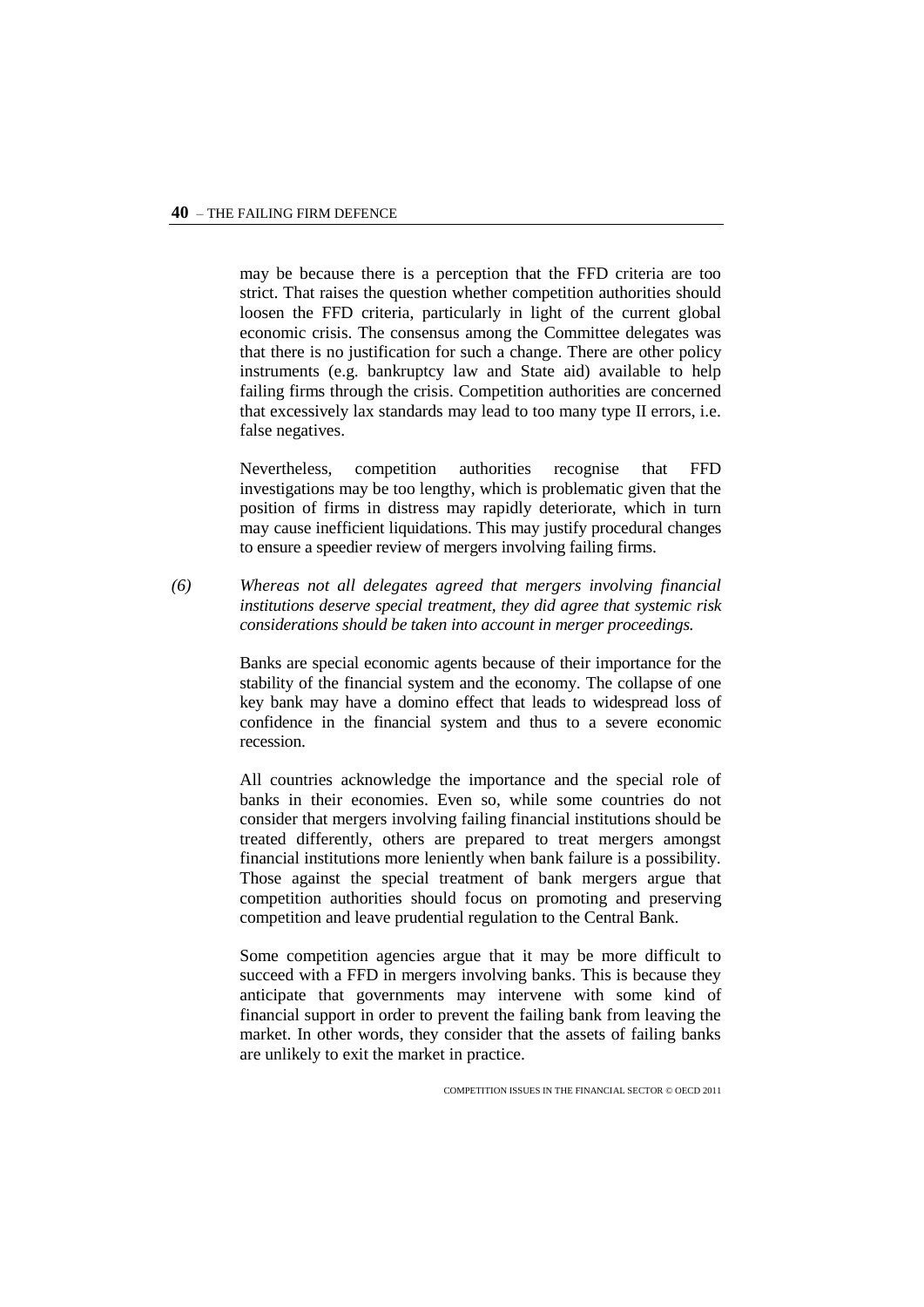may be because there is a perception that the FFD criteria are too strict. That raises the question whether competition authorities should loosen the FFD criteria, particularly in light of the current global economic crisis. The consensus among the Committee delegates was that there is no justification for such a change. There are other policy instruments (e.g. bankruptcy law and State aid) available to help failing firms through the crisis. Competition authorities are concerned that excessively lax standards may lead to too many type II errors, i.e. false negatives.

Nevertheless, competition authorities recognise that FFD investigations may be too lengthy, which is problematic given that the position of firms in distress may rapidly deteriorate, which in turn may cause inefficient liquidations. This may justify procedural changes to ensure a speedier review of mergers involving failing firms.

*(6) Whereas not all delegates agreed that mergers involving financial institutions deserve special treatment, they did agree that systemic risk considerations should be taken into account in merger proceedings.*

Banks are special economic agents because of their importance for the stability of the financial system and the economy. The collapse of one key bank may have a domino effect that leads to widespread loss of confidence in the financial system and thus to a severe economic recession.

All countries acknowledge the importance and the special role of banks in their economies. Even so, while some countries do not consider that mergers involving failing financial institutions should be treated differently, others are prepared to treat mergers amongst financial institutions more leniently when bank failure is a possibility. Those against the special treatment of bank mergers argue that competition authorities should focus on promoting and preserving competition and leave prudential regulation to the Central Bank.

Some competition agencies argue that it may be more difficult to succeed with a FFD in mergers involving banks. This is because they anticipate that governments may intervene with some kind of financial support in order to prevent the failing bank from leaving the market. In other words, they consider that the assets of failing banks are unlikely to exit the market in practice.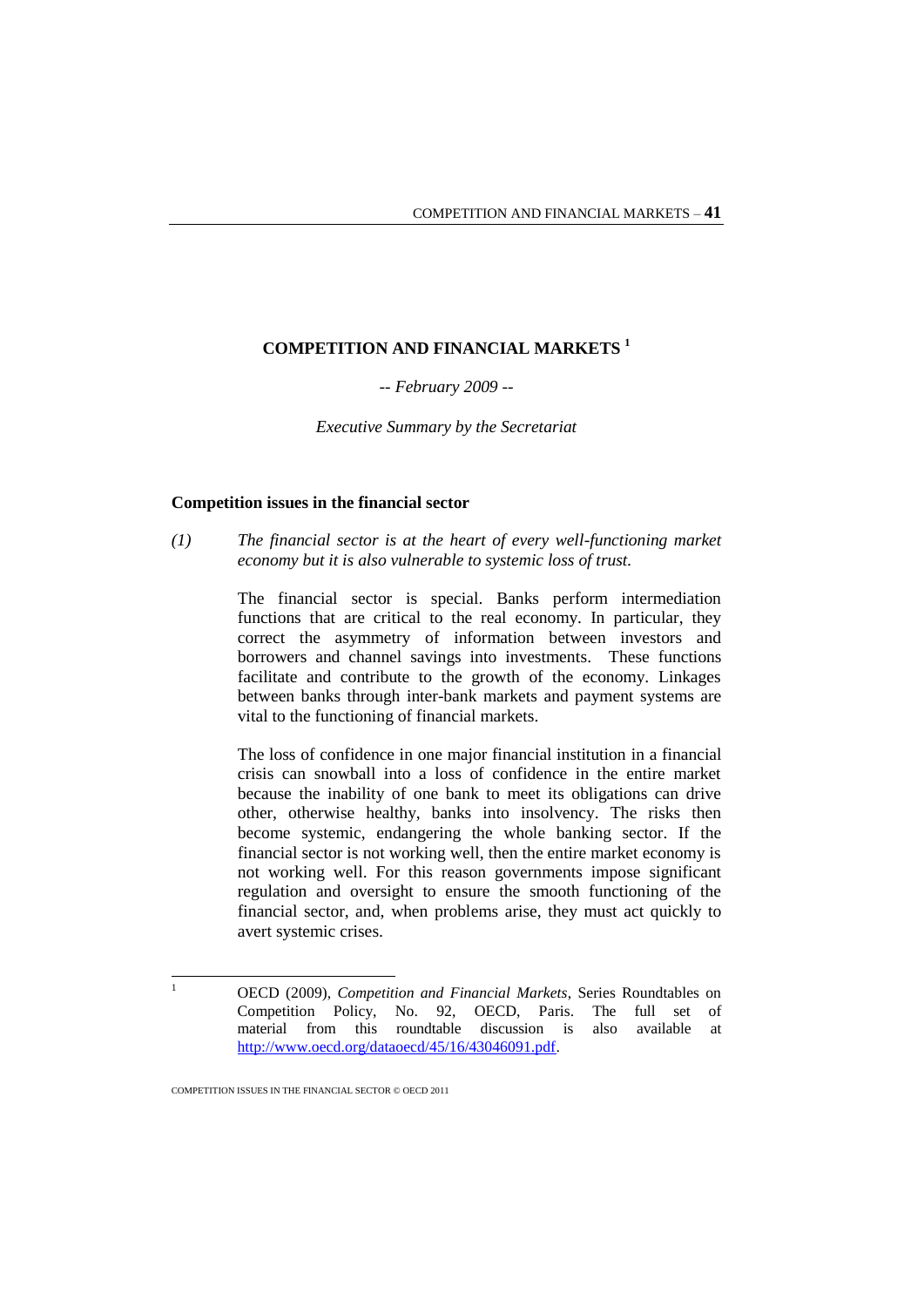# COMPETITION AND FINANCIAL MARKETS [1]

*-- February 2009 --*

*Executive Summary by the Secretariat*

## Competition issues in the financial sector

*(1) The financial sector is at the heart of every well-functioning market economy but it is also vulnerable to systemic loss of trust.*

The financial sector is special. Banks perform intermediation functions that are critical to the real economy. In particular, they correct the asymmetry of information between investors and borrowers and channel savings into investments. These functions facilitate and contribute to the growth of the economy. Linkages between banks through inter-bank markets and payment systems are vital to the functioning of financial markets.

The loss of confidence in one major financial institution in a financial crisis can snowball into a loss of confidence in the entire market because the inability of one bank to meet its obligations can drive other, otherwise healthy, banks into insolvency. The risks then become systemic, endangering the whole banking sector. If the financial sector is not working well, then the entire market economy is not working well. For this reason governments impose significant regulation and oversight to ensure the smooth functioning of the financial sector, and, when problems arise, they must act quickly to avert systemic crises.

---

[1] OECD (2009), *Competition and Financial Markets*, Series Roundtables on Competition Policy, No. 92, OECD, Paris. The full set of material from this roundtable discussion is also available at http://www.oecd.org/dataoecd/45/16/43046091.pdf.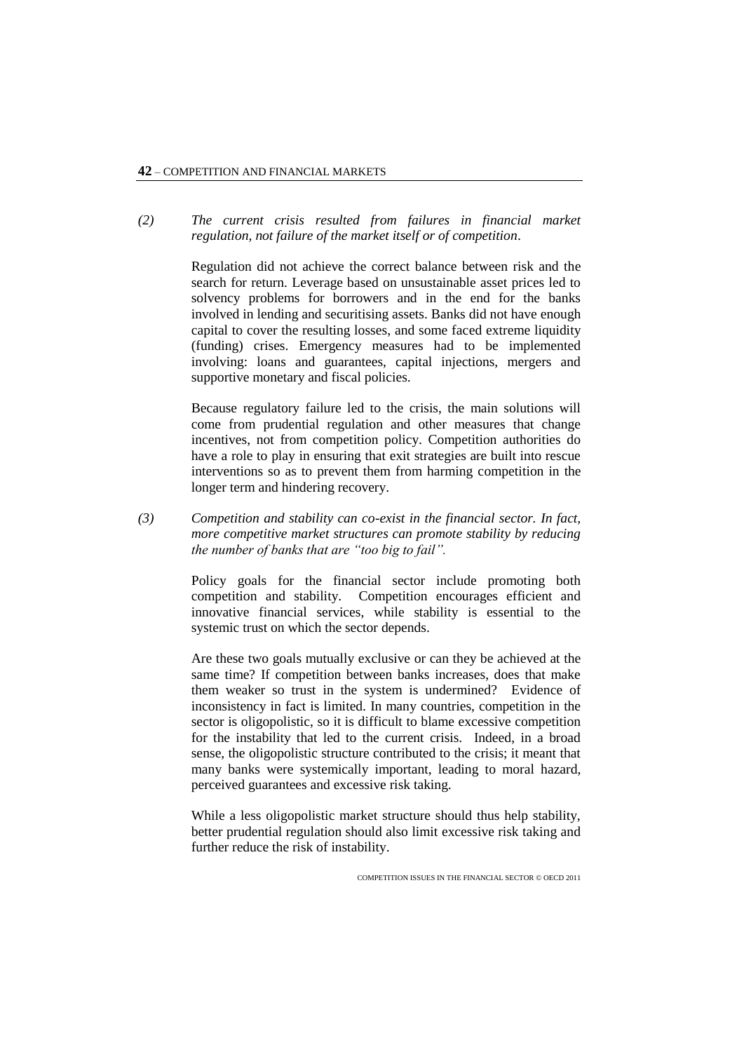*(2) The current crisis resulted from failures in financial market regulation, not failure of the market itself or of competition.*

Regulation did not achieve the correct balance between risk and the search for return. Leverage based on unsustainable asset prices led to solvency problems for borrowers and in the end for the banks involved in lending and securitising assets. Banks did not have enough capital to cover the resulting losses, and some faced extreme liquidity (funding) crises. Emergency measures had to be implemented involving: loans and guarantees, capital injections, mergers and supportive monetary and fiscal policies.

Because regulatory failure led to the crisis, the main solutions will come from prudential regulation and other measures that change incentives, not from competition policy. Competition authorities do have a role to play in ensuring that exit strategies are built into rescue interventions so as to prevent them from harming competition in the longer term and hindering recovery.

*(3) Competition and stability can co-exist in the financial sector. In fact, more competitive market structures can promote stability by reducing the number of banks that are "too big to fail".*

Policy goals for the financial sector include promoting both competition and stability. Competition encourages efficient and innovative financial services, while stability is essential to the systemic trust on which the sector depends.

Are these two goals mutually exclusive or can they be achieved at the same time? If competition between banks increases, does that make them weaker so trust in the system is undermined? Evidence of inconsistency in fact is limited. In many countries, competition in the sector is oligopolistic, so it is difficult to blame excessive competition for the instability that led to the current crisis. Indeed, in a broad sense, the oligopolistic structure contributed to the crisis; it meant that many banks were systemically important, leading to moral hazard, perceived guarantees and excessive risk taking.

While a less oligopolistic market structure should thus help stability, better prudential regulation should also limit excessive risk taking and further reduce the risk of instability.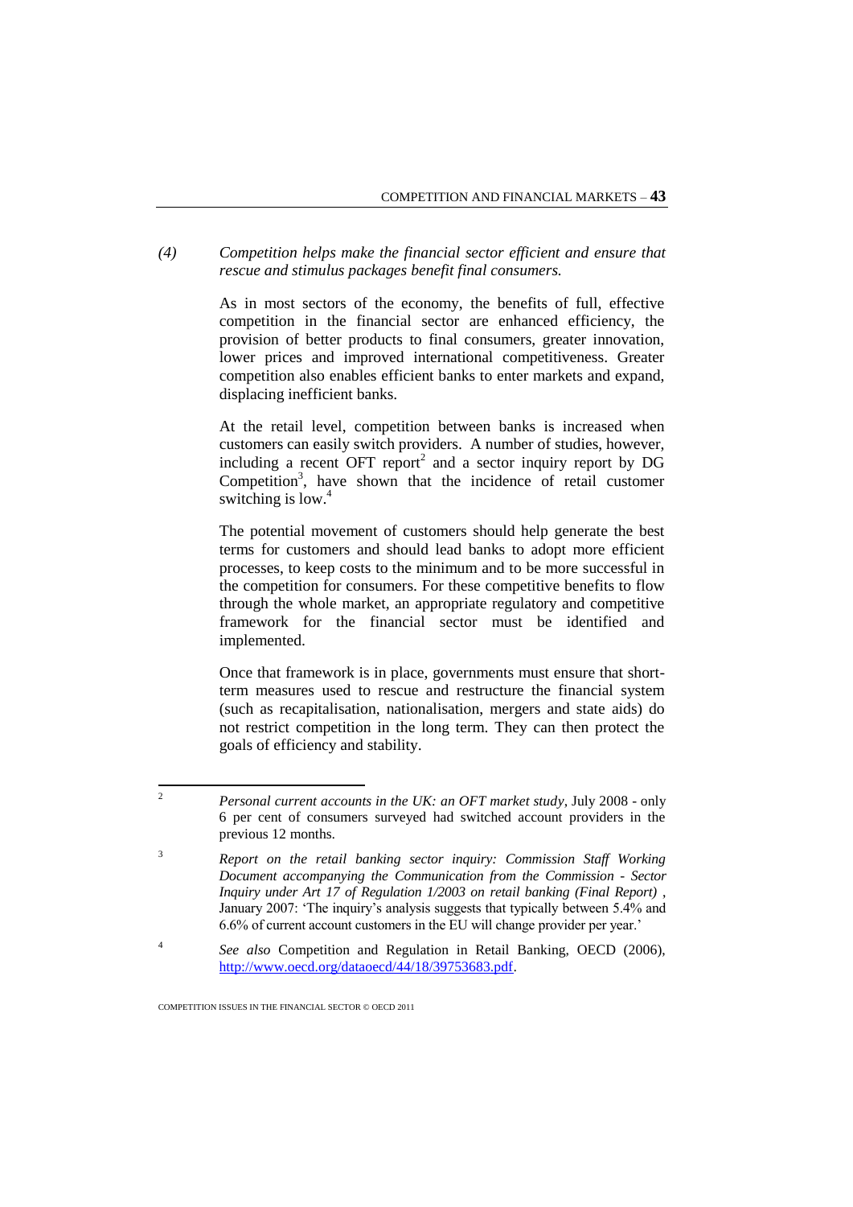*(4) Competition helps make the financial sector efficient and ensure that rescue and stimulus packages benefit final consumers.*

As in most sectors of the economy, the benefits of full, effective competition in the financial sector are enhanced efficiency, the provision of better products to final consumers, greater innovation, lower prices and improved international competitiveness. Greater competition also enables efficient banks to enter markets and expand, displacing inefficient banks.

At the retail level, competition between banks is increased when customers can easily switch providers. A number of studies, however, including a recent OFT report[2] and a sector inquiry report by DG Competition[3], have shown that the incidence of retail customer switching is low.[4]

The potential movement of customers should help generate the best terms for customers and should lead banks to adopt more efficient processes, to keep costs to the minimum and to be more successful in the competition for consumers. For these competitive benefits to flow through the whole market, an appropriate regulatory and competitive framework for the financial sector must be identified and implemented.

Once that framework is in place, governments must ensure that short-term measures used to rescue and restructure the financial system (such as recapitalisation, nationalisation, mergers and state aids) do not restrict competition in the long term. They can then protect the goals of efficiency and stability.

---

[2] *Personal current accounts in the UK: an OFT market study*, July 2008 - only 6 per cent of consumers surveyed had switched account providers in the previous 12 months.

[3] *Report on the retail banking sector inquiry: Commission Staff Working Document accompanying the Communication from the Commission - Sector Inquiry under Art 17 of Regulation 1/2003 on retail banking (Final Report)* , January 2007: 'The inquiry's analysis suggests that typically between 5.4% and 6.6% of current account customers in the EU will change provider per year.'

[4] *See also* Competition and Regulation in Retail Banking, OECD (2006), http://www.oecd.org/dataoecd/44/18/39753683.pdf.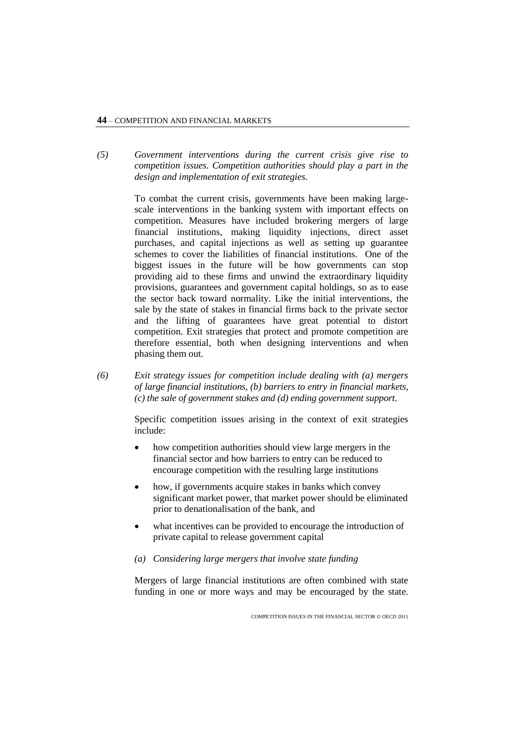*(5) Government interventions during the current crisis give rise to competition issues. Competition authorities should play a part in the design and implementation of exit strategies.*

To combat the current crisis, governments have been making large-scale interventions in the banking system with important effects on competition. Measures have included brokering mergers of large financial institutions, making liquidity injections, direct asset purchases, and capital injections as well as setting up guarantee schemes to cover the liabilities of financial institutions. One of the biggest issues in the future will be how governments can stop providing aid to these firms and unwind the extraordinary liquidity provisions, guarantees and government capital holdings, so as to ease the sector back toward normality. Like the initial interventions, the sale by the state of stakes in financial firms back to the private sector and the lifting of guarantees have great potential to distort competition. Exit strategies that protect and promote competition are therefore essential, both when designing interventions and when phasing them out.

*(6) Exit strategy issues for competition include dealing with (a) mergers of large financial institutions, (b) barriers to entry in financial markets, (c) the sale of government stakes and (d) ending government support.*

Specific competition issues arising in the context of exit strategies include:

- how competition authorities should view large mergers in the financial sector and how barriers to entry can be reduced to encourage competition with the resulting large institutions
- how, if governments acquire stakes in banks which convey significant market power, that market power should be eliminated prior to denationalisation of the bank, and
- what incentives can be provided to encourage the introduction of private capital to release government capital

*(a) Considering large mergers that involve state funding*

Mergers of large financial institutions are often combined with state funding in one or more ways and may be encouraged by the state.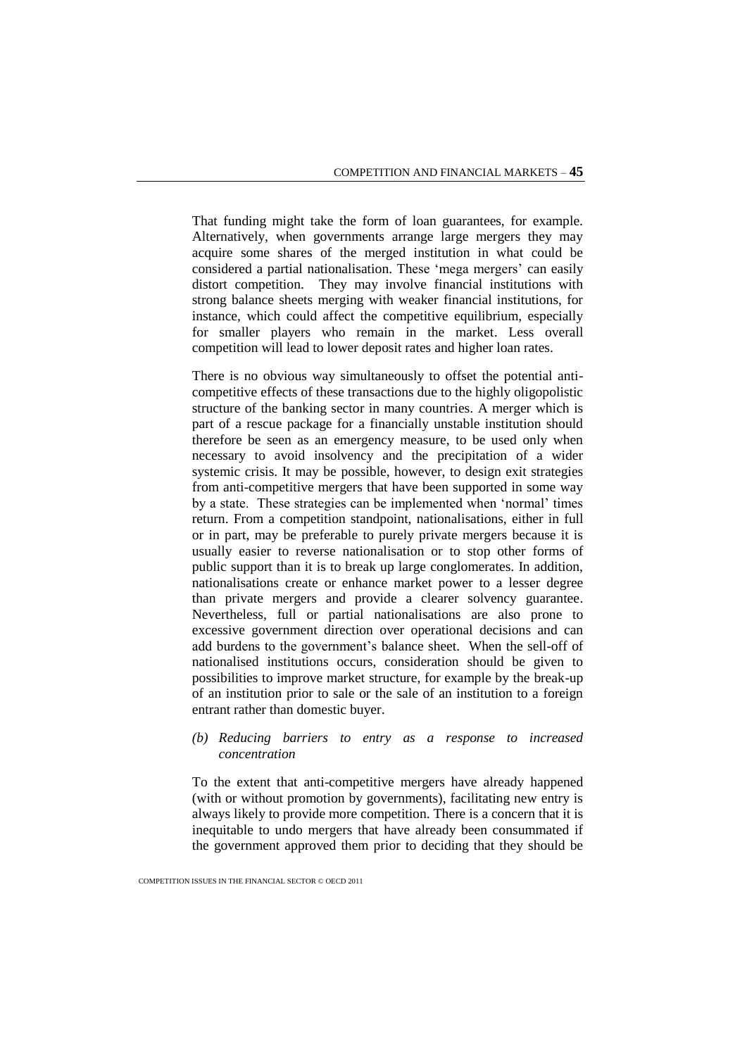That funding might take the form of loan guarantees, for example. Alternatively, when governments arrange large mergers they may acquire some shares of the merged institution in what could be considered a partial nationalisation. These 'mega mergers' can easily distort competition. They may involve financial institutions with strong balance sheets merging with weaker financial institutions, for instance, which could affect the competitive equilibrium, especially for smaller players who remain in the market. Less overall competition will lead to lower deposit rates and higher loan rates.

There is no obvious way simultaneously to offset the potential anti-competitive effects of these transactions due to the highly oligopolistic structure of the banking sector in many countries. A merger which is part of a rescue package for a financially unstable institution should therefore be seen as an emergency measure, to be used only when necessary to avoid insolvency and the precipitation of a wider systemic crisis. It may be possible, however, to design exit strategies from anti-competitive mergers that have been supported in some way by a state. These strategies can be implemented when 'normal' times return. From a competition standpoint, nationalisations, either in full or in part, may be preferable to purely private mergers because it is usually easier to reverse nationalisation or to stop other forms of public support than it is to break up large conglomerates. In addition, nationalisations create or enhance market power to a lesser degree than private mergers and provide a clearer solvency guarantee. Nevertheless, full or partial nationalisations are also prone to excessive government direction over operational decisions and can add burdens to the government's balance sheet. When the sell-off of nationalised institutions occurs, consideration should be given to possibilities to improve market structure, for example by the break-up of an institution prior to sale or the sale of an institution to a foreign entrant rather than domestic buyer.

*(b) Reducing barriers to entry as a response to increased concentration*

To the extent that anti-competitive mergers have already happened (with or without promotion by governments), facilitating new entry is always likely to provide more competition. There is a concern that it is inequitable to undo mergers that have already been consummated if the government approved them prior to deciding that they should be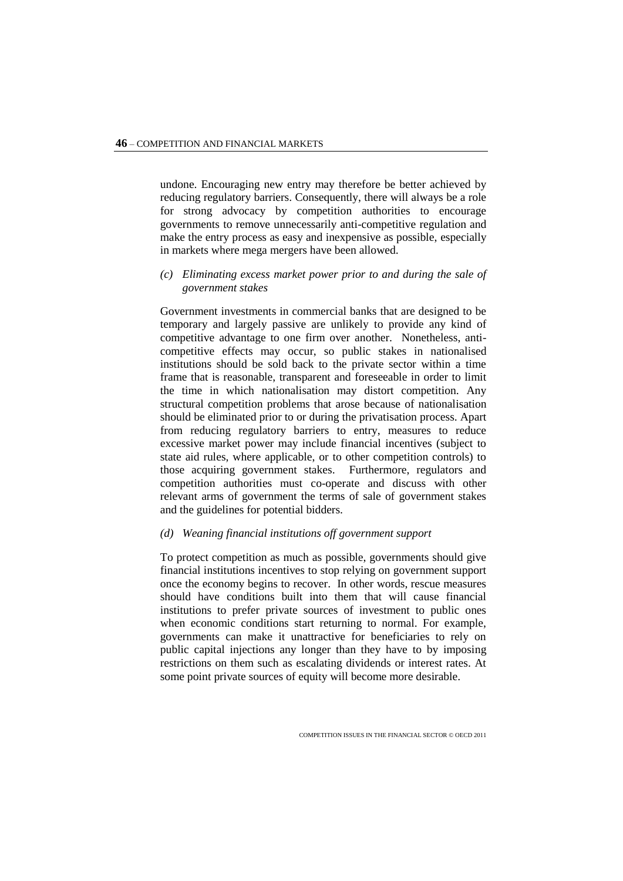undone. Encouraging new entry may therefore be better achieved by reducing regulatory barriers. Consequently, there will always be a role for strong advocacy by competition authorities to encourage governments to remove unnecessarily anti-competitive regulation and make the entry process as easy and inexpensive as possible, especially in markets where mega mergers have been allowed.

*(c) Eliminating excess market power prior to and during the sale of government stakes*

Government investments in commercial banks that are designed to be temporary and largely passive are unlikely to provide any kind of competitive advantage to one firm over another. Nonetheless, anti-competitive effects may occur, so public stakes in nationalised institutions should be sold back to the private sector within a time frame that is reasonable, transparent and foreseeable in order to limit the time in which nationalisation may distort competition. Any structural competition problems that arose because of nationalisation should be eliminated prior to or during the privatisation process. Apart from reducing regulatory barriers to entry, measures to reduce excessive market power may include financial incentives (subject to state aid rules, where applicable, or to other competition controls) to those acquiring government stakes. Furthermore, regulators and competition authorities must co-operate and discuss with other relevant arms of government the terms of sale of government stakes and the guidelines for potential bidders.

*(d) Weaning financial institutions off government support*

To protect competition as much as possible, governments should give financial institutions incentives to stop relying on government support once the economy begins to recover. In other words, rescue measures should have conditions built into them that will cause financial institutions to prefer private sources of investment to public ones when economic conditions start returning to normal. For example, governments can make it unattractive for beneficiaries to rely on public capital injections any longer than they have to by imposing restrictions on them such as escalating dividends or interest rates. At some point private sources of equity will become more desirable.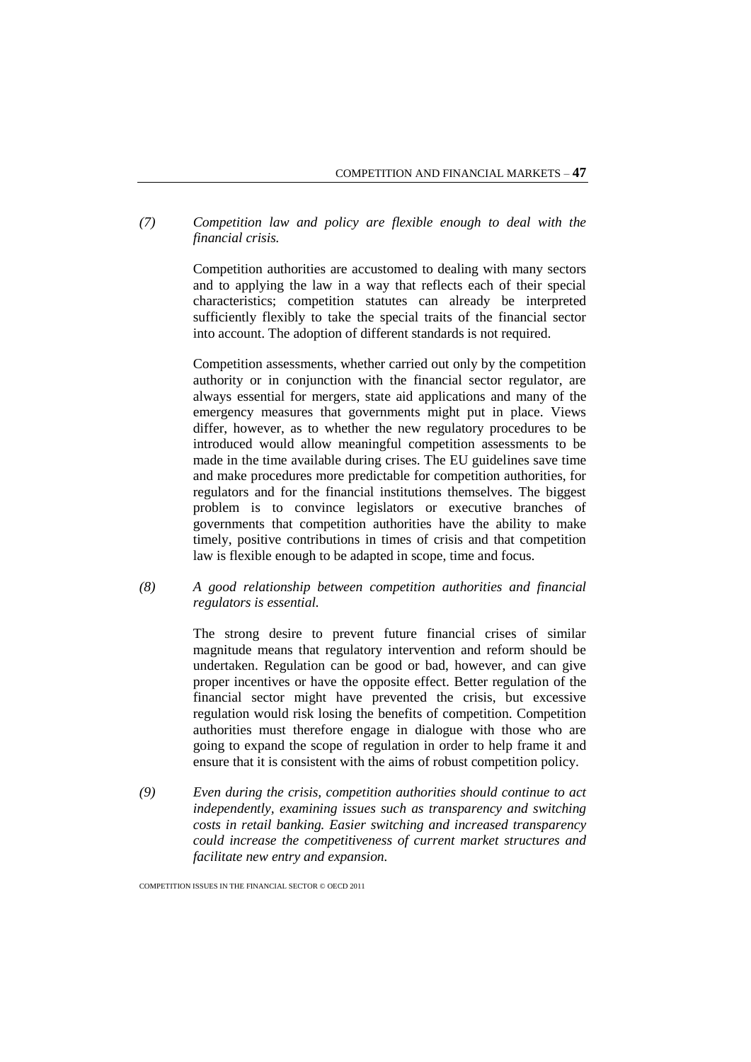(7) *Competition law and policy are flexible enough to deal with the financial crisis.*

Competition authorities are accustomed to dealing with many sectors and to applying the law in a way that reflects each of their special characteristics; competition statutes can already be interpreted sufficiently flexibly to take the special traits of the financial sector into account. The adoption of different standards is not required.

Competition assessments, whether carried out only by the competition authority or in conjunction with the financial sector regulator, are always essential for mergers, state aid applications and many of the emergency measures that governments might put in place. Views differ, however, as to whether the new regulatory procedures to be introduced would allow meaningful competition assessments to be made in the time available during crises. The EU guidelines save time and make procedures more predictable for competition authorities, for regulators and for the financial institutions themselves. The biggest problem is to convince legislators or executive branches of governments that competition authorities have the ability to make timely, positive contributions in times of crisis and that competition law is flexible enough to be adapted in scope, time and focus.

(8) *A good relationship between competition authorities and financial regulators is essential.*

The strong desire to prevent future financial crises of similar magnitude means that regulatory intervention and reform should be undertaken. Regulation can be good or bad, however, and can give proper incentives or have the opposite effect. Better regulation of the financial sector might have prevented the crisis, but excessive regulation would risk losing the benefits of competition. Competition authorities must therefore engage in dialogue with those who are going to expand the scope of regulation in order to help frame it and ensure that it is consistent with the aims of robust competition policy.

(9) *Even during the crisis, competition authorities should continue to act independently, examining issues such as transparency and switching costs in retail banking. Easier switching and increased transparency could increase the competitiveness of current market structures and facilitate new entry and expansion.*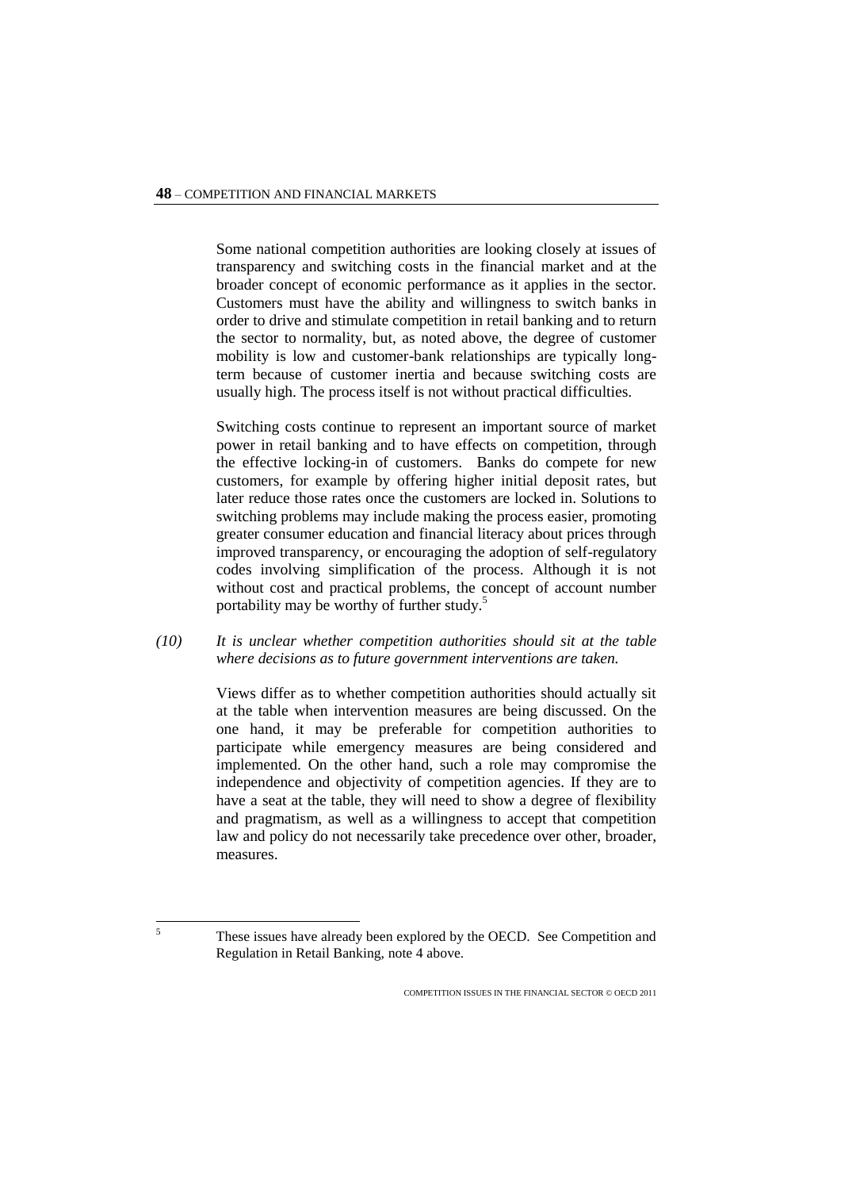Some national competition authorities are looking closely at issues of transparency and switching costs in the financial market and at the broader concept of economic performance as it applies in the sector. Customers must have the ability and willingness to switch banks in order to drive and stimulate competition in retail banking and to return the sector to normality, but, as noted above, the degree of customer mobility is low and customer-bank relationships are typically long-term because of customer inertia and because switching costs are usually high. The process itself is not without practical difficulties.

Switching costs continue to represent an important source of market power in retail banking and to have effects on competition, through the effective locking-in of customers. Banks do compete for new customers, for example by offering higher initial deposit rates, but later reduce those rates once the customers are locked in. Solutions to switching problems may include making the process easier, promoting greater consumer education and financial literacy about prices through improved transparency, or encouraging the adoption of self-regulatory codes involving simplification of the process. Although it is not without cost and practical problems, the concept of account number portability may be worthy of further study.[5]

*(10) It is unclear whether competition authorities should sit at the table where decisions as to future government interventions are taken.*

Views differ as to whether competition authorities should actually sit at the table when intervention measures are being discussed. On the one hand, it may be preferable for competition authorities to participate while emergency measures are being considered and implemented. On the other hand, such a role may compromise the independence and objectivity of competition agencies. If they are to have a seat at the table, they will need to show a degree of flexibility and pragmatism, as well as a willingness to accept that competition law and policy do not necessarily take precedence over other, broader, measures.

---

5 These issues have already been explored by the OECD. See Competition and Regulation in Retail Banking, note 4 above.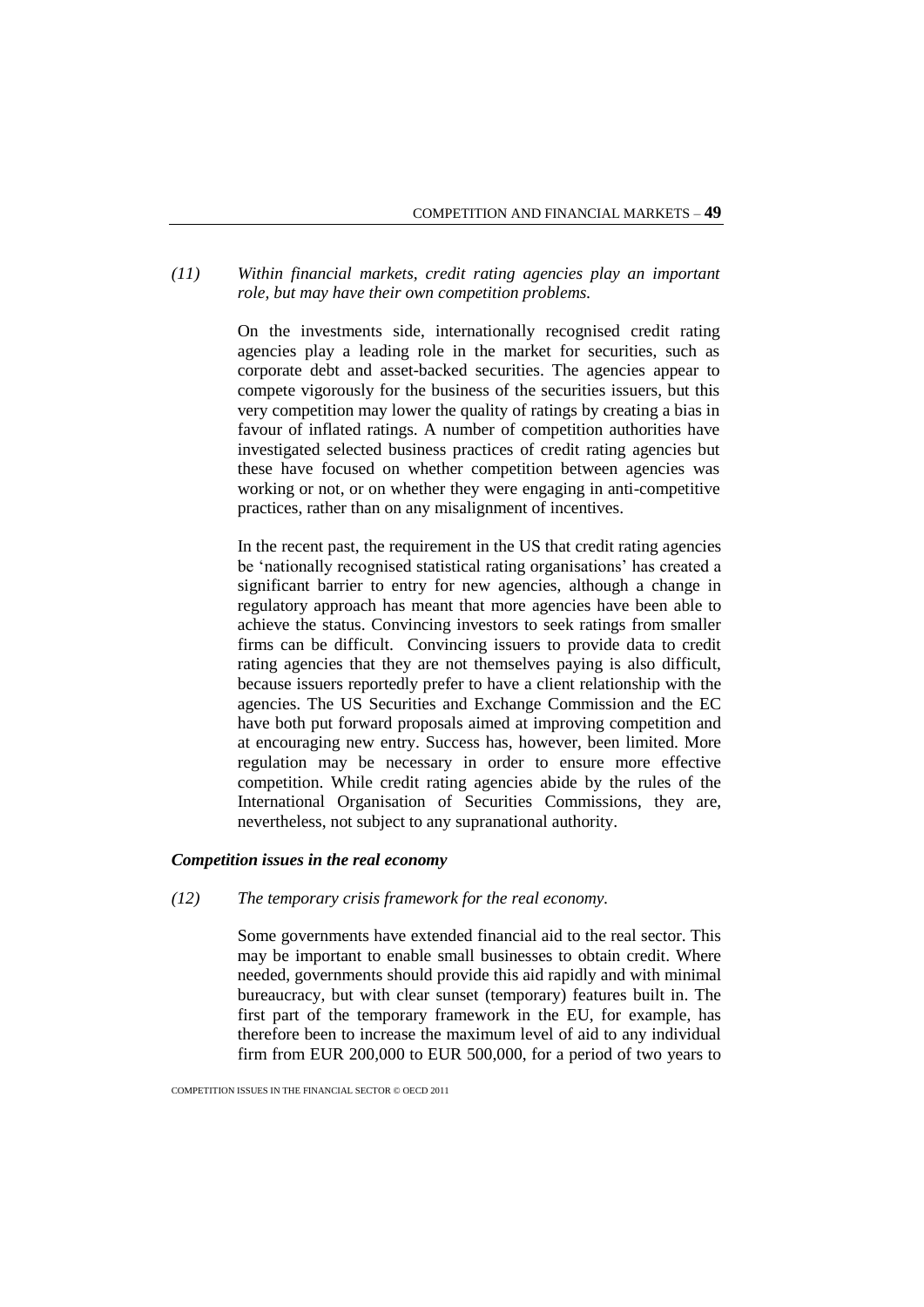*(11) Within financial markets, credit rating agencies play an important role, but may have their own competition problems.*

On the investments side, internationally recognised credit rating agencies play a leading role in the market for securities, such as corporate debt and asset-backed securities. The agencies appear to compete vigorously for the business of the securities issuers, but this very competition may lower the quality of ratings by creating a bias in favour of inflated ratings. A number of competition authorities have investigated selected business practices of credit rating agencies but these have focused on whether competition between agencies was working or not, or on whether they were engaging in anti-competitive practices, rather than on any misalignment of incentives.

In the recent past, the requirement in the US that credit rating agencies be 'nationally recognised statistical rating organisations' has created a significant barrier to entry for new agencies, although a change in regulatory approach has meant that more agencies have been able to achieve the status. Convincing investors to seek ratings from smaller firms can be difficult. Convincing issuers to provide data to credit rating agencies that they are not themselves paying is also difficult, because issuers reportedly prefer to have a client relationship with the agencies. The US Securities and Exchange Commission and the EC have both put forward proposals aimed at improving competition and at encouraging new entry. Success has, however, been limited. More regulation may be necessary in order to ensure more effective competition. While credit rating agencies abide by the rules of the International Organisation of Securities Commissions, they are, nevertheless, not subject to any supranational authority.

***Competition issues in the real economy***

*(12) The temporary crisis framework for the real economy.*

Some governments have extended financial aid to the real sector. This may be important to enable small businesses to obtain credit. Where needed, governments should provide this aid rapidly and with minimal bureaucracy, but with clear sunset (temporary) features built in. The first part of the temporary framework in the EU, for example, has therefore been to increase the maximum level of aid to any individual firm from EUR 200,000 to EUR 500,000, for a period of two years to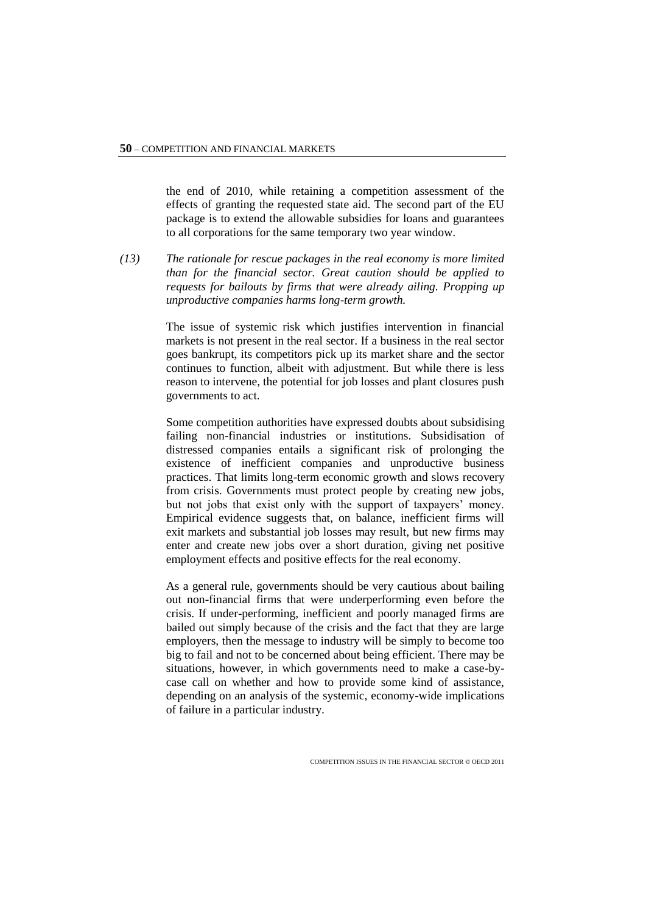the end of 2010, while retaining a competition assessment of the effects of granting the requested state aid. The second part of the EU package is to extend the allowable subsidies for loans and guarantees to all corporations for the same temporary two year window.

*(13) The rationale for rescue packages in the real economy is more limited than for the financial sector. Great caution should be applied to requests for bailouts by firms that were already ailing. Propping up unproductive companies harms long-term growth.*

The issue of systemic risk which justifies intervention in financial markets is not present in the real sector. If a business in the real sector goes bankrupt, its competitors pick up its market share and the sector continues to function, albeit with adjustment. But while there is less reason to intervene, the potential for job losses and plant closures push governments to act.

Some competition authorities have expressed doubts about subsidising failing non-financial industries or institutions. Subsidisation of distressed companies entails a significant risk of prolonging the existence of inefficient companies and unproductive business practices. That limits long-term economic growth and slows recovery from crisis. Governments must protect people by creating new jobs, but not jobs that exist only with the support of taxpayers' money. Empirical evidence suggests that, on balance, inefficient firms will exit markets and substantial job losses may result, but new firms may enter and create new jobs over a short duration, giving net positive employment effects and positive effects for the real economy.

As a general rule, governments should be very cautious about bailing out non-financial firms that were underperforming even before the crisis. If under-performing, inefficient and poorly managed firms are bailed out simply because of the crisis and the fact that they are large employers, then the message to industry will be simply to become too big to fail and not to be concerned about being efficient. There may be situations, however, in which governments need to make a case-by-case call on whether and how to provide some kind of assistance, depending on an analysis of the systemic, economy-wide implications of failure in a particular industry.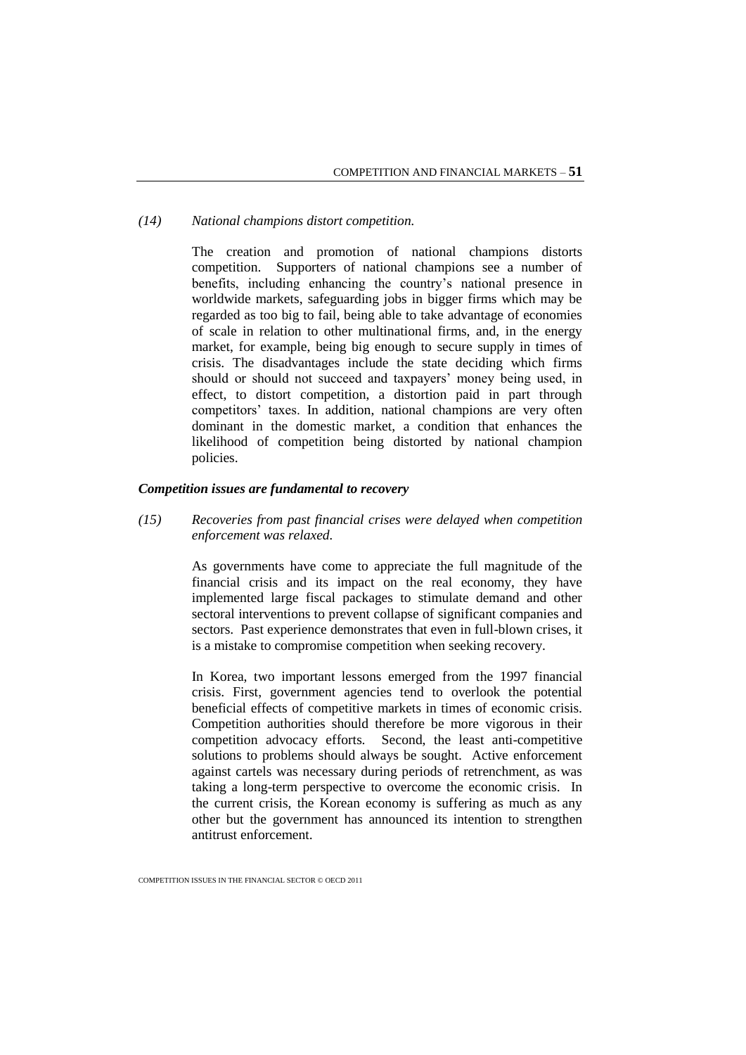*(14) National champions distort competition.*

The creation and promotion of national champions distorts competition. Supporters of national champions see a number of benefits, including enhancing the country's national presence in worldwide markets, safeguarding jobs in bigger firms which may be regarded as too big to fail, being able to take advantage of economies of scale in relation to other multinational firms, and, in the energy market, for example, being big enough to secure supply in times of crisis. The disadvantages include the state deciding which firms should or should not succeed and taxpayers' money being used, in effect, to distort competition, a distortion paid in part through competitors' taxes. In addition, national champions are very often dominant in the domestic market, a condition that enhances the likelihood of competition being distorted by national champion policies.

### *Competition issues are fundamental to recovery*

*(15) Recoveries from past financial crises were delayed when competition enforcement was relaxed.*

As governments have come to appreciate the full magnitude of the financial crisis and its impact on the real economy, they have implemented large fiscal packages to stimulate demand and other sectoral interventions to prevent collapse of significant companies and sectors. Past experience demonstrates that even in full-blown crises, it is a mistake to compromise competition when seeking recovery.

In Korea, two important lessons emerged from the 1997 financial crisis. First, government agencies tend to overlook the potential beneficial effects of competitive markets in times of economic crisis. Competition authorities should therefore be more vigorous in their competition advocacy efforts. Second, the least anti-competitive solutions to problems should always be sought. Active enforcement against cartels was necessary during periods of retrenchment, as was taking a long-term perspective to overcome the economic crisis. In the current crisis, the Korean economy is suffering as much as any other but the government has announced its intention to strengthen antitrust enforcement.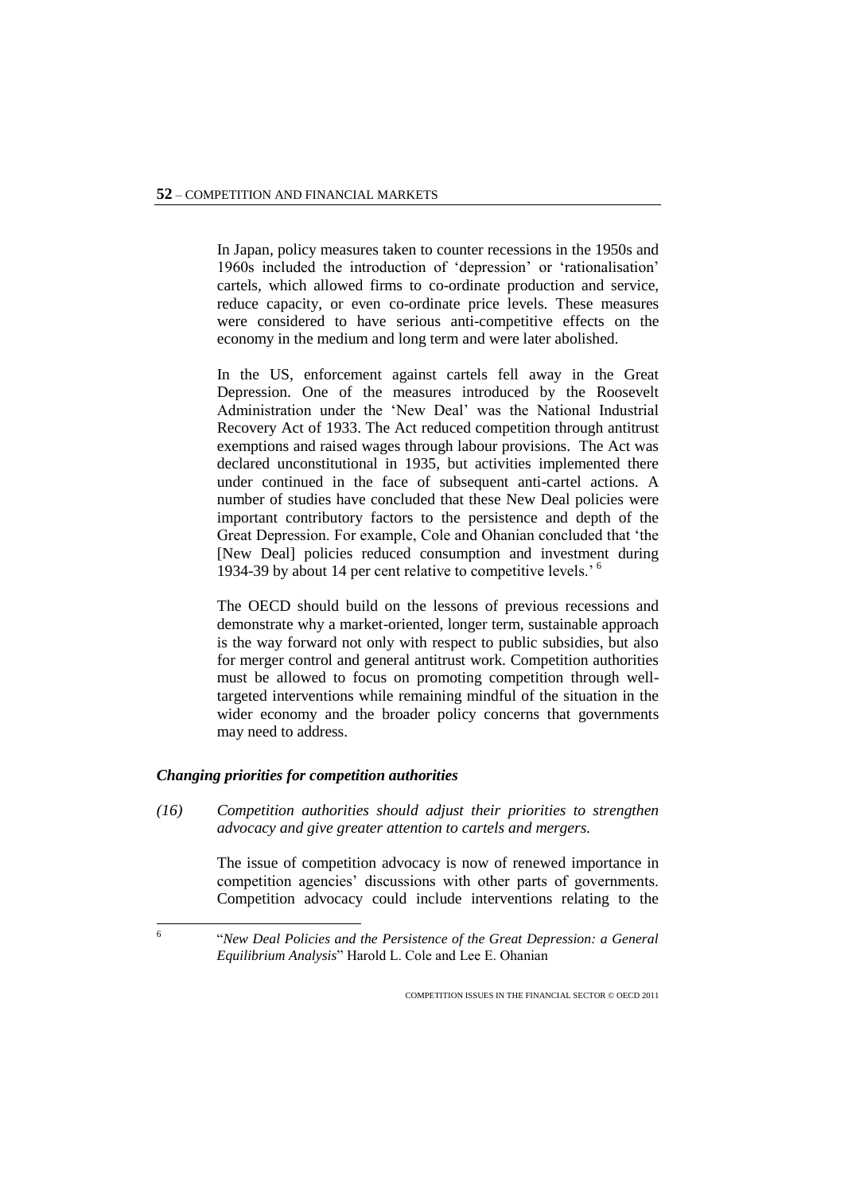In Japan, policy measures taken to counter recessions in the 1950s and 1960s included the introduction of 'depression' or 'rationalisation' cartels, which allowed firms to co-ordinate production and service, reduce capacity, or even co-ordinate price levels. These measures were considered to have serious anti-competitive effects on the economy in the medium and long term and were later abolished.

In the US, enforcement against cartels fell away in the Great Depression. One of the measures introduced by the Roosevelt Administration under the 'New Deal' was the National Industrial Recovery Act of 1933. The Act reduced competition through antitrust exemptions and raised wages through labour provisions. The Act was declared unconstitutional in 1935, but activities implemented there under continued in the face of subsequent anti-cartel actions. A number of studies have concluded that these New Deal policies were important contributory factors to the persistence and depth of the Great Depression. For example, Cole and Ohanian concluded that 'the [New Deal] policies reduced consumption and investment during 1934-39 by about 14 per cent relative to competitive levels.' [6]

The OECD should build on the lessons of previous recessions and demonstrate why a market-oriented, longer term, sustainable approach is the way forward not only with respect to public subsidies, but also for merger control and general antitrust work. Competition authorities must be allowed to focus on promoting competition through well-targeted interventions while remaining mindful of the situation in the wider economy and the broader policy concerns that governments may need to address.

### *Changing priorities for competition authorities*

*(16) Competition authorities should adjust their priorities to strengthen advocacy and give greater attention to cartels and mergers.*

The issue of competition advocacy is now of renewed importance in competition agencies' discussions with other parts of governments. Competition advocacy could include interventions relating to the

---

[6] "*New Deal Policies and the Persistence of the Great Depression: a General Equilibrium Analysis*" Harold L. Cole and Lee E. Ohanian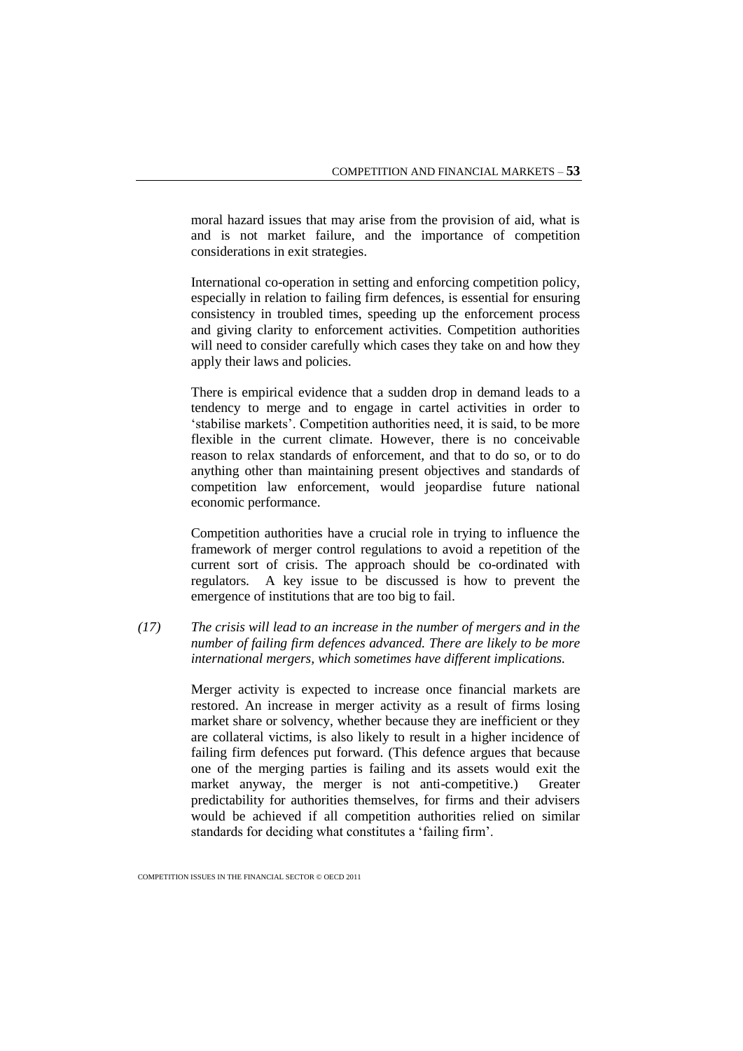moral hazard issues that may arise from the provision of aid, what is and is not market failure, and the importance of competition considerations in exit strategies.

International co-operation in setting and enforcing competition policy, especially in relation to failing firm defences, is essential for ensuring consistency in troubled times, speeding up the enforcement process and giving clarity to enforcement activities. Competition authorities will need to consider carefully which cases they take on and how they apply their laws and policies.

There is empirical evidence that a sudden drop in demand leads to a tendency to merge and to engage in cartel activities in order to 'stabilise markets'. Competition authorities need, it is said, to be more flexible in the current climate. However, there is no conceivable reason to relax standards of enforcement, and that to do so, or to do anything other than maintaining present objectives and standards of competition law enforcement, would jeopardise future national economic performance.

Competition authorities have a crucial role in trying to influence the framework of merger control regulations to avoid a repetition of the current sort of crisis. The approach should be co-ordinated with regulators. A key issue to be discussed is how to prevent the emergence of institutions that are too big to fail.

*(17) The crisis will lead to an increase in the number of mergers and in the number of failing firm defences advanced. There are likely to be more international mergers, which sometimes have different implications.*

Merger activity is expected to increase once financial markets are restored. An increase in merger activity as a result of firms losing market share or solvency, whether because they are inefficient or they are collateral victims, is also likely to result in a higher incidence of failing firm defences put forward. (This defence argues that because one of the merging parties is failing and its assets would exit the market anyway, the merger is not anti-competitive.) Greater predictability for authorities themselves, for firms and their advisers would be achieved if all competition authorities relied on similar standards for deciding what constitutes a 'failing firm'.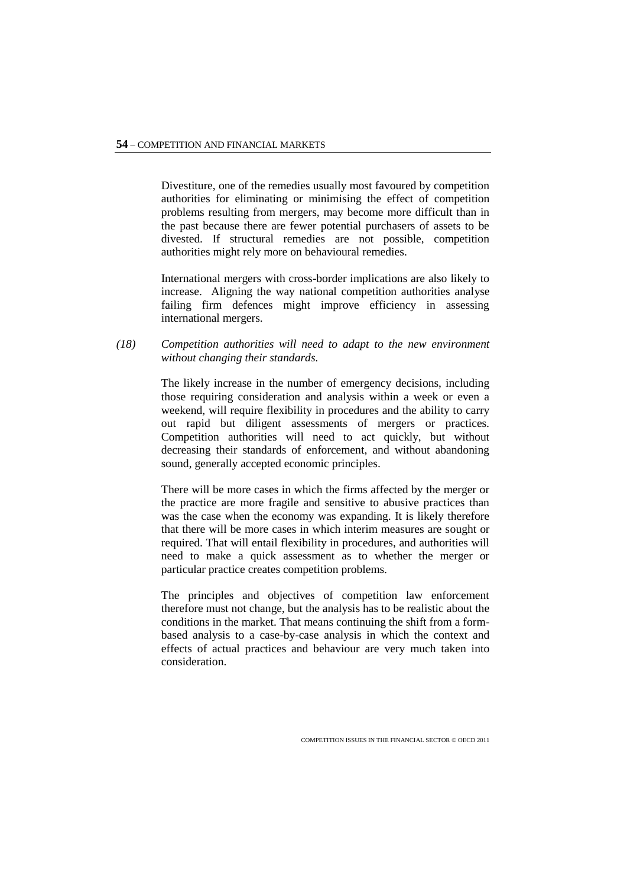Divestiture, one of the remedies usually most favoured by competition authorities for eliminating or minimising the effect of competition problems resulting from mergers, may become more difficult than in the past because there are fewer potential purchasers of assets to be divested. If structural remedies are not possible, competition authorities might rely more on behavioural remedies.

International mergers with cross-border implications are also likely to increase. Aligning the way national competition authorities analyse failing firm defences might improve efficiency in assessing international mergers.

*(18) Competition authorities will need to adapt to the new environment without changing their standards.*

The likely increase in the number of emergency decisions, including those requiring consideration and analysis within a week or even a weekend, will require flexibility in procedures and the ability to carry out rapid but diligent assessments of mergers or practices. Competition authorities will need to act quickly, but without decreasing their standards of enforcement, and without abandoning sound, generally accepted economic principles.

There will be more cases in which the firms affected by the merger or the practice are more fragile and sensitive to abusive practices than was the case when the economy was expanding. It is likely therefore that there will be more cases in which interim measures are sought or required. That will entail flexibility in procedures, and authorities will need to make a quick assessment as to whether the merger or particular practice creates competition problems.

The principles and objectives of competition law enforcement therefore must not change, but the analysis has to be realistic about the conditions in the market. That means continuing the shift from a form-based analysis to a case-by-case analysis in which the context and effects of actual practices and behaviour are very much taken into consideration.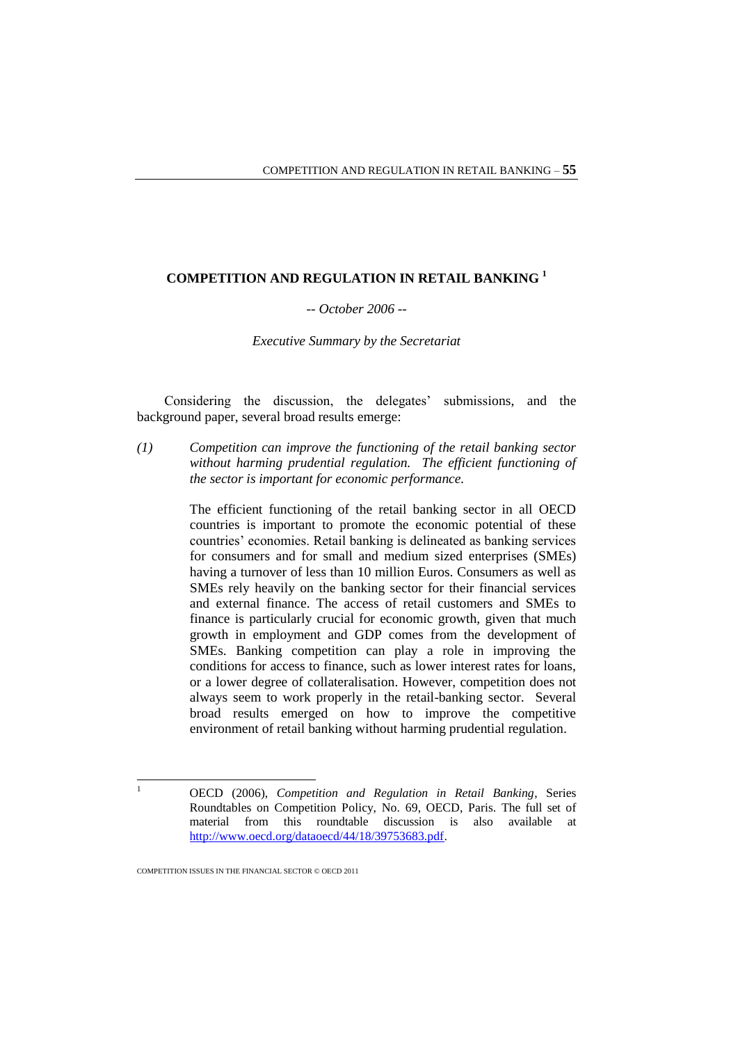# COMPETITION AND REGULATION IN RETAIL BANKING [1]

*-- October 2006 --*

*Executive Summary by the Secretariat*

Considering the discussion, the delegates' submissions, and the background paper, several broad results emerge:

*(1) Competition can improve the functioning of the retail banking sector without harming prudential regulation. The efficient functioning of the sector is important for economic performance.*

The efficient functioning of the retail banking sector in all OECD countries is important to promote the economic potential of these countries' economies. Retail banking is delineated as banking services for consumers and for small and medium sized enterprises (SMEs) having a turnover of less than 10 million Euros. Consumers as well as SMEs rely heavily on the banking sector for their financial services and external finance. The access of retail customers and SMEs to finance is particularly crucial for economic growth, given that much growth in employment and GDP comes from the development of SMEs. Banking competition can play a role in improving the conditions for access to finance, such as lower interest rates for loans, or a lower degree of collateralisation. However, competition does not always seem to work properly in the retail-banking sector. Several broad results emerged on how to improve the competitive environment of retail banking without harming prudential regulation.

---

[1] OECD (2006), *Competition and Regulation in Retail Banking*, Series Roundtables on Competition Policy, No. 69, OECD, Paris. The full set of material from this roundtable discussion is also available at http://www.oecd.org/dataoecd/44/18/39753683.pdf.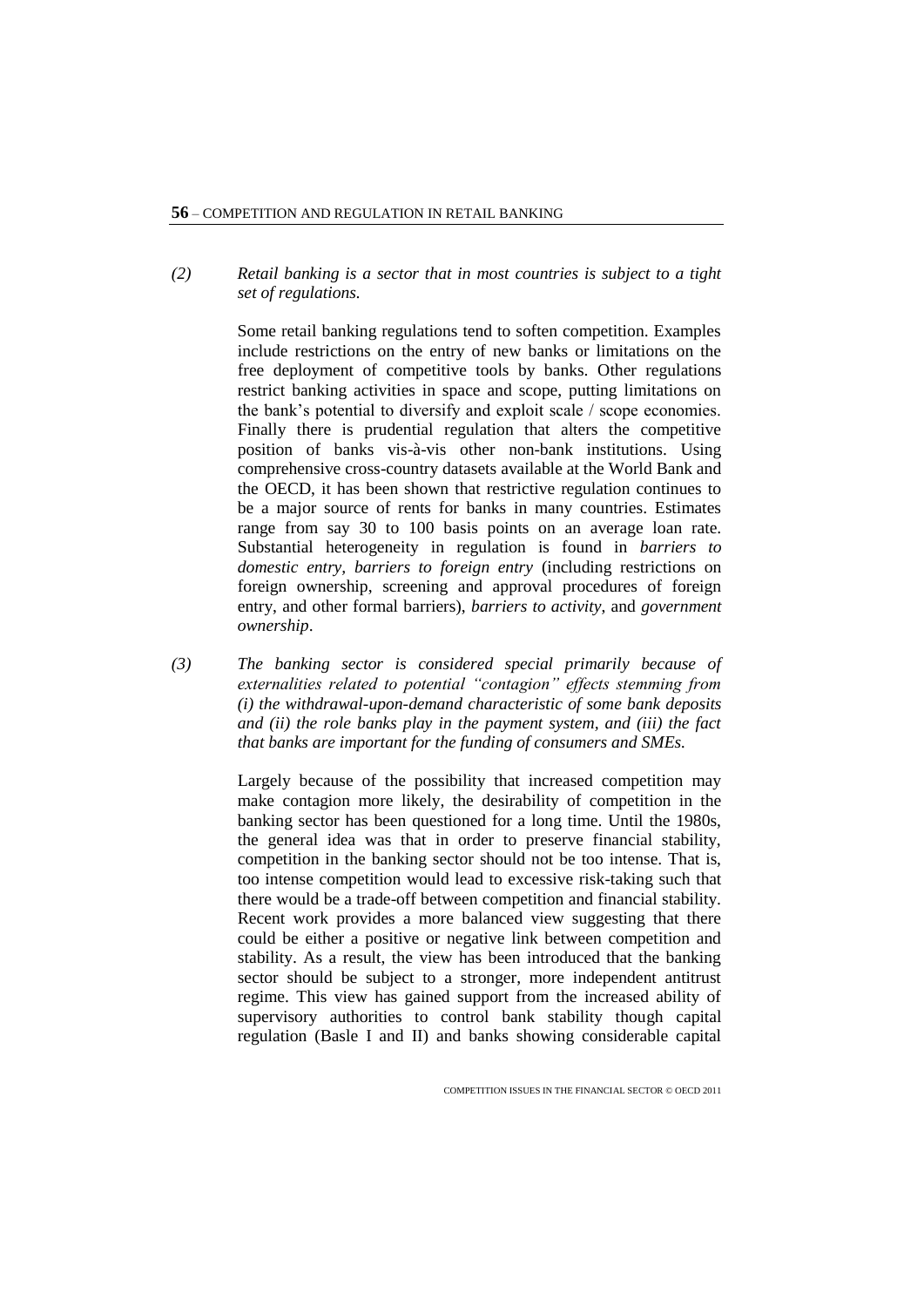*(2) Retail banking is a sector that in most countries is subject to a tight set of regulations.*

Some retail banking regulations tend to soften competition. Examples include restrictions on the entry of new banks or limitations on the free deployment of competitive tools by banks. Other regulations restrict banking activities in space and scope, putting limitations on the bank's potential to diversify and exploit scale / scope economies. Finally there is prudential regulation that alters the competitive position of banks vis-à-vis other non-bank institutions. Using comprehensive cross-country datasets available at the World Bank and the OECD, it has been shown that restrictive regulation continues to be a major source of rents for banks in many countries. Estimates range from say 30 to 100 basis points on an average loan rate. Substantial heterogeneity in regulation is found in *barriers to domestic entry*, *barriers to foreign entry* (including restrictions on foreign ownership, screening and approval procedures of foreign entry, and other formal barriers), *barriers to activity*, and *government ownership*.

*(3) The banking sector is considered special primarily because of externalities related to potential "contagion" effects stemming from (i) the withdrawal-upon-demand characteristic of some bank deposits and (ii) the role banks play in the payment system, and (iii) the fact that banks are important for the funding of consumers and SMEs.*

Largely because of the possibility that increased competition may make contagion more likely, the desirability of competition in the banking sector has been questioned for a long time. Until the 1980s, the general idea was that in order to preserve financial stability, competition in the banking sector should not be too intense. That is, too intense competition would lead to excessive risk-taking such that there would be a trade-off between competition and financial stability. Recent work provides a more balanced view suggesting that there could be either a positive or negative link between competition and stability. As a result, the view has been introduced that the banking sector should be subject to a stronger, more independent antitrust regime. This view has gained support from the increased ability of supervisory authorities to control bank stability though capital regulation (Basle I and II) and banks showing considerable capital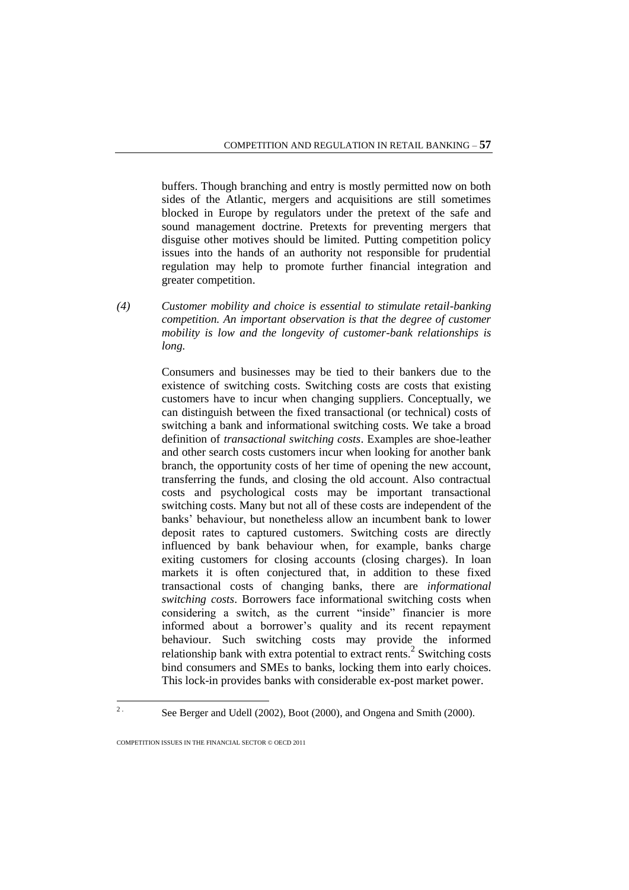buffers. Though branching and entry is mostly permitted now on both sides of the Atlantic, mergers and acquisitions are still sometimes blocked in Europe by regulators under the pretext of the safe and sound management doctrine. Pretexts for preventing mergers that disguise other motives should be limited. Putting competition policy issues into the hands of an authority not responsible for prudential regulation may help to promote further financial integration and greater competition.

(4) *Customer mobility and choice is essential to stimulate retail-banking competition. An important observation is that the degree of customer mobility is low and the longevity of customer-bank relationships is long.*

Consumers and businesses may be tied to their bankers due to the existence of switching costs. Switching costs are costs that existing customers have to incur when changing suppliers. Conceptually, we can distinguish between the fixed transactional (or technical) costs of switching a bank and informational switching costs. We take a broad definition of *transactional switching costs*. Examples are shoe-leather and other search costs customers incur when looking for another bank branch, the opportunity costs of her time of opening the new account, transferring the funds, and closing the old account. Also contractual costs and psychological costs may be important transactional switching costs. Many but not all of these costs are independent of the banks' behaviour, but nonetheless allow an incumbent bank to lower deposit rates to captured customers. Switching costs are directly influenced by bank behaviour when, for example, banks charge exiting customers for closing accounts (closing charges). In loan markets it is often conjectured that, in addition to these fixed transactional costs of changing banks, there are *informational switching costs*. Borrowers face informational switching costs when considering a switch, as the current "inside" financier is more informed about a borrower's quality and its recent repayment behaviour. Such switching costs may provide the informed relationship bank with extra potential to extract rents.[2] Switching costs bind consumers and SMEs to banks, locking them into early choices. This lock-in provides banks with considerable ex-post market power.

---

2. See Berger and Udell (2002), Boot (2000), and Ongena and Smith (2000).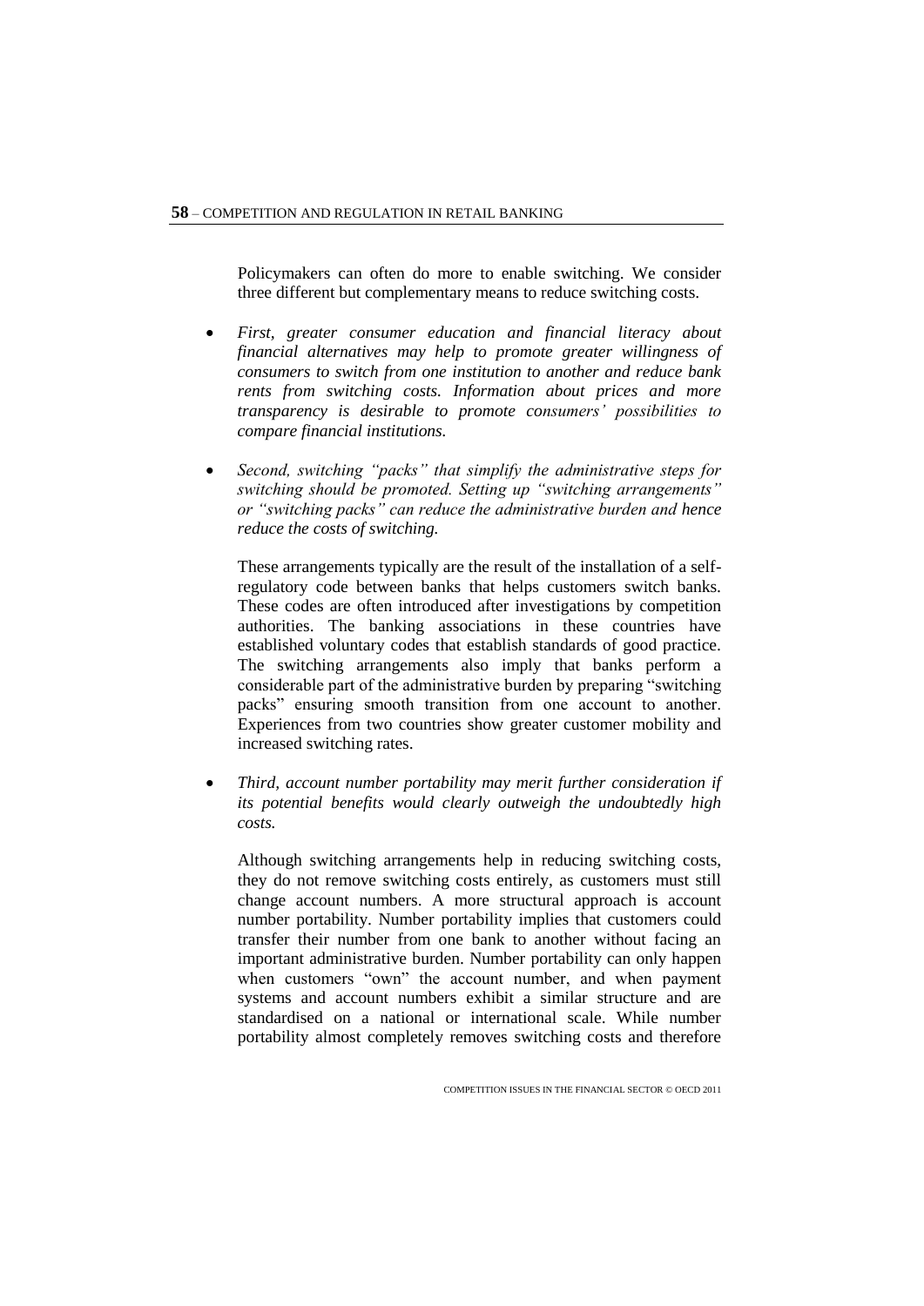Policymakers can often do more to enable switching. We consider three different but complementary means to reduce switching costs.

- *First, greater consumer education and financial literacy about financial alternatives may help to promote greater willingness of consumers to switch from one institution to another and reduce bank rents from switching costs. Information about prices and more transparency is desirable to promote consumers' possibilities to compare financial institutions.*

- *Second, switching "packs" that simplify the administrative steps for switching should be promoted. Setting up "switching arrangements" or "switching packs" can reduce the administrative burden and hence reduce the costs of switching.*

  These arrangements typically are the result of the installation of a self-regulatory code between banks that helps customers switch banks. These codes are often introduced after investigations by competition authorities. The banking associations in these countries have established voluntary codes that establish standards of good practice. The switching arrangements also imply that banks perform a considerable part of the administrative burden by preparing "switching packs" ensuring smooth transition from one account to another. Experiences from two countries show greater customer mobility and increased switching rates.

- *Third, account number portability may merit further consideration if its potential benefits would clearly outweigh the undoubtedly high costs.*

  Although switching arrangements help in reducing switching costs, they do not remove switching costs entirely, as customers must still change account numbers. A more structural approach is account number portability. Number portability implies that customers could transfer their number from one bank to another without facing an important administrative burden. Number portability can only happen when customers "own" the account number, and when payment systems and account numbers exhibit a similar structure and are standardised on a national or international scale. While number portability almost completely removes switching costs and therefore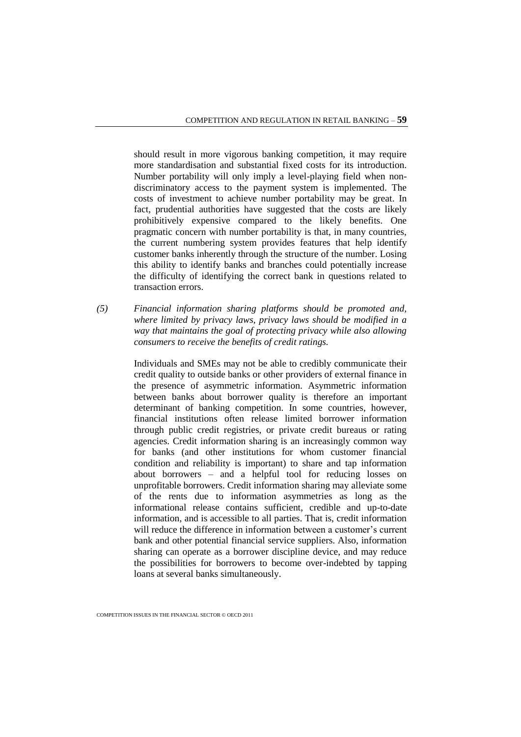should result in more vigorous banking competition, it may require more standardisation and substantial fixed costs for its introduction. Number portability will only imply a level-playing field when non-discriminatory access to the payment system is implemented. The costs of investment to achieve number portability may be great. In fact, prudential authorities have suggested that the costs are likely prohibitively expensive compared to the likely benefits. One pragmatic concern with number portability is that, in many countries, the current numbering system provides features that help identify customer banks inherently through the structure of the number. Losing this ability to identify banks and branches could potentially increase the difficulty of identifying the correct bank in questions related to transaction errors.

*(5) Financial information sharing platforms should be promoted and, where limited by privacy laws, privacy laws should be modified in a way that maintains the goal of protecting privacy while also allowing consumers to receive the benefits of credit ratings.*

Individuals and SMEs may not be able to credibly communicate their credit quality to outside banks or other providers of external finance in the presence of asymmetric information. Asymmetric information between banks about borrower quality is therefore an important determinant of banking competition. In some countries, however, financial institutions often release limited borrower information through public credit registries, or private credit bureaus or rating agencies. Credit information sharing is an increasingly common way for banks (and other institutions for whom customer financial condition and reliability is important) to share and tap information about borrowers – and a helpful tool for reducing losses on unprofitable borrowers. Credit information sharing may alleviate some of the rents due to information asymmetries as long as the informational release contains sufficient, credible and up-to-date information, and is accessible to all parties. That is, credit information will reduce the difference in information between a customer's current bank and other potential financial service suppliers. Also, information sharing can operate as a borrower discipline device, and may reduce the possibilities for borrowers to become over-indebted by tapping loans at several banks simultaneously.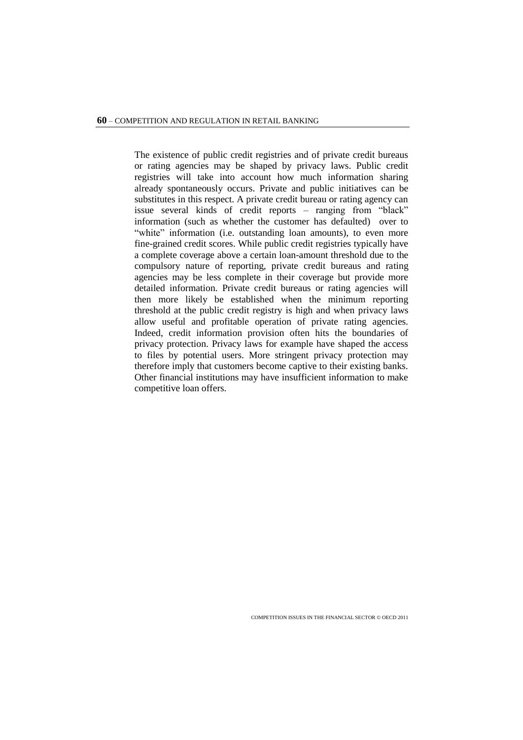The existence of public credit registries and of private credit bureaus or rating agencies may be shaped by privacy laws. Public credit registries will take into account how much information sharing already spontaneously occurs. Private and public initiatives can be substitutes in this respect. A private credit bureau or rating agency can issue several kinds of credit reports – ranging from "black" information (such as whether the customer has defaulted) over to "white" information (i.e. outstanding loan amounts), to even more fine-grained credit scores. While public credit registries typically have a complete coverage above a certain loan-amount threshold due to the compulsory nature of reporting, private credit bureaus and rating agencies may be less complete in their coverage but provide more detailed information. Private credit bureaus or rating agencies will then more likely be established when the minimum reporting threshold at the public credit registry is high and when privacy laws allow useful and profitable operation of private rating agencies. Indeed, credit information provision often hits the boundaries of privacy protection. Privacy laws for example have shaped the access to files by potential users. More stringent privacy protection may therefore imply that customers become captive to their existing banks. Other financial institutions may have insufficient information to make competitive loan offers.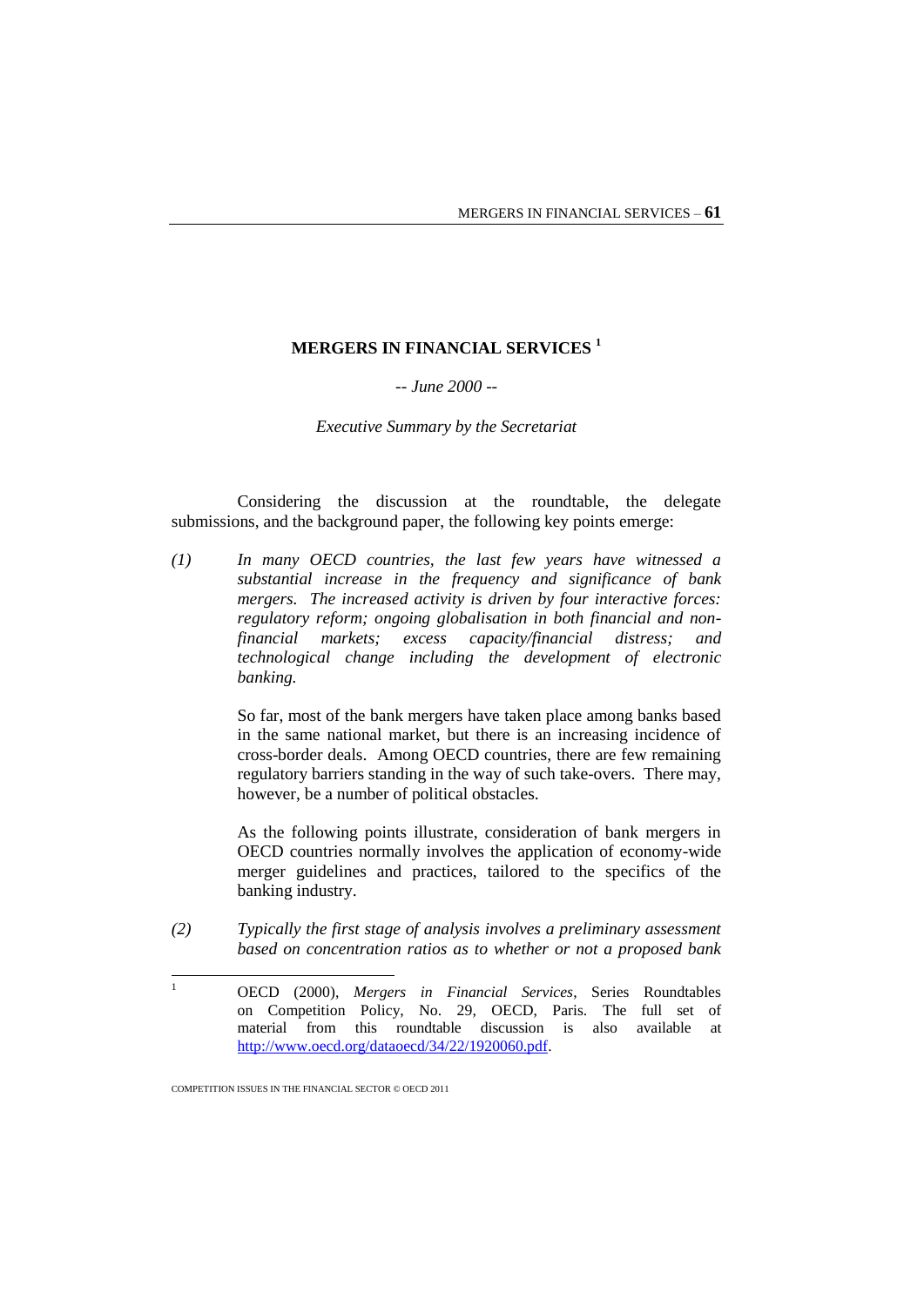# MERGERS IN FINANCIAL SERVICES [1]

*-- June 2000 --*

*Executive Summary by the Secretariat*

Considering the discussion at the roundtable, the delegate submissions, and the background paper, the following key points emerge:

(1) *In many OECD countries, the last few years have witnessed a substantial increase in the frequency and significance of bank mergers. The increased activity is driven by four interactive forces: regulatory reform; ongoing globalisation in both financial and non-financial markets; excess capacity/financial distress; and technological change including the development of electronic banking.*

So far, most of the bank mergers have taken place among banks based in the same national market, but there is an increasing incidence of cross-border deals. Among OECD countries, there are few remaining regulatory barriers standing in the way of such take-overs. There may, however, be a number of political obstacles.

As the following points illustrate, consideration of bank mergers in OECD countries normally involves the application of economy-wide merger guidelines and practices, tailored to the specifics of the banking industry.

(2) *Typically the first stage of analysis involves a preliminary assessment based on concentration ratios as to whether or not a proposed bank*

---

[1] OECD (2000), *Mergers in Financial Services*, Series Roundtables on Competition Policy, No. 29, OECD, Paris. The full set of material from this roundtable discussion is also available at http://www.oecd.org/dataoecd/34/22/1920060.pdf.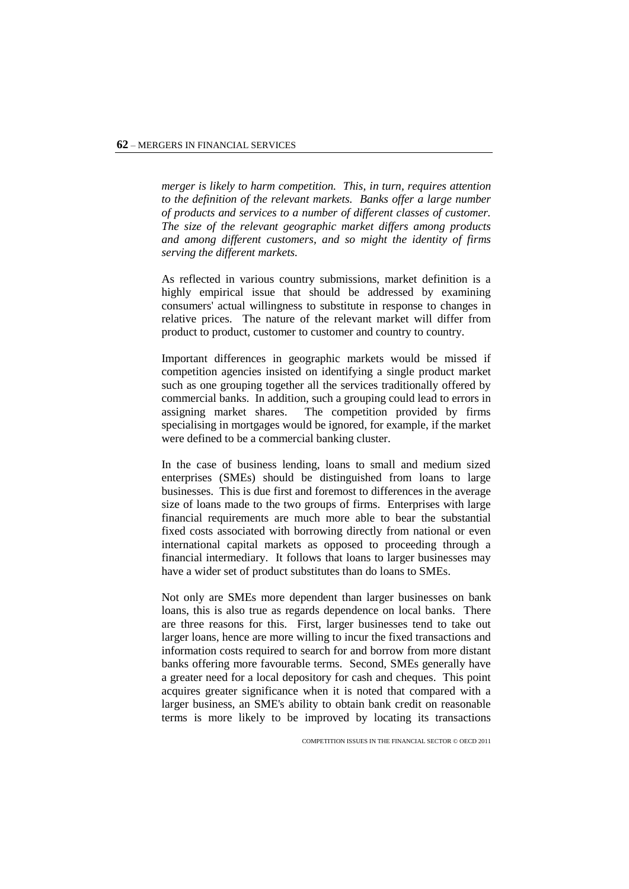*merger is likely to harm competition. This, in turn, requires attention to the definition of the relevant markets. Banks offer a large number of products and services to a number of different classes of customer. The size of the relevant geographic market differs among products and among different customers, and so might the identity of firms serving the different markets.*

As reflected in various country submissions, market definition is a highly empirical issue that should be addressed by examining consumers' actual willingness to substitute in response to changes in relative prices. The nature of the relevant market will differ from product to product, customer to customer and country to country.

Important differences in geographic markets would be missed if competition agencies insisted on identifying a single product market such as one grouping together all the services traditionally offered by commercial banks. In addition, such a grouping could lead to errors in assigning market shares. The competition provided by firms specialising in mortgages would be ignored, for example, if the market were defined to be a commercial banking cluster.

In the case of business lending, loans to small and medium sized enterprises (SMEs) should be distinguished from loans to large businesses. This is due first and foremost to differences in the average size of loans made to the two groups of firms. Enterprises with large financial requirements are much more able to bear the substantial fixed costs associated with borrowing directly from national or even international capital markets as opposed to proceeding through a financial intermediary. It follows that loans to larger businesses may have a wider set of product substitutes than do loans to SMEs.

Not only are SMEs more dependent than larger businesses on bank loans, this is also true as regards dependence on local banks. There are three reasons for this. First, larger businesses tend to take out larger loans, hence are more willing to incur the fixed transactions and information costs required to search for and borrow from more distant banks offering more favourable terms. Second, SMEs generally have a greater need for a local depository for cash and cheques. This point acquires greater significance when it is noted that compared with a larger business, an SME's ability to obtain bank credit on reasonable terms is more likely to be improved by locating its transactions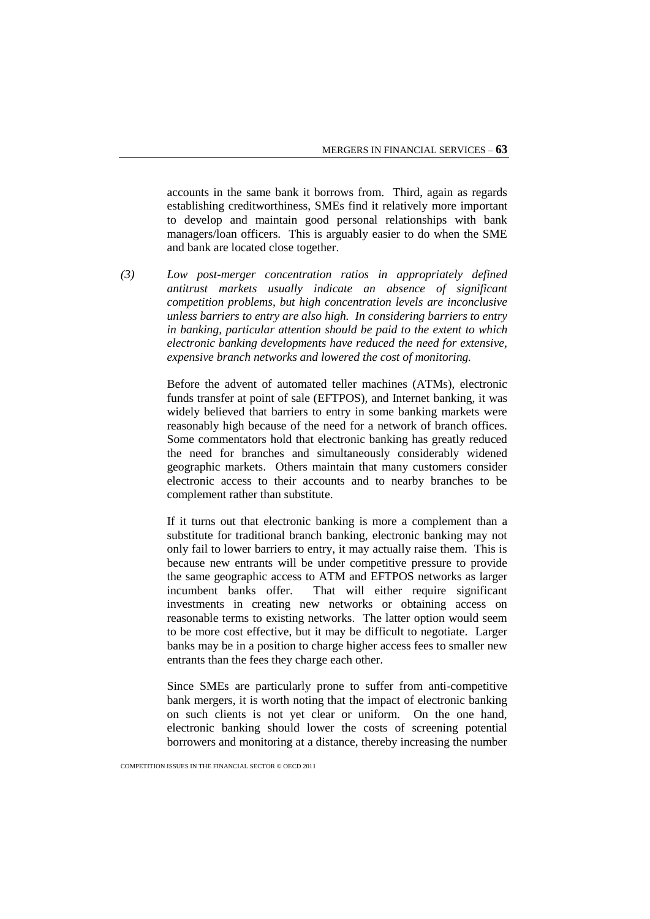accounts in the same bank it borrows from. Third, again as regards establishing creditworthiness, SMEs find it relatively more important to develop and maintain good personal relationships with bank managers/loan officers. This is arguably easier to do when the SME and bank are located close together.

(3) *Low post-merger concentration ratios in appropriately defined antitrust markets usually indicate an absence of significant competition problems, but high concentration levels are inconclusive unless barriers to entry are also high. In considering barriers to entry in banking, particular attention should be paid to the extent to which electronic banking developments have reduced the need for extensive, expensive branch networks and lowered the cost of monitoring.*

Before the advent of automated teller machines (ATMs), electronic funds transfer at point of sale (EFTPOS), and Internet banking, it was widely believed that barriers to entry in some banking markets were reasonably high because of the need for a network of branch offices. Some commentators hold that electronic banking has greatly reduced the need for branches and simultaneously considerably widened geographic markets. Others maintain that many customers consider electronic access to their accounts and to nearby branches to be complement rather than substitute.

If it turns out that electronic banking is more a complement than a substitute for traditional branch banking, electronic banking may not only fail to lower barriers to entry, it may actually raise them. This is because new entrants will be under competitive pressure to provide the same geographic access to ATM and EFTPOS networks as larger incumbent banks offer. That will either require significant investments in creating new networks or obtaining access on reasonable terms to existing networks. The latter option would seem to be more cost effective, but it may be difficult to negotiate. Larger banks may be in a position to charge higher access fees to smaller new entrants than the fees they charge each other.

Since SMEs are particularly prone to suffer from anti-competitive bank mergers, it is worth noting that the impact of electronic banking on such clients is not yet clear or uniform. On the one hand, electronic banking should lower the costs of screening potential borrowers and monitoring at a distance, thereby increasing the number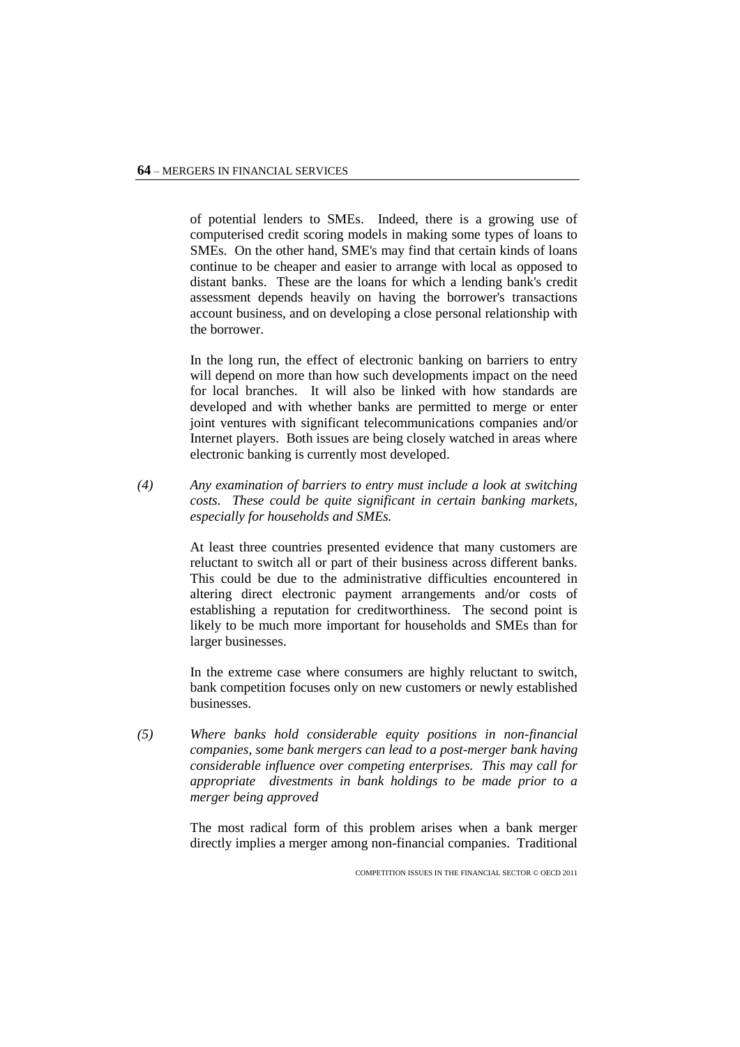of potential lenders to SMEs. Indeed, there is a growing use of computerised credit scoring models in making some types of loans to SMEs. On the other hand, SME's may find that certain kinds of loans continue to be cheaper and easier to arrange with local as opposed to distant banks. These are the loans for which a lending bank's credit assessment depends heavily on having the borrower's transactions account business, and on developing a close personal relationship with the borrower.

In the long run, the effect of electronic banking on barriers to entry will depend on more than how such developments impact on the need for local branches. It will also be linked with how standards are developed and with whether banks are permitted to merge or enter joint ventures with significant telecommunications companies and/or Internet players. Both issues are being closely watched in areas where electronic banking is currently most developed.

*(4) Any examination of barriers to entry must include a look at switching costs. These could be quite significant in certain banking markets, especially for households and SMEs.*

At least three countries presented evidence that many customers are reluctant to switch all or part of their business across different banks. This could be due to the administrative difficulties encountered in altering direct electronic payment arrangements and/or costs of establishing a reputation for creditworthiness. The second point is likely to be much more important for households and SMEs than for larger businesses.

In the extreme case where consumers are highly reluctant to switch, bank competition focuses only on new customers or newly established businesses.

*(5) Where banks hold considerable equity positions in non-financial companies, some bank mergers can lead to a post-merger bank having considerable influence over competing enterprises. This may call for appropriate divestments in bank holdings to be made prior to a merger being approved*

The most radical form of this problem arises when a bank merger directly implies a merger among non-financial companies. Traditional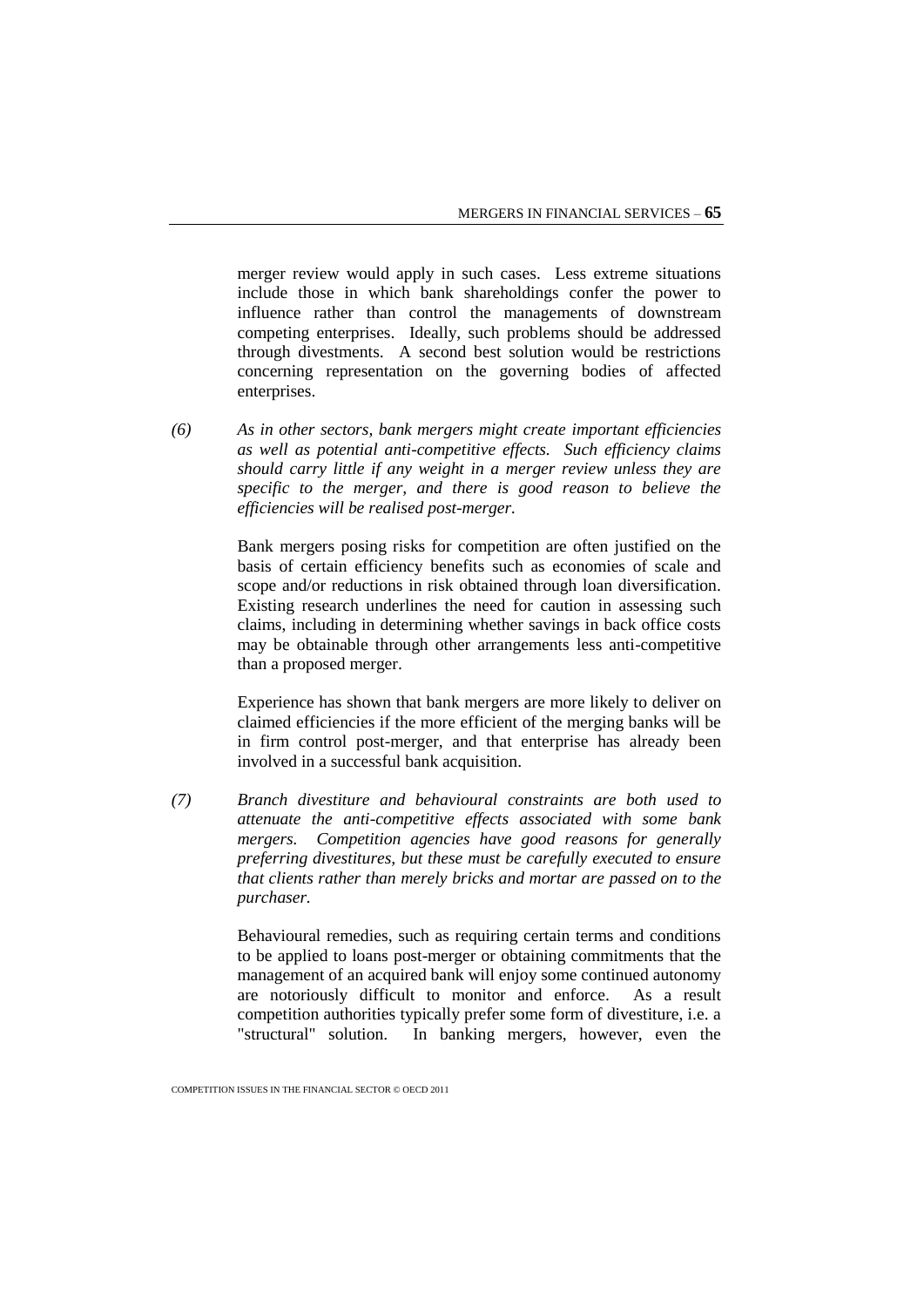merger review would apply in such cases. Less extreme situations include those in which bank shareholdings confer the power to influence rather than control the managements of downstream competing enterprises. Ideally, such problems should be addressed through divestments. A second best solution would be restrictions concerning representation on the governing bodies of affected enterprises.

*(6) As in other sectors, bank mergers might create important efficiencies as well as potential anti-competitive effects. Such efficiency claims should carry little if any weight in a merger review unless they are specific to the merger, and there is good reason to believe the efficiencies will be realised post-merger.*

Bank mergers posing risks for competition are often justified on the basis of certain efficiency benefits such as economies of scale and scope and/or reductions in risk obtained through loan diversification. Existing research underlines the need for caution in assessing such claims, including in determining whether savings in back office costs may be obtainable through other arrangements less anti-competitive than a proposed merger.

Experience has shown that bank mergers are more likely to deliver on claimed efficiencies if the more efficient of the merging banks will be in firm control post-merger, and that enterprise has already been involved in a successful bank acquisition.

*(7) Branch divestiture and behavioural constraints are both used to attenuate the anti-competitive effects associated with some bank mergers. Competition agencies have good reasons for generally preferring divestitures, but these must be carefully executed to ensure that clients rather than merely bricks and mortar are passed on to the purchaser.*

Behavioural remedies, such as requiring certain terms and conditions to be applied to loans post-merger or obtaining commitments that the management of an acquired bank will enjoy some continued autonomy are notoriously difficult to monitor and enforce. As a result competition authorities typically prefer some form of divestiture, i.e. a "structural" solution. In banking mergers, however, even the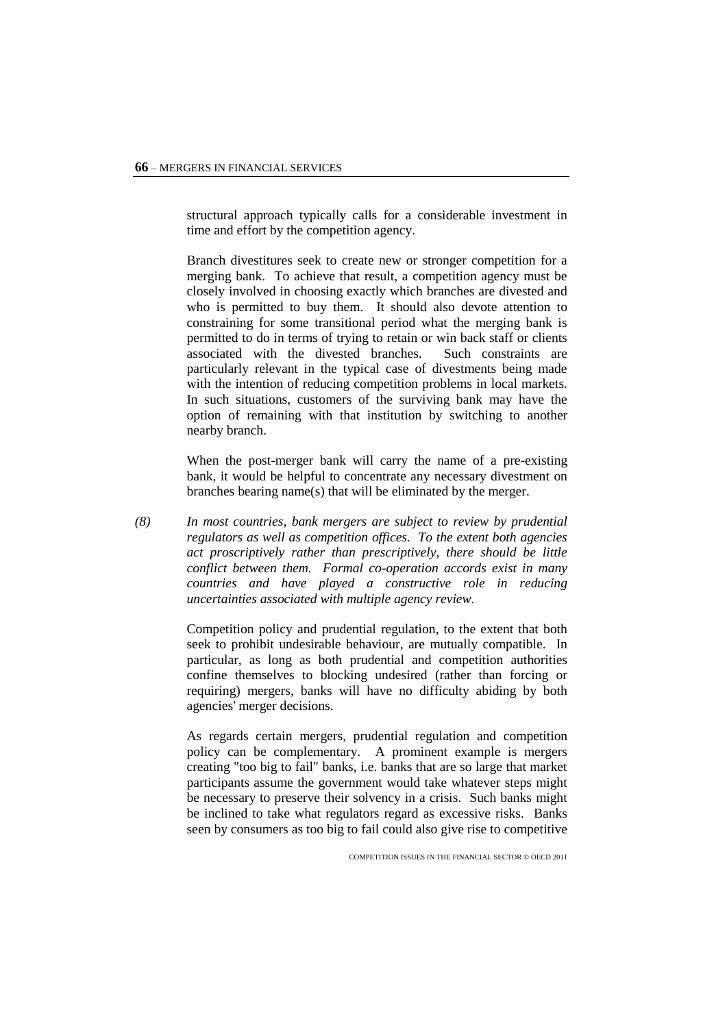structural approach typically calls for a considerable investment in time and effort by the competition agency.

Branch divestitures seek to create new or stronger competition for a merging bank. To achieve that result, a competition agency must be closely involved in choosing exactly which branches are divested and who is permitted to buy them. It should also devote attention to constraining for some transitional period what the merging bank is permitted to do in terms of trying to retain or win back staff or clients associated with the divested branches. Such constraints are particularly relevant in the typical case of divestments being made with the intention of reducing competition problems in local markets. In such situations, customers of the surviving bank may have the option of remaining with that institution by switching to another nearby branch.

When the post-merger bank will carry the name of a pre-existing bank, it would be helpful to concentrate any necessary divestment on branches bearing name(s) that will be eliminated by the merger.

*(8) In most countries, bank mergers are subject to review by prudential regulators as well as competition offices. To the extent both agencies act proscriptively rather than prescriptively, there should be little conflict between them. Formal co-operation accords exist in many countries and have played a constructive role in reducing uncertainties associated with multiple agency review.*

Competition policy and prudential regulation, to the extent that both seek to prohibit undesirable behaviour, are mutually compatible. In particular, as long as both prudential and competition authorities confine themselves to blocking undesired (rather than forcing or requiring) mergers, banks will have no difficulty abiding by both agencies' merger decisions.

As regards certain mergers, prudential regulation and competition policy can be complementary. A prominent example is mergers creating "too big to fail" banks, i.e. banks that are so large that market participants assume the government would take whatever steps might be necessary to preserve their solvency in a crisis. Such banks might be inclined to take what regulators regard as excessive risks. Banks seen by consumers as too big to fail could also give rise to competitive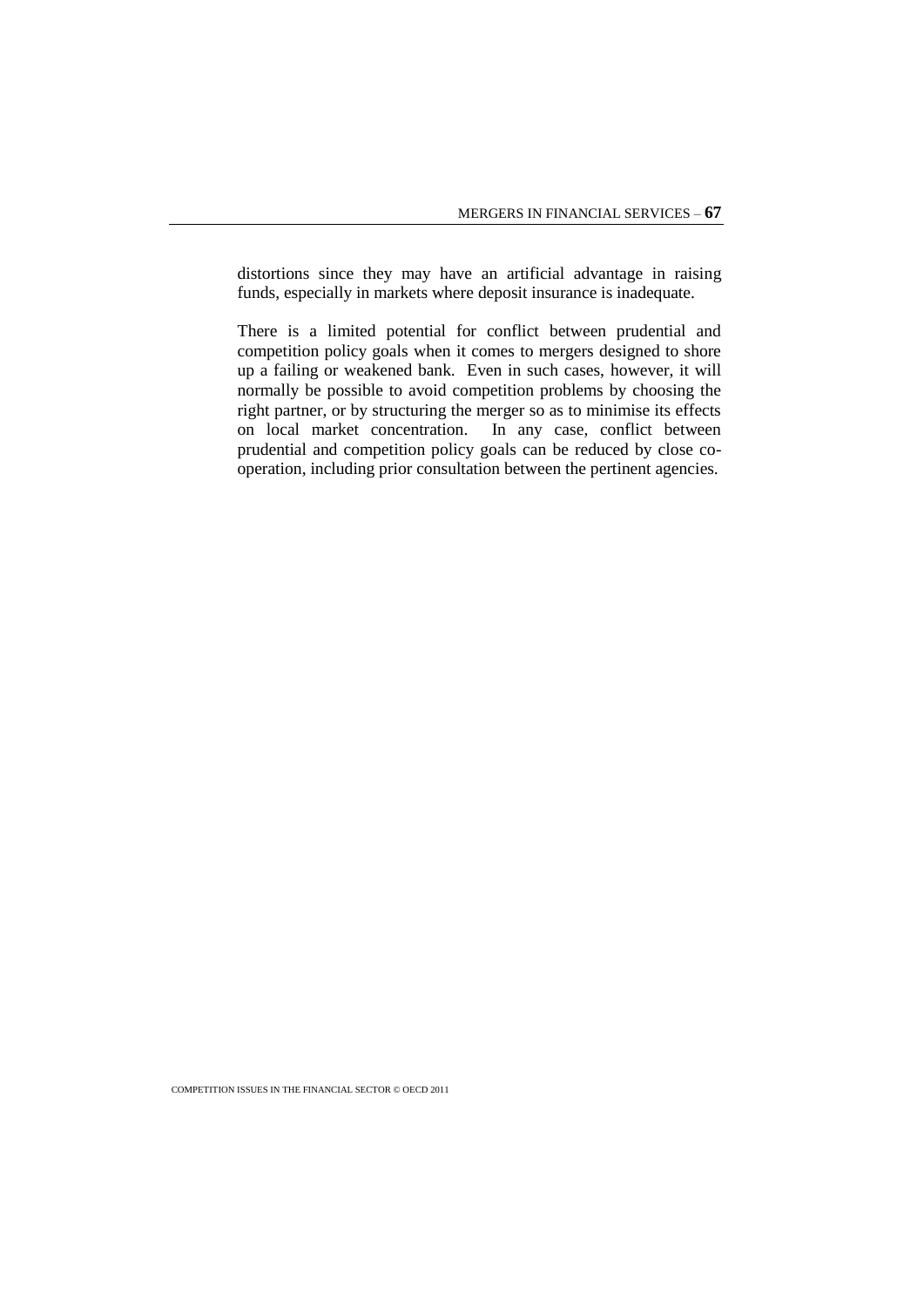distortions since they may have an artificial advantage in raising funds, especially in markets where deposit insurance is inadequate.

There is a limited potential for conflict between prudential and competition policy goals when it comes to mergers designed to shore up a failing or weakened bank. Even in such cases, however, it will normally be possible to avoid competition problems by choosing the right partner, or by structuring the merger so as to minimise its effects on local market concentration. In any case, conflict between prudential and competition policy goals can be reduced by close co-operation, including prior consultation between the pertinent agencies.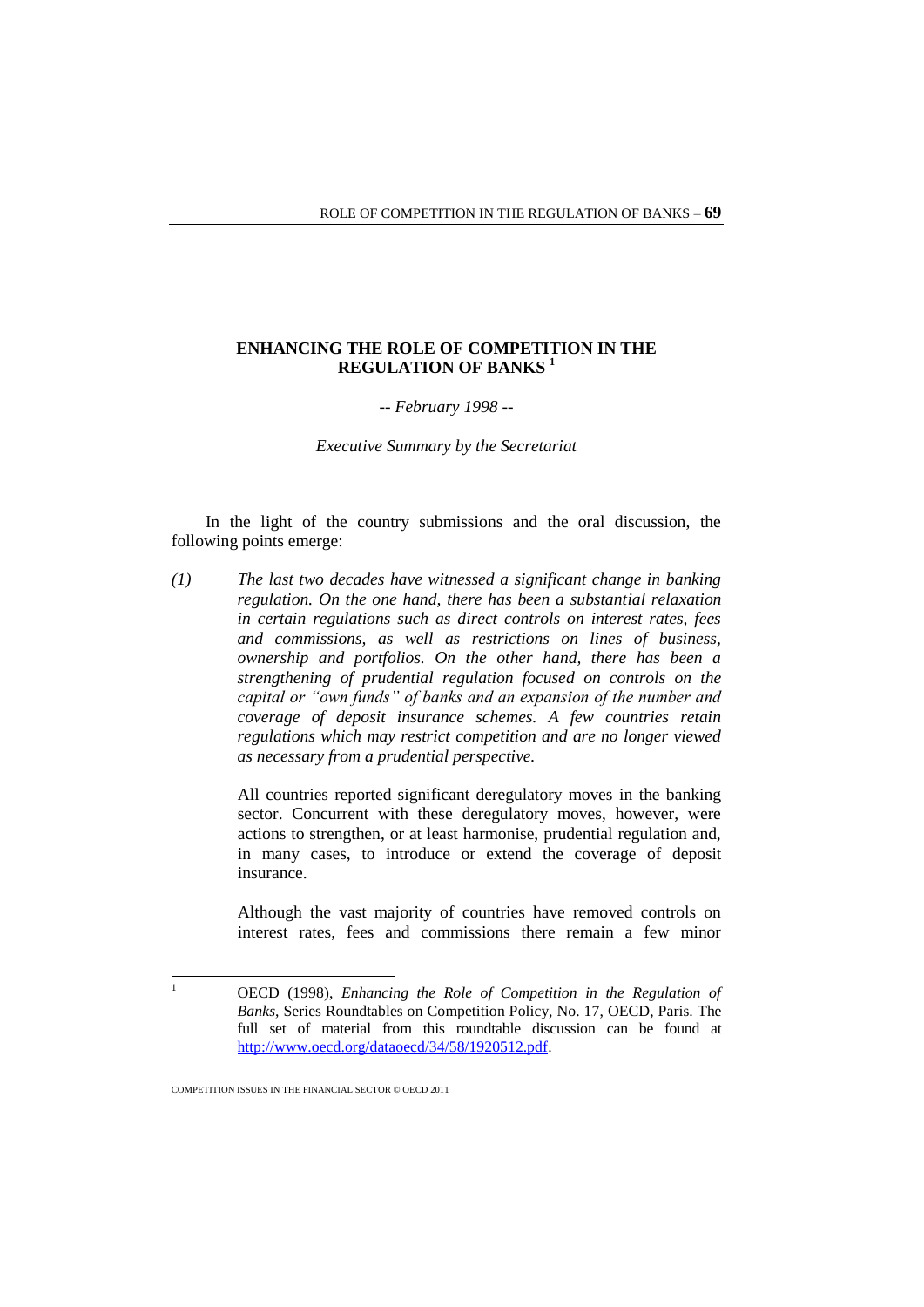# ENHANCING THE ROLE OF COMPETITION IN THE REGULATION OF BANKS [1]

*-- February 1998 --*

*Executive Summary by the Secretariat*

In the light of the country submissions and the oral discussion, the following points emerge:

*(1) The last two decades have witnessed a significant change in banking regulation. On the one hand, there has been a substantial relaxation in certain regulations such as direct controls on interest rates, fees and commissions, as well as restrictions on lines of business, ownership and portfolios. On the other hand, there has been a strengthening of prudential regulation focused on controls on the capital or "own funds" of banks and an expansion of the number and coverage of deposit insurance schemes. A few countries retain regulations which may restrict competition and are no longer viewed as necessary from a prudential perspective.*

All countries reported significant deregulatory moves in the banking sector. Concurrent with these deregulatory moves, however, were actions to strengthen, or at least harmonise, prudential regulation and, in many cases, to introduce or extend the coverage of deposit insurance.

Although the vast majority of countries have removed controls on interest rates, fees and commissions there remain a few minor

---

1 OECD (1998), *Enhancing the Role of Competition in the Regulation of Banks*, Series Roundtables on Competition Policy, No. 17, OECD, Paris. The full set of material from this roundtable discussion can be found at http://www.oecd.org/dataoecd/34/58/1920512.pdf.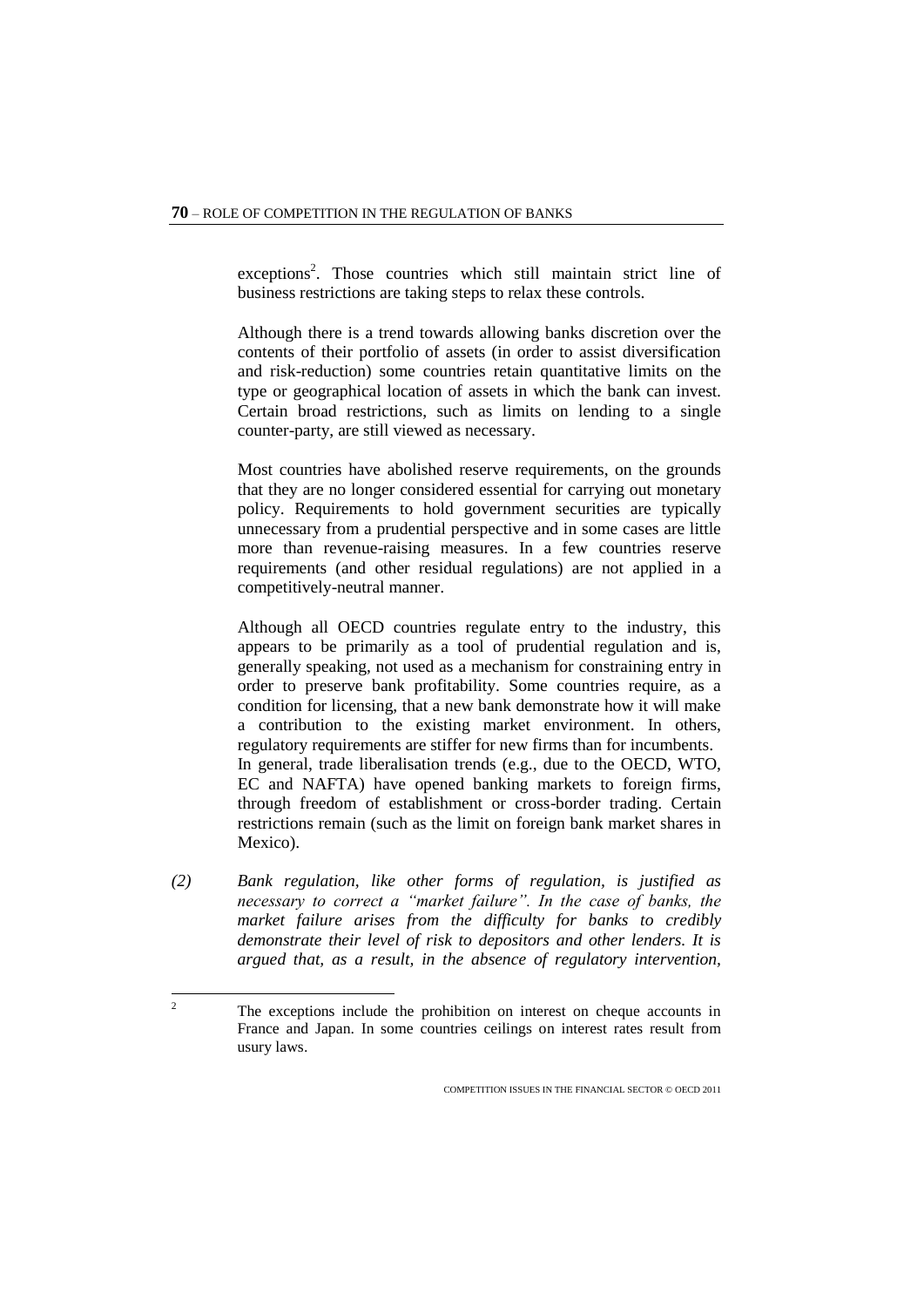exceptions[2]. Those countries which still maintain strict line of business restrictions are taking steps to relax these controls.

Although there is a trend towards allowing banks discretion over the contents of their portfolio of assets (in order to assist diversification and risk-reduction) some countries retain quantitative limits on the type or geographical location of assets in which the bank can invest. Certain broad restrictions, such as limits on lending to a single counter-party, are still viewed as necessary.

Most countries have abolished reserve requirements, on the grounds that they are no longer considered essential for carrying out monetary policy. Requirements to hold government securities are typically unnecessary from a prudential perspective and in some cases are little more than revenue-raising measures. In a few countries reserve requirements (and other residual regulations) are not applied in a competitively-neutral manner.

Although all OECD countries regulate entry to the industry, this appears to be primarily as a tool of prudential regulation and is, generally speaking, not used as a mechanism for constraining entry in order to preserve bank profitability. Some countries require, as a condition for licensing, that a new bank demonstrate how it will make a contribution to the existing market environment. In others, regulatory requirements are stiffer for new firms than for incumbents. In general, trade liberalisation trends (e.g., due to the OECD, WTO, EC and NAFTA) have opened banking markets to foreign firms, through freedom of establishment or cross-border trading. Certain restrictions remain (such as the limit on foreign bank market shares in Mexico).

*(2) Bank regulation, like other forms of regulation, is justified as necessary to correct a "market failure". In the case of banks, the market failure arises from the difficulty for banks to credibly demonstrate their level of risk to depositors and other lenders. It is argued that, as a result, in the absence of regulatory intervention,*

---

[2] The exceptions include the prohibition on interest on cheque accounts in France and Japan. In some countries ceilings on interest rates result from usury laws.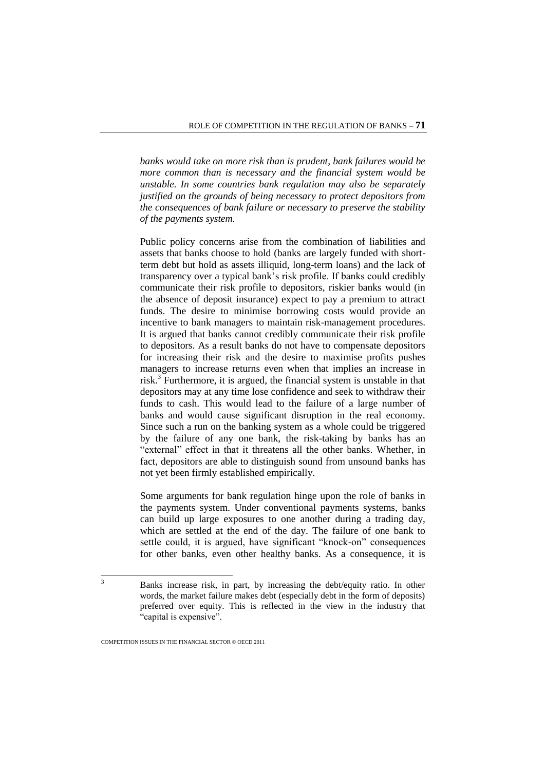*banks would take on more risk than is prudent, bank failures would be more common than is necessary and the financial system would be unstable. In some countries bank regulation may also be separately justified on the grounds of being necessary to protect depositors from the consequences of bank failure or necessary to preserve the stability of the payments system.*

Public policy concerns arise from the combination of liabilities and assets that banks choose to hold (banks are largely funded with short-term debt but hold as assets illiquid, long-term loans) and the lack of transparency over a typical bank's risk profile. If banks could credibly communicate their risk profile to depositors, riskier banks would (in the absence of deposit insurance) expect to pay a premium to attract funds. The desire to minimise borrowing costs would provide an incentive to bank managers to maintain risk-management procedures. It is argued that banks cannot credibly communicate their risk profile to depositors. As a result banks do not have to compensate depositors for increasing their risk and the desire to maximise profits pushes managers to increase returns even when that implies an increase in risk.[3] Furthermore, it is argued, the financial system is unstable in that depositors may at any time lose confidence and seek to withdraw their funds to cash. This would lead to the failure of a large number of banks and would cause significant disruption in the real economy. Since such a run on the banking system as a whole could be triggered by the failure of any one bank, the risk-taking by banks has an "external" effect in that it threatens all the other banks. Whether, in fact, depositors are able to distinguish sound from unsound banks has not yet been firmly established empirically.

Some arguments for bank regulation hinge upon the role of banks in the payments system. Under conventional payments systems, banks can build up large exposures to one another during a trading day, which are settled at the end of the day. The failure of one bank to settle could, it is argued, have significant "knock-on" consequences for other banks, even other healthy banks. As a consequence, it is

---

[3] Banks increase risk, in part, by increasing the debt/equity ratio. In other words, the market failure makes debt (especially debt in the form of deposits) preferred over equity. This is reflected in the view in the industry that "capital is expensive".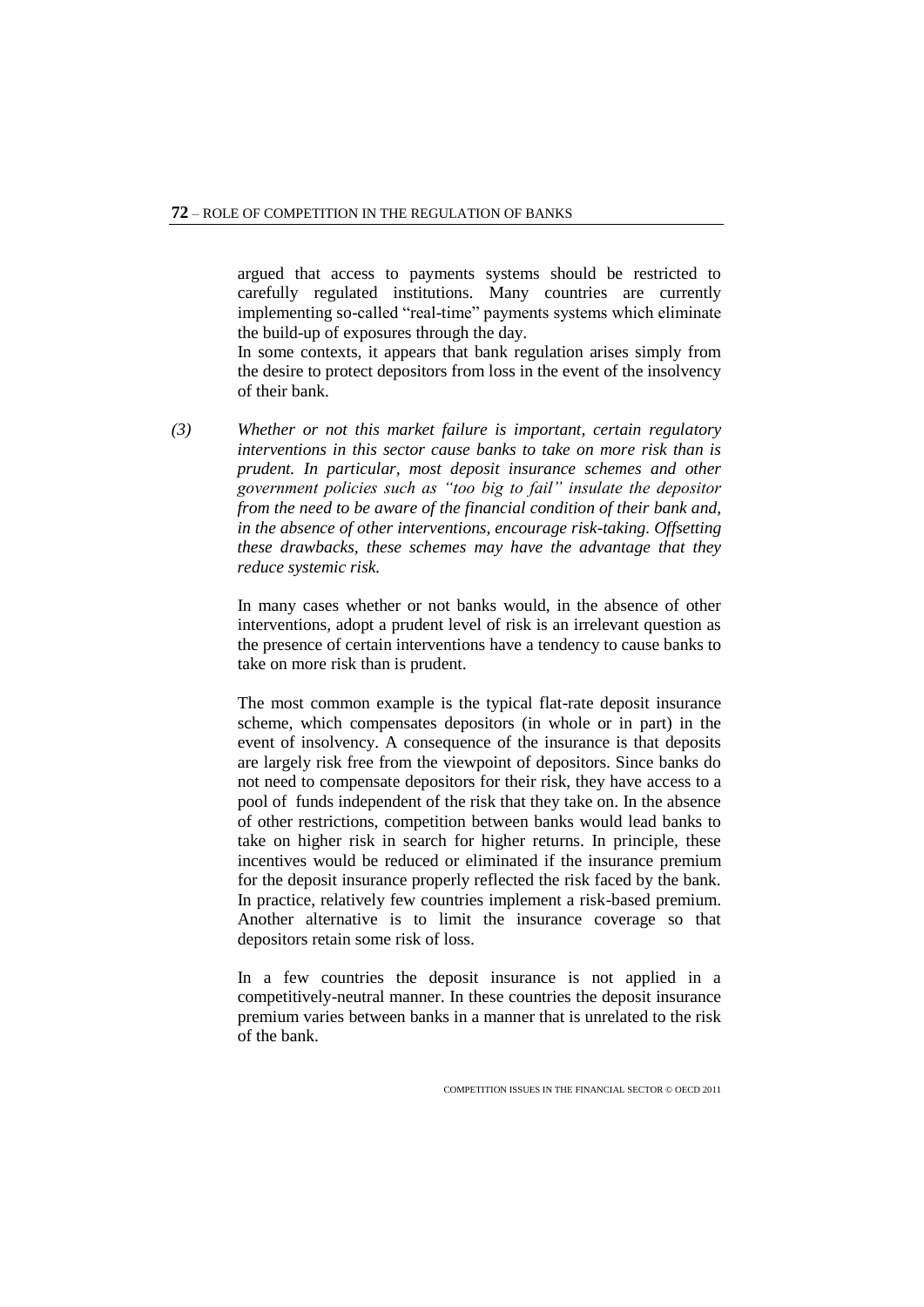argued that access to payments systems should be restricted to carefully regulated institutions. Many countries are currently implementing so-called "real-time" payments systems which eliminate the build-up of exposures through the day.

In some contexts, it appears that bank regulation arises simply from the desire to protect depositors from loss in the event of the insolvency of their bank.

*(3) Whether or not this market failure is important, certain regulatory interventions in this sector cause banks to take on more risk than is prudent. In particular, most deposit insurance schemes and other government policies such as "too big to fail" insulate the depositor from the need to be aware of the financial condition of their bank and, in the absence of other interventions, encourage risk-taking. Offsetting these drawbacks, these schemes may have the advantage that they reduce systemic risk.*

In many cases whether or not banks would, in the absence of other interventions, adopt a prudent level of risk is an irrelevant question as the presence of certain interventions have a tendency to cause banks to take on more risk than is prudent.

The most common example is the typical flat-rate deposit insurance scheme, which compensates depositors (in whole or in part) in the event of insolvency. A consequence of the insurance is that deposits are largely risk free from the viewpoint of depositors. Since banks do not need to compensate depositors for their risk, they have access to a pool of funds independent of the risk that they take on. In the absence of other restrictions, competition between banks would lead banks to take on higher risk in search for higher returns. In principle, these incentives would be reduced or eliminated if the insurance premium for the deposit insurance properly reflected the risk faced by the bank. In practice, relatively few countries implement a risk-based premium. Another alternative is to limit the insurance coverage so that depositors retain some risk of loss.

In a few countries the deposit insurance is not applied in a competitively-neutral manner. In these countries the deposit insurance premium varies between banks in a manner that is unrelated to the risk of the bank.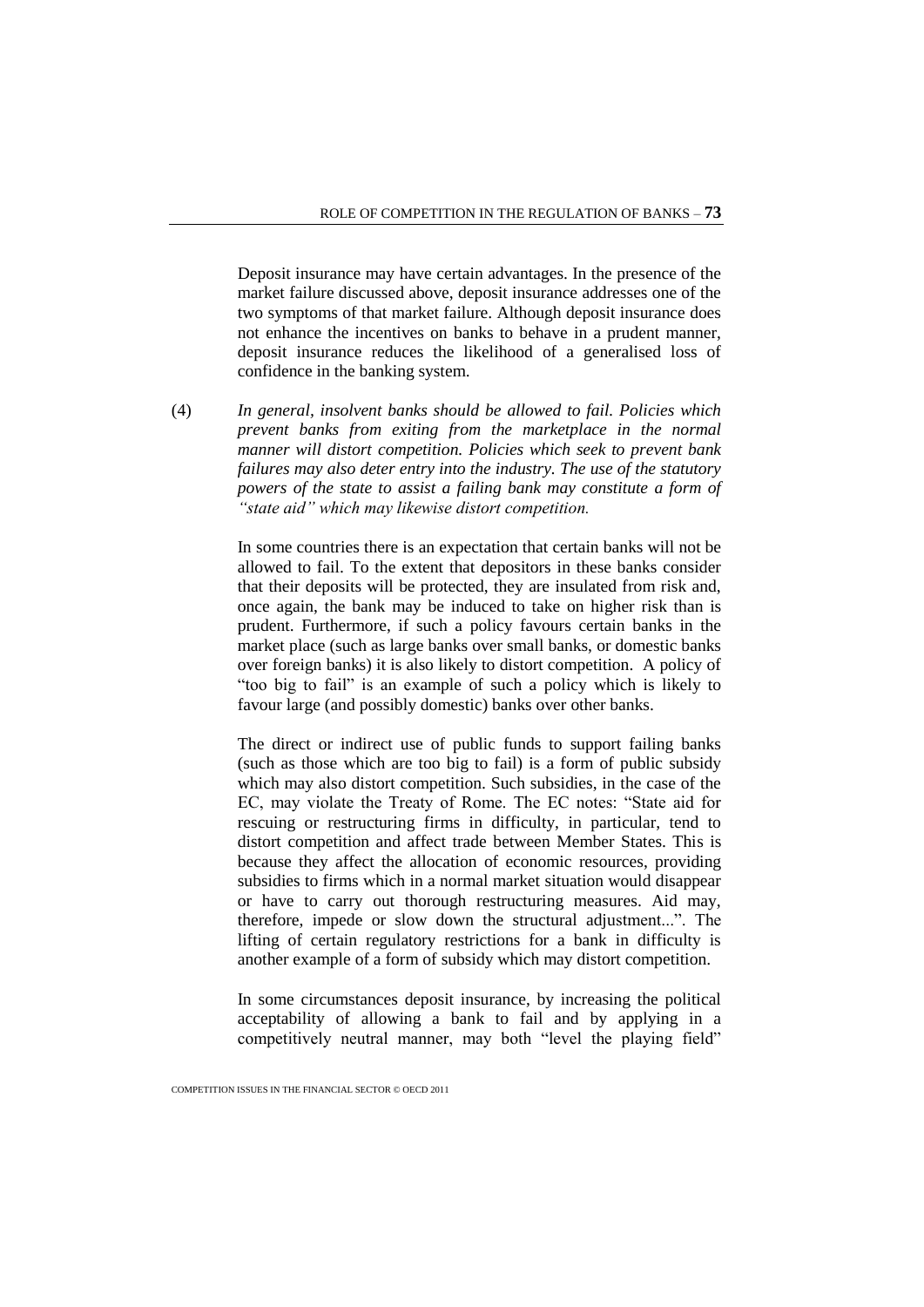Deposit insurance may have certain advantages. In the presence of the market failure discussed above, deposit insurance addresses one of the two symptoms of that market failure. Although deposit insurance does not enhance the incentives on banks to behave in a prudent manner, deposit insurance reduces the likelihood of a generalised loss of confidence in the banking system.

(4) *In general, insolvent banks should be allowed to fail. Policies which prevent banks from exiting from the marketplace in the normal manner will distort competition. Policies which seek to prevent bank failures may also deter entry into the industry. The use of the statutory powers of the state to assist a failing bank may constitute a form of "state aid" which may likewise distort competition.*

In some countries there is an expectation that certain banks will not be allowed to fail. To the extent that depositors in these banks consider that their deposits will be protected, they are insulated from risk and, once again, the bank may be induced to take on higher risk than is prudent. Furthermore, if such a policy favours certain banks in the market place (such as large banks over small banks, or domestic banks over foreign banks) it is also likely to distort competition. A policy of "too big to fail" is an example of such a policy which is likely to favour large (and possibly domestic) banks over other banks.

The direct or indirect use of public funds to support failing banks (such as those which are too big to fail) is a form of public subsidy which may also distort competition. Such subsidies, in the case of the EC, may violate the Treaty of Rome. The EC notes: "State aid for rescuing or restructuring firms in difficulty, in particular, tend to distort competition and affect trade between Member States. This is because they affect the allocation of economic resources, providing subsidies to firms which in a normal market situation would disappear or have to carry out thorough restructuring measures. Aid may, therefore, impede or slow down the structural adjustment...". The lifting of certain regulatory restrictions for a bank in difficulty is another example of a form of subsidy which may distort competition.

In some circumstances deposit insurance, by increasing the political acceptability of allowing a bank to fail and by applying in a competitively neutral manner, may both "level the playing field"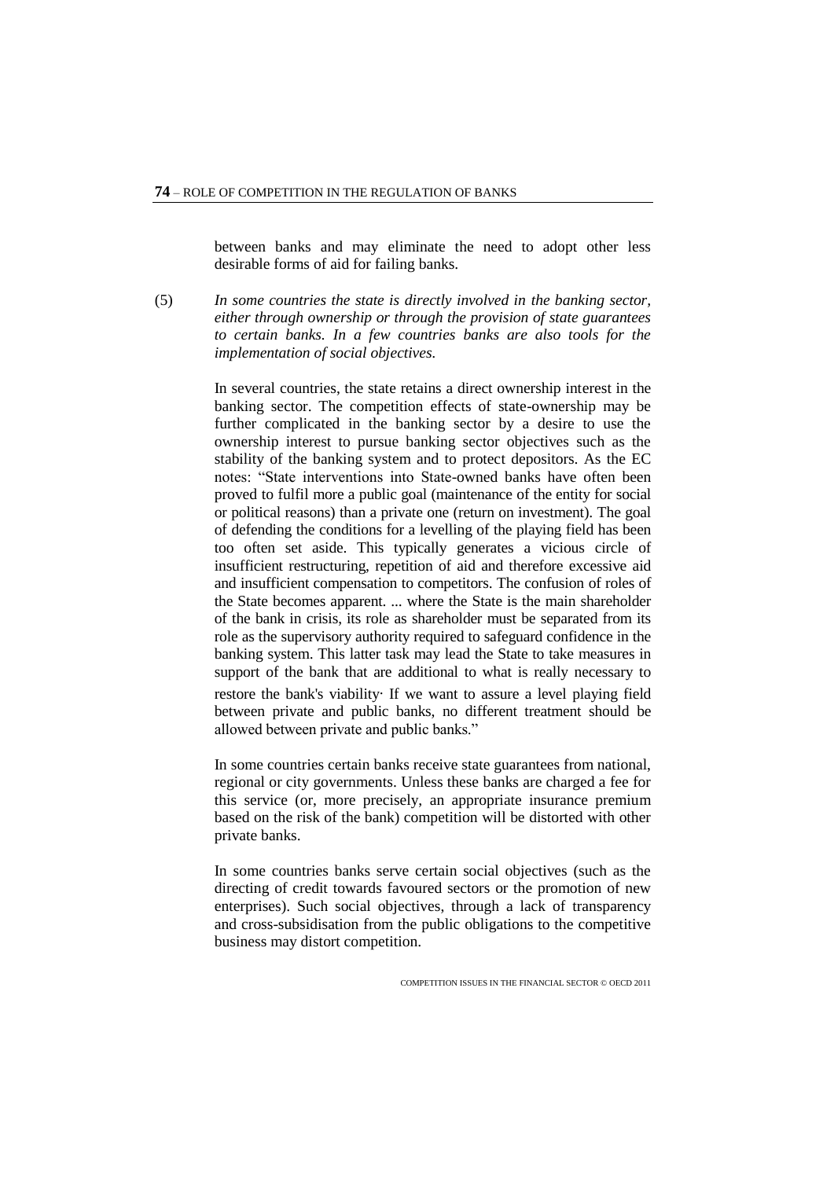between banks and may eliminate the need to adopt other less desirable forms of aid for failing banks.

(5) *In some countries the state is directly involved in the banking sector, either through ownership or through the provision of state guarantees to certain banks. In a few countries banks are also tools for the implementation of social objectives.*

In several countries, the state retains a direct ownership interest in the banking sector. The competition effects of state-ownership may be further complicated in the banking sector by a desire to use the ownership interest to pursue banking sector objectives such as the stability of the banking system and to protect depositors. As the EC notes: "State interventions into State-owned banks have often been proved to fulfil more a public goal (maintenance of the entity for social or political reasons) than a private one (return on investment). The goal of defending the conditions for a levelling of the playing field has been too often set aside. This typically generates a vicious circle of insufficient restructuring, repetition of aid and therefore excessive aid and insufficient compensation to competitors. The confusion of roles of the State becomes apparent. ... where the State is the main shareholder of the bank in crisis, its role as shareholder must be separated from its role as the supervisory authority required to safeguard confidence in the banking system. This latter task may lead the State to take measures in support of the bank that are additional to what is really necessary to restore the bank's viability· If we want to assure a level playing field between private and public banks, no different treatment should be allowed between private and public banks."

In some countries certain banks receive state guarantees from national, regional or city governments. Unless these banks are charged a fee for this service (or, more precisely, an appropriate insurance premium based on the risk of the bank) competition will be distorted with other private banks.

In some countries banks serve certain social objectives (such as the directing of credit towards favoured sectors or the promotion of new enterprises). Such social objectives, through a lack of transparency and cross-subsidisation from the public obligations to the competitive business may distort competition.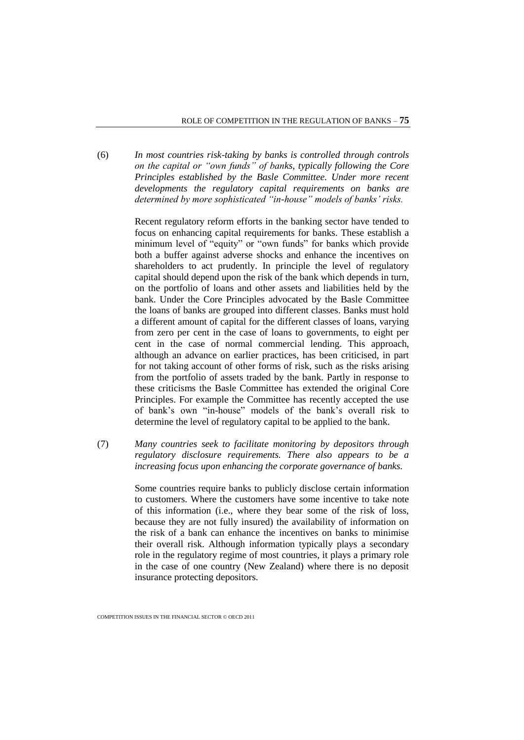(6) *In most countries risk-taking by banks is controlled through controls on the capital or "own funds" of banks, typically following the Core Principles established by the Basle Committee. Under more recent developments the regulatory capital requirements on banks are determined by more sophisticated "in-house" models of banks' risks.*

Recent regulatory reform efforts in the banking sector have tended to focus on enhancing capital requirements for banks. These establish a minimum level of "equity" or "own funds" for banks which provide both a buffer against adverse shocks and enhance the incentives on shareholders to act prudently. In principle the level of regulatory capital should depend upon the risk of the bank which depends in turn, on the portfolio of loans and other assets and liabilities held by the bank. Under the Core Principles advocated by the Basle Committee the loans of banks are grouped into different classes. Banks must hold a different amount of capital for the different classes of loans, varying from zero per cent in the case of loans to governments, to eight per cent in the case of normal commercial lending. This approach, although an advance on earlier practices, has been criticised, in part for not taking account of other forms of risk, such as the risks arising from the portfolio of assets traded by the bank. Partly in response to these criticisms the Basle Committee has extended the original Core Principles. For example the Committee has recently accepted the use of bank's own "in-house" models of the bank's overall risk to determine the level of regulatory capital to be applied to the bank.

(7) *Many countries seek to facilitate monitoring by depositors through regulatory disclosure requirements. There also appears to be a increasing focus upon enhancing the corporate governance of banks.*

Some countries require banks to publicly disclose certain information to customers. Where the customers have some incentive to take note of this information (i.e., where they bear some of the risk of loss, because they are not fully insured) the availability of information on the risk of a bank can enhance the incentives on banks to minimise their overall risk. Although information typically plays a secondary role in the regulatory regime of most countries, it plays a primary role in the case of one country (New Zealand) where there is no deposit insurance protecting depositors.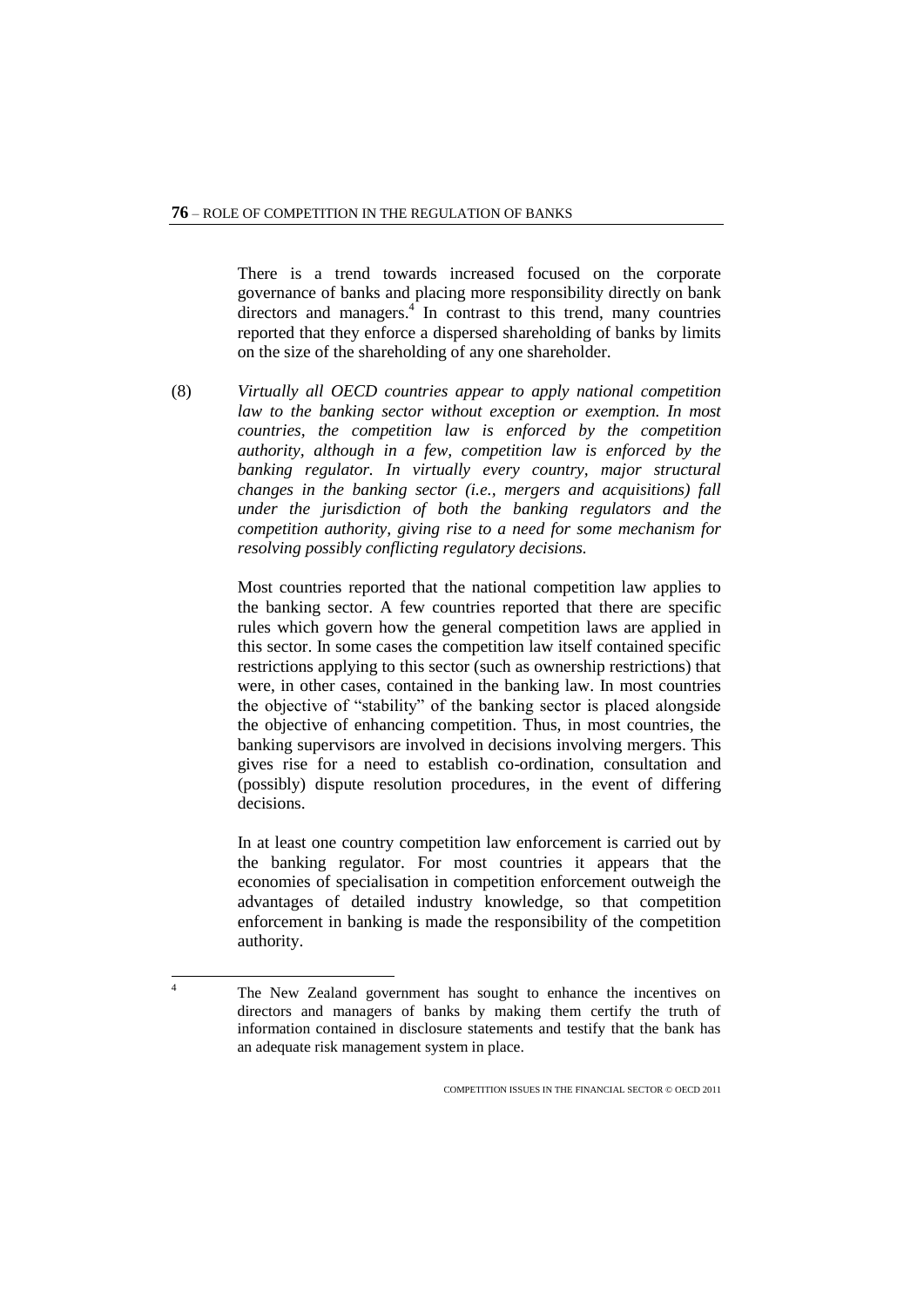There is a trend towards increased focused on the corporate governance of banks and placing more responsibility directly on bank directors and managers.[4] In contrast to this trend, many countries reported that they enforce a dispersed shareholding of banks by limits on the size of the shareholding of any one shareholder.

(8) *Virtually all OECD countries appear to apply national competition law to the banking sector without exception or exemption. In most countries, the competition law is enforced by the competition authority, although in a few, competition law is enforced by the banking regulator. In virtually every country, major structural changes in the banking sector (i.e., mergers and acquisitions) fall under the jurisdiction of both the banking regulators and the competition authority, giving rise to a need for some mechanism for resolving possibly conflicting regulatory decisions.*

Most countries reported that the national competition law applies to the banking sector. A few countries reported that there are specific rules which govern how the general competition laws are applied in this sector. In some cases the competition law itself contained specific restrictions applying to this sector (such as ownership restrictions) that were, in other cases, contained in the banking law. In most countries the objective of "stability" of the banking sector is placed alongside the objective of enhancing competition. Thus, in most countries, the banking supervisors are involved in decisions involving mergers. This gives rise for a need to establish co-ordination, consultation and (possibly) dispute resolution procedures, in the event of differing decisions.

In at least one country competition law enforcement is carried out by the banking regulator. For most countries it appears that the economies of specialisation in competition enforcement outweigh the advantages of detailed industry knowledge, so that competition enforcement in banking is made the responsibility of the competition authority.

---

[4] The New Zealand government has sought to enhance the incentives on directors and managers of banks by making them certify the truth of information contained in disclosure statements and testify that the bank has an adequate risk management system in place.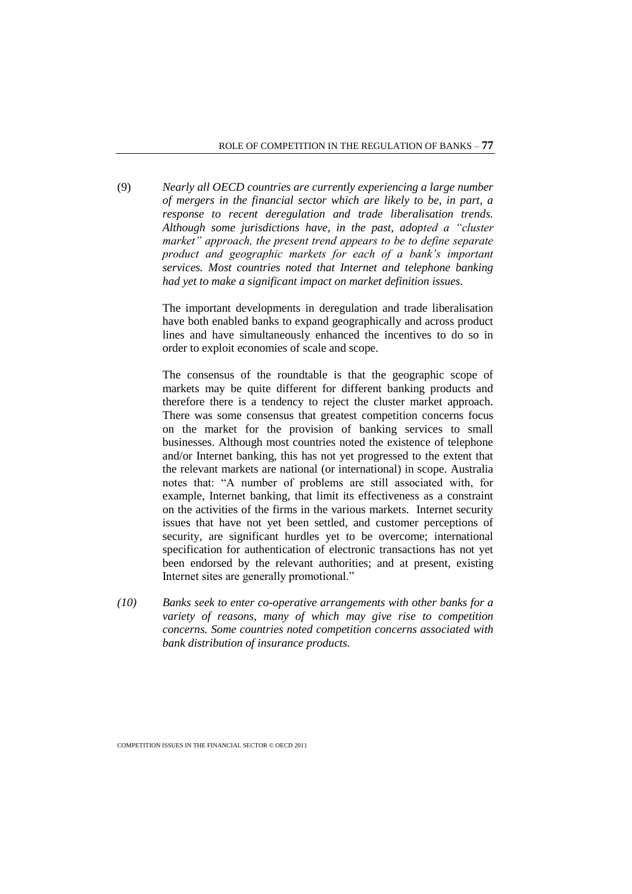(9) *Nearly all OECD countries are currently experiencing a large number of mergers in the financial sector which are likely to be, in part, a response to recent deregulation and trade liberalisation trends. Although some jurisdictions have, in the past, adopted a "cluster market" approach, the present trend appears to be to define separate product and geographic markets for each of a bank's important services. Most countries noted that Internet and telephone banking had yet to make a significant impact on market definition issues.*

The important developments in deregulation and trade liberalisation have both enabled banks to expand geographically and across product lines and have simultaneously enhanced the incentives to do so in order to exploit economies of scale and scope.

The consensus of the roundtable is that the geographic scope of markets may be quite different for different banking products and therefore there is a tendency to reject the cluster market approach. There was some consensus that greatest competition concerns focus on the market for the provision of banking services to small businesses. Although most countries noted the existence of telephone and/or Internet banking, this has not yet progressed to the extent that the relevant markets are national (or international) in scope. Australia notes that: "A number of problems are still associated with, for example, Internet banking, that limit its effectiveness as a constraint on the activities of the firms in the various markets. Internet security issues that have not yet been settled, and customer perceptions of security, are significant hurdles yet to be overcome; international specification for authentication of electronic transactions has not yet been endorsed by the relevant authorities; and at present, existing Internet sites are generally promotional."

*(10) Banks seek to enter co-operative arrangements with other banks for a variety of reasons, many of which may give rise to competition concerns. Some countries noted competition concerns associated with bank distribution of insurance products.*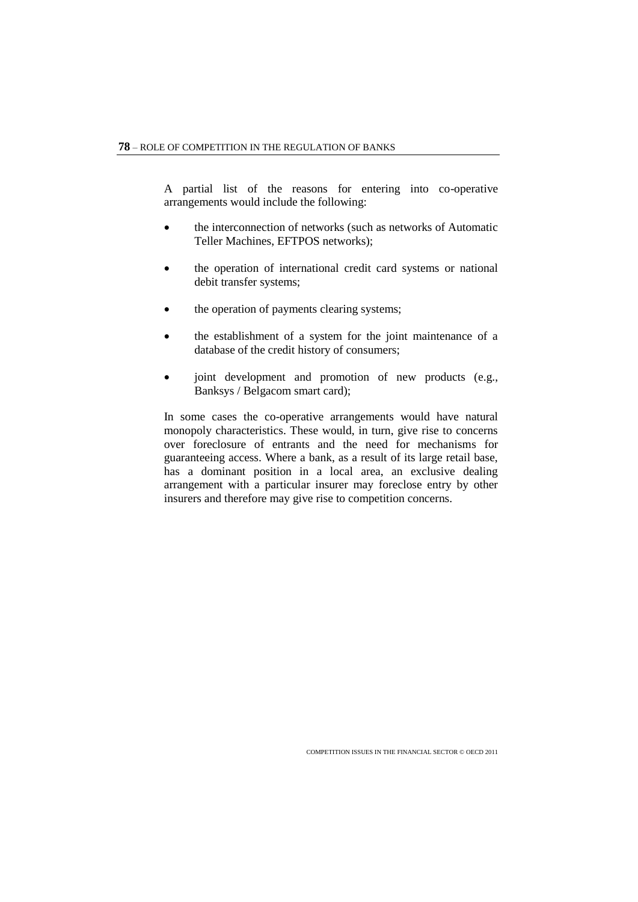A partial list of the reasons for entering into co-operative arrangements would include the following:

- the interconnection of networks (such as networks of Automatic Teller Machines, EFTPOS networks);
- the operation of international credit card systems or national debit transfer systems;
- the operation of payments clearing systems;
- the establishment of a system for the joint maintenance of a database of the credit history of consumers;
- joint development and promotion of new products (e.g., Banksys / Belgacom smart card);

In some cases the co-operative arrangements would have natural monopoly characteristics. These would, in turn, give rise to concerns over foreclosure of entrants and the need for mechanisms for guaranteeing access. Where a bank, as a result of its large retail base, has a dominant position in a local area, an exclusive dealing arrangement with a particular insurer may foreclose entry by other insurers and therefore may give rise to competition concerns.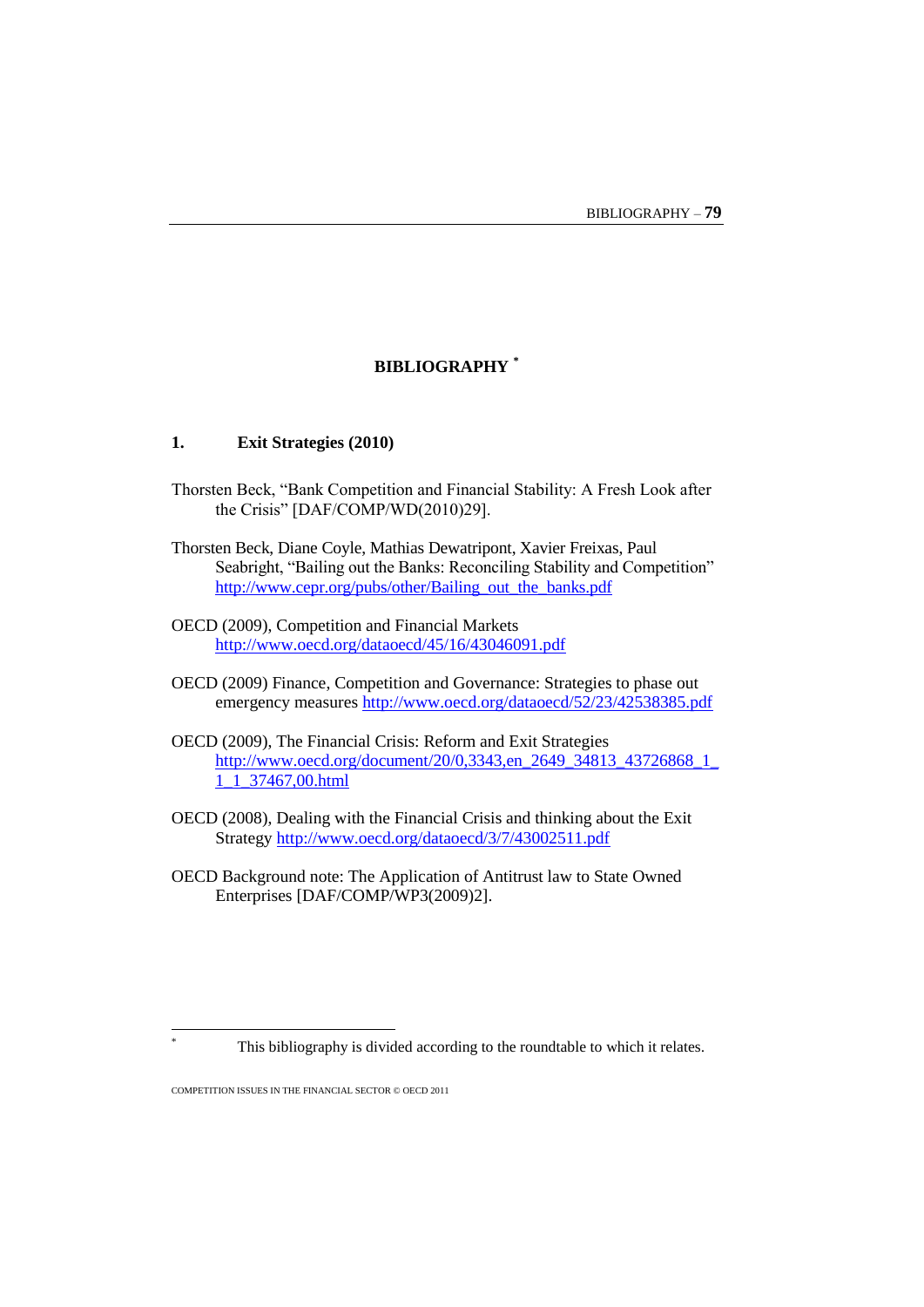# BIBLIOGRAPHY [*]

## 1. Exit Strategies (2010)

Thorsten Beck, "Bank Competition and Financial Stability: A Fresh Look after the Crisis" [DAF/COMP/WD(2010)29].

Thorsten Beck, Diane Coyle, Mathias Dewatripont, Xavier Freixas, Paul Seabright, "Bailing out the Banks: Reconciling Stability and Competition" http://www.cepr.org/pubs/other/Bailing_out_the_banks.pdf

OECD (2009), Competition and Financial Markets http://www.oecd.org/dataoecd/45/16/43046091.pdf

OECD (2009) Finance, Competition and Governance: Strategies to phase out emergency measures http://www.oecd.org/dataoecd/52/23/42538385.pdf

OECD (2009), The Financial Crisis: Reform and Exit Strategies http://www.oecd.org/document/20/0,3343,en_2649_34813_43726868_1_1_1_37467,00.html

OECD (2008), Dealing with the Financial Crisis and thinking about the Exit Strategy http://www.oecd.org/dataoecd/3/7/43002511.pdf

OECD Background note: The Application of Antitrust law to State Owned Enterprises [DAF/COMP/WP3(2009)2].

---

[*] This bibliography is divided according to the roundtable to which it relates.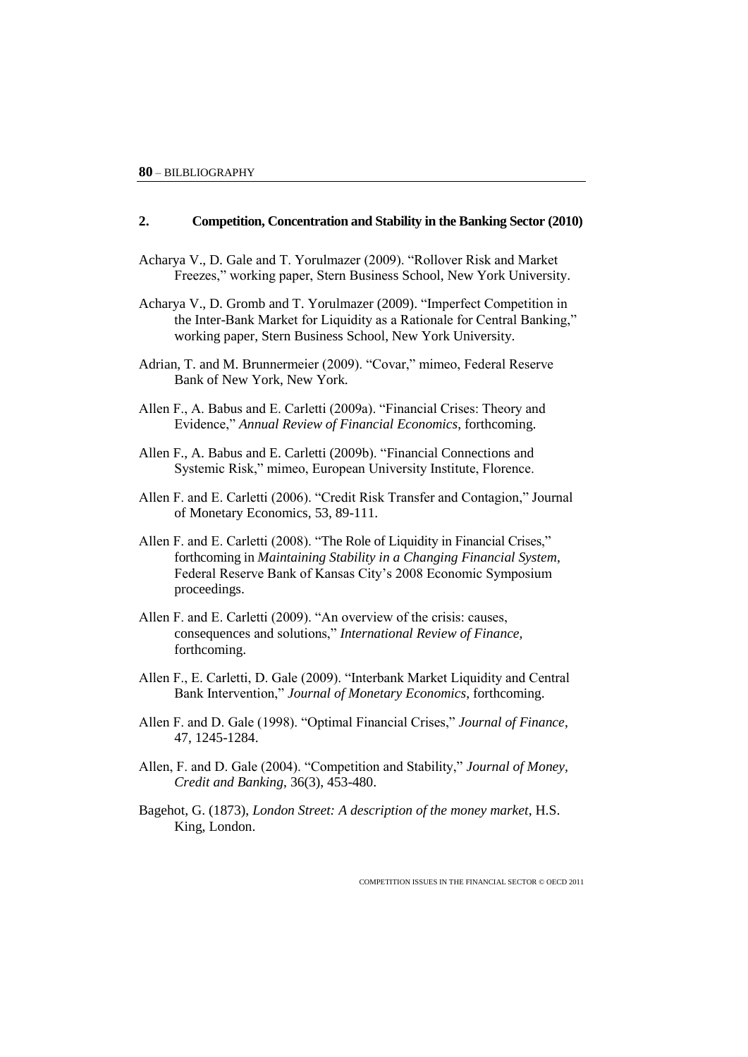## 2. Competition, Concentration and Stability in the Banking Sector (2010)

Acharya V., D. Gale and T. Yorulmazer (2009). "Rollover Risk and Market Freezes," working paper, Stern Business School, New York University.

Acharya V., D. Gromb and T. Yorulmazer (2009). "Imperfect Competition in the Inter-Bank Market for Liquidity as a Rationale for Central Banking," working paper, Stern Business School, New York University.

Adrian, T. and M. Brunnermeier (2009). "Covar," mimeo, Federal Reserve Bank of New York, New York.

Allen F., A. Babus and E. Carletti (2009a). "Financial Crises: Theory and Evidence," *Annual Review of Financial Economics*, forthcoming.

Allen F., A. Babus and E. Carletti (2009b). "Financial Connections and Systemic Risk," mimeo, European University Institute, Florence.

Allen F. and E. Carletti (2006). "Credit Risk Transfer and Contagion," Journal of Monetary Economics, 53, 89-111.

Allen F. and E. Carletti (2008). "The Role of Liquidity in Financial Crises," forthcoming in *Maintaining Stability in a Changing Financial System*, Federal Reserve Bank of Kansas City's 2008 Economic Symposium proceedings.

Allen F. and E. Carletti (2009). "An overview of the crisis: causes, consequences and solutions," *International Review of Finance*, forthcoming.

Allen F., E. Carletti, D. Gale (2009). "Interbank Market Liquidity and Central Bank Intervention," *Journal of Monetary Economics*, forthcoming.

Allen F. and D. Gale (1998). "Optimal Financial Crises," *Journal of Finance*, 47, 1245-1284.

Allen, F. and D. Gale (2004). "Competition and Stability," *Journal of Money, Credit and Banking*, 36(3), 453-480.

Bagehot, G. (1873), *London Street: A description of the money market*, H.S. King, London.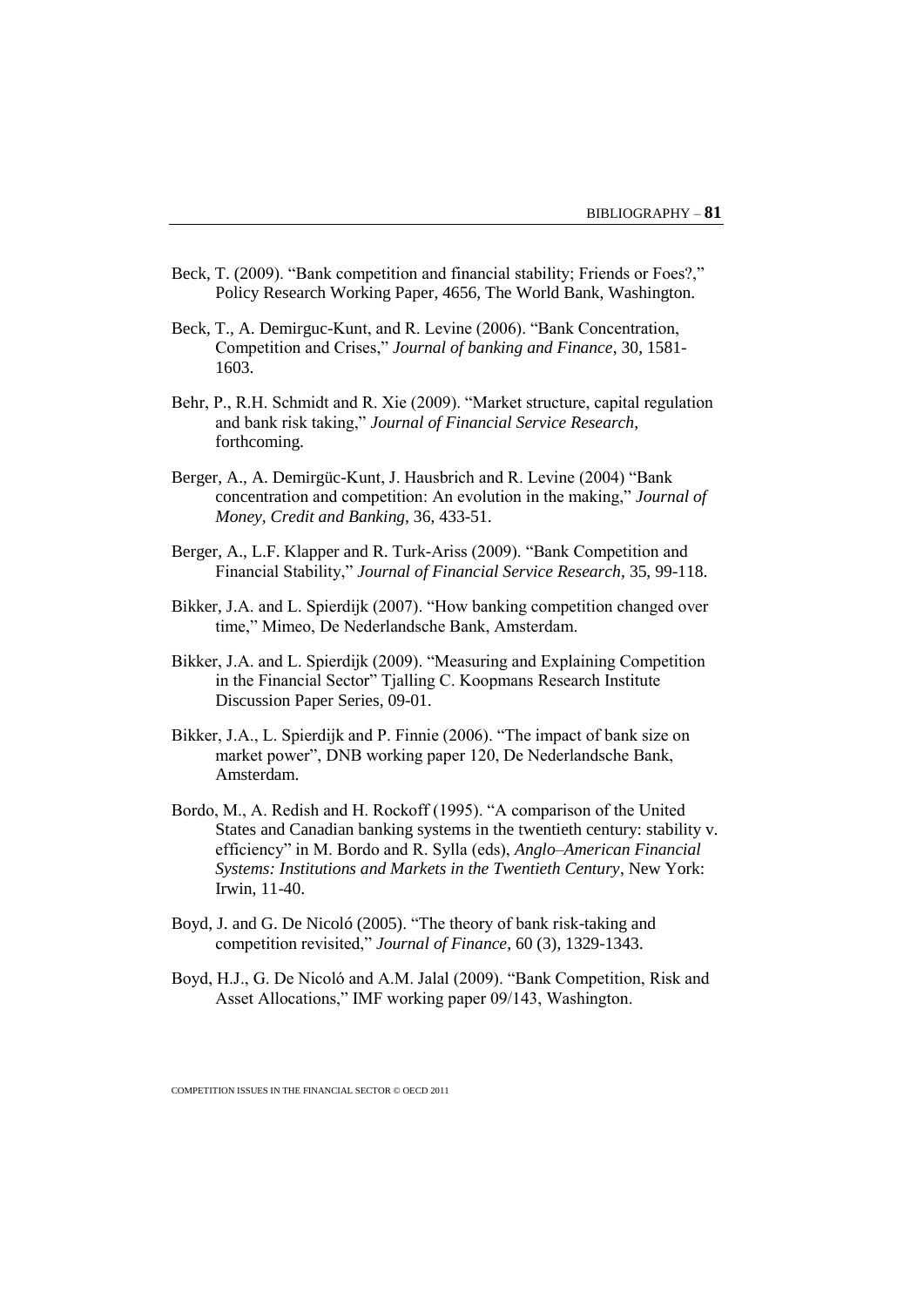Beck, T. (2009). "Bank competition and financial stability; Friends or Foes?," Policy Research Working Paper, 4656, The World Bank, Washington.

Beck, T., A. Demirguc-Kunt, and R. Levine (2006). "Bank Concentration, Competition and Crises," *Journal of banking and Finance*, 30, 1581-1603.

Behr, P., R.H. Schmidt and R. Xie (2009). "Market structure, capital regulation and bank risk taking," *Journal of Financial Service Research*, forthcoming.

Berger, A., A. Demirgüc-Kunt, J. Hausbrich and R. Levine (2004) "Bank concentration and competition: An evolution in the making," *Journal of Money, Credit and Banking*, 36, 433-51.

Berger, A., L.F. Klapper and R. Turk-Ariss (2009). "Bank Competition and Financial Stability," *Journal of Financial Service Research*, 35, 99-118.

Bikker, J.A. and L. Spierdijk (2007). "How banking competition changed over time," Mimeo, De Nederlandsche Bank, Amsterdam.

Bikker, J.A. and L. Spierdijk (2009). "Measuring and Explaining Competition in the Financial Sector" Tjalling C. Koopmans Research Institute Discussion Paper Series, 09-01.

Bikker, J.A., L. Spierdijk and P. Finnie (2006). "The impact of bank size on market power", DNB working paper 120, De Nederlandsche Bank, Amsterdam.

Bordo, M., A. Redish and H. Rockoff (1995). "A comparison of the United States and Canadian banking systems in the twentieth century: stability v. efficiency" in M. Bordo and R. Sylla (eds), *Anglo–American Financial Systems: Institutions and Markets in the Twentieth Century*, New York: Irwin, 11-40.

Boyd, J. and G. De Nicoló (2005). "The theory of bank risk-taking and competition revisited," *Journal of Finance*, 60 (3), 1329-1343.

Boyd, H.J., G. De Nicoló and A.M. Jalal (2009). "Bank Competition, Risk and Asset Allocations," IMF working paper 09/143, Washington.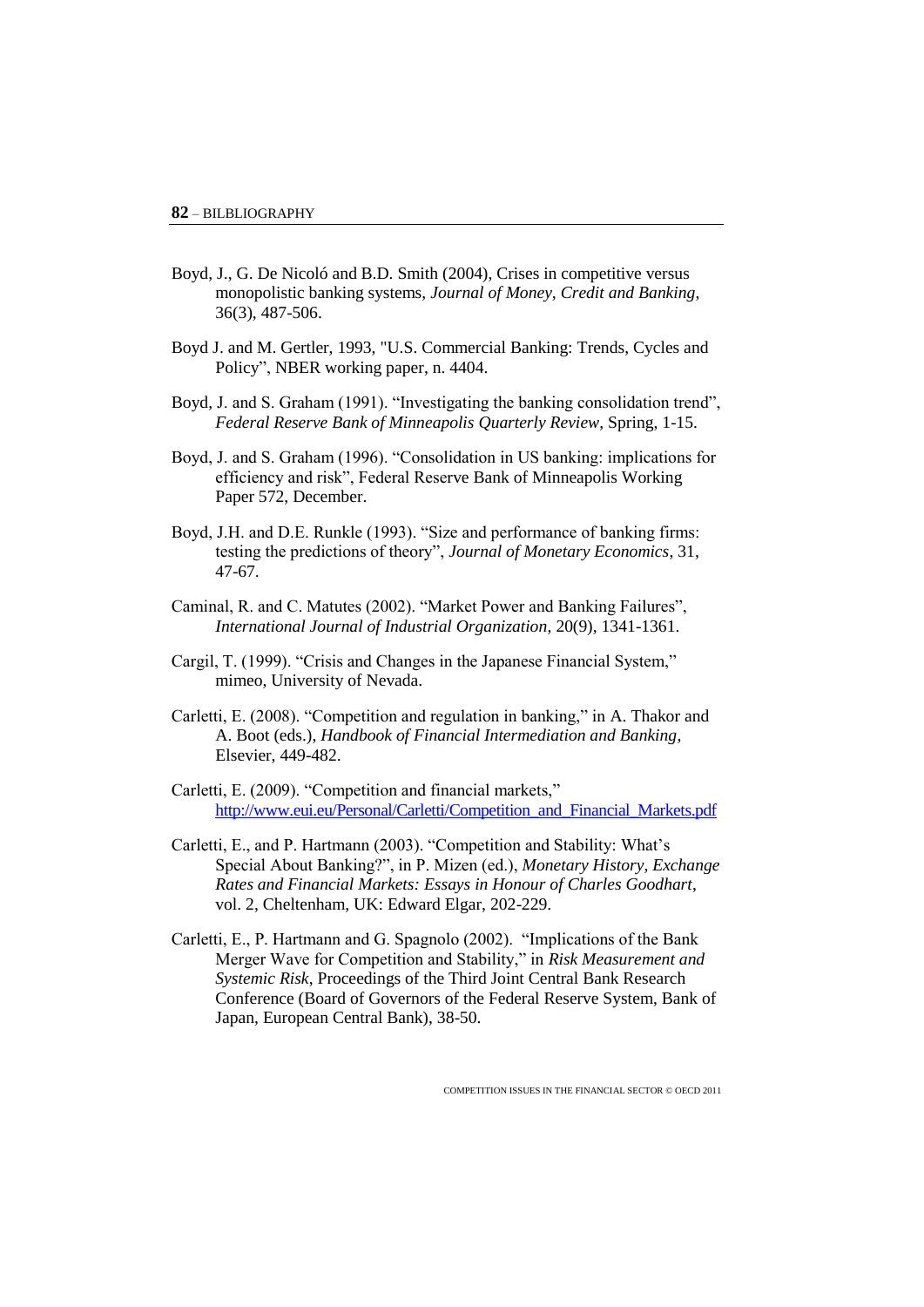Boyd, J., G. De Nicoló and B.D. Smith (2004), Crises in competitive versus monopolistic banking systems, *Journal of Money, Credit and Banking*, 36(3), 487-506.

Boyd J. and M. Gertler, 1993, "U.S. Commercial Banking: Trends, Cycles and Policy", NBER working paper, n. 4404.

Boyd, J. and S. Graham (1991). "Investigating the banking consolidation trend", *Federal Reserve Bank of Minneapolis Quarterly Review*, Spring, 1-15.

Boyd, J. and S. Graham (1996). "Consolidation in US banking: implications for efficiency and risk", Federal Reserve Bank of Minneapolis Working Paper 572, December.

Boyd, J.H. and D.E. Runkle (1993). "Size and performance of banking firms: testing the predictions of theory", *Journal of Monetary Economics*, 31, 47-67.

Caminal, R. and C. Matutes (2002). "Market Power and Banking Failures", *International Journal of Industrial Organization*, 20(9), 1341-1361.

Cargil, T. (1999). "Crisis and Changes in the Japanese Financial System," mimeo, University of Nevada.

Carletti, E. (2008). "Competition and regulation in banking," in A. Thakor and A. Boot (eds.), *Handbook of Financial Intermediation and Banking*, Elsevier, 449-482.

Carletti, E. (2009). "Competition and financial markets," http://www.eui.eu/Personal/Carletti/Competition_and_Financial_Markets.pdf

Carletti, E., and P. Hartmann (2003). "Competition and Stability: What's Special About Banking?", in P. Mizen (ed.), *Monetary History, Exchange Rates and Financial Markets: Essays in Honour of Charles Goodhart*, vol. 2, Cheltenham, UK: Edward Elgar, 202-229.

Carletti, E., P. Hartmann and G. Spagnolo (2002). "Implications of the Bank Merger Wave for Competition and Stability," in *Risk Measurement and Systemic Risk*, Proceedings of the Third Joint Central Bank Research Conference (Board of Governors of the Federal Reserve System, Bank of Japan, European Central Bank), 38-50.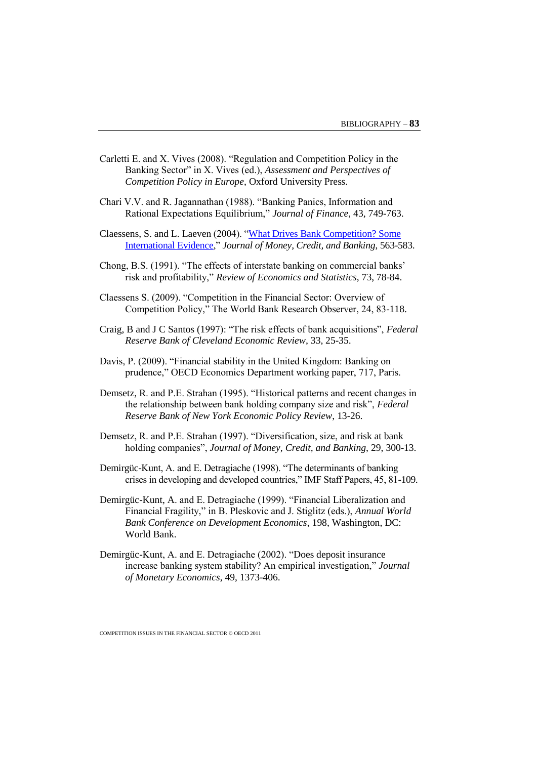Carletti E. and X. Vives (2008). “Regulation and Competition Policy in the Banking Sector” in X. Vives (ed.), *Assessment and Perspectives of Competition Policy in Europe*, Oxford University Press.

Chari V.V. and R. Jagannathan (1988). “Banking Panics, Information and Rational Expectations Equilibrium,” *Journal of Finance*, 43, 749-763.

Claessens, S. and L. Laeven (2004). “What Drives Bank Competition? Some International Evidence,” *Journal of Money, Credit, and Banking*, 563-583.

Chong, B.S. (1991). “The effects of interstate banking on commercial banks' risk and profitability,” *Review of Economics and Statistics*, 73, 78-84.

Claessens S. (2009). “Competition in the Financial Sector: Overview of Competition Policy,” The World Bank Research Observer, 24, 83-118.

Craig, B and J C Santos (1997): “The risk effects of bank acquisitions”, *Federal Reserve Bank of Cleveland Economic Review*, 33, 25-35.

Davis, P. (2009). “Financial stability in the United Kingdom: Banking on prudence,” OECD Economics Department working paper, 717, Paris.

Demsetz, R. and P.E. Strahan (1995). “Historical patterns and recent changes in the relationship between bank holding company size and risk”, *Federal Reserve Bank of New York Economic Policy Review*, 13-26.

Demsetz, R. and P.E. Strahan (1997). “Diversification, size, and risk at bank holding companies”, *Journal of Money, Credit, and Banking*, 29, 300-13.

Demirgüc-Kunt, A. and E. Detragiache (1998). “The determinants of banking crises in developing and developed countries,” IMF Staff Papers, 45, 81-109.

Demirgüc-Kunt, A. and E. Detragiache (1999). “Financial Liberalization and Financial Fragility,” in B. Pleskovic and J. Stiglitz (eds.), *Annual World Bank Conference on Development Economics*, 198, Washington, DC: World Bank.

Demirgüc-Kunt, A. and E. Detragiache (2002). “Does deposit insurance increase banking system stability? An empirical investigation,” *Journal of Monetary Economics*, 49, 1373-406.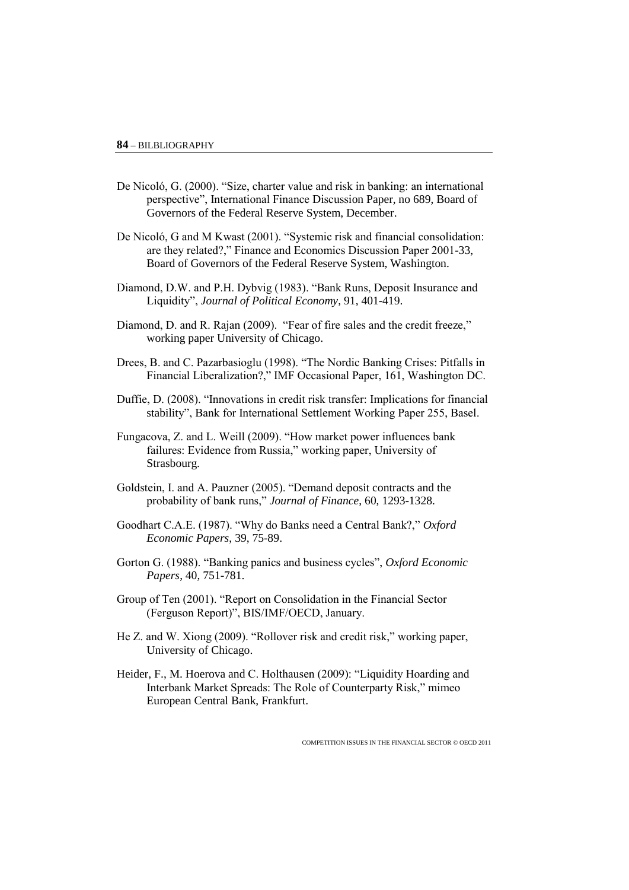De Nicoló, G. (2000). "Size, charter value and risk in banking: an international perspective", International Finance Discussion Paper, no 689, Board of Governors of the Federal Reserve System, December.

De Nicoló, G and M Kwast (2001). "Systemic risk and financial consolidation: are they related?," Finance and Economics Discussion Paper 2001-33, Board of Governors of the Federal Reserve System, Washington.

Diamond, D.W. and P.H. Dybvig (1983). "Bank Runs, Deposit Insurance and Liquidity", *Journal of Political Economy*, 91, 401-419.

Diamond, D. and R. Rajan (2009). "Fear of fire sales and the credit freeze," working paper University of Chicago.

Drees, B. and C. Pazarbasioglu (1998). "The Nordic Banking Crises: Pitfalls in Financial Liberalization?," IMF Occasional Paper, 161, Washington DC.

Duffie, D. (2008). "Innovations in credit risk transfer: Implications for financial stability", Bank for International Settlement Working Paper 255, Basel.

Fungacova, Z. and L. Weill (2009). "How market power influences bank failures: Evidence from Russia," working paper, University of Strasbourg.

Goldstein, I. and A. Pauzner (2005). "Demand deposit contracts and the probability of bank runs," *Journal of Finance*, 60, 1293-1328.

Goodhart C.A.E. (1987). "Why do Banks need a Central Bank?," *Oxford Economic Papers*, 39, 75-89.

Gorton G. (1988). "Banking panics and business cycles", *Oxford Economic Papers*, 40, 751-781.

Group of Ten (2001). "Report on Consolidation in the Financial Sector (Ferguson Report)", BIS/IMF/OECD, January.

He Z. and W. Xiong (2009). "Rollover risk and credit risk," working paper, University of Chicago.

Heider, F., M. Hoerova and C. Holthausen (2009): "Liquidity Hoarding and Interbank Market Spreads: The Role of Counterparty Risk," mimeo European Central Bank, Frankfurt.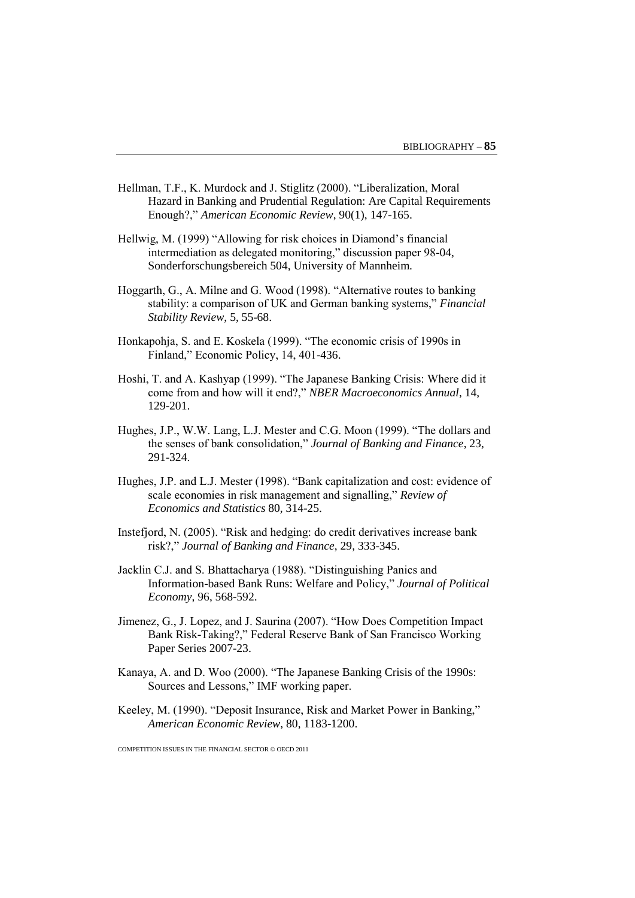Hellman, T.F., K. Murdock and J. Stiglitz (2000). “Liberalization, Moral Hazard in Banking and Prudential Regulation: Are Capital Requirements Enough?,” *American Economic Review*, 90(1), 147-165.

Hellwig, M. (1999) “Allowing for risk choices in Diamond’s financial intermediation as delegated monitoring,” discussion paper 98-04, Sonderforschungsbereich 504, University of Mannheim.

Hoggarth, G., A. Milne and G. Wood (1998). “Alternative routes to banking stability: a comparison of UK and German banking systems,” *Financial Stability Review*, 5, 55-68.

Honkapohja, S. and E. Koskela (1999). “The economic crisis of 1990s in Finland,” Economic Policy, 14, 401-436.

Hoshi, T. and A. Kashyap (1999). “The Japanese Banking Crisis: Where did it come from and how will it end?,” *NBER Macroeconomics Annual*, 14, 129-201.

Hughes, J.P., W.W. Lang, L.J. Mester and C.G. Moon (1999). “The dollars and the senses of bank consolidation,” *Journal of Banking and Finance*, 23, 291-324.

Hughes, J.P. and L.J. Mester (1998). “Bank capitalization and cost: evidence of scale economies in risk management and signalling,” *Review of Economics and Statistics* 80, 314-25.

Instefjord, N. (2005). “Risk and hedging: do credit derivatives increase bank risk?,” *Journal of Banking and Finance*, 29, 333-345.

Jacklin C.J. and S. Bhattacharya (1988). “Distinguishing Panics and Information-based Bank Runs: Welfare and Policy,” *Journal of Political Economy*, 96, 568-592.

Jimenez, G., J. Lopez, and J. Saurina (2007). “How Does Competition Impact Bank Risk-Taking?,” Federal Reserve Bank of San Francisco Working Paper Series 2007-23.

Kanaya, A. and D. Woo (2000). “The Japanese Banking Crisis of the 1990s: Sources and Lessons,” IMF working paper.

Keeley, M. (1990). “Deposit Insurance, Risk and Market Power in Banking,” *American Economic Review*, 80, 1183-1200.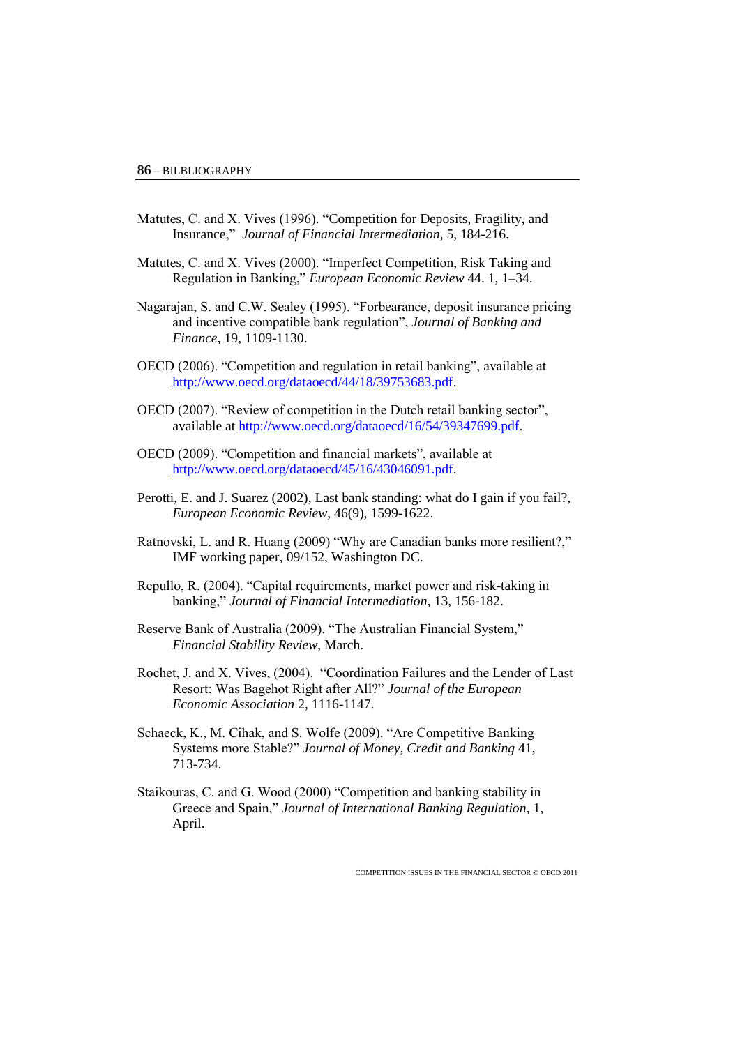Matutes, C. and X. Vives (1996). "Competition for Deposits, Fragility, and Insurance," *Journal of Financial Intermediation*, 5, 184-216.

Matutes, C. and X. Vives (2000). "Imperfect Competition, Risk Taking and Regulation in Banking," *European Economic Review* 44. 1, 1–34.

Nagarajan, S. and C.W. Sealey (1995). "Forbearance, deposit insurance pricing and incentive compatible bank regulation", *Journal of Banking and Finance*, 19, 1109-1130.

OECD (2006). "Competition and regulation in retail banking", available at http://www.oecd.org/dataoecd/44/18/39753683.pdf.

OECD (2007). "Review of competition in the Dutch retail banking sector", available at http://www.oecd.org/dataoecd/16/54/39347699.pdf.

OECD (2009). "Competition and financial markets", available at http://www.oecd.org/dataoecd/45/16/43046091.pdf.

Perotti, E. and J. Suarez (2002), Last bank standing: what do I gain if you fail?, *European Economic Review*, 46(9), 1599-1622.

Ratnovski, L. and R. Huang (2009) "Why are Canadian banks more resilient?," IMF working paper, 09/152, Washington DC.

Repullo, R. (2004). "Capital requirements, market power and risk-taking in banking," *Journal of Financial Intermediation*, 13, 156-182.

Reserve Bank of Australia (2009). "The Australian Financial System," *Financial Stability Review*, March.

Rochet, J. and X. Vives, (2004). "Coordination Failures and the Lender of Last Resort: Was Bagehot Right after All?" *Journal of the European Economic Association* 2, 1116-1147.

Schaeck, K., M. Cihak, and S. Wolfe (2009). "Are Competitive Banking Systems more Stable?" *Journal of Money, Credit and Banking* 41, 713-734.

Staikouras, C. and G. Wood (2000) "Competition and banking stability in Greece and Spain," *Journal of International Banking Regulation*, 1, April.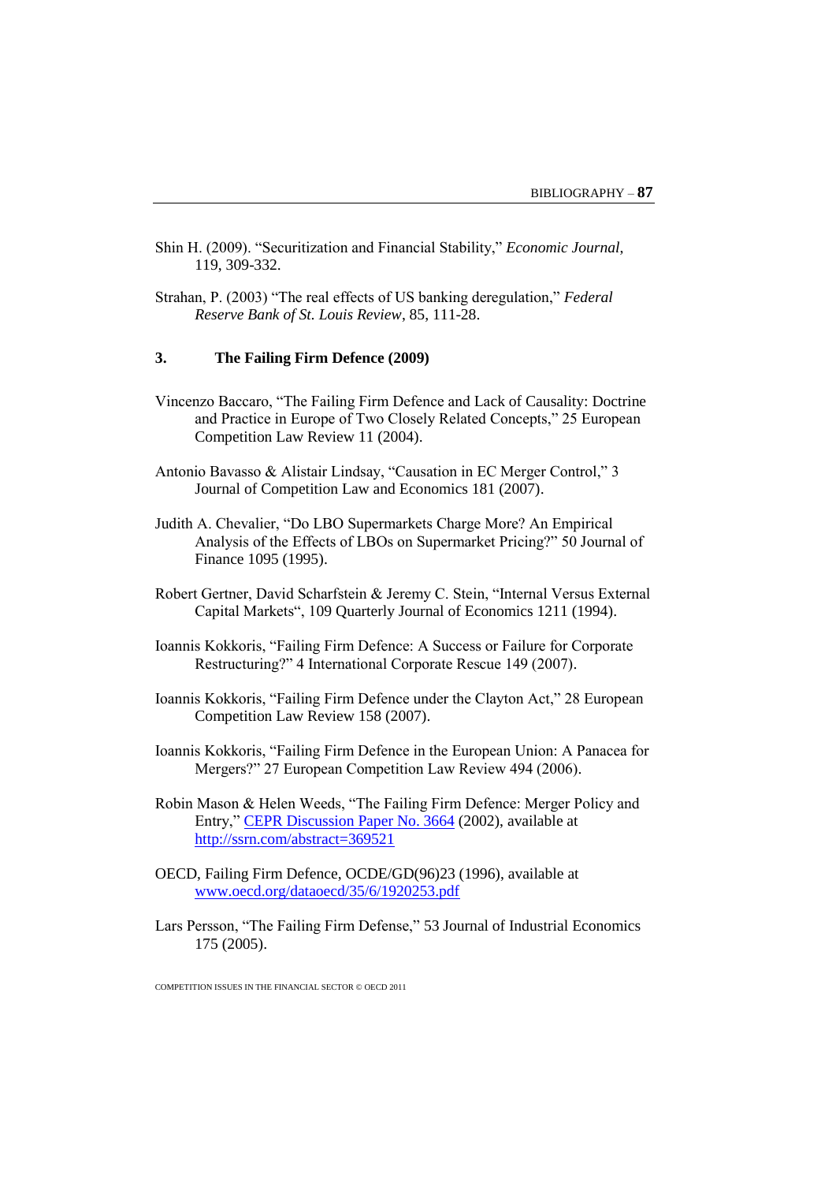Shin H. (2009). "Securitization and Financial Stability," *Economic Journal*, 119, 309-332.

Strahan, P. (2003) "The real effects of US banking deregulation," *Federal Reserve Bank of St. Louis Review*, 85, 111-28.

### 3. The Failing Firm Defence (2009)

Vincenzo Baccaro, "The Failing Firm Defence and Lack of Causality: Doctrine and Practice in Europe of Two Closely Related Concepts," 25 European Competition Law Review 11 (2004).

Antonio Bavasso & Alistair Lindsay, "Causation in EC Merger Control," 3 Journal of Competition Law and Economics 181 (2007).

Judith A. Chevalier, "Do LBO Supermarkets Charge More? An Empirical Analysis of the Effects of LBOs on Supermarket Pricing?" 50 Journal of Finance 1095 (1995).

Robert Gertner, David Scharfstein & Jeremy C. Stein, "Internal Versus External Capital Markets", 109 Quarterly Journal of Economics 1211 (1994).

Ioannis Kokkoris, "Failing Firm Defence: A Success or Failure for Corporate Restructuring?" 4 International Corporate Rescue 149 (2007).

Ioannis Kokkoris, "Failing Firm Defence under the Clayton Act," 28 European Competition Law Review 158 (2007).

Ioannis Kokkoris, "Failing Firm Defence in the European Union: A Panacea for Mergers?" 27 European Competition Law Review 494 (2006).

Robin Mason & Helen Weeds, "The Failing Firm Defence: Merger Policy and Entry," CEPR Discussion Paper No. 3664 (2002), available at http://ssrn.com/abstract=369521

OECD, Failing Firm Defence, OCDE/GD(96)23 (1996), available at www.oecd.org/dataoecd/35/6/1920253.pdf

Lars Persson, "The Failing Firm Defense," 53 Journal of Industrial Economics 175 (2005).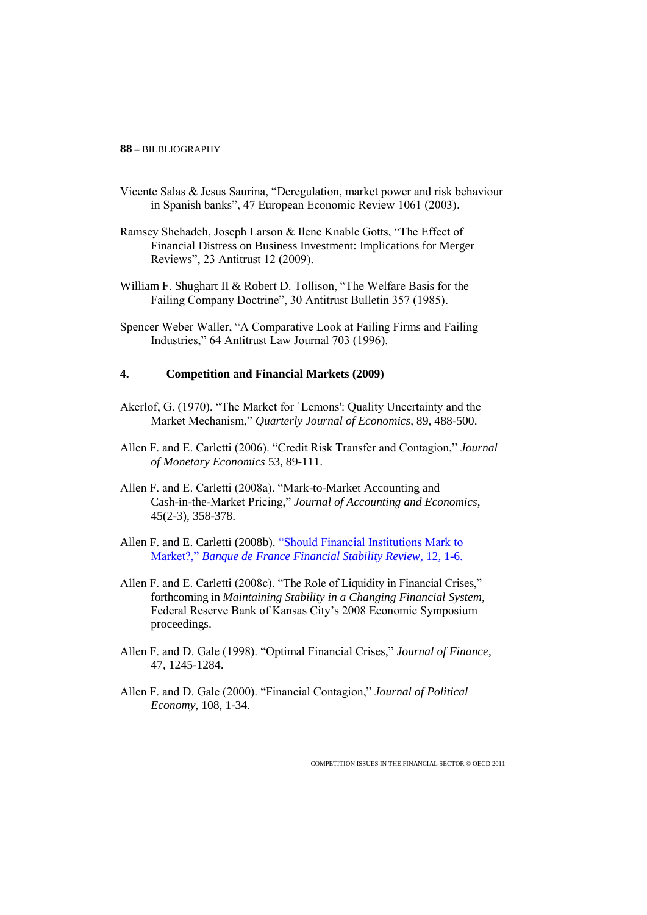Vicente Salas & Jesus Saurina, "Deregulation, market power and risk behaviour in Spanish banks", 47 European Economic Review 1061 (2003).

Ramsey Shehadeh, Joseph Larson & Ilene Knable Gotts, "The Effect of Financial Distress on Business Investment: Implications for Merger Reviews", 23 Antitrust 12 (2009).

William F. Shughart II & Robert D. Tollison, "The Welfare Basis for the Failing Company Doctrine", 30 Antitrust Bulletin 357 (1985).

Spencer Weber Waller, "A Comparative Look at Failing Firms and Failing Industries," 64 Antitrust Law Journal 703 (1996).

### 4. Competition and Financial Markets (2009)

Akerlof, G. (1970). "The Market for `Lemons': Quality Uncertainty and the Market Mechanism," *Quarterly Journal of Economics*, 89, 488-500.

Allen F. and E. Carletti (2006). "Credit Risk Transfer and Contagion," *Journal of Monetary Economics* 53, 89-111.

Allen F. and E. Carletti (2008a). "Mark-to-Market Accounting and Cash-in-the-Market Pricing," *Journal of Accounting and Economics*, 45(2-3), 358-378.

Allen F. and E. Carletti (2008b). "Should Financial Institutions Mark to Market?," *Banque de France Financial Stability Review*, 12, 1-6.

Allen F. and E. Carletti (2008c). "The Role of Liquidity in Financial Crises," forthcoming in *Maintaining Stability in a Changing Financial System*, Federal Reserve Bank of Kansas City's 2008 Economic Symposium proceedings.

Allen F. and D. Gale (1998). "Optimal Financial Crises," *Journal of Finance*, 47, 1245-1284.

Allen F. and D. Gale (2000). "Financial Contagion," *Journal of Political Economy*, 108, 1-34.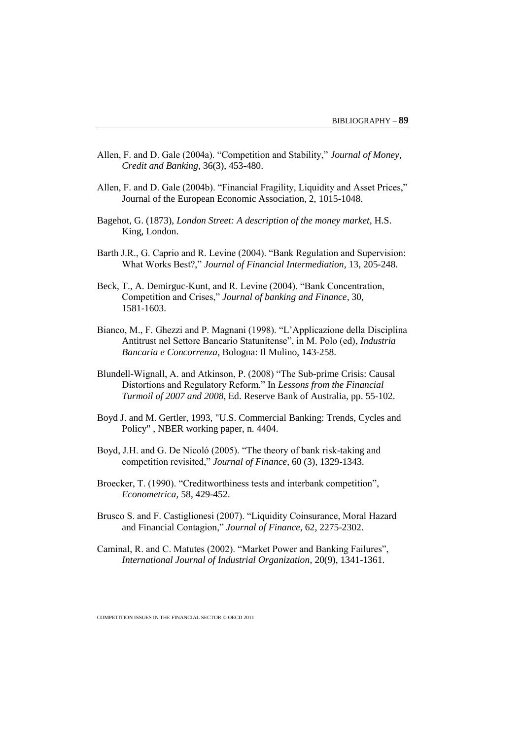Allen, F. and D. Gale (2004a). "Competition and Stability," *Journal of Money, Credit and Banking*, 36(3), 453-480.

Allen, F. and D. Gale (2004b). "Financial Fragility, Liquidity and Asset Prices," Journal of the European Economic Association, 2, 1015-1048.

Bagehot, G. (1873), *London Street: A description of the money market*, H.S. King, London.

Barth J.R., G. Caprio and R. Levine (2004). "Bank Regulation and Supervision: What Works Best?," *Journal of Financial Intermediation*, 13, 205-248.

Beck, T., A. Demirguc-Kunt, and R. Levine (2004). "Bank Concentration, Competition and Crises," *Journal of banking and Finance*, 30, 1581-1603.

Bianco, M., F. Ghezzi and P. Magnani (1998). "L'Applicazione della Disciplina Antitrust nel Settore Bancario Statunitense", in M. Polo (ed), *Industria Bancaria e Concorrenza,* Bologna: Il Mulino, 143-258.

Blundell-Wignall, A. and Atkinson, P. (2008) "The Sub-prime Crisis: Causal Distortions and Regulatory Reform." In *Lessons from the Financial Turmoil of 2007 and 2008*, Ed. Reserve Bank of Australia, pp. 55-102.

Boyd J. and M. Gertler, 1993, "U.S. Commercial Banking: Trends, Cycles and Policy" , NBER working paper, n. 4404.

Boyd, J.H. and G. De Nicoló (2005). "The theory of bank risk-taking and competition revisited," *Journal of Finance*, 60 (3), 1329-1343.

Broecker, T. (1990). "Creditworthiness tests and interbank competition", *Econometrica*, 58, 429-452.

Brusco S. and F. Castiglionesi (2007). "Liquidity Coinsurance, Moral Hazard and Financial Contagion," *Journal of Finance*, 62, 2275-2302.

Caminal, R. and C. Matutes (2002). "Market Power and Banking Failures", *International Journal of Industrial Organization*, 20(9), 1341-1361.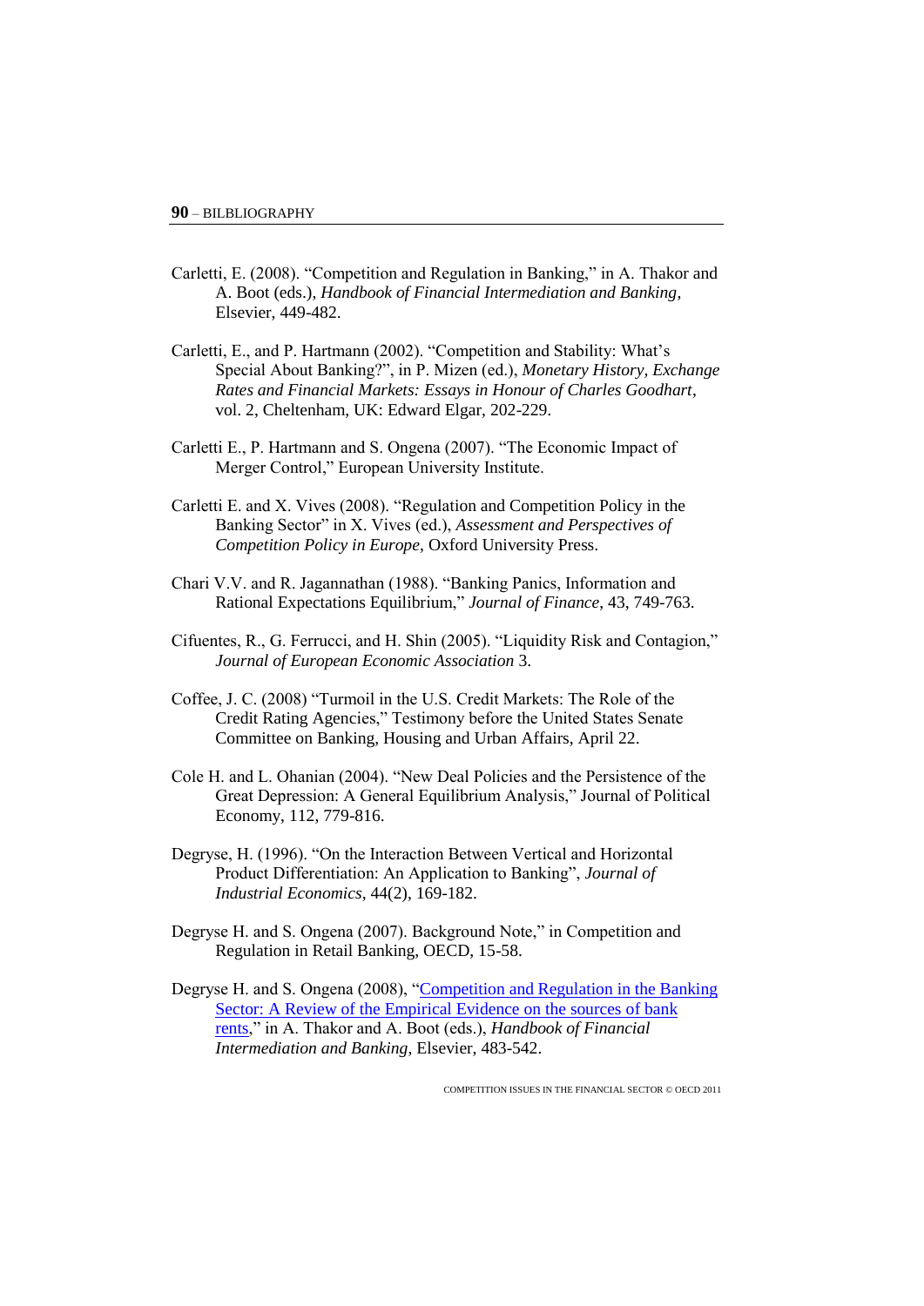Carletti, E. (2008). "Competition and Regulation in Banking," in A. Thakor and A. Boot (eds.), *Handbook of Financial Intermediation and Banking*, Elsevier, 449-482.

Carletti, E., and P. Hartmann (2002). "Competition and Stability: What's Special About Banking?", in P. Mizen (ed.), *Monetary History, Exchange Rates and Financial Markets: Essays in Honour of Charles Goodhart*, vol. 2, Cheltenham, UK: Edward Elgar, 202-229.

Carletti E., P. Hartmann and S. Ongena (2007). "The Economic Impact of Merger Control," European University Institute.

Carletti E. and X. Vives (2008). "Regulation and Competition Policy in the Banking Sector" in X. Vives (ed.), *Assessment and Perspectives of Competition Policy in Europe*, Oxford University Press.

Chari V.V. and R. Jagannathan (1988). "Banking Panics, Information and Rational Expectations Equilibrium," *Journal of Finance*, 43, 749-763.

Cifuentes, R., G. Ferrucci, and H. Shin (2005). "Liquidity Risk and Contagion," *Journal of European Economic Association* 3.

Coffee, J. C. (2008) "Turmoil in the U.S. Credit Markets: The Role of the Credit Rating Agencies," Testimony before the United States Senate Committee on Banking, Housing and Urban Affairs, April 22.

Cole H. and L. Ohanian (2004). "New Deal Policies and the Persistence of the Great Depression: A General Equilibrium Analysis," Journal of Political Economy, 112, 779-816.

Degryse, H. (1996). "On the Interaction Between Vertical and Horizontal Product Differentiation: An Application to Banking", *Journal of Industrial Economics*, 44(2), 169-182.

Degryse H. and S. Ongena (2007). Background Note," in Competition and Regulation in Retail Banking, OECD, 15-58.

Degryse H. and S. Ongena (2008), "Competition and Regulation in the Banking Sector: A Review of the Empirical Evidence on the sources of bank rents," in A. Thakor and A. Boot (eds.), *Handbook of Financial Intermediation and Banking*, Elsevier, 483-542.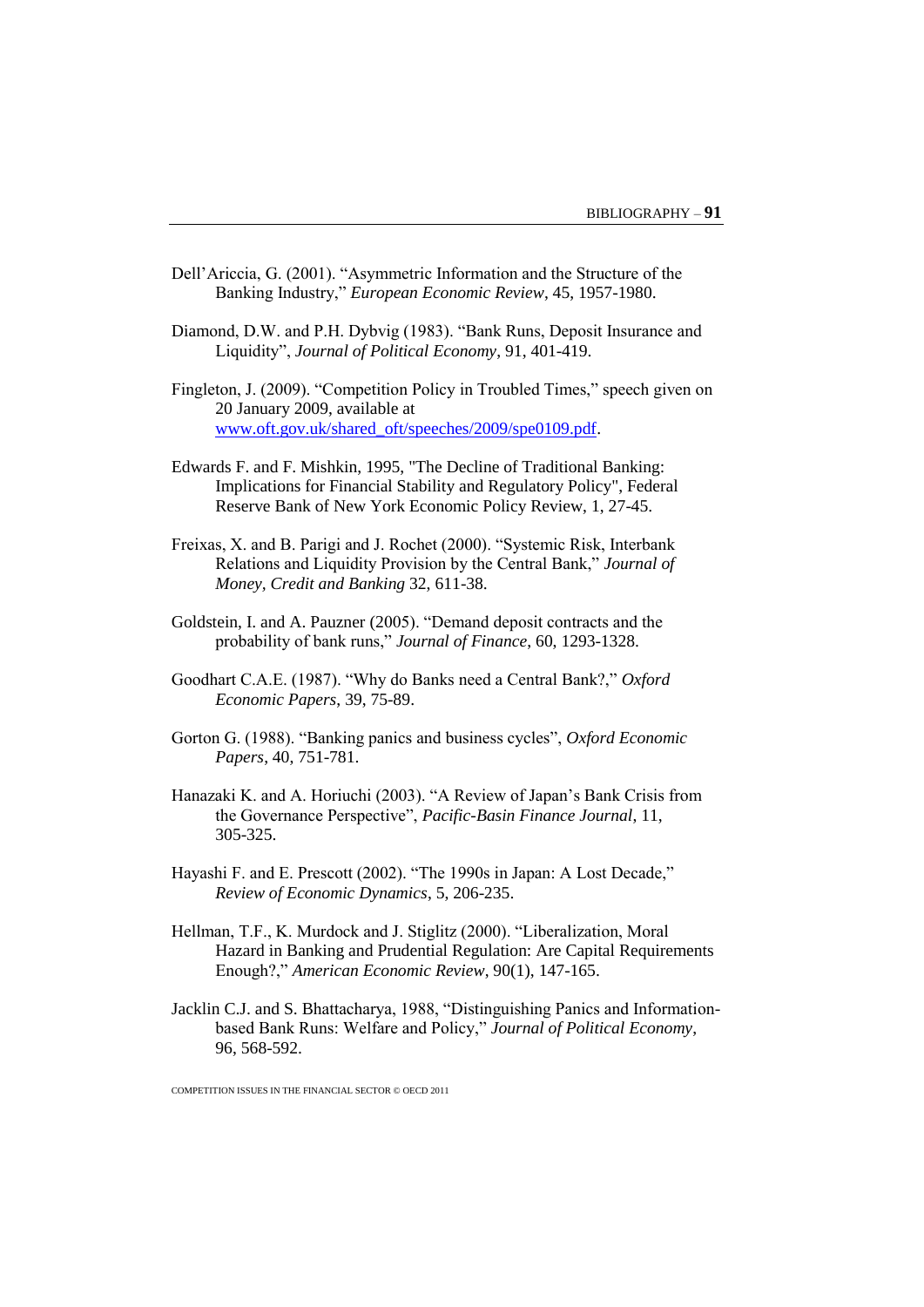Dell'Ariccia, G. (2001). "Asymmetric Information and the Structure of the Banking Industry," *European Economic Review*, 45, 1957-1980.

Diamond, D.W. and P.H. Dybvig (1983). "Bank Runs, Deposit Insurance and Liquidity", *Journal of Political Economy*, 91, 401-419.

Fingleton, J. (2009). "Competition Policy in Troubled Times," speech given on 20 January 2009, available at www.oft.gov.uk/shared_oft/speeches/2009/spe0109.pdf.

Edwards F. and F. Mishkin, 1995, "The Decline of Traditional Banking: Implications for Financial Stability and Regulatory Policy", Federal Reserve Bank of New York Economic Policy Review, 1, 27-45.

Freixas, X. and B. Parigi and J. Rochet (2000). "Systemic Risk, Interbank Relations and Liquidity Provision by the Central Bank," *Journal of Money, Credit and Banking* 32, 611-38.

Goldstein, I. and A. Pauzner (2005). "Demand deposit contracts and the probability of bank runs," *Journal of Finance*, 60, 1293-1328.

Goodhart C.A.E. (1987). "Why do Banks need a Central Bank?," *Oxford Economic Papers*, 39, 75-89.

Gorton G. (1988). "Banking panics and business cycles", *Oxford Economic Papers*, 40, 751-781.

Hanazaki K. and A. Horiuchi (2003). "A Review of Japan's Bank Crisis from the Governance Perspective", *Pacific-Basin Finance Journal*, 11, 305-325.

Hayashi F. and E. Prescott (2002). "The 1990s in Japan: A Lost Decade," *Review of Economic Dynamics*, 5, 206-235.

Hellman, T.F., K. Murdock and J. Stiglitz (2000). "Liberalization, Moral Hazard in Banking and Prudential Regulation: Are Capital Requirements Enough?," *American Economic Review*, 90(1), 147-165.

Jacklin C.J. and S. Bhattacharya, 1988, "Distinguishing Panics and Information-based Bank Runs: Welfare and Policy," *Journal of Political Economy*, 96, 568-592.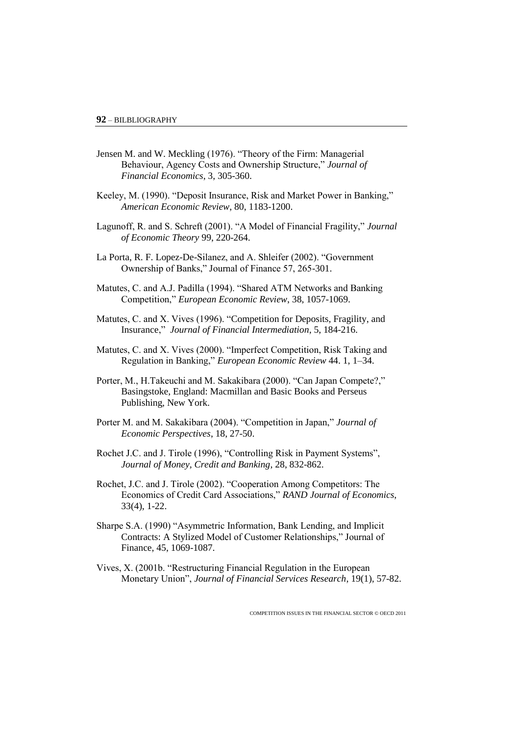Jensen M. and W. Meckling (1976). "Theory of the Firm: Managerial Behaviour, Agency Costs and Ownership Structure," *Journal of Financial Economics*, 3, 305-360.

Keeley, M. (1990). "Deposit Insurance, Risk and Market Power in Banking," *American Economic Review*, 80, 1183-1200.

Lagunoff, R. and S. Schreft (2001). "A Model of Financial Fragility," *Journal of Economic Theory* 99, 220-264.

La Porta, R. F. Lopez-De-Silanez, and A. Shleifer (2002). "Government Ownership of Banks," Journal of Finance 57, 265-301.

Matutes, C. and A.J. Padilla (1994). "Shared ATM Networks and Banking Competition," *European Economic Review*, 38, 1057-1069.

Matutes, C. and X. Vives (1996). "Competition for Deposits, Fragility, and Insurance," *Journal of Financial Intermediation*, 5, 184-216.

Matutes, C. and X. Vives (2000). "Imperfect Competition, Risk Taking and Regulation in Banking," *European Economic Review* 44. 1, 1–34.

Porter, M., H.Takeuchi and M. Sakakibara (2000). "Can Japan Compete?," Basingstoke, England: Macmillan and Basic Books and Perseus Publishing, New York.

Porter M. and M. Sakakibara (2004). "Competition in Japan," *Journal of Economic Perspectives*, 18, 27-50.

Rochet J.C. and J. Tirole (1996), "Controlling Risk in Payment Systems", *Journal of Money, Credit and Banking*, 28, 832-862.

Rochet, J.C. and J. Tirole (2002). "Cooperation Among Competitors: The Economics of Credit Card Associations," *RAND Journal of Economics*, 33(4), 1-22.

Sharpe S.A. (1990) "Asymmetric Information, Bank Lending, and Implicit Contracts: A Stylized Model of Customer Relationships," Journal of Finance, 45, 1069-1087.

Vives, X. (2001b. "Restructuring Financial Regulation in the European Monetary Union", *Journal of Financial Services Research*, 19(1), 57-82.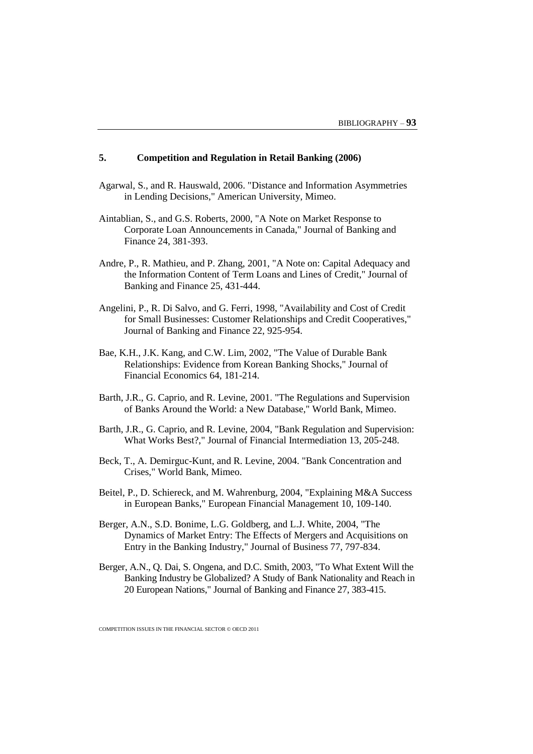## 5. Competition and Regulation in Retail Banking (2006)

Agarwal, S., and R. Hauswald, 2006. "Distance and Information Asymmetries in Lending Decisions," American University, Mimeo.

Aintablian, S., and G.S. Roberts, 2000, "A Note on Market Response to Corporate Loan Announcements in Canada," Journal of Banking and Finance 24, 381-393.

Andre, P., R. Mathieu, and P. Zhang, 2001, "A Note on: Capital Adequacy and the Information Content of Term Loans and Lines of Credit," Journal of Banking and Finance 25, 431-444.

Angelini, P., R. Di Salvo, and G. Ferri, 1998, "Availability and Cost of Credit for Small Businesses: Customer Relationships and Credit Cooperatives," Journal of Banking and Finance 22, 925-954.

Bae, K.H., J.K. Kang, and C.W. Lim, 2002, "The Value of Durable Bank Relationships: Evidence from Korean Banking Shocks," Journal of Financial Economics 64, 181-214.

Barth, J.R., G. Caprio, and R. Levine, 2001. "The Regulations and Supervision of Banks Around the World: a New Database," World Bank, Mimeo.

Barth, J.R., G. Caprio, and R. Levine, 2004, "Bank Regulation and Supervision: What Works Best?," Journal of Financial Intermediation 13, 205-248.

Beck, T., A. Demirguc-Kunt, and R. Levine, 2004. "Bank Concentration and Crises," World Bank, Mimeo.

Beitel, P., D. Schiereck, and M. Wahrenburg, 2004, "Explaining M&A Success in European Banks," European Financial Management 10, 109-140.

Berger, A.N., S.D. Bonime, L.G. Goldberg, and L.J. White, 2004, "The Dynamics of Market Entry: The Effects of Mergers and Acquisitions on Entry in the Banking Industry," Journal of Business 77, 797-834.

Berger, A.N., Q. Dai, S. Ongena, and D.C. Smith, 2003, "To What Extent Will the Banking Industry be Globalized? A Study of Bank Nationality and Reach in 20 European Nations," Journal of Banking and Finance 27, 383-415.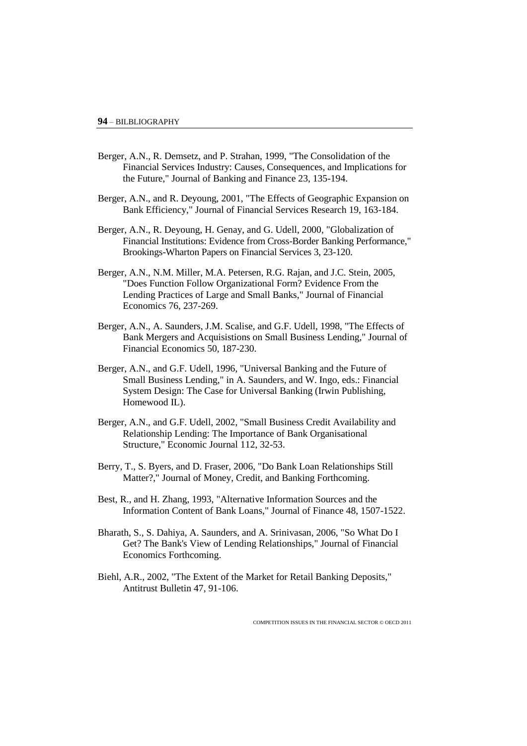Berger, A.N., R. Demsetz, and P. Strahan, 1999, "The Consolidation of the Financial Services Industry: Causes, Consequences, and Implications for the Future," Journal of Banking and Finance 23, 135-194.

Berger, A.N., and R. Deyoung, 2001, "The Effects of Geographic Expansion on Bank Efficiency," Journal of Financial Services Research 19, 163-184.

Berger, A.N., R. Deyoung, H. Genay, and G. Udell, 2000, "Globalization of Financial Institutions: Evidence from Cross-Border Banking Performance," Brookings-Wharton Papers on Financial Services 3, 23-120.

Berger, A.N., N.M. Miller, M.A. Petersen, R.G. Rajan, and J.C. Stein, 2005, "Does Function Follow Organizational Form? Evidence From the Lending Practices of Large and Small Banks," Journal of Financial Economics 76, 237-269.

Berger, A.N., A. Saunders, J.M. Scalise, and G.F. Udell, 1998, "The Effects of Bank Mergers and Acquisistions on Small Business Lending," Journal of Financial Economics 50, 187-230.

Berger, A.N., and G.F. Udell, 1996, "Universal Banking and the Future of Small Business Lending," in A. Saunders, and W. Ingo, eds.: Financial System Design: The Case for Universal Banking (Irwin Publishing, Homewood IL).

Berger, A.N., and G.F. Udell, 2002, "Small Business Credit Availability and Relationship Lending: The Importance of Bank Organisational Structure," Economic Journal 112, 32-53.

Berry, T., S. Byers, and D. Fraser, 2006, "Do Bank Loan Relationships Still Matter?," Journal of Money, Credit, and Banking Forthcoming.

Best, R., and H. Zhang, 1993, "Alternative Information Sources and the Information Content of Bank Loans," Journal of Finance 48, 1507-1522.

Bharath, S., S. Dahiya, A. Saunders, and A. Srinivasan, 2006, "So What Do I Get? The Bank's View of Lending Relationships," Journal of Financial Economics Forthcoming.

Biehl, A.R., 2002, "The Extent of the Market for Retail Banking Deposits," Antitrust Bulletin 47, 91-106.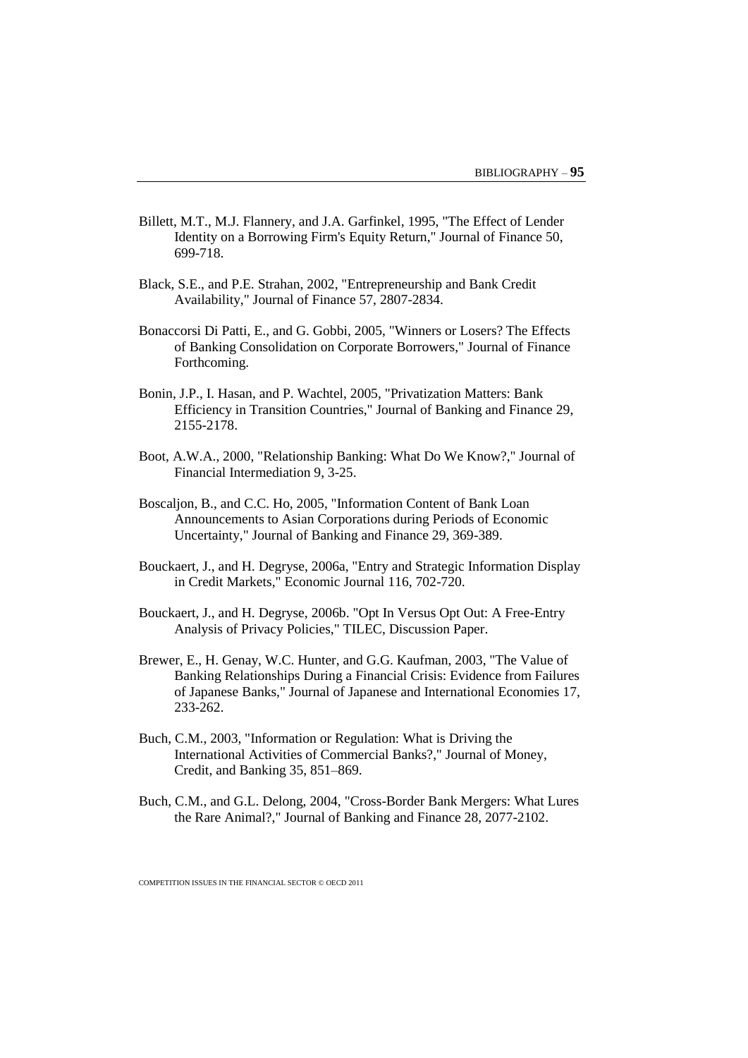Billett, M.T., M.J. Flannery, and J.A. Garfinkel, 1995, "The Effect of Lender Identity on a Borrowing Firm's Equity Return," Journal of Finance 50, 699-718.

Black, S.E., and P.E. Strahan, 2002, "Entrepreneurship and Bank Credit Availability," Journal of Finance 57, 2807-2834.

Bonaccorsi Di Patti, E., and G. Gobbi, 2005, "Winners or Losers? The Effects of Banking Consolidation on Corporate Borrowers," Journal of Finance Forthcoming.

Bonin, J.P., I. Hasan, and P. Wachtel, 2005, "Privatization Matters: Bank Efficiency in Transition Countries," Journal of Banking and Finance 29, 2155-2178.

Boot, A.W.A., 2000, "Relationship Banking: What Do We Know?," Journal of Financial Intermediation 9, 3-25.

Boscaljon, B., and C.C. Ho, 2005, "Information Content of Bank Loan Announcements to Asian Corporations during Periods of Economic Uncertainty," Journal of Banking and Finance 29, 369-389.

Bouckaert, J., and H. Degryse, 2006a, "Entry and Strategic Information Display in Credit Markets," Economic Journal 116, 702-720.

Bouckaert, J., and H. Degryse, 2006b. "Opt In Versus Opt Out: A Free-Entry Analysis of Privacy Policies," TILEC, Discussion Paper.

Brewer, E., H. Genay, W.C. Hunter, and G.G. Kaufman, 2003, "The Value of Banking Relationships During a Financial Crisis: Evidence from Failures of Japanese Banks," Journal of Japanese and International Economies 17, 233-262.

Buch, C.M., 2003, "Information or Regulation: What is Driving the International Activities of Commercial Banks?," Journal of Money, Credit, and Banking 35, 851–869.

Buch, C.M., and G.L. Delong, 2004, "Cross-Border Bank Mergers: What Lures the Rare Animal?," Journal of Banking and Finance 28, 2077-2102.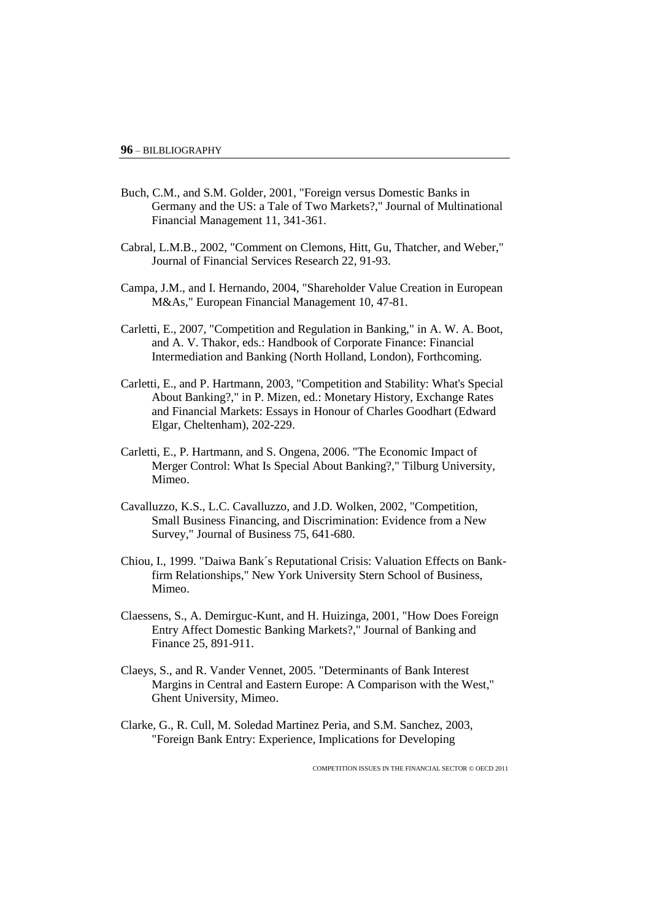Buch, C.M., and S.M. Golder, 2001, "Foreign versus Domestic Banks in Germany and the US: a Tale of Two Markets?," Journal of Multinational Financial Management 11, 341-361.

Cabral, L.M.B., 2002, "Comment on Clemons, Hitt, Gu, Thatcher, and Weber," Journal of Financial Services Research 22, 91-93.

Campa, J.M., and I. Hernando, 2004, "Shareholder Value Creation in European M&As," European Financial Management 10, 47-81.

Carletti, E., 2007, "Competition and Regulation in Banking," in A. W. A. Boot, and A. V. Thakor, eds.: Handbook of Corporate Finance: Financial Intermediation and Banking (North Holland, London), Forthcoming.

Carletti, E., and P. Hartmann, 2003, "Competition and Stability: What's Special About Banking?," in P. Mizen, ed.: Monetary History, Exchange Rates and Financial Markets: Essays in Honour of Charles Goodhart (Edward Elgar, Cheltenham), 202-229.

Carletti, E., P. Hartmann, and S. Ongena, 2006. "The Economic Impact of Merger Control: What Is Special About Banking?," Tilburg University, Mimeo.

Cavalluzzo, K.S., L.C. Cavalluzzo, and J.D. Wolken, 2002, "Competition, Small Business Financing, and Discrimination: Evidence from a New Survey," Journal of Business 75, 641-680.

Chiou, I., 1999. "Daiwa Bank´s Reputational Crisis: Valuation Effects on Bank-firm Relationships," New York University Stern School of Business, Mimeo.

Claessens, S., A. Demirguc-Kunt, and H. Huizinga, 2001, "How Does Foreign Entry Affect Domestic Banking Markets?," Journal of Banking and Finance 25, 891-911.

Claeys, S., and R. Vander Vennet, 2005. "Determinants of Bank Interest Margins in Central and Eastern Europe: A Comparison with the West," Ghent University, Mimeo.

Clarke, G., R. Cull, M. Soledad Martinez Peria, and S.M. Sanchez, 2003, "Foreign Bank Entry: Experience, Implications for Developing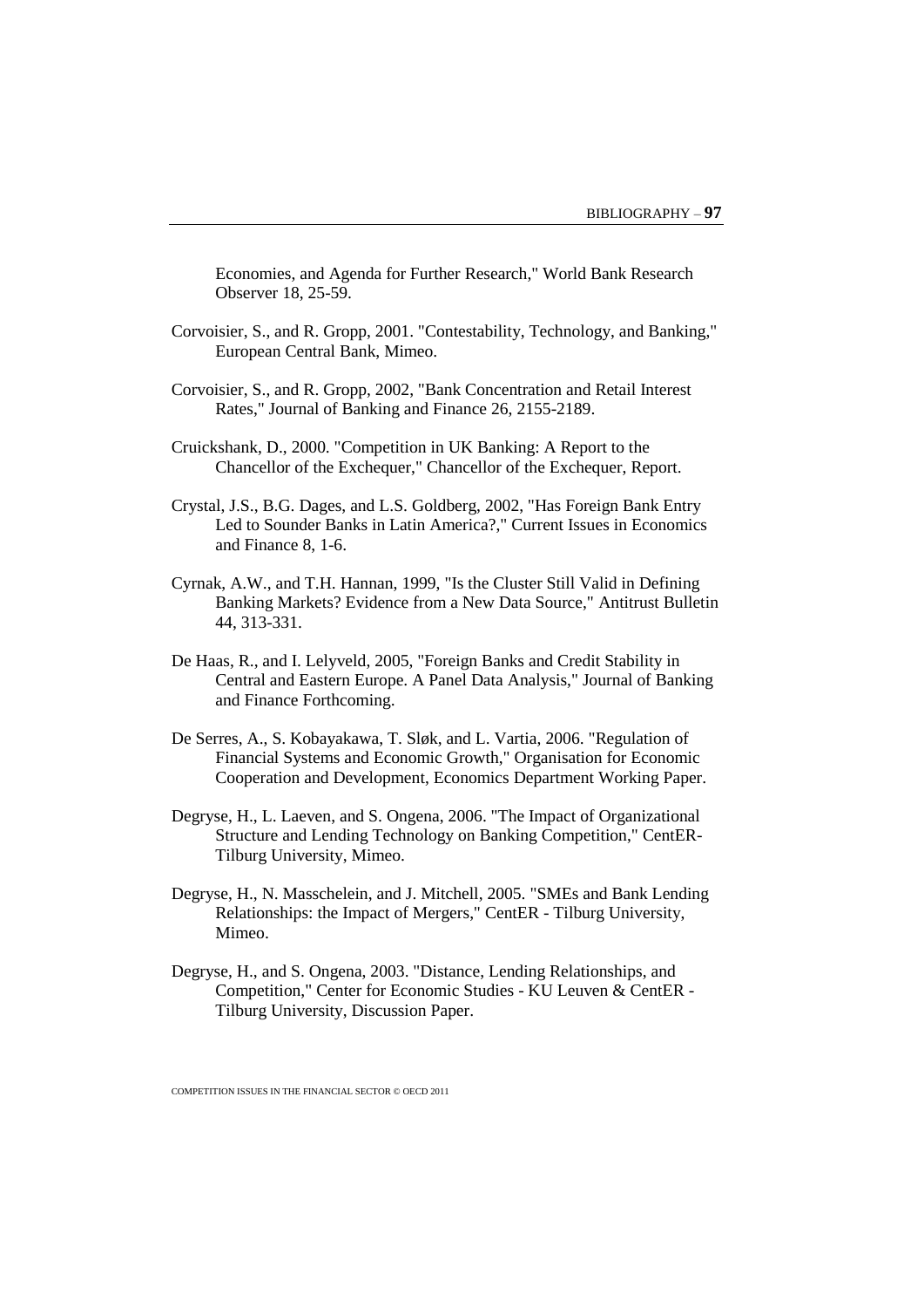Economies, and Agenda for Further Research," World Bank Research Observer 18, 25-59.

Corvoisier, S., and R. Gropp, 2001. "Contestability, Technology, and Banking," European Central Bank, Mimeo.

Corvoisier, S., and R. Gropp, 2002, "Bank Concentration and Retail Interest Rates," Journal of Banking and Finance 26, 2155-2189.

Cruickshank, D., 2000. "Competition in UK Banking: A Report to the Chancellor of the Exchequer," Chancellor of the Exchequer, Report.

Crystal, J.S., B.G. Dages, and L.S. Goldberg, 2002, "Has Foreign Bank Entry Led to Sounder Banks in Latin America?," Current Issues in Economics and Finance 8, 1-6.

Cyrnak, A.W., and T.H. Hannan, 1999, "Is the Cluster Still Valid in Defining Banking Markets? Evidence from a New Data Source," Antitrust Bulletin 44, 313-331.

De Haas, R., and I. Lelyveld, 2005, "Foreign Banks and Credit Stability in Central and Eastern Europe. A Panel Data Analysis," Journal of Banking and Finance Forthcoming.

De Serres, A., S. Kobayakawa, T. Sløk, and L. Vartia, 2006. "Regulation of Financial Systems and Economic Growth," Organisation for Economic Cooperation and Development, Economics Department Working Paper.

Degryse, H., L. Laeven, and S. Ongena, 2006. "The Impact of Organizational Structure and Lending Technology on Banking Competition," CentER-Tilburg University, Mimeo.

Degryse, H., N. Masschelein, and J. Mitchell, 2005. "SMEs and Bank Lending Relationships: the Impact of Mergers," CentER - Tilburg University, Mimeo.

Degryse, H., and S. Ongena, 2003. "Distance, Lending Relationships, and Competition," Center for Economic Studies - KU Leuven & CentER - Tilburg University, Discussion Paper.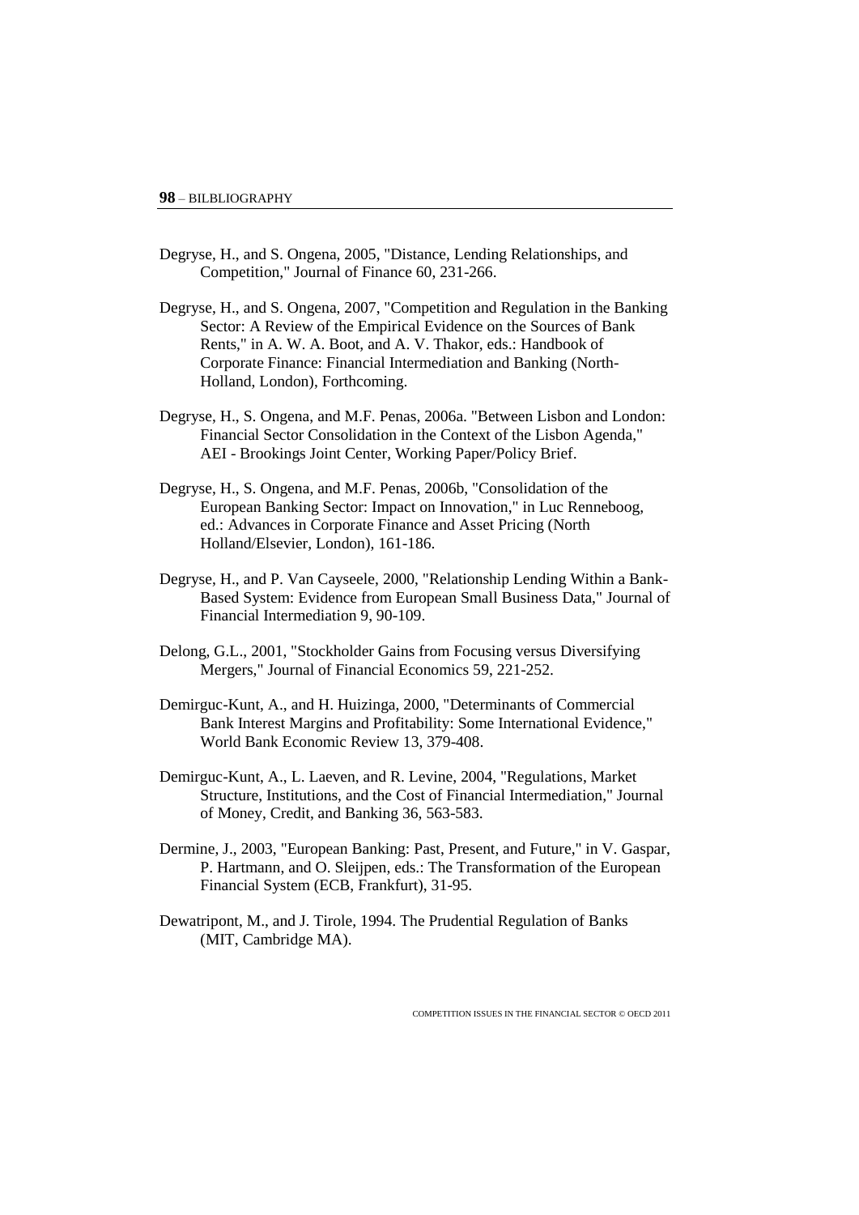Degryse, H., and S. Ongena, 2005, "Distance, Lending Relationships, and Competition," Journal of Finance 60, 231-266.

Degryse, H., and S. Ongena, 2007, "Competition and Regulation in the Banking Sector: A Review of the Empirical Evidence on the Sources of Bank Rents," in A. W. A. Boot, and A. V. Thakor, eds.: Handbook of Corporate Finance: Financial Intermediation and Banking (North-Holland, London), Forthcoming.

Degryse, H., S. Ongena, and M.F. Penas, 2006a. "Between Lisbon and London: Financial Sector Consolidation in the Context of the Lisbon Agenda," AEI - Brookings Joint Center, Working Paper/Policy Brief.

Degryse, H., S. Ongena, and M.F. Penas, 2006b, "Consolidation of the European Banking Sector: Impact on Innovation," in Luc Renneboog, ed.: Advances in Corporate Finance and Asset Pricing (North Holland/Elsevier, London), 161-186.

Degryse, H., and P. Van Cayseele, 2000, "Relationship Lending Within a Bank-Based System: Evidence from European Small Business Data," Journal of Financial Intermediation 9, 90-109.

Delong, G.L., 2001, "Stockholder Gains from Focusing versus Diversifying Mergers," Journal of Financial Economics 59, 221-252.

Demirguc-Kunt, A., and H. Huizinga, 2000, "Determinants of Commercial Bank Interest Margins and Profitability: Some International Evidence," World Bank Economic Review 13, 379-408.

Demirguc-Kunt, A., L. Laeven, and R. Levine, 2004, "Regulations, Market Structure, Institutions, and the Cost of Financial Intermediation," Journal of Money, Credit, and Banking 36, 563-583.

Dermine, J., 2003, "European Banking: Past, Present, and Future," in V. Gaspar, P. Hartmann, and O. Sleijpen, eds.: The Transformation of the European Financial System (ECB, Frankfurt), 31-95.

Dewatripont, M., and J. Tirole, 1994. The Prudential Regulation of Banks (MIT, Cambridge MA).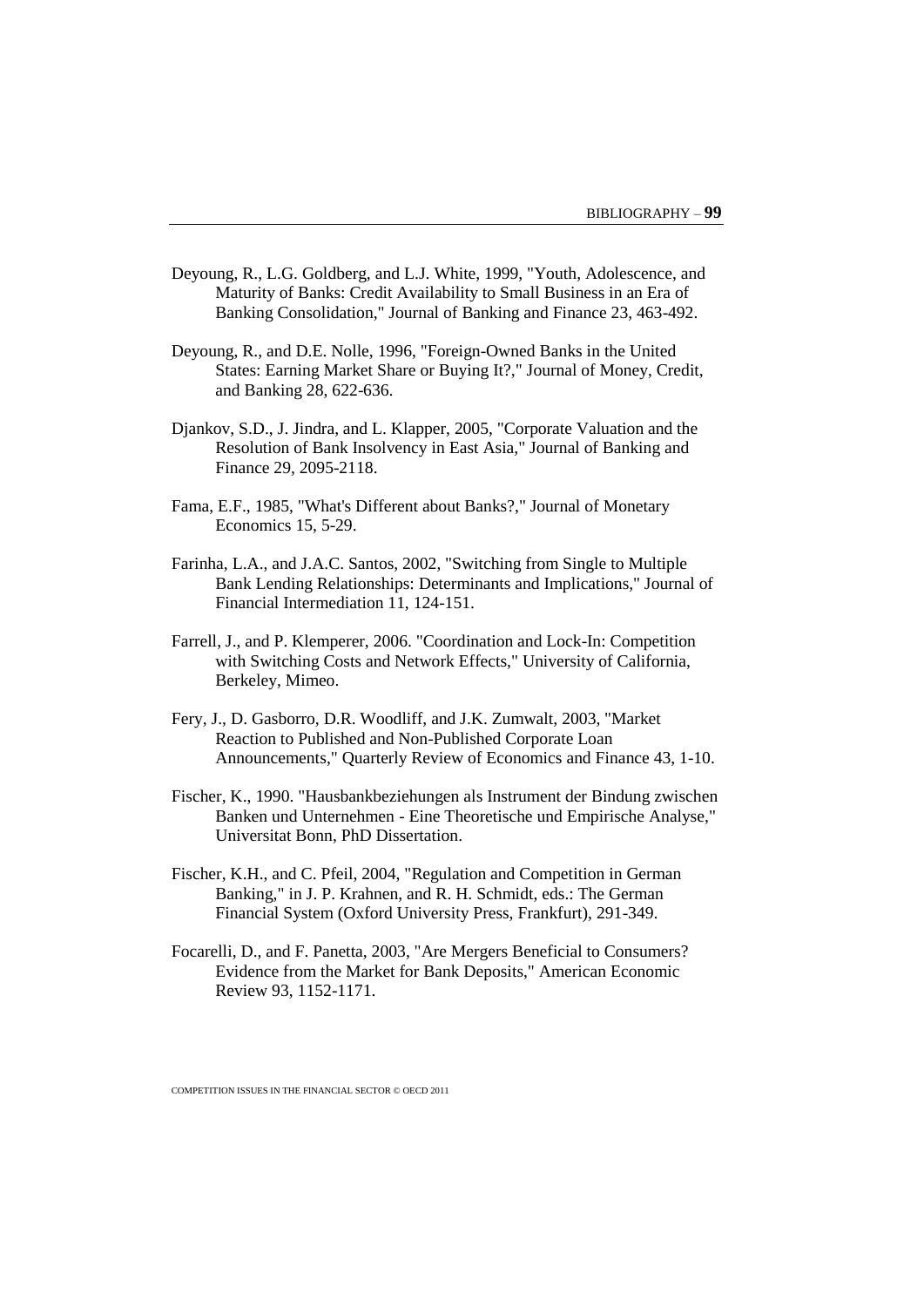Deyoung, R., L.G. Goldberg, and L.J. White, 1999, "Youth, Adolescence, and Maturity of Banks: Credit Availability to Small Business in an Era of Banking Consolidation," Journal of Banking and Finance 23, 463-492.

Deyoung, R., and D.E. Nolle, 1996, "Foreign-Owned Banks in the United States: Earning Market Share or Buying It?," Journal of Money, Credit, and Banking 28, 622-636.

Djankov, S.D., J. Jindra, and L. Klapper, 2005, "Corporate Valuation and the Resolution of Bank Insolvency in East Asia," Journal of Banking and Finance 29, 2095-2118.

Fama, E.F., 1985, "What's Different about Banks?," Journal of Monetary Economics 15, 5-29.

Farinha, L.A., and J.A.C. Santos, 2002, "Switching from Single to Multiple Bank Lending Relationships: Determinants and Implications," Journal of Financial Intermediation 11, 124-151.

Farrell, J., and P. Klemperer, 2006. "Coordination and Lock-In: Competition with Switching Costs and Network Effects," University of California, Berkeley, Mimeo.

Fery, J., D. Gasborro, D.R. Woodliff, and J.K. Zumwalt, 2003, "Market Reaction to Published and Non-Published Corporate Loan Announcements," Quarterly Review of Economics and Finance 43, 1-10.

Fischer, K., 1990. "Hausbankbeziehungen als Instrument der Bindung zwischen Banken und Unternehmen - Eine Theoretische und Empirische Analyse," Universitat Bonn, PhD Dissertation.

Fischer, K.H., and C. Pfeil, 2004, "Regulation and Competition in German Banking," in J. P. Krahnen, and R. H. Schmidt, eds.: The German Financial System (Oxford University Press, Frankfurt), 291-349.

Focarelli, D., and F. Panetta, 2003, "Are Mergers Beneficial to Consumers? Evidence from the Market for Bank Deposits," American Economic Review 93, 1152-1171.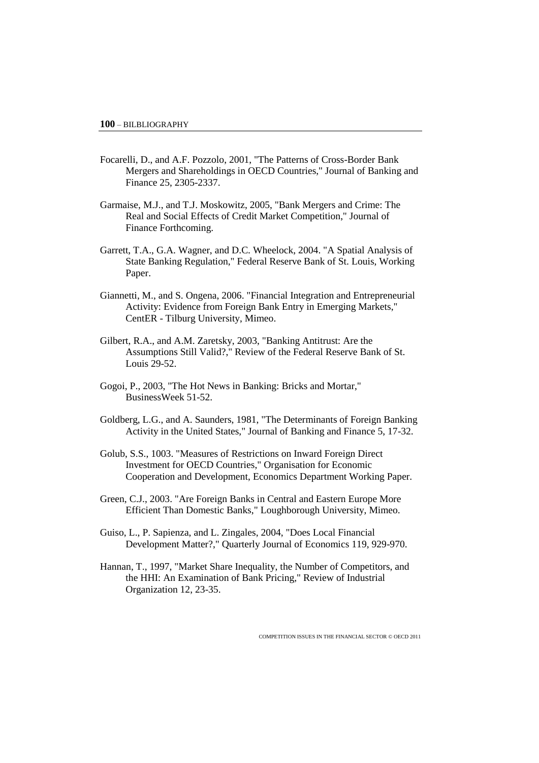Focarelli, D., and A.F. Pozzolo, 2001, "The Patterns of Cross-Border Bank Mergers and Shareholdings in OECD Countries," Journal of Banking and Finance 25, 2305-2337.

Garmaise, M.J., and T.J. Moskowitz, 2005, "Bank Mergers and Crime: The Real and Social Effects of Credit Market Competition," Journal of Finance Forthcoming.

Garrett, T.A., G.A. Wagner, and D.C. Wheelock, 2004. "A Spatial Analysis of State Banking Regulation," Federal Reserve Bank of St. Louis, Working Paper.

Giannetti, M., and S. Ongena, 2006. "Financial Integration and Entrepreneurial Activity: Evidence from Foreign Bank Entry in Emerging Markets," CentER - Tilburg University, Mimeo.

Gilbert, R.A., and A.M. Zaretsky, 2003, "Banking Antitrust: Are the Assumptions Still Valid?," Review of the Federal Reserve Bank of St. Louis 29-52.

Gogoi, P., 2003, "The Hot News in Banking: Bricks and Mortar," BusinessWeek 51-52.

Goldberg, L.G., and A. Saunders, 1981, "The Determinants of Foreign Banking Activity in the United States," Journal of Banking and Finance 5, 17-32.

Golub, S.S., 1003. "Measures of Restrictions on Inward Foreign Direct Investment for OECD Countries," Organisation for Economic Cooperation and Development, Economics Department Working Paper.

Green, C.J., 2003. "Are Foreign Banks in Central and Eastern Europe More Efficient Than Domestic Banks," Loughborough University, Mimeo.

Guiso, L., P. Sapienza, and L. Zingales, 2004, "Does Local Financial Development Matter?," Quarterly Journal of Economics 119, 929-970.

Hannan, T., 1997, "Market Share Inequality, the Number of Competitors, and the HHI: An Examination of Bank Pricing," Review of Industrial Organization 12, 23-35.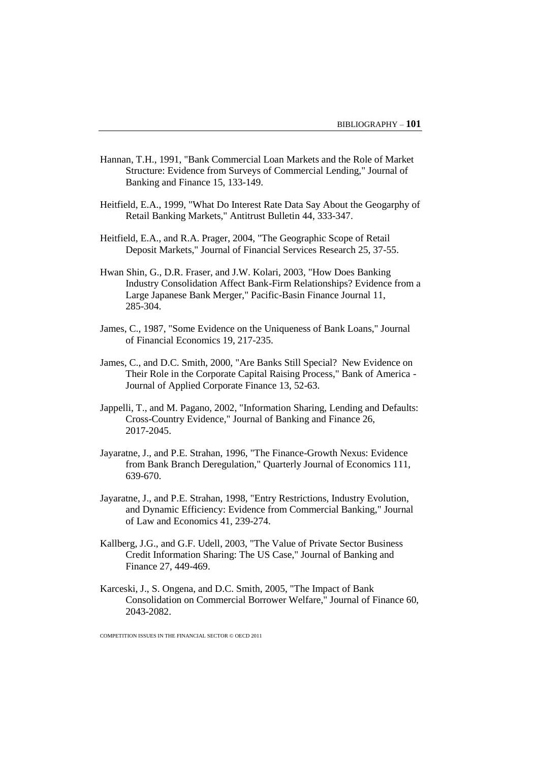Hannan, T.H., 1991, "Bank Commercial Loan Markets and the Role of Market Structure: Evidence from Surveys of Commercial Lending," Journal of Banking and Finance 15, 133-149.

Heitfield, E.A., 1999, "What Do Interest Rate Data Say About the Geogarphy of Retail Banking Markets," Antitrust Bulletin 44, 333-347.

Heitfield, E.A., and R.A. Prager, 2004, "The Geographic Scope of Retail Deposit Markets," Journal of Financial Services Research 25, 37-55.

Hwan Shin, G., D.R. Fraser, and J.W. Kolari, 2003, "How Does Banking Industry Consolidation Affect Bank-Firm Relationships? Evidence from a Large Japanese Bank Merger," Pacific-Basin Finance Journal 11, 285-304.

James, C., 1987, "Some Evidence on the Uniqueness of Bank Loans," Journal of Financial Economics 19, 217-235.

James, C., and D.C. Smith, 2000, "Are Banks Still Special? New Evidence on Their Role in the Corporate Capital Raising Process," Bank of America - Journal of Applied Corporate Finance 13, 52-63.

Jappelli, T., and M. Pagano, 2002, "Information Sharing, Lending and Defaults: Cross-Country Evidence," Journal of Banking and Finance 26, 2017-2045.

Jayaratne, J., and P.E. Strahan, 1996, "The Finance-Growth Nexus: Evidence from Bank Branch Deregulation," Quarterly Journal of Economics 111, 639-670.

Jayaratne, J., and P.E. Strahan, 1998, "Entry Restrictions, Industry Evolution, and Dynamic Efficiency: Evidence from Commercial Banking," Journal of Law and Economics 41, 239-274.

Kallberg, J.G., and G.F. Udell, 2003, "The Value of Private Sector Business Credit Information Sharing: The US Case," Journal of Banking and Finance 27, 449-469.

Karceski, J., S. Ongena, and D.C. Smith, 2005, "The Impact of Bank Consolidation on Commercial Borrower Welfare," Journal of Finance 60, 2043-2082.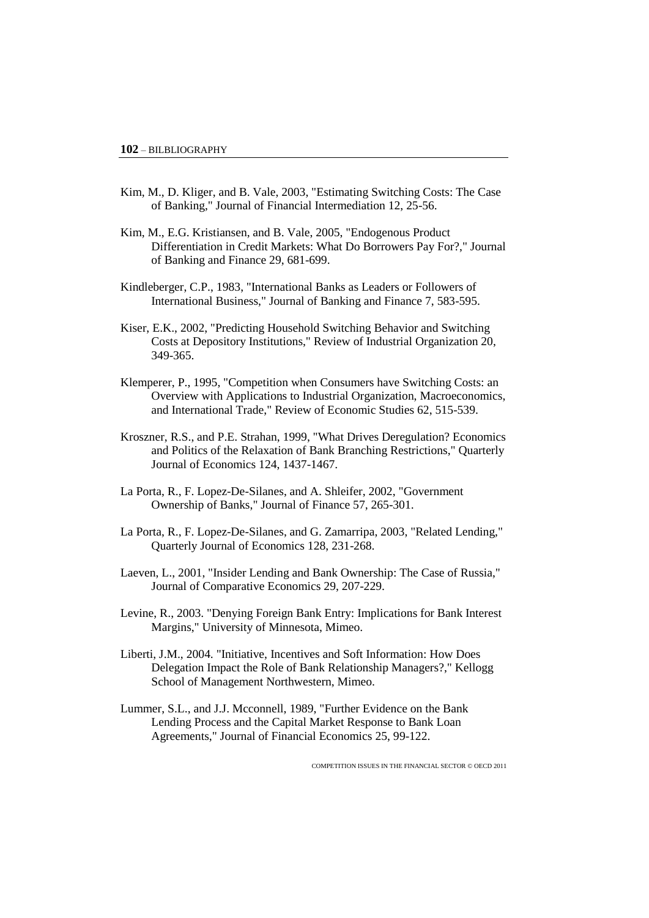Kim, M., D. Kliger, and B. Vale, 2003, "Estimating Switching Costs: The Case of Banking," Journal of Financial Intermediation 12, 25-56.

Kim, M., E.G. Kristiansen, and B. Vale, 2005, "Endogenous Product Differentiation in Credit Markets: What Do Borrowers Pay For?," Journal of Banking and Finance 29, 681-699.

Kindleberger, C.P., 1983, "International Banks as Leaders or Followers of International Business," Journal of Banking and Finance 7, 583-595.

Kiser, E.K., 2002, "Predicting Household Switching Behavior and Switching Costs at Depository Institutions," Review of Industrial Organization 20, 349-365.

Klemperer, P., 1995, "Competition when Consumers have Switching Costs: an Overview with Applications to Industrial Organization, Macroeconomics, and International Trade," Review of Economic Studies 62, 515-539.

Kroszner, R.S., and P.E. Strahan, 1999, "What Drives Deregulation? Economics and Politics of the Relaxation of Bank Branching Restrictions," Quarterly Journal of Economics 124, 1437-1467.

La Porta, R., F. Lopez-De-Silanes, and A. Shleifer, 2002, "Government Ownership of Banks," Journal of Finance 57, 265-301.

La Porta, R., F. Lopez-De-Silanes, and G. Zamarripa, 2003, "Related Lending," Quarterly Journal of Economics 128, 231-268.

Laeven, L., 2001, "Insider Lending and Bank Ownership: The Case of Russia," Journal of Comparative Economics 29, 207-229.

Levine, R., 2003. "Denying Foreign Bank Entry: Implications for Bank Interest Margins," University of Minnesota, Mimeo.

Liberti, J.M., 2004. "Initiative, Incentives and Soft Information: How Does Delegation Impact the Role of Bank Relationship Managers?," Kellogg School of Management Northwestern, Mimeo.

Lummer, S.L., and J.J. Mcconnell, 1989, "Further Evidence on the Bank Lending Process and the Capital Market Response to Bank Loan Agreements," Journal of Financial Economics 25, 99-122.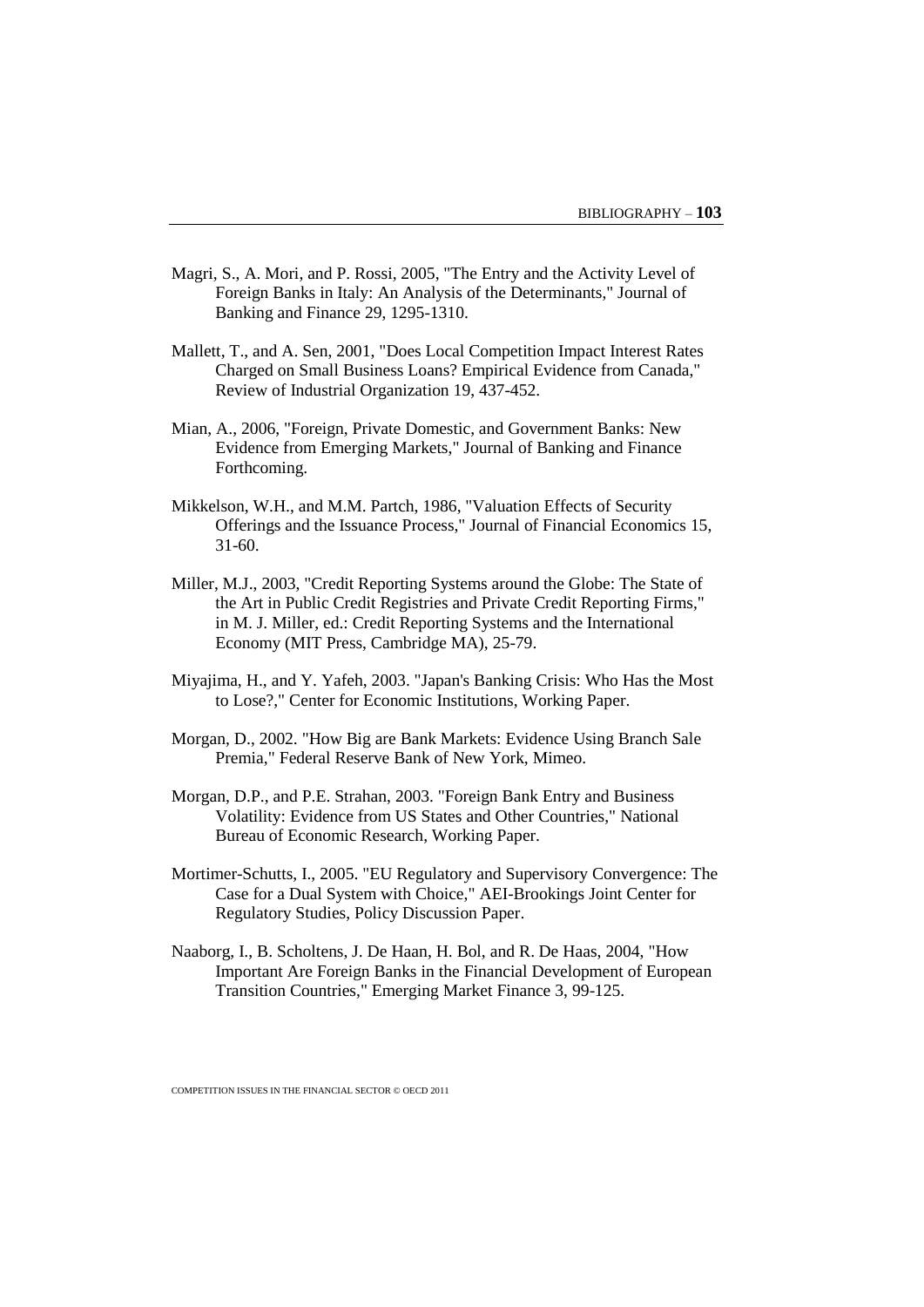Magri, S., A. Mori, and P. Rossi, 2005, "The Entry and the Activity Level of Foreign Banks in Italy: An Analysis of the Determinants," Journal of Banking and Finance 29, 1295-1310.

Mallett, T., and A. Sen, 2001, "Does Local Competition Impact Interest Rates Charged on Small Business Loans? Empirical Evidence from Canada," Review of Industrial Organization 19, 437-452.

Mian, A., 2006, "Foreign, Private Domestic, and Government Banks: New Evidence from Emerging Markets," Journal of Banking and Finance Forthcoming.

Mikkelson, W.H., and M.M. Partch, 1986, "Valuation Effects of Security Offerings and the Issuance Process," Journal of Financial Economics 15, 31-60.

Miller, M.J., 2003, "Credit Reporting Systems around the Globe: The State of the Art in Public Credit Registries and Private Credit Reporting Firms," in M. J. Miller, ed.: Credit Reporting Systems and the International Economy (MIT Press, Cambridge MA), 25-79.

Miyajima, H., and Y. Yafeh, 2003. "Japan's Banking Crisis: Who Has the Most to Lose?," Center for Economic Institutions, Working Paper.

Morgan, D., 2002. "How Big are Bank Markets: Evidence Using Branch Sale Premia," Federal Reserve Bank of New York, Mimeo.

Morgan, D.P., and P.E. Strahan, 2003. "Foreign Bank Entry and Business Volatility: Evidence from US States and Other Countries," National Bureau of Economic Research, Working Paper.

Mortimer-Schutts, I., 2005. "EU Regulatory and Supervisory Convergence: The Case for a Dual System with Choice," AEI-Brookings Joint Center for Regulatory Studies, Policy Discussion Paper.

Naaborg, I., B. Scholtens, J. De Haan, H. Bol, and R. De Haas, 2004, "How Important Are Foreign Banks in the Financial Development of European Transition Countries," Emerging Market Finance 3, 99-125.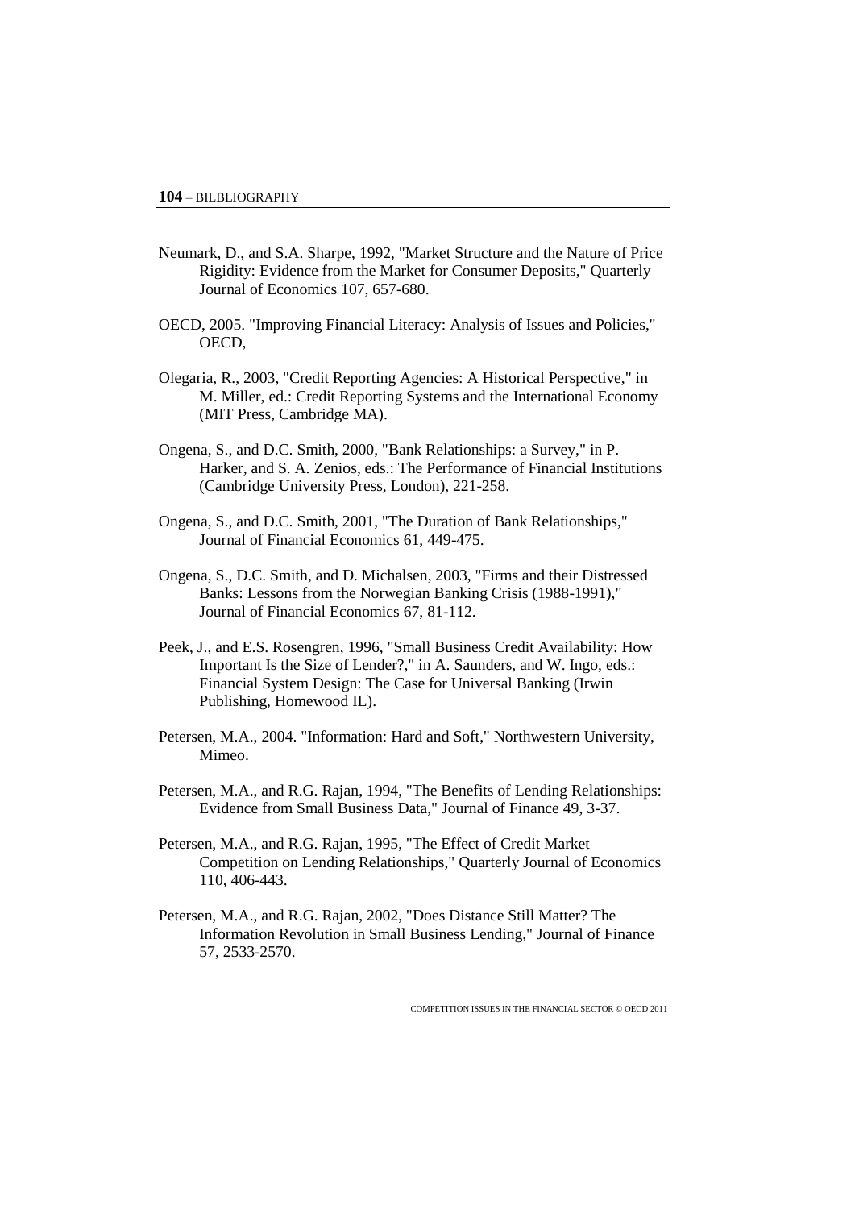Neumark, D., and S.A. Sharpe, 1992, "Market Structure and the Nature of Price Rigidity: Evidence from the Market for Consumer Deposits," Quarterly Journal of Economics 107, 657-680.

OECD, 2005. "Improving Financial Literacy: Analysis of Issues and Policies," OECD,

Olegaria, R., 2003, "Credit Reporting Agencies: A Historical Perspective," in M. Miller, ed.: Credit Reporting Systems and the International Economy (MIT Press, Cambridge MA).

Ongena, S., and D.C. Smith, 2000, "Bank Relationships: a Survey," in P. Harker, and S. A. Zenios, eds.: The Performance of Financial Institutions (Cambridge University Press, London), 221-258.

Ongena, S., and D.C. Smith, 2001, "The Duration of Bank Relationships," Journal of Financial Economics 61, 449-475.

Ongena, S., D.C. Smith, and D. Michalsen, 2003, "Firms and their Distressed Banks: Lessons from the Norwegian Banking Crisis (1988-1991)," Journal of Financial Economics 67, 81-112.

Peek, J., and E.S. Rosengren, 1996, "Small Business Credit Availability: How Important Is the Size of Lender?," in A. Saunders, and W. Ingo, eds.: Financial System Design: The Case for Universal Banking (Irwin Publishing, Homewood IL).

Petersen, M.A., 2004. "Information: Hard and Soft," Northwestern University, Mimeo.

Petersen, M.A., and R.G. Rajan, 1994, "The Benefits of Lending Relationships: Evidence from Small Business Data," Journal of Finance 49, 3-37.

Petersen, M.A., and R.G. Rajan, 1995, "The Effect of Credit Market Competition on Lending Relationships," Quarterly Journal of Economics 110, 406-443.

Petersen, M.A., and R.G. Rajan, 2002, "Does Distance Still Matter? The Information Revolution in Small Business Lending," Journal of Finance 57, 2533-2570.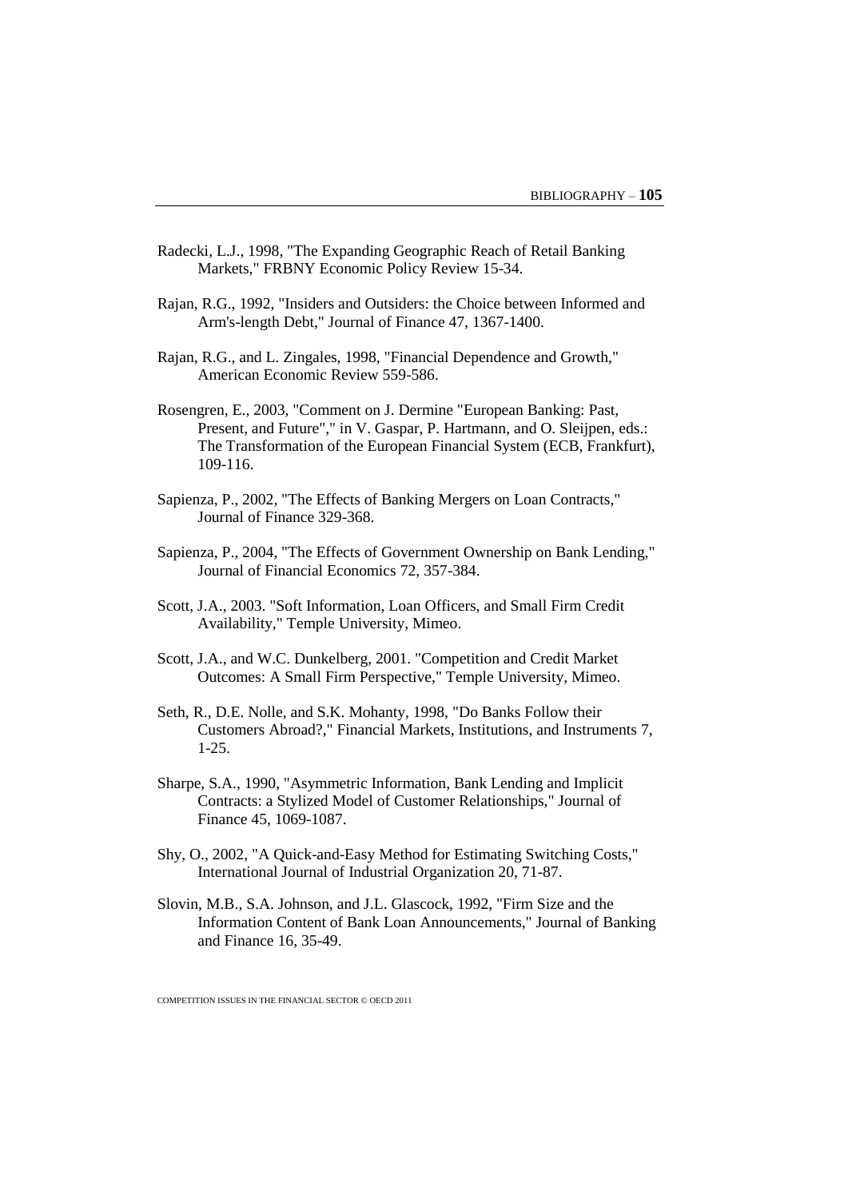Radecki, L.J., 1998, "The Expanding Geographic Reach of Retail Banking Markets," FRBNY Economic Policy Review 15-34.

Rajan, R.G., 1992, "Insiders and Outsiders: the Choice between Informed and Arm's-length Debt," Journal of Finance 47, 1367-1400.

Rajan, R.G., and L. Zingales, 1998, "Financial Dependence and Growth," American Economic Review 559-586.

Rosengren, E., 2003, "Comment on J. Dermine "European Banking: Past, Present, and Future"," in V. Gaspar, P. Hartmann, and O. Sleijpen, eds.: The Transformation of the European Financial System (ECB, Frankfurt), 109-116.

Sapienza, P., 2002, "The Effects of Banking Mergers on Loan Contracts," Journal of Finance 329-368.

Sapienza, P., 2004, "The Effects of Government Ownership on Bank Lending," Journal of Financial Economics 72, 357-384.

Scott, J.A., 2003. "Soft Information, Loan Officers, and Small Firm Credit Availability," Temple University, Mimeo.

Scott, J.A., and W.C. Dunkelberg, 2001. "Competition and Credit Market Outcomes: A Small Firm Perspective," Temple University, Mimeo.

Seth, R., D.E. Nolle, and S.K. Mohanty, 1998, "Do Banks Follow their Customers Abroad?," Financial Markets, Institutions, and Instruments 7, 1-25.

Sharpe, S.A., 1990, "Asymmetric Information, Bank Lending and Implicit Contracts: a Stylized Model of Customer Relationships," Journal of Finance 45, 1069-1087.

Shy, O., 2002, "A Quick-and-Easy Method for Estimating Switching Costs," International Journal of Industrial Organization 20, 71-87.

Slovin, M.B., S.A. Johnson, and J.L. Glascock, 1992, "Firm Size and the Information Content of Bank Loan Announcements," Journal of Banking and Finance 16, 35-49.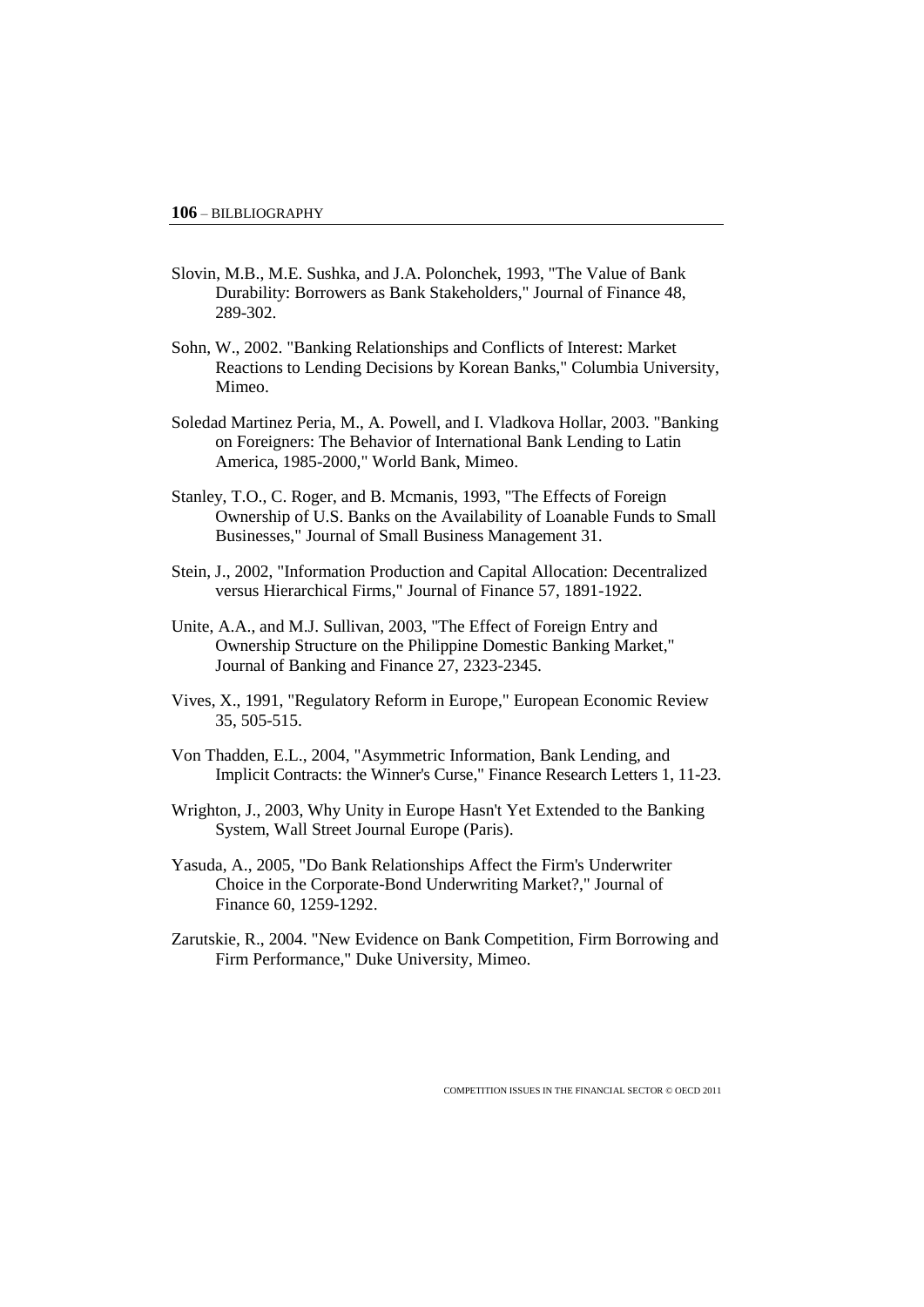Slovin, M.B., M.E. Sushka, and J.A. Polonchek, 1993, "The Value of Bank Durability: Borrowers as Bank Stakeholders," Journal of Finance 48, 289-302.

Sohn, W., 2002. "Banking Relationships and Conflicts of Interest: Market Reactions to Lending Decisions by Korean Banks," Columbia University, Mimeo.

Soledad Martinez Peria, M., A. Powell, and I. Vladkova Hollar, 2003. "Banking on Foreigners: The Behavior of International Bank Lending to Latin America, 1985-2000," World Bank, Mimeo.

Stanley, T.O., C. Roger, and B. Mcmanis, 1993, "The Effects of Foreign Ownership of U.S. Banks on the Availability of Loanable Funds to Small Businesses," Journal of Small Business Management 31.

Stein, J., 2002, "Information Production and Capital Allocation: Decentralized versus Hierarchical Firms," Journal of Finance 57, 1891-1922.

Unite, A.A., and M.J. Sullivan, 2003, "The Effect of Foreign Entry and Ownership Structure on the Philippine Domestic Banking Market," Journal of Banking and Finance 27, 2323-2345.

Vives, X., 1991, "Regulatory Reform in Europe," European Economic Review 35, 505-515.

Von Thadden, E.L., 2004, "Asymmetric Information, Bank Lending, and Implicit Contracts: the Winner's Curse," Finance Research Letters 1, 11-23.

Wrighton, J., 2003, Why Unity in Europe Hasn't Yet Extended to the Banking System, Wall Street Journal Europe (Paris).

Yasuda, A., 2005, "Do Bank Relationships Affect the Firm's Underwriter Choice in the Corporate-Bond Underwriting Market?," Journal of Finance 60, 1259-1292.

Zarutskie, R., 2004. "New Evidence on Bank Competition, Firm Borrowing and Firm Performance," Duke University, Mimeo.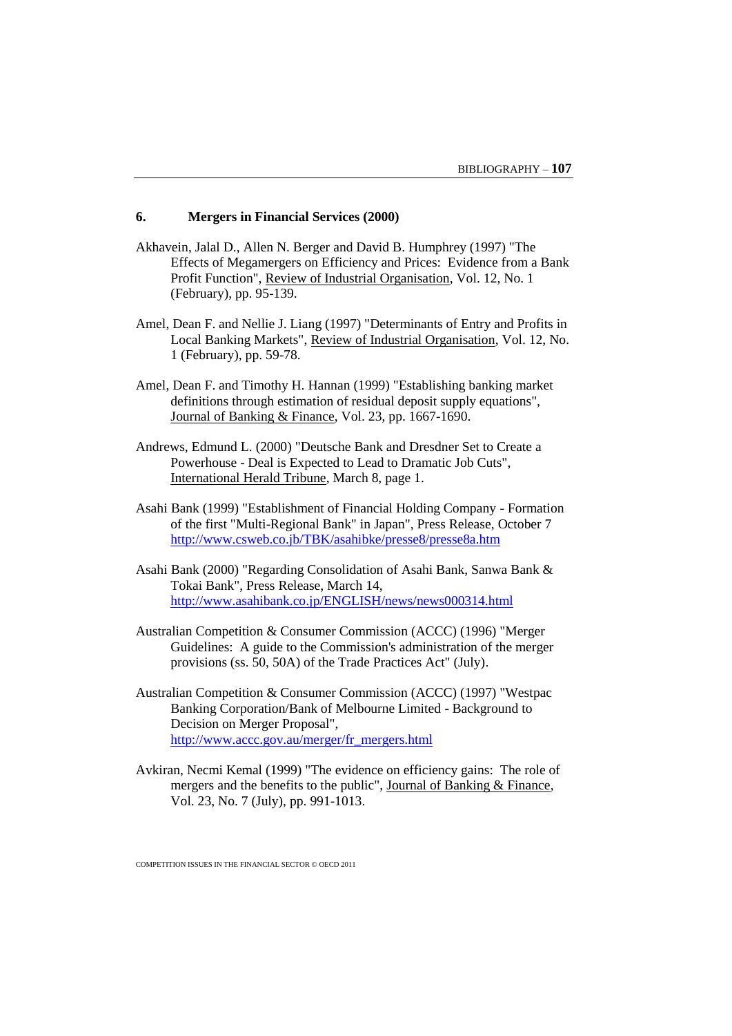## 6. Mergers in Financial Services (2000)

Akhavein, Jalal D., Allen N. Berger and David B. Humphrey (1997) "The Effects of Megamergers on Efficiency and Prices: Evidence from a Bank Profit Function", Review of Industrial Organisation, Vol. 12, No. 1 (February), pp. 95-139.

Amel, Dean F. and Nellie J. Liang (1997) "Determinants of Entry and Profits in Local Banking Markets", Review of Industrial Organisation, Vol. 12, No. 1 (February), pp. 59-78.

Amel, Dean F. and Timothy H. Hannan (1999) "Establishing banking market definitions through estimation of residual deposit supply equations", Journal of Banking & Finance, Vol. 23, pp. 1667-1690.

Andrews, Edmund L. (2000) "Deutsche Bank and Dresdner Set to Create a Powerhouse - Deal is Expected to Lead to Dramatic Job Cuts", International Herald Tribune, March 8, page 1.

Asahi Bank (1999) "Establishment of Financial Holding Company - Formation of the first "Multi-Regional Bank" in Japan", Press Release, October 7 http://www.csweb.co.jb/TBK/asahibke/presse8/presse8a.htm

Asahi Bank (2000) "Regarding Consolidation of Asahi Bank, Sanwa Bank & Tokai Bank", Press Release, March 14, http://www.asahibank.co.jp/ENGLISH/news/news000314.html

Australian Competition & Consumer Commission (ACCC) (1996) "Merger Guidelines: A guide to the Commission's administration of the merger provisions (ss. 50, 50A) of the Trade Practices Act" (July).

Australian Competition & Consumer Commission (ACCC) (1997) "Westpac Banking Corporation/Bank of Melbourne Limited - Background to Decision on Merger Proposal", http://www.accc.gov.au/merger/fr_mergers.html

Avkiran, Necmi Kemal (1999) "The evidence on efficiency gains: The role of mergers and the benefits to the public", Journal of Banking & Finance, Vol. 23, No. 7 (July), pp. 991-1013.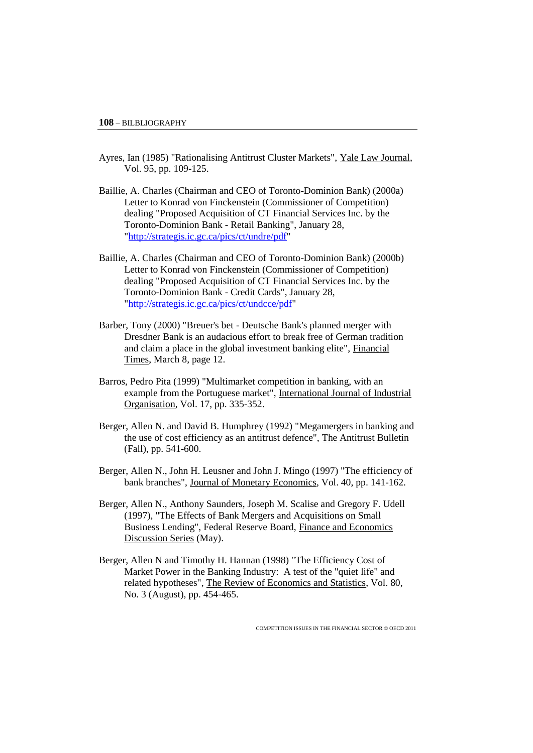Ayres, Ian (1985) "Rationalising Antitrust Cluster Markets", Yale Law Journal, Vol. 95, pp. 109-125.

Baillie, A. Charles (Chairman and CEO of Toronto-Dominion Bank) (2000a) Letter to Konrad von Finckenstein (Commissioner of Competition) dealing "Proposed Acquisition of CT Financial Services Inc. by the Toronto-Dominion Bank - Retail Banking", January 28, "http://strategis.ic.gc.ca/pics/ct/undre/pdf"

Baillie, A. Charles (Chairman and CEO of Toronto-Dominion Bank) (2000b) Letter to Konrad von Finckenstein (Commissioner of Competition) dealing "Proposed Acquisition of CT Financial Services Inc. by the Toronto-Dominion Bank - Credit Cards", January 28, "http://strategis.ic.gc.ca/pics/ct/undcce/pdf"

Barber, Tony (2000) "Breuer's bet - Deutsche Bank's planned merger with Dresdner Bank is an audacious effort to break free of German tradition and claim a place in the global investment banking elite", Financial Times, March 8, page 12.

Barros, Pedro Pita (1999) "Multimarket competition in banking, with an example from the Portuguese market", International Journal of Industrial Organisation, Vol. 17, pp. 335-352.

Berger, Allen N. and David B. Humphrey (1992) "Megamergers in banking and the use of cost efficiency as an antitrust defence", The Antitrust Bulletin (Fall), pp. 541-600.

Berger, Allen N., John H. Leusner and John J. Mingo (1997) "The efficiency of bank branches", Journal of Monetary Economics, Vol. 40, pp. 141-162.

Berger, Allen N., Anthony Saunders, Joseph M. Scalise and Gregory F. Udell (1997), "The Effects of Bank Mergers and Acquisitions on Small Business Lending", Federal Reserve Board, Finance and Economics Discussion Series (May).

Berger, Allen N and Timothy H. Hannan (1998) "The Efficiency Cost of Market Power in the Banking Industry: A test of the "quiet life" and related hypotheses", The Review of Economics and Statistics, Vol. 80, No. 3 (August), pp. 454-465.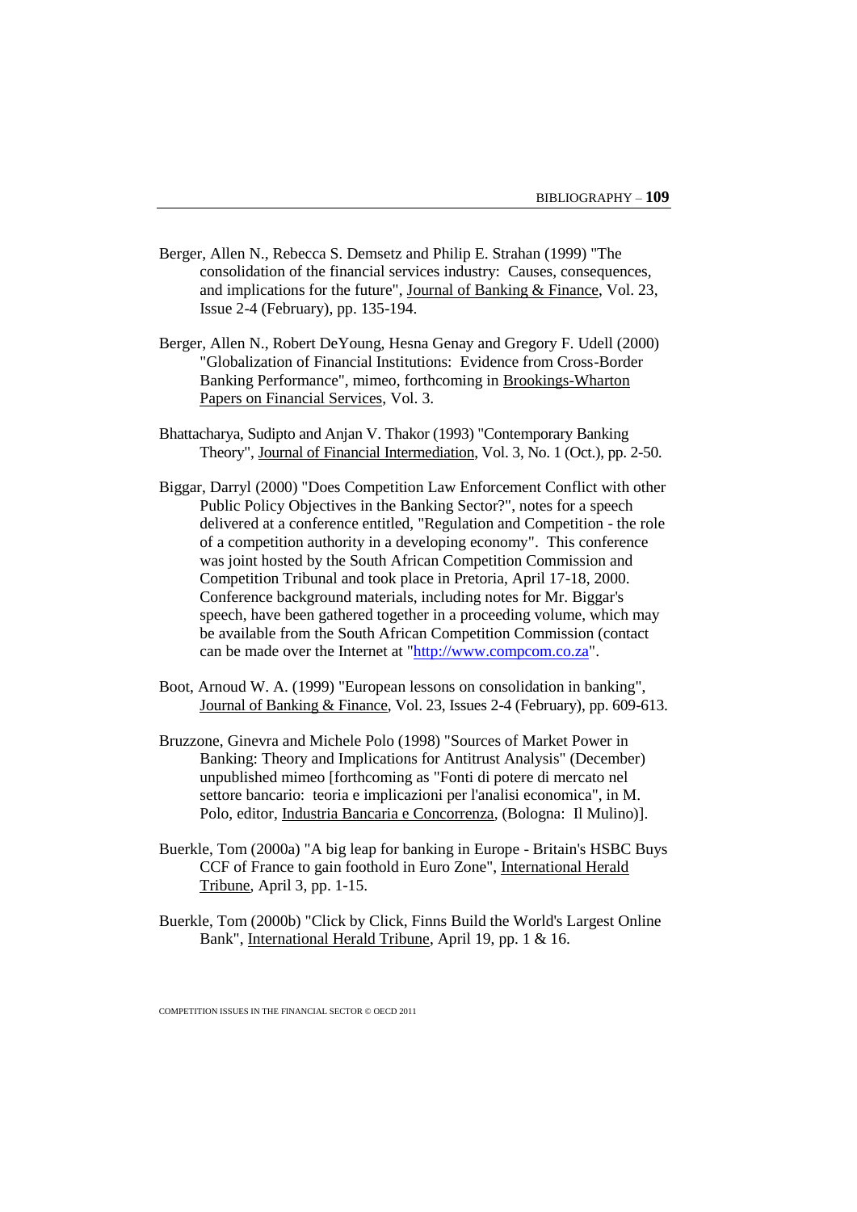Berger, Allen N., Rebecca S. Demsetz and Philip E. Strahan (1999) "The consolidation of the financial services industry: Causes, consequences, and implications for the future", Journal of Banking & Finance, Vol. 23, Issue 2-4 (February), pp. 135-194.

Berger, Allen N., Robert DeYoung, Hesna Genay and Gregory F. Udell (2000) "Globalization of Financial Institutions: Evidence from Cross-Border Banking Performance", mimeo, forthcoming in Brookings-Wharton Papers on Financial Services, Vol. 3.

Bhattacharya, Sudipto and Anjan V. Thakor (1993) "Contemporary Banking Theory", Journal of Financial Intermediation, Vol. 3, No. 1 (Oct.), pp. 2-50.

Biggar, Darryl (2000) "Does Competition Law Enforcement Conflict with other Public Policy Objectives in the Banking Sector?", notes for a speech delivered at a conference entitled, "Regulation and Competition - the role of a competition authority in a developing economy". This conference was joint hosted by the South African Competition Commission and Competition Tribunal and took place in Pretoria, April 17-18, 2000. Conference background materials, including notes for Mr. Biggar's speech, have been gathered together in a proceeding volume, which may be available from the South African Competition Commission (contact can be made over the Internet at "http://www.compcom.co.za".

Boot, Arnoud W. A. (1999) "European lessons on consolidation in banking", Journal of Banking & Finance, Vol. 23, Issues 2-4 (February), pp. 609-613.

Bruzzone, Ginevra and Michele Polo (1998) "Sources of Market Power in Banking: Theory and Implications for Antitrust Analysis" (December) unpublished mimeo [forthcoming as "Fonti di potere di mercato nel settore bancario: teoria e implicazioni per l'analisi economica", in M. Polo, editor, Industria Bancaria e Concorrenza, (Bologna: Il Mulino)].

Buerkle, Tom (2000a) "A big leap for banking in Europe - Britain's HSBC Buys CCF of France to gain foothold in Euro Zone", International Herald Tribune, April 3, pp. 1-15.

Buerkle, Tom (2000b) "Click by Click, Finns Build the World's Largest Online Bank", International Herald Tribune, April 19, pp. 1 & 16.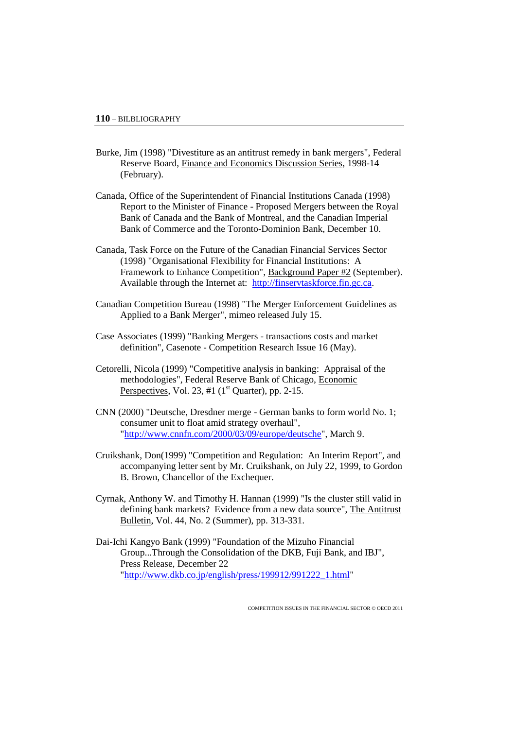Burke, Jim (1998) "Divestiture as an antitrust remedy in bank mergers", Federal Reserve Board, Finance and Economics Discussion Series, 1998-14 (February).

Canada, Office of the Superintendent of Financial Institutions Canada (1998) Report to the Minister of Finance - Proposed Mergers between the Royal Bank of Canada and the Bank of Montreal, and the Canadian Imperial Bank of Commerce and the Toronto-Dominion Bank, December 10.

Canada, Task Force on the Future of the Canadian Financial Services Sector (1998) "Organisational Flexibility for Financial Institutions: A Framework to Enhance Competition", Background Paper #2 (September). Available through the Internet at: http://finservtaskforce.fin.gc.ca.

Canadian Competition Bureau (1998) "The Merger Enforcement Guidelines as Applied to a Bank Merger", mimeo released July 15.

Case Associates (1999) "Banking Mergers - transactions costs and market definition", Casenote - Competition Research Issue 16 (May).

Cetorelli, Nicola (1999) "Competitive analysis in banking: Appraisal of the methodologies", Federal Reserve Bank of Chicago, Economic Perspectives, Vol. 23, #1 (1st Quarter), pp. 2-15.

CNN (2000) "Deutsche, Dresdner merge - German banks to form world No. 1; consumer unit to float amid strategy overhaul", "http://www.cnnfn.com/2000/03/09/europe/deutsche", March 9.

Cruikshank, Don(1999) "Competition and Regulation: An Interim Report", and accompanying letter sent by Mr. Cruikshank, on July 22, 1999, to Gordon B. Brown, Chancellor of the Exchequer.

Cyrnak, Anthony W. and Timothy H. Hannan (1999) "Is the cluster still valid in defining bank markets? Evidence from a new data source", The Antitrust Bulletin, Vol. 44, No. 2 (Summer), pp. 313-331.

Dai-Ichi Kangyo Bank (1999) "Foundation of the Mizuho Financial Group...Through the Consolidation of the DKB, Fuji Bank, and IBJ", Press Release, December 22 "http://www.dkb.co.jp/english/press/199912/991222_1.html"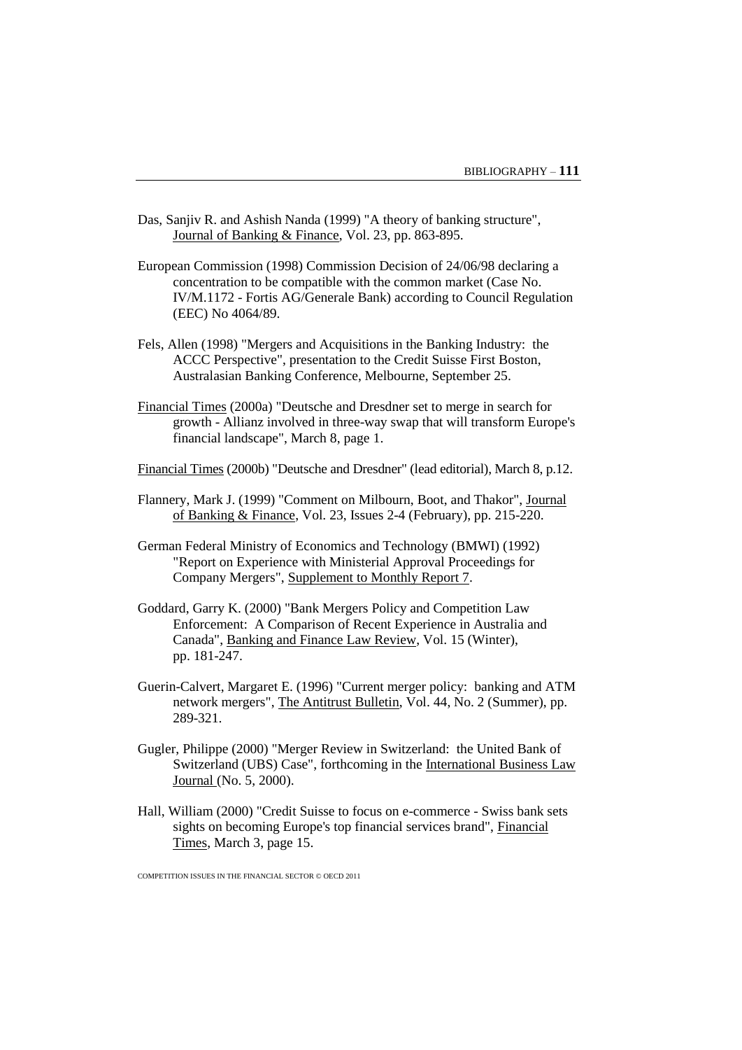Das, Sanjiv R. and Ashish Nanda (1999) "A theory of banking structure", Journal of Banking & Finance, Vol. 23, pp. 863-895.

European Commission (1998) Commission Decision of 24/06/98 declaring a concentration to be compatible with the common market (Case No. IV/M.1172 - Fortis AG/Generale Bank) according to Council Regulation (EEC) No 4064/89.

Fels, Allen (1998) "Mergers and Acquisitions in the Banking Industry: the ACCC Perspective", presentation to the Credit Suisse First Boston, Australasian Banking Conference, Melbourne, September 25.

Financial Times (2000a) "Deutsche and Dresdner set to merge in search for growth - Allianz involved in three-way swap that will transform Europe's financial landscape", March 8, page 1.

Financial Times (2000b) "Deutsche and Dresdner" (lead editorial), March 8, p.12.

Flannery, Mark J. (1999) "Comment on Milbourn, Boot, and Thakor", Journal of Banking & Finance, Vol. 23, Issues 2-4 (February), pp. 215-220.

German Federal Ministry of Economics and Technology (BMWI) (1992) "Report on Experience with Ministerial Approval Proceedings for Company Mergers", Supplement to Monthly Report 7.

Goddard, Garry K. (2000) "Bank Mergers Policy and Competition Law Enforcement: A Comparison of Recent Experience in Australia and Canada", Banking and Finance Law Review, Vol. 15 (Winter), pp. 181-247.

Guerin-Calvert, Margaret E. (1996) "Current merger policy: banking and ATM network mergers", The Antitrust Bulletin, Vol. 44, No. 2 (Summer), pp. 289-321.

Gugler, Philippe (2000) "Merger Review in Switzerland: the United Bank of Switzerland (UBS) Case", forthcoming in the International Business Law Journal (No. 5, 2000).

Hall, William (2000) "Credit Suisse to focus on e-commerce - Swiss bank sets sights on becoming Europe's top financial services brand", Financial Times, March 3, page 15.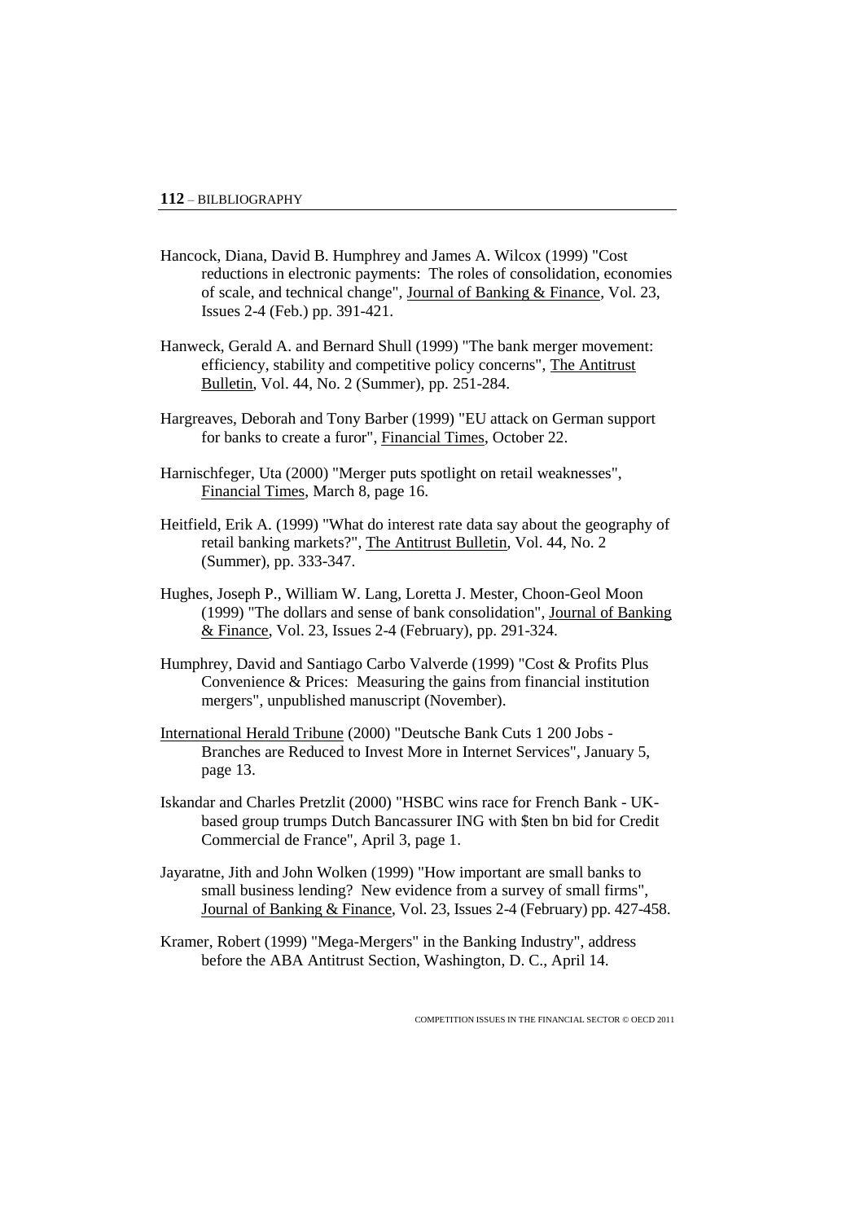Hancock, Diana, David B. Humphrey and James A. Wilcox (1999) "Cost reductions in electronic payments: The roles of consolidation, economies of scale, and technical change", Journal of Banking & Finance, Vol. 23, Issues 2-4 (Feb.) pp. 391-421.

Hanweck, Gerald A. and Bernard Shull (1999) "The bank merger movement: efficiency, stability and competitive policy concerns", The Antitrust Bulletin, Vol. 44, No. 2 (Summer), pp. 251-284.

Hargreaves, Deborah and Tony Barber (1999) "EU attack on German support for banks to create a furor", Financial Times, October 22.

Harnischfeger, Uta (2000) "Merger puts spotlight on retail weaknesses", Financial Times, March 8, page 16.

Heitfield, Erik A. (1999) "What do interest rate data say about the geography of retail banking markets?", The Antitrust Bulletin, Vol. 44, No. 2 (Summer), pp. 333-347.

Hughes, Joseph P., William W. Lang, Loretta J. Mester, Choon-Geol Moon (1999) "The dollars and sense of bank consolidation", Journal of Banking & Finance, Vol. 23, Issues 2-4 (February), pp. 291-324.

Humphrey, David and Santiago Carbo Valverde (1999) "Cost & Profits Plus Convenience & Prices: Measuring the gains from financial institution mergers", unpublished manuscript (November).

International Herald Tribune (2000) "Deutsche Bank Cuts 1 200 Jobs - Branches are Reduced to Invest More in Internet Services", January 5, page 13.

Iskandar and Charles Pretzlit (2000) "HSBC wins race for French Bank - UK-based group trumps Dutch Bancassurer ING with $ten bn bid for Credit Commercial de France", April 3, page 1.

Jayaratne, Jith and John Wolken (1999) "How important are small banks to small business lending? New evidence from a survey of small firms", Journal of Banking & Finance, Vol. 23, Issues 2-4 (February) pp. 427-458.

Kramer, Robert (1999) "Mega-Mergers" in the Banking Industry", address before the ABA Antitrust Section, Washington, D. C., April 14.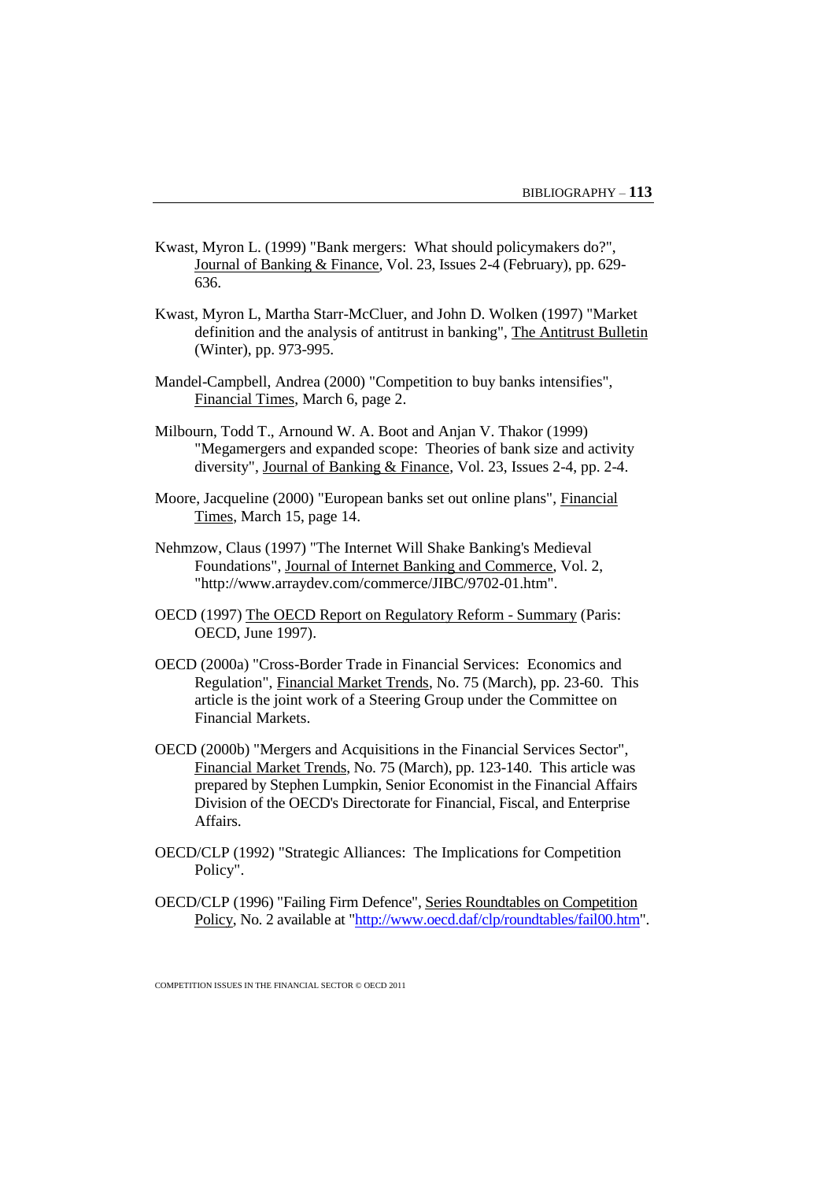Kwast, Myron L. (1999) "Bank mergers: What should policymakers do?", Journal of Banking & Finance, Vol. 23, Issues 2-4 (February), pp. 629-636.

Kwast, Myron L, Martha Starr-McCluer, and John D. Wolken (1997) "Market definition and the analysis of antitrust in banking", The Antitrust Bulletin (Winter), pp. 973-995.

Mandel-Campbell, Andrea (2000) "Competition to buy banks intensifies", Financial Times, March 6, page 2.

Milbourn, Todd T., Arnound W. A. Boot and Anjan V. Thakor (1999) "Megamergers and expanded scope: Theories of bank size and activity diversity", Journal of Banking & Finance, Vol. 23, Issues 2-4, pp. 2-4.

Moore, Jacqueline (2000) "European banks set out online plans", Financial Times, March 15, page 14.

Nehmzow, Claus (1997) "The Internet Will Shake Banking's Medieval Foundations", Journal of Internet Banking and Commerce, Vol. 2, "http://www.arraydev.com/commerce/JIBC/9702-01.htm".

OECD (1997) The OECD Report on Regulatory Reform - Summary (Paris: OECD, June 1997).

OECD (2000a) "Cross-Border Trade in Financial Services: Economics and Regulation", Financial Market Trends, No. 75 (March), pp. 23-60. This article is the joint work of a Steering Group under the Committee on Financial Markets.

OECD (2000b) "Mergers and Acquisitions in the Financial Services Sector", Financial Market Trends, No. 75 (March), pp. 123-140. This article was prepared by Stephen Lumpkin, Senior Economist in the Financial Affairs Division of the OECD's Directorate for Financial, Fiscal, and Enterprise Affairs.

OECD/CLP (1992) "Strategic Alliances: The Implications for Competition Policy".

OECD/CLP (1996) "Failing Firm Defence", Series Roundtables on Competition Policy, No. 2 available at "http://www.oecd.daf/clp/roundtables/fail00.htm".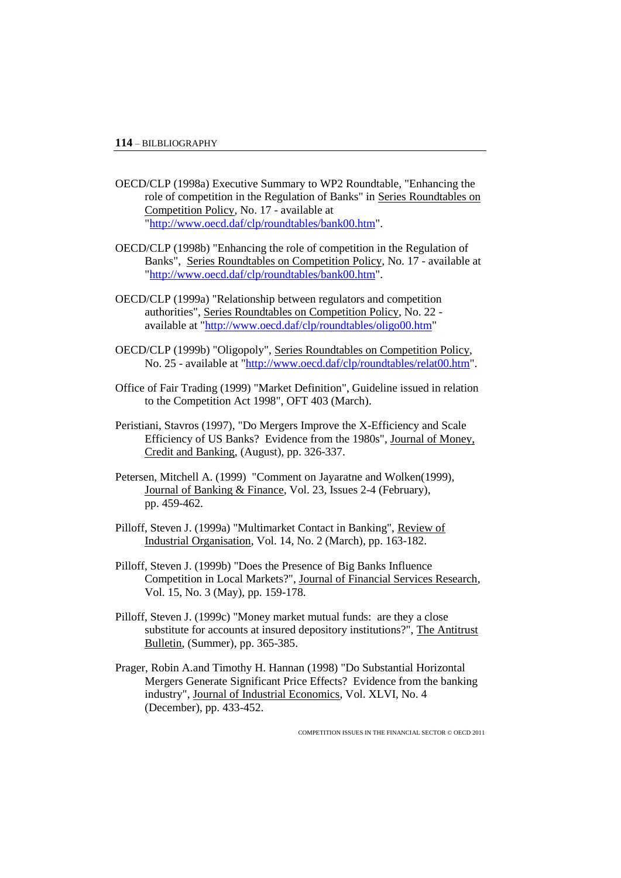OECD/CLP (1998a) Executive Summary to WP2 Roundtable, "Enhancing the role of competition in the Regulation of Banks" in Series Roundtables on Competition Policy, No. 17 - available at "http://www.oecd.daf/clp/roundtables/bank00.htm".

OECD/CLP (1998b) "Enhancing the role of competition in the Regulation of Banks", Series Roundtables on Competition Policy, No. 17 - available at "http://www.oecd.daf/clp/roundtables/bank00.htm".

OECD/CLP (1999a) "Relationship between regulators and competition authorities", Series Roundtables on Competition Policy, No. 22 - available at "http://www.oecd.daf/clp/roundtables/oligo00.htm"

OECD/CLP (1999b) "Oligopoly", Series Roundtables on Competition Policy, No. 25 - available at "http://www.oecd.daf/clp/roundtables/relat00.htm".

Office of Fair Trading (1999) "Market Definition", Guideline issued in relation to the Competition Act 1998", OFT 403 (March).

Peristiani, Stavros (1997), "Do Mergers Improve the X-Efficiency and Scale Efficiency of US Banks? Evidence from the 1980s", Journal of Money, Credit and Banking, (August), pp. 326-337.

Petersen, Mitchell A. (1999) "Comment on Jayaratne and Wolken(1999), Journal of Banking & Finance, Vol. 23, Issues 2-4 (February), pp. 459-462.

Pilloff, Steven J. (1999a) "Multimarket Contact in Banking", Review of Industrial Organisation, Vol. 14, No. 2 (March), pp. 163-182.

Pilloff, Steven J. (1999b) "Does the Presence of Big Banks Influence Competition in Local Markets?", Journal of Financial Services Research, Vol. 15, No. 3 (May), pp. 159-178.

Pilloff, Steven J. (1999c) "Money market mutual funds: are they a close substitute for accounts at insured depository institutions?", The Antitrust Bulletin, (Summer), pp. 365-385.

Prager, Robin A.and Timothy H. Hannan (1998) "Do Substantial Horizontal Mergers Generate Significant Price Effects? Evidence from the banking industry", Journal of Industrial Economics, Vol. XLVI, No. 4 (December), pp. 433-452.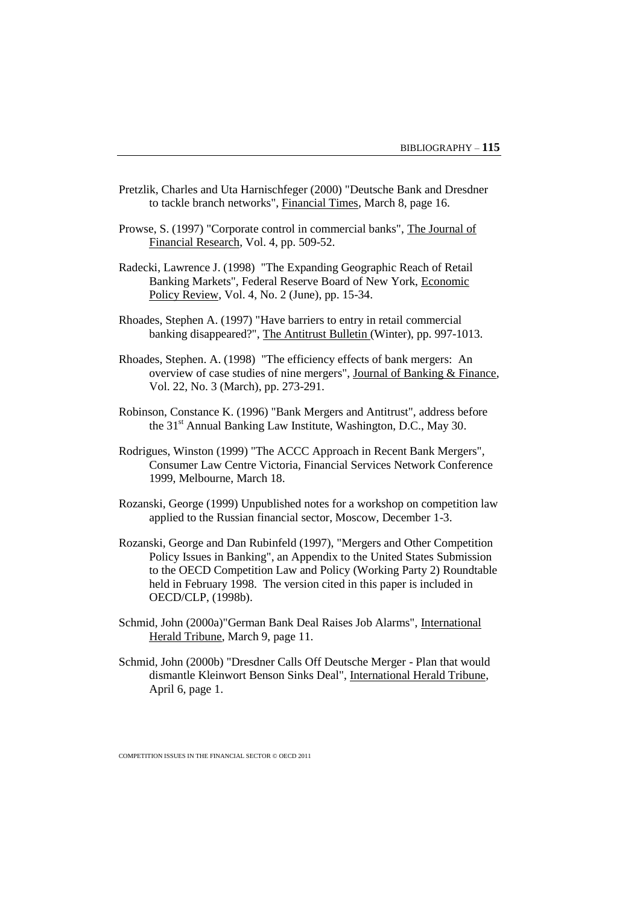Pretzlik, Charles and Uta Harnischfeger (2000) "Deutsche Bank and Dresdner to tackle branch networks", Financial Times, March 8, page 16.

Prowse, S. (1997) "Corporate control in commercial banks", The Journal of Financial Research, Vol. 4, pp. 509-52.

Radecki, Lawrence J. (1998) "The Expanding Geographic Reach of Retail Banking Markets", Federal Reserve Board of New York, Economic Policy Review, Vol. 4, No. 2 (June), pp. 15-34.

Rhoades, Stephen A. (1997) "Have barriers to entry in retail commercial banking disappeared?", The Antitrust Bulletin (Winter), pp. 997-1013.

Rhoades, Stephen. A. (1998) "The efficiency effects of bank mergers: An overview of case studies of nine mergers", Journal of Banking & Finance, Vol. 22, No. 3 (March), pp. 273-291.

Robinson, Constance K. (1996) "Bank Mergers and Antitrust", address before the 31st Annual Banking Law Institute, Washington, D.C., May 30.

Rodrigues, Winston (1999) "The ACCC Approach in Recent Bank Mergers", Consumer Law Centre Victoria, Financial Services Network Conference 1999, Melbourne, March 18.

Rozanski, George (1999) Unpublished notes for a workshop on competition law applied to the Russian financial sector, Moscow, December 1-3.

Rozanski, George and Dan Rubinfeld (1997), "Mergers and Other Competition Policy Issues in Banking", an Appendix to the United States Submission to the OECD Competition Law and Policy (Working Party 2) Roundtable held in February 1998. The version cited in this paper is included in OECD/CLP, (1998b).

Schmid, John (2000a)"German Bank Deal Raises Job Alarms", International Herald Tribune, March 9, page 11.

Schmid, John (2000b) "Dresdner Calls Off Deutsche Merger - Plan that would dismantle Kleinwort Benson Sinks Deal", International Herald Tribune, April 6, page 1.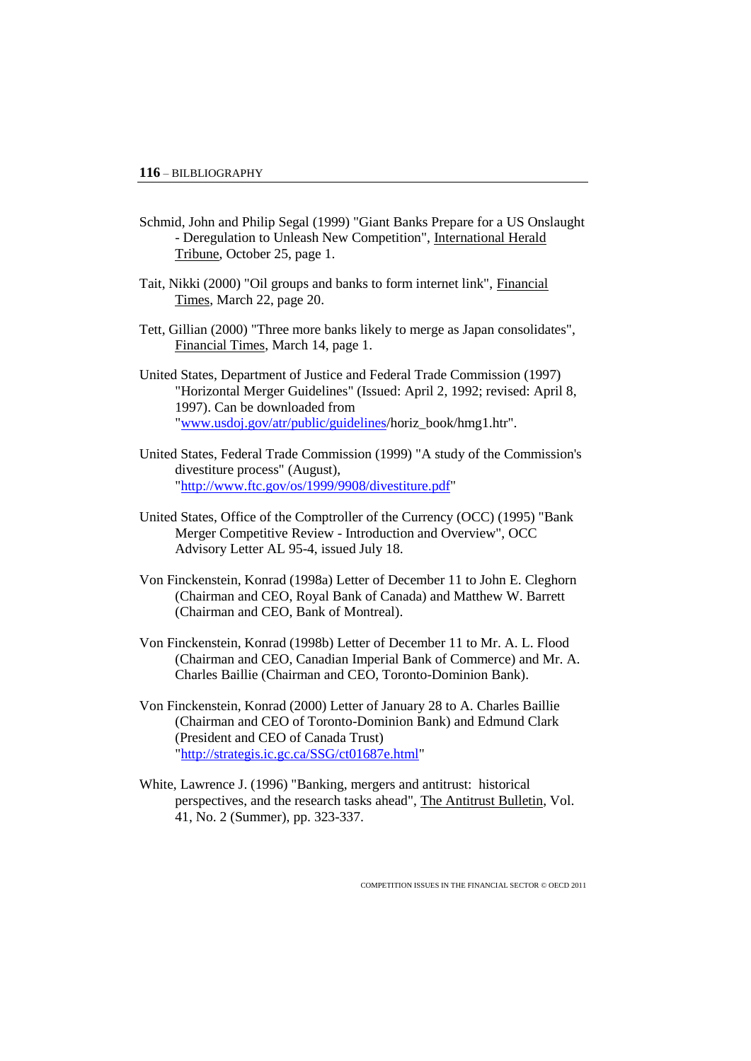Schmid, John and Philip Segal (1999) "Giant Banks Prepare for a US Onslaught - Deregulation to Unleash New Competition", International Herald Tribune, October 25, page 1.

Tait, Nikki (2000) "Oil groups and banks to form internet link", Financial Times, March 22, page 20.

Tett, Gillian (2000) "Three more banks likely to merge as Japan consolidates", Financial Times, March 14, page 1.

United States, Department of Justice and Federal Trade Commission (1997) "Horizontal Merger Guidelines" (Issued: April 2, 1992; revised: April 8, 1997). Can be downloaded from "www.usdoj.gov/atr/public/guidelines/horiz_book/hmg1.htr".

United States, Federal Trade Commission (1999) "A study of the Commission's divestiture process" (August), "http://www.ftc.gov/os/1999/9908/divestiture.pdf"

United States, Office of the Comptroller of the Currency (OCC) (1995) "Bank Merger Competitive Review - Introduction and Overview", OCC Advisory Letter AL 95-4, issued July 18.

Von Finckenstein, Konrad (1998a) Letter of December 11 to John E. Cleghorn (Chairman and CEO, Royal Bank of Canada) and Matthew W. Barrett (Chairman and CEO, Bank of Montreal).

Von Finckenstein, Konrad (1998b) Letter of December 11 to Mr. A. L. Flood (Chairman and CEO, Canadian Imperial Bank of Commerce) and Mr. A. Charles Baillie (Chairman and CEO, Toronto-Dominion Bank).

Von Finckenstein, Konrad (2000) Letter of January 28 to A. Charles Baillie (Chairman and CEO of Toronto-Dominion Bank) and Edmund Clark (President and CEO of Canada Trust) "http://strategis.ic.gc.ca/SSG/ct01687e.html"

White, Lawrence J. (1996) "Banking, mergers and antitrust: historical perspectives, and the research tasks ahead", The Antitrust Bulletin, Vol. 41, No. 2 (Summer), pp. 323-337.